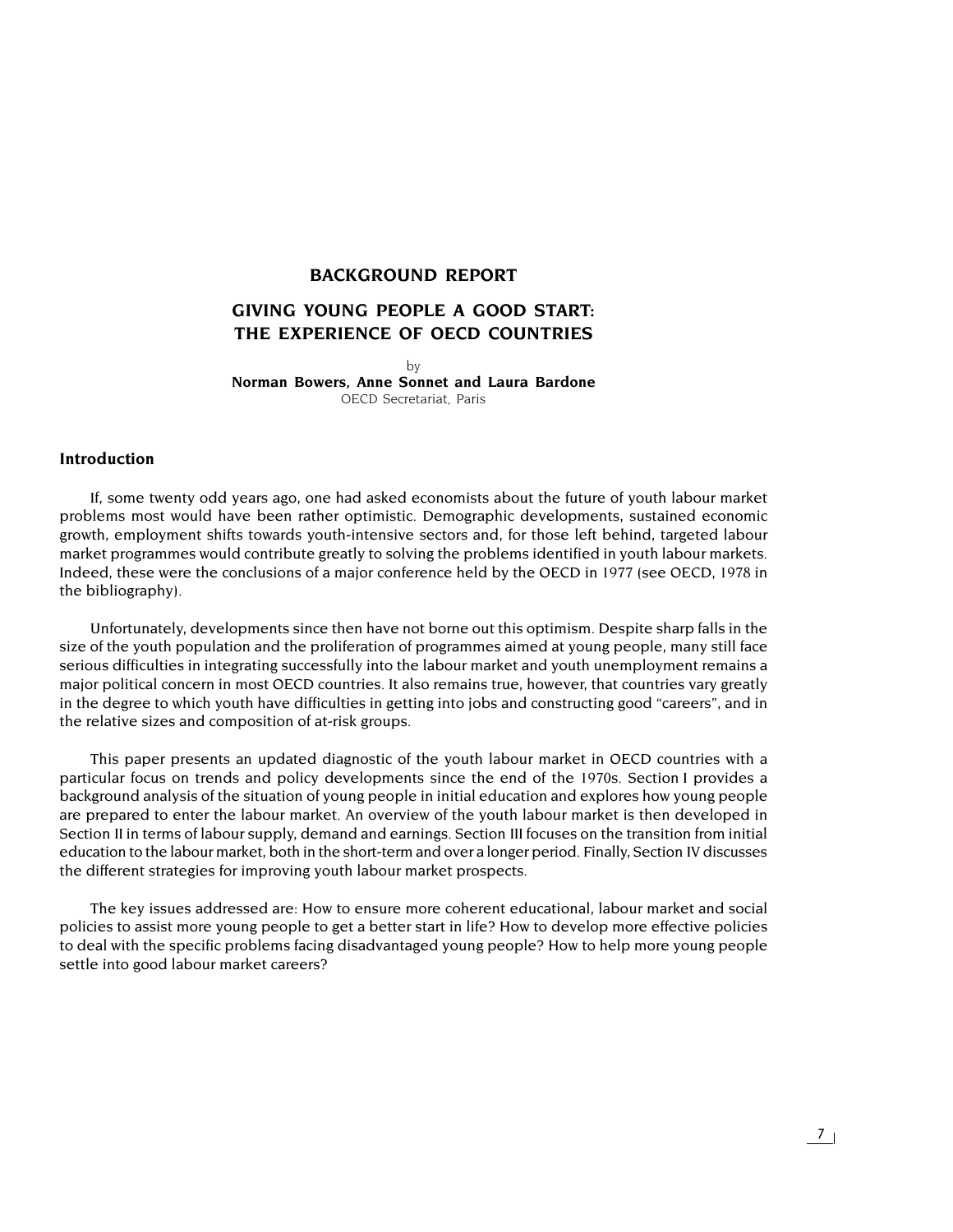# BACKGROUND REPORT

# GIVING YOUNG PEOPLE A GOOD START: THE EXPERIENCE OF OECD COUNTRIES

by

**Norman Bowers, Anne Sonnet and Laura Bardone**

OECD Secretariat, Paris

## Introduction

If, some twenty odd years ago, one had asked economists about the future of youth labour market problems most would have been rather optimistic. Demographic developments, sustained economic growth, employment shifts towards youth-intensive sectors and, for those left behind, targeted labour market programmes would contribute greatly to solving the problems identified in youth labour markets. Indeed, these were the conclusions of a major conference held by the OECD in 1977 (see OECD, 1978 in the bibliography).

Unfortunately, developments since then have not borne out this optimism. Despite sharp falls in the size of the youth population and the proliferation of programmes aimed at young people, many still face serious difficulties in integrating successfully into the labour market and youth unemployment remains a major political concern in most OECD countries. It also remains true, however, that countries vary greatly in the degree to which youth have difficulties in getting into jobs and constructing good "careers", and in the relative sizes and composition of at-risk groups.

This paper presents an updated diagnostic of the youth labour market in OECD countries with a particular focus on trends and policy developments since the end of the 1970s. Section I provides a background analysis of the situation of young people in initial education and explores how young people are prepared to enter the labour market. An overview of the youth labour market is then developed in Section II in terms of labour supply, demand and earnings. Section III focuses on the transition from initial education to the labour market, both in the short-term and over a longer period. Finally, Section IV discusses the different strategies for improving youth labour market prospects.

The key issues addressed are: How to ensure more coherent educational, labour market and social policies to assist more young people to get a better start in life? How to develop more effective policies to deal with the specific problems facing disadvantaged young people? How to help more young people settle into good labour market careers?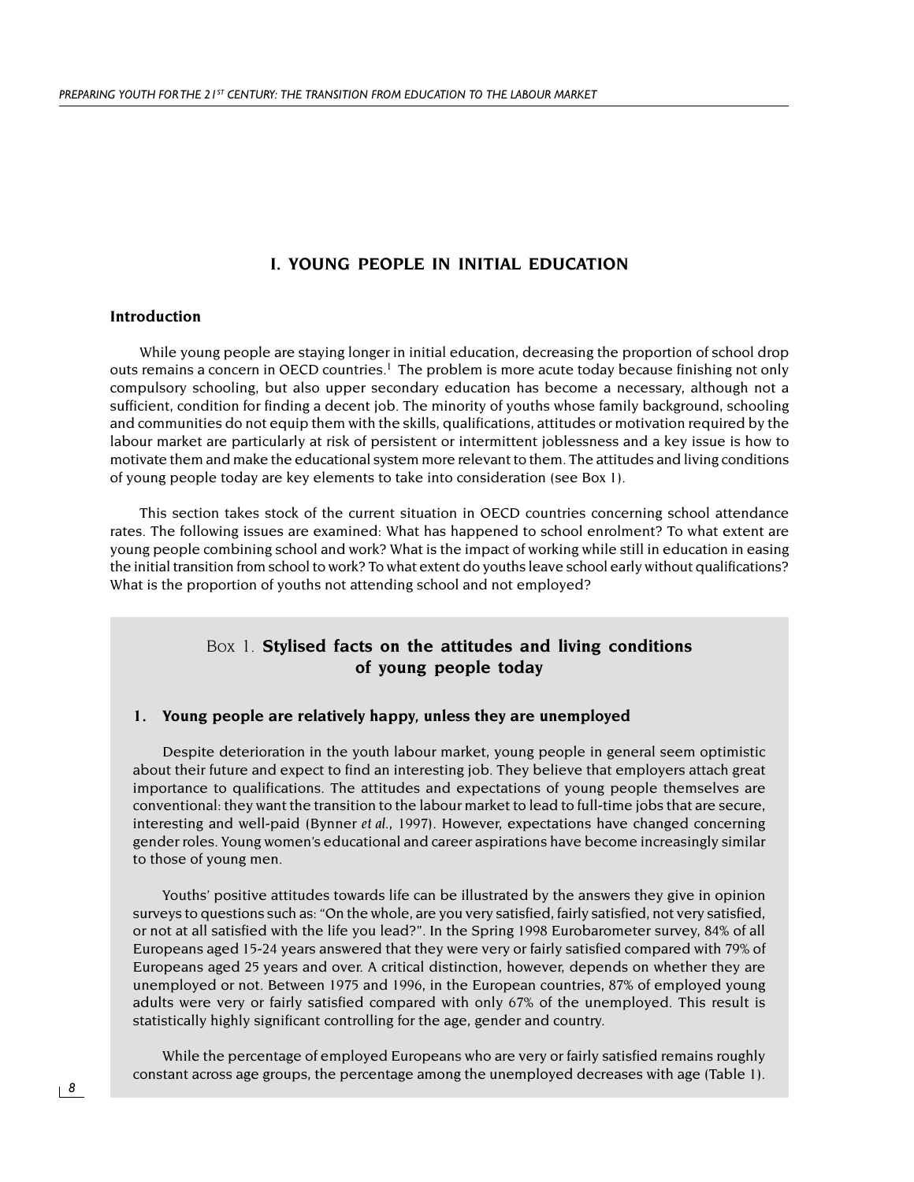# I. YOUNG PEOPLE IN INITIAL EDUCATION

## Introduction

While young people are staying longer in initial education, decreasing the proportion of school drop outs remains a concern in OECD countries.[1] The problem is more acute today because finishing not only compulsory schooling, but also upper secondary education has become a necessary, although not a sufficient, condition for finding a decent job. The minority of youths whose family background, schooling and communities do not equip them with the skills, qualifications, attitudes or motivation required by the labour market are particularly at risk of persistent or intermittent joblessness and a key issue is how to motivate them and make the educational system more relevant to them. The attitudes and living conditions of young people today are key elements to take into consideration (see Box 1).

This section takes stock of the current situation in OECD countries concerning school attendance rates. The following issues are examined: What has happened to school enrolment? To what extent are young people combining school and work? What is the impact of working while still in education in easing the initial transition from school to work? To what extent do youths leave school early without qualifications? What is the proportion of youths not attending school and not employed?

### Box 1. **Stylised facts on the attitudes and living conditions of young people today**

#### 1. Young people are relatively happy, unless they are unemployed

Despite deterioration in the youth labour market, young people in general seem optimistic about their future and expect to find an interesting job. They believe that employers attach great importance to qualifications. The attitudes and expectations of young people themselves are conventional: they want the transition to the labour market to lead to full-time jobs that are secure, interesting and well-paid (Bynner *et al.*, 1997). However, expectations have changed concerning gender roles. Young women's educational and career aspirations have become increasingly similar to those of young men.

Youths' positive attitudes towards life can be illustrated by the answers they give in opinion surveys to questions such as: "On the whole, are you very satisfied, fairly satisfied, not very satisfied, or not at all satisfied with the life you lead?". In the Spring 1998 Eurobarometer survey, 84% of all Europeans aged 15-24 years answered that they were very or fairly satisfied compared with 79% of Europeans aged 25 years and over. A critical distinction, however, depends on whether they are unemployed or not. Between 1975 and 1996, in the European countries, 87% of employed young adults were very or fairly satisfied compared with only 67% of the unemployed. This result is statistically highly significant controlling for the age, gender and country.

While the percentage of employed Europeans who are very or fairly satisfied remains roughly constant across age groups, the percentage among the unemployed decreases with age (Table 1).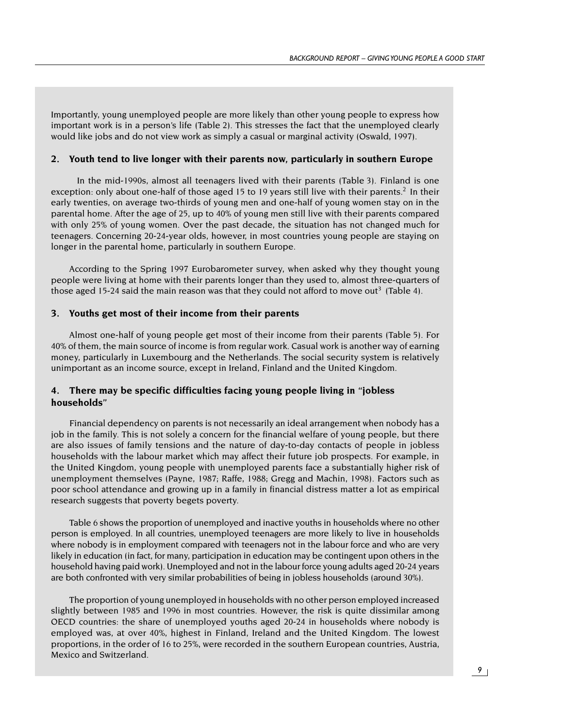Importantly, young unemployed people are more likely than other young people to express how important work is in a person's life (Table 2). This stresses the fact that the unemployed clearly would like jobs and do not view work as simply a casual or marginal activity (Oswald, 1997).

### 2. Youth tend to live longer with their parents now, particularly in southern Europe

In the mid-1990s, almost all teenagers lived with their parents (Table 3). Finland is one exception: only about one-half of those aged 15 to 19 years still live with their parents.[2] In their early twenties, on average two-thirds of young men and one-half of young women stay on in the parental home. After the age of 25, up to 40% of young men still live with their parents compared with only 25% of young women. Over the past decade, the situation has not changed much for teenagers. Concerning 20-24-year olds, however, in most countries young people are staying on longer in the parental home, particularly in southern Europe.

According to the Spring 1997 Eurobarometer survey, when asked why they thought young people were living at home with their parents longer than they used to, almost three-quarters of those aged 15-24 said the main reason was that they could not afford to move out[3] (Table 4).

### 3. Youths get most of their income from their parents

Almost one-half of young people get most of their income from their parents (Table 5). For 40% of them, the main source of income is from regular work. Casual work is another way of earning money, particularly in Luxembourg and the Netherlands. The social security system is relatively unimportant as an income source, except in Ireland, Finland and the United Kingdom.

### 4. There may be specific difficulties facing young people living in "jobless households"

Financial dependency on parents is not necessarily an ideal arrangement when nobody has a job in the family. This is not solely a concern for the financial welfare of young people, but there are also issues of family tensions and the nature of day-to-day contacts of people in jobless households with the labour market which may affect their future job prospects. For example, in the United Kingdom, young people with unemployed parents face a substantially higher risk of unemployment themselves (Payne, 1987; Raffe, 1988; Gregg and Machin, 1998). Factors such as poor school attendance and growing up in a family in financial distress matter a lot as empirical research suggests that poverty begets poverty.

Table 6 shows the proportion of unemployed and inactive youths in households where no other person is employed. In all countries, unemployed teenagers are more likely to live in households where nobody is in employment compared with teenagers not in the labour force and who are very likely in education (in fact, for many, participation in education may be contingent upon others in the household having paid work). Unemployed and not in the labour force young adults aged 20-24 years are both confronted with very similar probabilities of being in jobless households (around 30%).

The proportion of young unemployed in households with no other person employed increased slightly between 1985 and 1996 in most countries. However, the risk is quite dissimilar among OECD countries: the share of unemployed youths aged 20-24 in households where nobody is employed was, at over 40%, highest in Finland, Ireland and the United Kingdom. The lowest proportions, in the order of 16 to 25%, were recorded in the southern European countries, Austria, Mexico and Switzerland.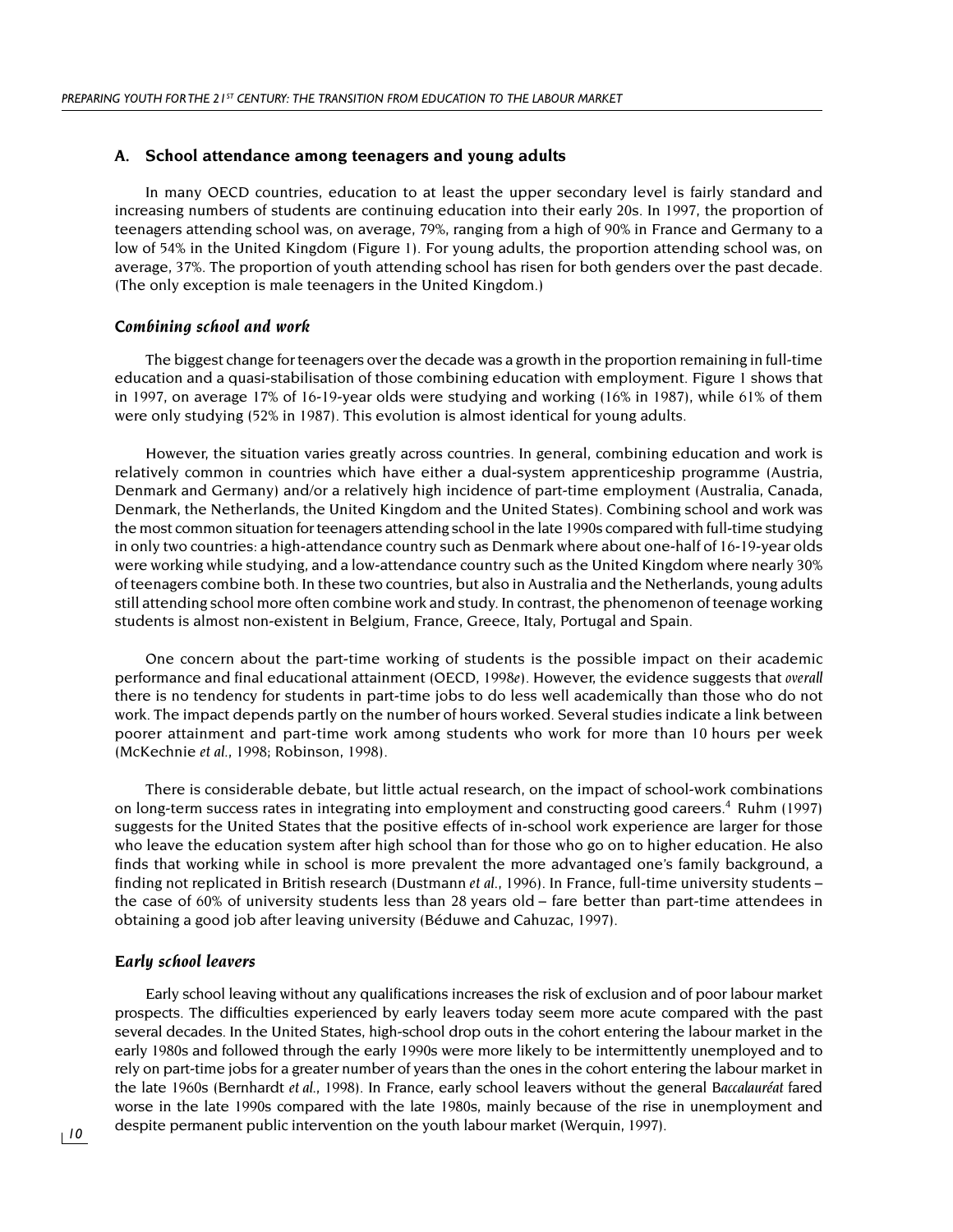## A. School attendance among teenagers and young adults

In many OECD countries, education to at least the upper secondary level is fairly standard and increasing numbers of students are continuing education into their early 20s. In 1997, the proportion of teenagers attending school was, on average, 79%, ranging from a high of 90% in France and Germany to a low of 54% in the United Kingdom (Figure 1). For young adults, the proportion attending school was, on average, 37%. The proportion of youth attending school has risen for both genders over the past decade. (The only exception is male teenagers in the United Kingdom.)

### *Combining school and work*

The biggest change for teenagers over the decade was a growth in the proportion remaining in full-time education and a quasi-stabilisation of those combining education with employment. Figure 1 shows that in 1997, on average 17% of 16-19-year olds were studying and working (16% in 1987), while 61% of them were only studying (52% in 1987). This evolution is almost identical for young adults.

However, the situation varies greatly across countries. In general, combining education and work is relatively common in countries which have either a dual-system apprenticeship programme (Austria, Denmark and Germany) and/or a relatively high incidence of part-time employment (Australia, Canada, Denmark, the Netherlands, the United Kingdom and the United States). Combining school and work was the most common situation for teenagers attending school in the late 1990s compared with full-time studying in only two countries: a high-attendance country such as Denmark where about one-half of 16-19-year olds were working while studying, and a low-attendance country such as the United Kingdom where nearly 30% of teenagers combine both. In these two countries, but also in Australia and the Netherlands, young adults still attending school more often combine work and study. In contrast, the phenomenon of teenage working students is almost non-existent in Belgium, France, Greece, Italy, Portugal and Spain.

One concern about the part-time working of students is the possible impact on their academic performance and final educational attainment (OECD, 1998*e*). However, the evidence suggests that *overall* there is no tendency for students in part-time jobs to do less well academically than those who do not work. The impact depends partly on the number of hours worked. Several studies indicate a link between poorer attainment and part-time work among students who work for more than 10 hours per week (McKechnie *et al.*, 1998; Robinson, 1998).

There is considerable debate, but little actual research, on the impact of school-work combinations on long-term success rates in integrating into employment and constructing good careers.[4] Ruhm (1997) suggests for the United States that the positive effects of in-school work experience are larger for those who leave the education system after high school than for those who go on to higher education. He also finds that working while in school is more prevalent the more advantaged one's family background, a finding not replicated in British research (Dustmann *et al.*, 1996). In France, full-time university students – the case of 60% of university students less than 28 years old – fare better than part-time attendees in obtaining a good job after leaving university (Béduwe and Cahuzac, 1997).

### *Early school leavers*

Early school leaving without any qualifications increases the risk of exclusion and of poor labour market prospects. The difficulties experienced by early leavers today seem more acute compared with the past several decades. In the United States, high-school drop outs in the cohort entering the labour market in the early 1980s and followed through the early 1990s were more likely to be intermittently unemployed and to rely on part-time jobs for a greater number of years than the ones in the cohort entering the labour market in the late 1960s (Bernhardt *et al.*, 1998). In France, early school leavers without the general B*accalauréat* fared worse in the late 1990s compared with the late 1980s, mainly because of the rise in unemployment and despite permanent public intervention on the youth labour market (Werquin, 1997).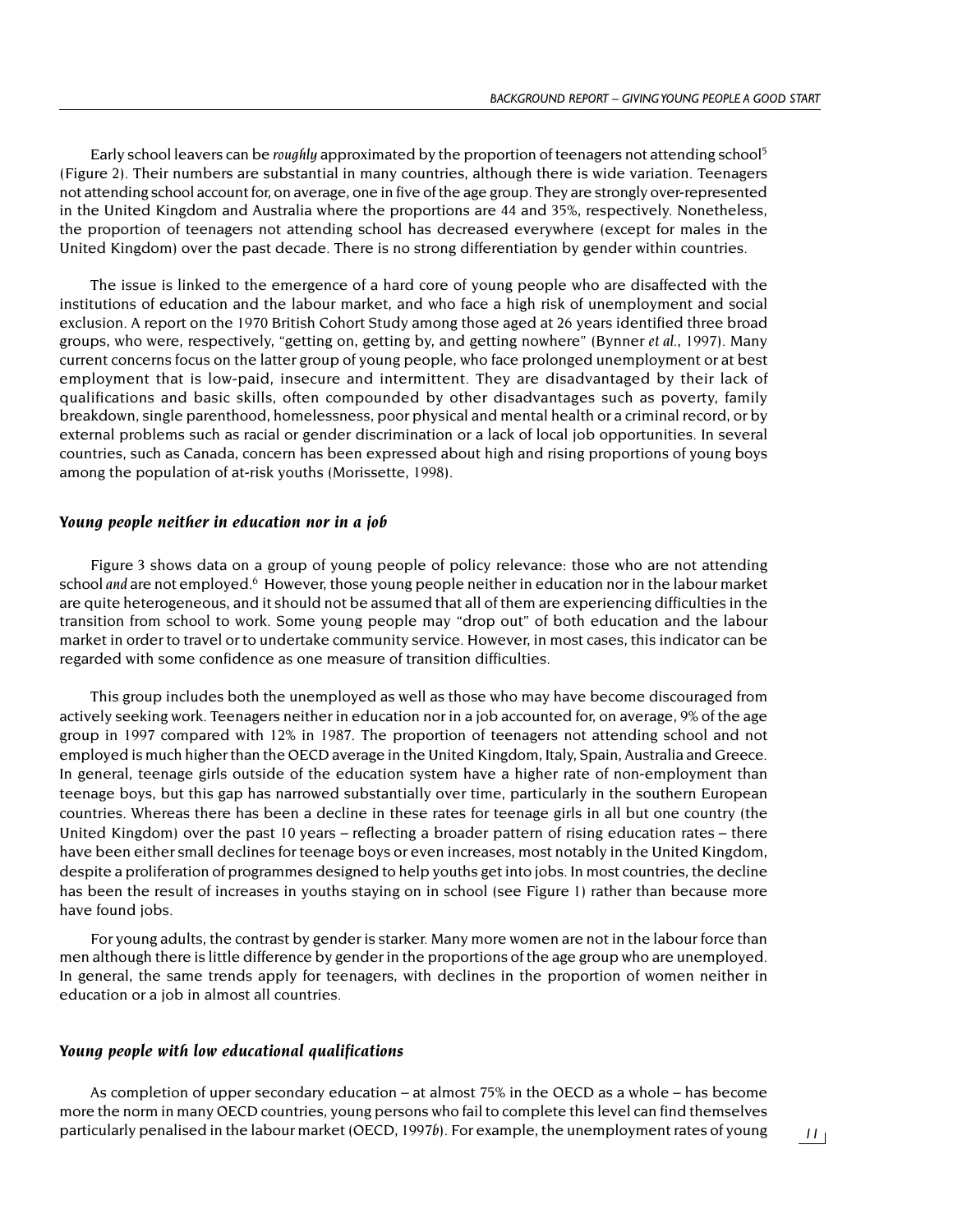Early school leavers can be *roughly* approximated by the proportion of teenagers not attending school[5] (Figure 2). Their numbers are substantial in many countries, although there is wide variation. Teenagers not attending school account for, on average, one in five of the age group. They are strongly over-represented in the United Kingdom and Australia where the proportions are 44 and 35%, respectively. Nonetheless, the proportion of teenagers not attending school has decreased everywhere (except for males in the United Kingdom) over the past decade. There is no strong differentiation by gender within countries.

The issue is linked to the emergence of a hard core of young people who are disaffected with the institutions of education and the labour market, and who face a high risk of unemployment and social exclusion. A report on the 1970 British Cohort Study among those aged at 26 years identified three broad groups, who were, respectively, "getting on, getting by, and getting nowhere" (Bynner *et al.*, 1997). Many current concerns focus on the latter group of young people, who face prolonged unemployment or at best employment that is low-paid, insecure and intermittent. They are disadvantaged by their lack of qualifications and basic skills, often compounded by other disadvantages such as poverty, family breakdown, single parenthood, homelessness, poor physical and mental health or a criminal record, or by external problems such as racial or gender discrimination or a lack of local job opportunities. In several countries, such as Canada, concern has been expressed about high and rising proportions of young boys among the population of at-risk youths (Morissette, 1998).

### Young people neither in education nor in a job

Figure 3 shows data on a group of young people of policy relevance: those who are not attending school *and* are not employed.[6] However, those young people neither in education nor in the labour market are quite heterogeneous, and it should not be assumed that all of them are experiencing difficulties in the transition from school to work. Some young people may "drop out" of both education and the labour market in order to travel or to undertake community service. However, in most cases, this indicator can be regarded with some confidence as one measure of transition difficulties.

This group includes both the unemployed as well as those who may have become discouraged from actively seeking work. Teenagers neither in education nor in a job accounted for, on average, 9% of the age group in 1997 compared with 12% in 1987. The proportion of teenagers not attending school and not employed is much higher than the OECD average in the United Kingdom, Italy, Spain, Australia and Greece. In general, teenage girls outside of the education system have a higher rate of non-employment than teenage boys, but this gap has narrowed substantially over time, particularly in the southern European countries. Whereas there has been a decline in these rates for teenage girls in all but one country (the United Kingdom) over the past 10 years – reflecting a broader pattern of rising education rates – there have been either small declines for teenage boys or even increases, most notably in the United Kingdom, despite a proliferation of programmes designed to help youths get into jobs. In most countries, the decline has been the result of increases in youths staying on in school (see Figure 1) rather than because more have found jobs.

For young adults, the contrast by gender is starker. Many more women are not in the labour force than men although there is little difference by gender in the proportions of the age group who are unemployed. In general, the same trends apply for teenagers, with declines in the proportion of women neither in education or a job in almost all countries.

### Young people with low educational qualifications

As completion of upper secondary education – at almost 75% in the OECD as a whole – has become more the norm in many OECD countries, young persons who fail to complete this level can find themselves particularly penalised in the labour market (OECD, 1997*b*). For example, the unemployment rates of young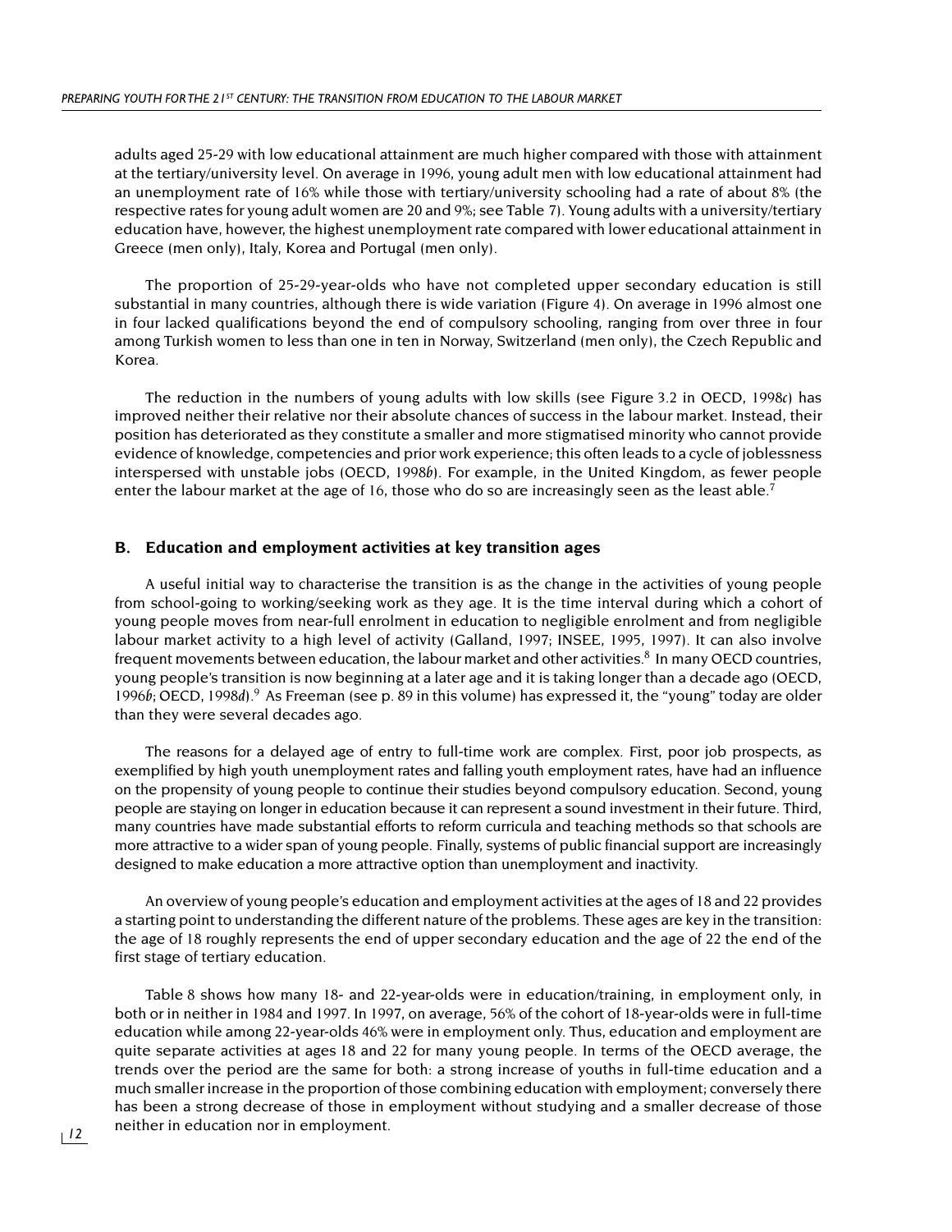adults aged 25-29 with low educational attainment are much higher compared with those with attainment at the tertiary/university level. On average in 1996, young adult men with low educational attainment had an unemployment rate of 16% while those with tertiary/university schooling had a rate of about 8% (the respective rates for young adult women are 20 and 9%; see Table 7). Young adults with a university/tertiary education have, however, the highest unemployment rate compared with lower educational attainment in Greece (men only), Italy, Korea and Portugal (men only).

The proportion of 25-29-year-olds who have not completed upper secondary education is still substantial in many countries, although there is wide variation (Figure 4). On average in 1996 almost one in four lacked qualifications beyond the end of compulsory schooling, ranging from over three in four among Turkish women to less than one in ten in Norway, Switzerland (men only), the Czech Republic and Korea.

The reduction in the numbers of young adults with low skills (see Figure 3.2 in OECD, 1998*c*) has improved neither their relative nor their absolute chances of success in the labour market. Instead, their position has deteriorated as they constitute a smaller and more stigmatised minority who cannot provide evidence of knowledge, competencies and prior work experience; this often leads to a cycle of joblessness interspersed with unstable jobs (OECD, 1998*b*). For example, in the United Kingdom, as fewer people enter the labour market at the age of 16, those who do so are increasingly seen as the least able.[7]

### B. Education and employment activities at key transition ages

A useful initial way to characterise the transition is as the change in the activities of young people from school-going to working/seeking work as they age. It is the time interval during which a cohort of young people moves from near-full enrolment in education to negligible enrolment and from negligible labour market activity to a high level of activity (Galland, 1997; INSEE, 1995, 1997). It can also involve frequent movements between education, the labour market and other activities.[8] In many OECD countries, young people's transition is now beginning at a later age and it is taking longer than a decade ago (OECD, 1996*b*; OECD, 1998*d*).[9] As Freeman (see p. 89 in this volume) has expressed it, the "young" today are older than they were several decades ago.

The reasons for a delayed age of entry to full-time work are complex. First, poor job prospects, as exemplified by high youth unemployment rates and falling youth employment rates, have had an influence on the propensity of young people to continue their studies beyond compulsory education. Second, young people are staying on longer in education because it can represent a sound investment in their future. Third, many countries have made substantial efforts to reform curricula and teaching methods so that schools are more attractive to a wider span of young people. Finally, systems of public financial support are increasingly designed to make education a more attractive option than unemployment and inactivity.

An overview of young people's education and employment activities at the ages of 18 and 22 provides a starting point to understanding the different nature of the problems. These ages are key in the transition: the age of 18 roughly represents the end of upper secondary education and the age of 22 the end of the first stage of tertiary education.

Table 8 shows how many 18- and 22-year-olds were in education/training, in employment only, in both or in neither in 1984 and 1997. In 1997, on average, 56% of the cohort of 18-year-olds were in full-time education while among 22-year-olds 46% were in employment only. Thus, education and employment are quite separate activities at ages 18 and 22 for many young people. In terms of the OECD average, the trends over the period are the same for both: a strong increase of youths in full-time education and a much smaller increase in the proportion of those combining education with employment; conversely there has been a strong decrease of those in employment without studying and a smaller decrease of those neither in education nor in employment.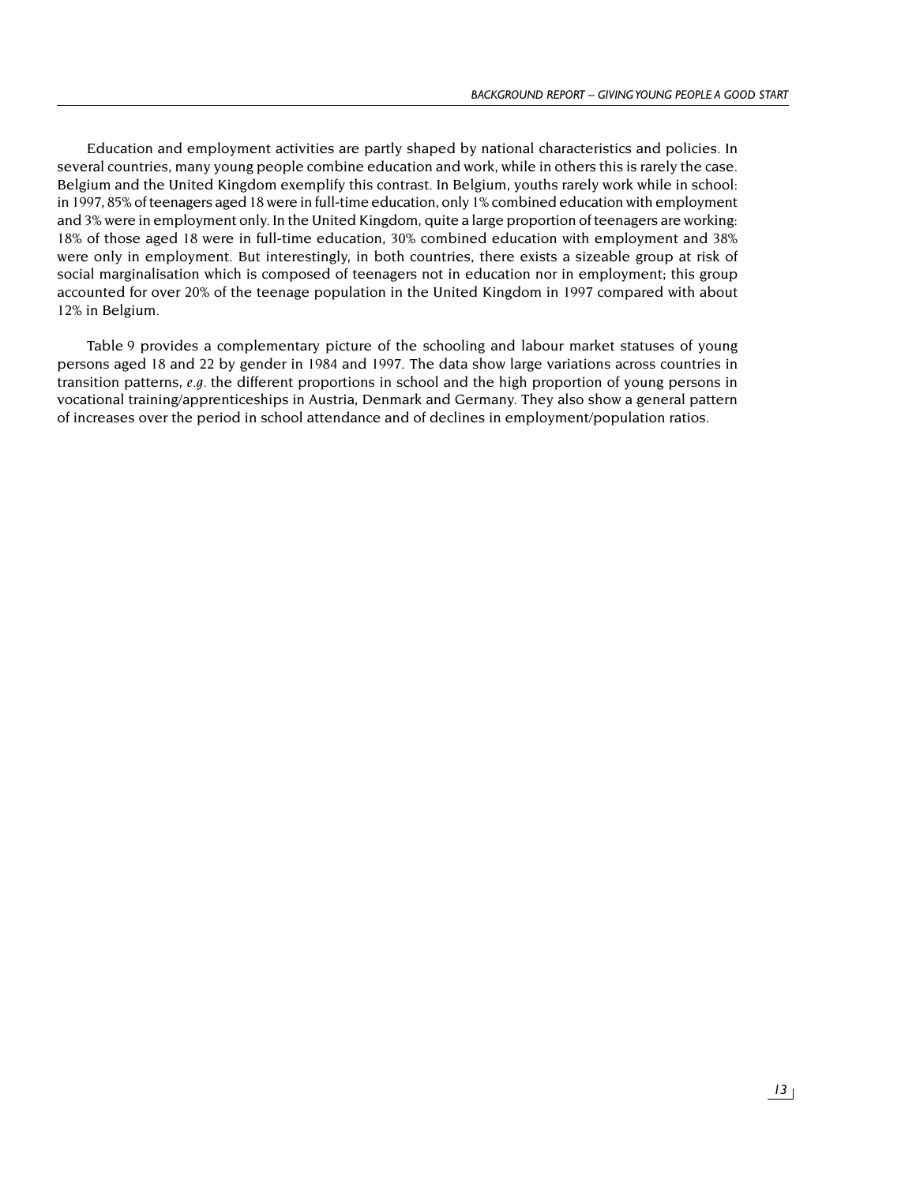Education and employment activities are partly shaped by national characteristics and policies. In several countries, many young people combine education and work, while in others this is rarely the case. Belgium and the United Kingdom exemplify this contrast. In Belgium, youths rarely work while in school: in 1997, 85% of teenagers aged 18 were in full-time education, only 1% combined education with employment and 3% were in employment only. In the United Kingdom, quite a large proportion of teenagers are working: 18% of those aged 18 were in full-time education, 30% combined education with employment and 38% were only in employment. But interestingly, in both countries, there exists a sizeable group at risk of social marginalisation which is composed of teenagers not in education nor in employment; this group accounted for over 20% of the teenage population in the United Kingdom in 1997 compared with about 12% in Belgium.

Table 9 provides a complementary picture of the schooling and labour market statuses of young persons aged 18 and 22 by gender in 1984 and 1997. The data show large variations across countries in transition patterns, *e.g.* the different proportions in school and the high proportion of young persons in vocational training/apprenticeships in Austria, Denmark and Germany. They also show a general pattern of increases over the period in school attendance and of declines in employment/population ratios.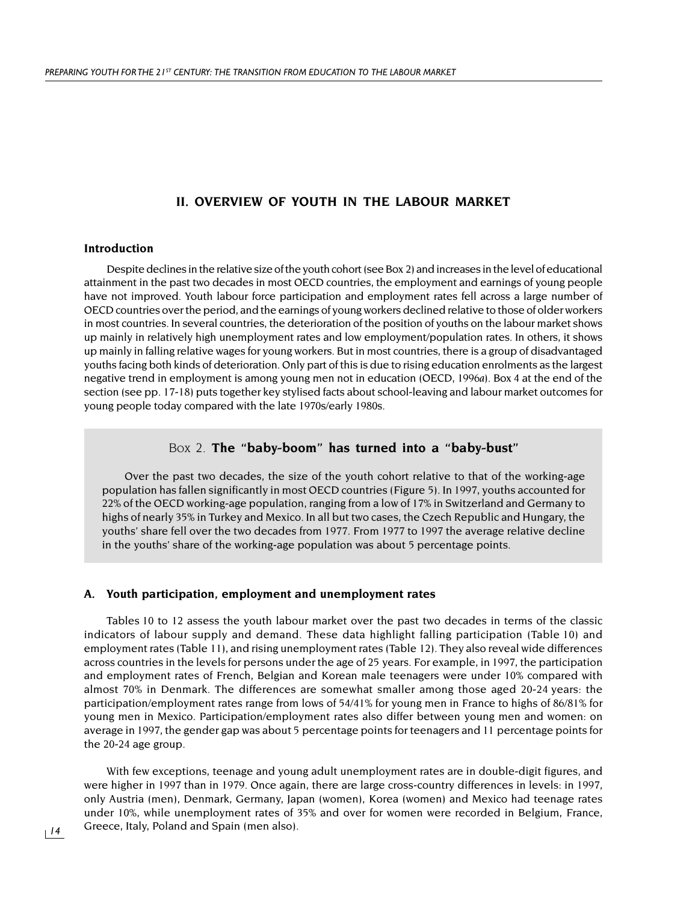## II. OVERVIEW OF YOUTH IN THE LABOUR MARKET

### Introduction

Despite declines in the relative size of the youth cohort (see Box 2) and increases in the level of educational attainment in the past two decades in most OECD countries, the employment and earnings of young people have not improved. Youth labour force participation and employment rates fell across a large number of OECD countries over the period, and the earnings of young workers declined relative to those of older workers in most countries. In several countries, the deterioration of the position of youths on the labour market shows up mainly in relatively high unemployment rates and low employment/population rates. In others, it shows up mainly in falling relative wages for young workers. But in most countries, there is a group of disadvantaged youths facing both kinds of deterioration. Only part of this is due to rising education enrolments as the largest negative trend in employment is among young men not in education (OECD, 1996*a*). Box 4 at the end of the section (see pp. 17-18) puts together key stylised facts about school-leaving and labour market outcomes for young people today compared with the late 1970s/early 1980s.

> **Box 2. The "baby-boom" has turned into a "baby-bust"**
>
> Over the past two decades, the size of the youth cohort relative to that of the working-age population has fallen significantly in most OECD countries (Figure 5). In 1997, youths accounted for 22% of the OECD working-age population, ranging from a low of 17% in Switzerland and Germany to highs of nearly 35% in Turkey and Mexico. In all but two cases, the Czech Republic and Hungary, the youths' share fell over the two decades from 1977. From 1977 to 1997 the average relative decline in the youths' share of the working-age population was about 5 percentage points.

### A. Youth participation, employment and unemployment rates

Tables 10 to 12 assess the youth labour market over the past two decades in terms of the classic indicators of labour supply and demand. These data highlight falling participation (Table 10) and employment rates (Table 11), and rising unemployment rates (Table 12). They also reveal wide differences across countries in the levels for persons under the age of 25 years. For example, in 1997, the participation and employment rates of French, Belgian and Korean male teenagers were under 10% compared with almost 70% in Denmark. The differences are somewhat smaller among those aged 20-24 years: the participation/employment rates range from lows of 54/41% for young men in France to highs of 86/81% for young men in Mexico. Participation/employment rates also differ between young men and women: on average in 1997, the gender gap was about 5 percentage points for teenagers and 11 percentage points for the 20-24 age group.

With few exceptions, teenage and young adult unemployment rates are in double-digit figures, and were higher in 1997 than in 1979. Once again, there are large cross-country differences in levels: in 1997, only Austria (men), Denmark, Germany, Japan (women), Korea (women) and Mexico had teenage rates under 10%, while unemployment rates of 35% and over for women were recorded in Belgium, France, Greece, Italy, Poland and Spain (men also).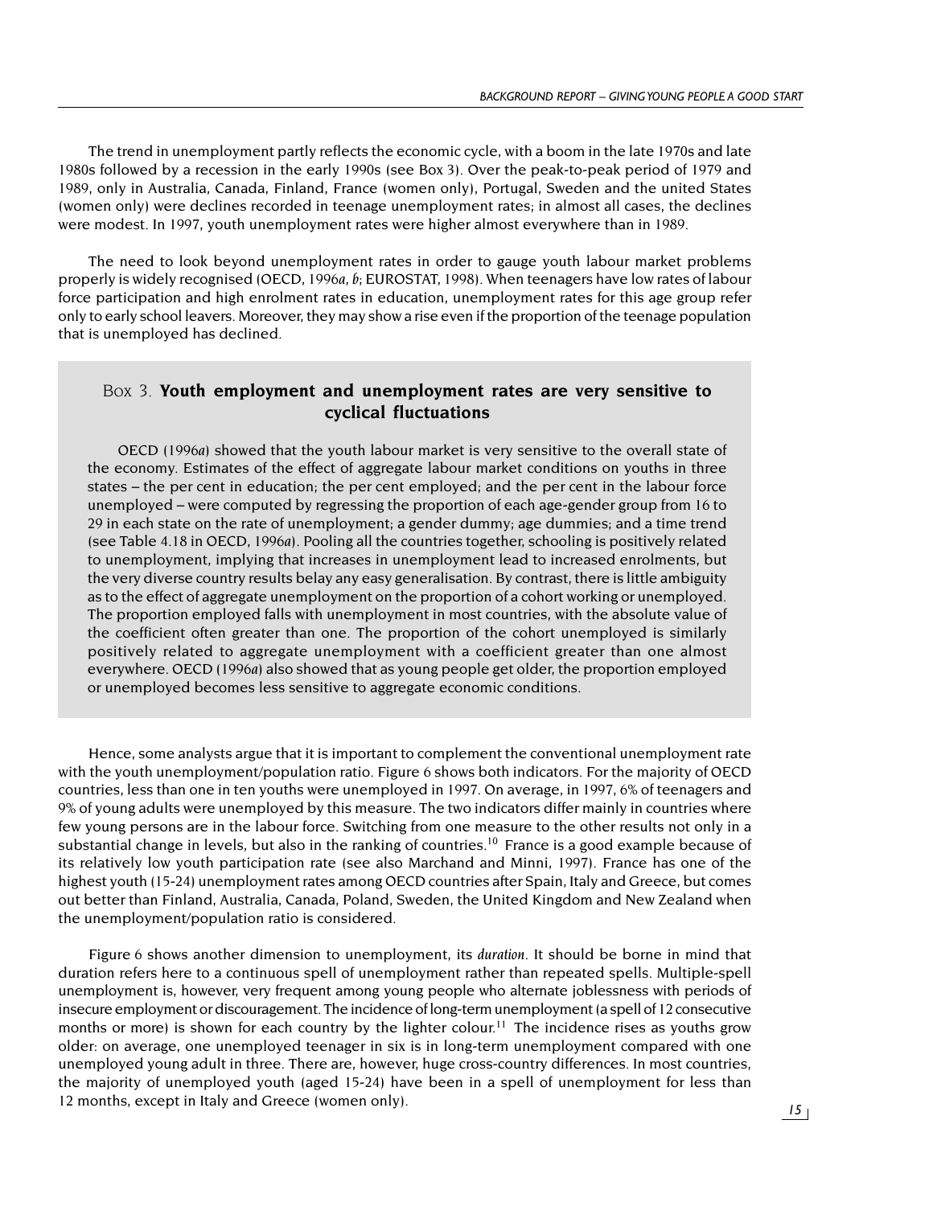The trend in unemployment partly reflects the economic cycle, with a boom in the late 1970s and late 1980s followed by a recession in the early 1990s (see Box 3). Over the peak-to-peak period of 1979 and 1989, only in Australia, Canada, Finland, France (women only), Portugal, Sweden and the united States (women only) were declines recorded in teenage unemployment rates; in almost all cases, the declines were modest. In 1997, youth unemployment rates were higher almost everywhere than in 1989.

The need to look beyond unemployment rates in order to gauge youth labour market problems properly is widely recognised (OECD, 1996*a*, *b*; EUROSTAT, 1998). When teenagers have low rates of labour force participation and high enrolment rates in education, unemployment rates for this age group refer only to early school leavers. Moreover, they may show a rise even if the proportion of the teenage population that is unemployed has declined.

### Box 3. **Youth employment and unemployment rates are very sensitive to cyclical fluctuations**

OECD (1996*a*) showed that the youth labour market is very sensitive to the overall state of the economy. Estimates of the effect of aggregate labour market conditions on youths in three states – the per cent in education; the per cent employed; and the per cent in the labour force unemployed – were computed by regressing the proportion of each age-gender group from 16 to 29 in each state on the rate of unemployment; a gender dummy; age dummies; and a time trend (see Table 4.18 in OECD, 1996*a*). Pooling all the countries together, schooling is positively related to unemployment, implying that increases in unemployment lead to increased enrolments, but the very diverse country results belay any easy generalisation. By contrast, there is little ambiguity as to the effect of aggregate unemployment on the proportion of a cohort working or unemployed. The proportion employed falls with unemployment in most countries, with the absolute value of the coefficient often greater than one. The proportion of the cohort unemployed is similarly positively related to aggregate unemployment with a coefficient greater than one almost everywhere. OECD (1996*a*) also showed that as young people get older, the proportion employed or unemployed becomes less sensitive to aggregate economic conditions.

Hence, some analysts argue that it is important to complement the conventional unemployment rate with the youth unemployment/population ratio. Figure 6 shows both indicators. For the majority of OECD countries, less than one in ten youths were unemployed in 1997. On average, in 1997, 6% of teenagers and 9% of young adults were unemployed by this measure. The two indicators differ mainly in countries where few young persons are in the labour force. Switching from one measure to the other results not only in a substantial change in levels, but also in the ranking of countries.[10] France is a good example because of its relatively low youth participation rate (see also Marchand and Minni, 1997). France has one of the highest youth (15-24) unemployment rates among OECD countries after Spain, Italy and Greece, but comes out better than Finland, Australia, Canada, Poland, Sweden, the United Kingdom and New Zealand when the unemployment/population ratio is considered.

Figure 6 shows another dimension to unemployment, its *duration*. It should be borne in mind that duration refers here to a continuous spell of unemployment rather than repeated spells. Multiple-spell unemployment is, however, very frequent among young people who alternate joblessness with periods of insecure employment or discouragement. The incidence of long-term unemployment (a spell of 12 consecutive months or more) is shown for each country by the lighter colour.[11] The incidence rises as youths grow older: on average, one unemployed teenager in six is in long-term unemployment compared with one unemployed young adult in three. There are, however, huge cross-country differences. In most countries, the majority of unemployed youth (aged 15-24) have been in a spell of unemployment for less than 12 months, except in Italy and Greece (women only).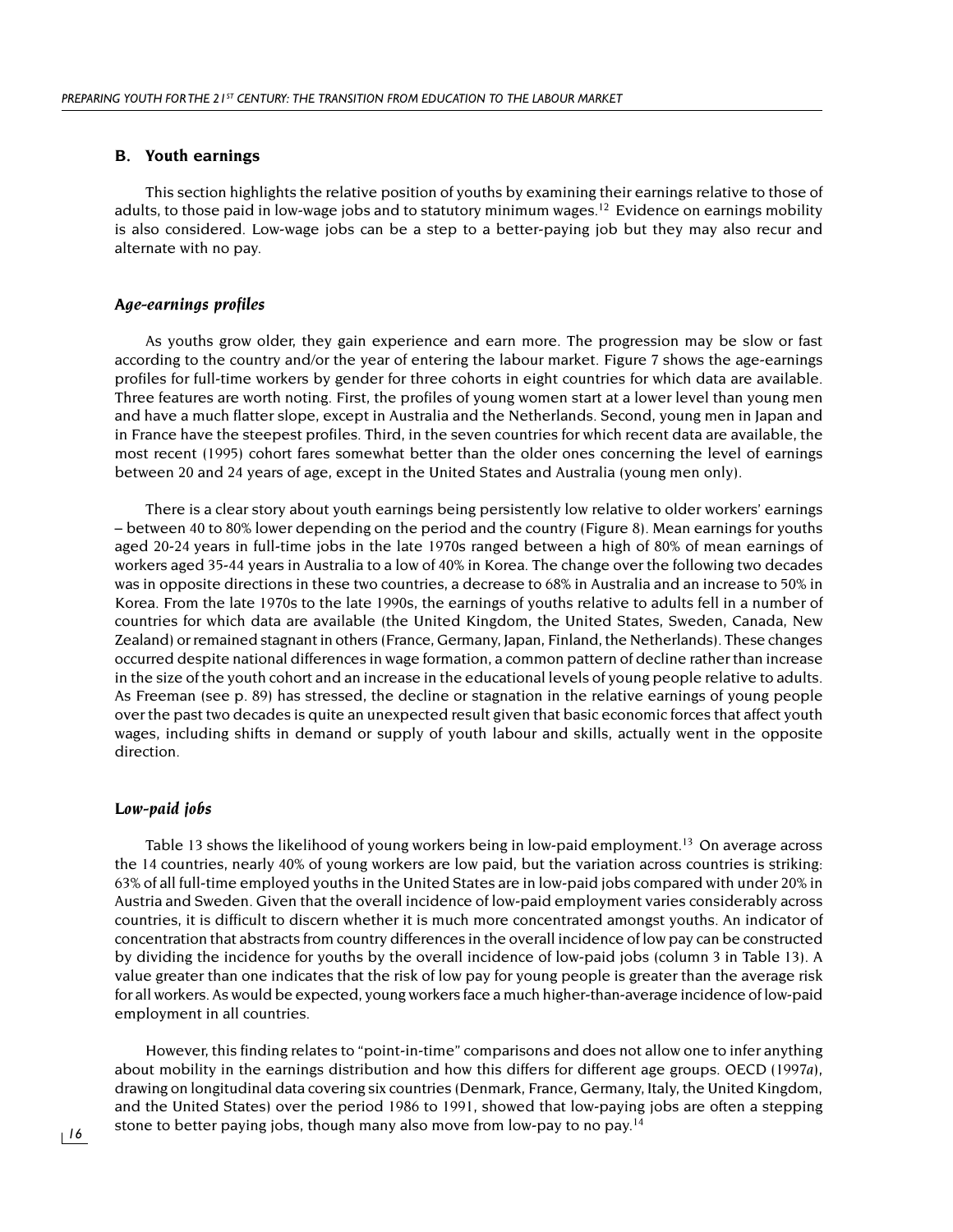## B. Youth earnings

This section highlights the relative position of youths by examining their earnings relative to those of adults, to those paid in low-wage jobs and to statutory minimum wages.[12] Evidence on earnings mobility is also considered. Low-wage jobs can be a step to a better-paying job but they may also recur and alternate with no pay.

### *Age-earnings profiles*

As youths grow older, they gain experience and earn more. The progression may be slow or fast according to the country and/or the year of entering the labour market. Figure 7 shows the age-earnings profiles for full-time workers by gender for three cohorts in eight countries for which data are available. Three features are worth noting. First, the profiles of young women start at a lower level than young men and have a much flatter slope, except in Australia and the Netherlands. Second, young men in Japan and in France have the steepest profiles. Third, in the seven countries for which recent data are available, the most recent (1995) cohort fares somewhat better than the older ones concerning the level of earnings between 20 and 24 years of age, except in the United States and Australia (young men only).

There is a clear story about youth earnings being persistently low relative to older workers' earnings – between 40 to 80% lower depending on the period and the country (Figure 8). Mean earnings for youths aged 20-24 years in full-time jobs in the late 1970s ranged between a high of 80% of mean earnings of workers aged 35-44 years in Australia to a low of 40% in Korea. The change over the following two decades was in opposite directions in these two countries, a decrease to 68% in Australia and an increase to 50% in Korea. From the late 1970s to the late 1990s, the earnings of youths relative to adults fell in a number of countries for which data are available (the United Kingdom, the United States, Sweden, Canada, New Zealand) or remained stagnant in others (France, Germany, Japan, Finland, the Netherlands). These changes occurred despite national differences in wage formation, a common pattern of decline rather than increase in the size of the youth cohort and an increase in the educational levels of young people relative to adults. As Freeman (see p. 89) has stressed, the decline or stagnation in the relative earnings of young people over the past two decades is quite an unexpected result given that basic economic forces that affect youth wages, including shifts in demand or supply of youth labour and skills, actually went in the opposite direction.

### *Low-paid jobs*

Table 13 shows the likelihood of young workers being in low-paid employment.[13] On average across the 14 countries, nearly 40% of young workers are low paid, but the variation across countries is striking: 63% of all full-time employed youths in the United States are in low-paid jobs compared with under 20% in Austria and Sweden. Given that the overall incidence of low-paid employment varies considerably across countries, it is difficult to discern whether it is much more concentrated amongst youths. An indicator of concentration that abstracts from country differences in the overall incidence of low pay can be constructed by dividing the incidence for youths by the overall incidence of low-paid jobs (column 3 in Table 13). A value greater than one indicates that the risk of low pay for young people is greater than the average risk for all workers. As would be expected, young workers face a much higher-than-average incidence of low-paid employment in all countries.

However, this finding relates to "point-in-time" comparisons and does not allow one to infer anything about mobility in the earnings distribution and how this differs for different age groups. OECD (1997*a*), drawing on longitudinal data covering six countries (Denmark, France, Germany, Italy, the United Kingdom, and the United States) over the period 1986 to 1991, showed that low-paying jobs are often a stepping stone to better paying jobs, though many also move from low-pay to no pay.[14]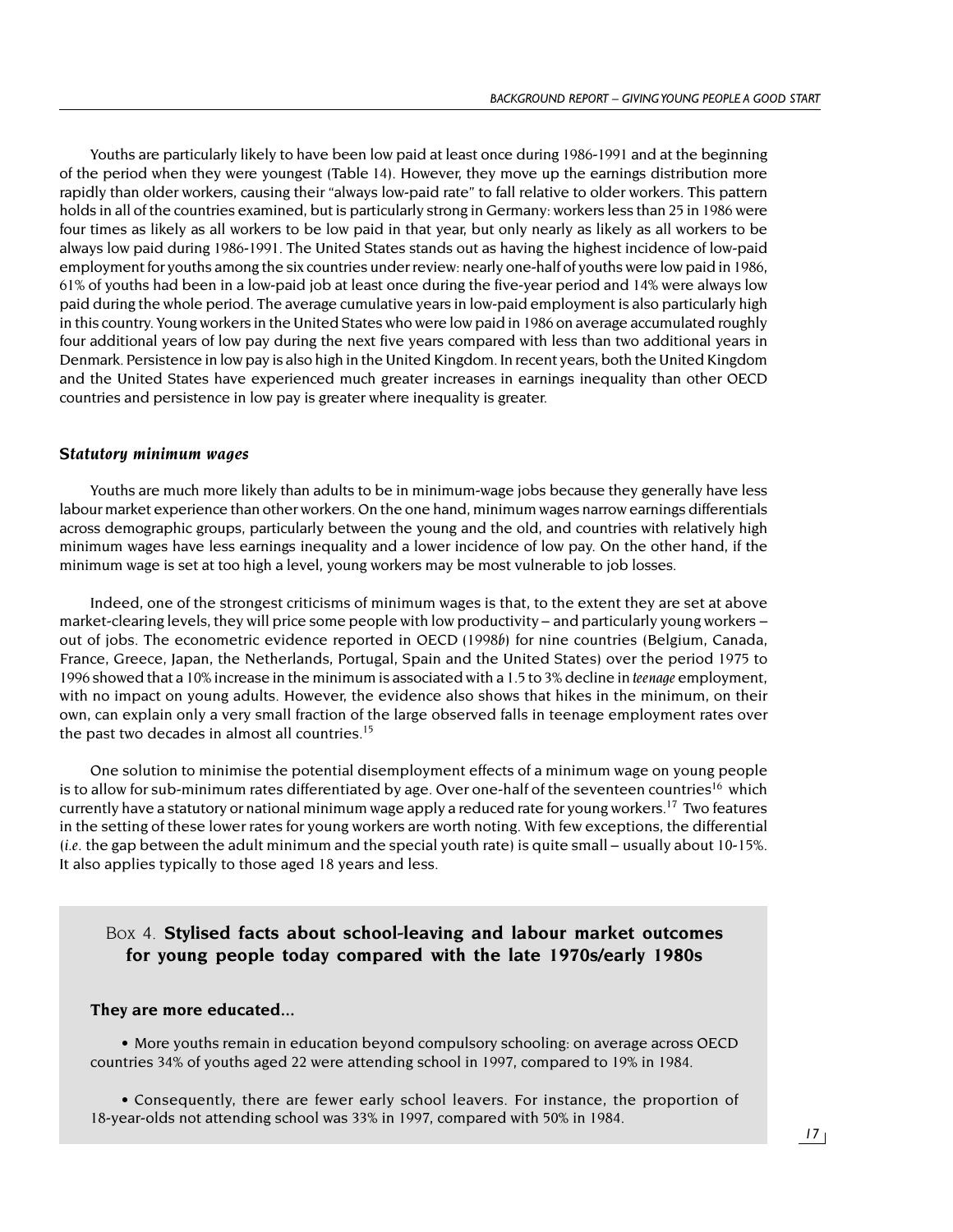Youths are particularly likely to have been low paid at least once during 1986-1991 and at the beginning of the period when they were youngest (Table 14). However, they move up the earnings distribution more rapidly than older workers, causing their "always low-paid rate" to fall relative to older workers. This pattern holds in all of the countries examined, but is particularly strong in Germany: workers less than 25 in 1986 were four times as likely as all workers to be low paid in that year, but only nearly as likely as all workers to be always low paid during 1986-1991. The United States stands out as having the highest incidence of low-paid employment for youths among the six countries under review: nearly one-half of youths were low paid in 1986, 61% of youths had been in a low-paid job at least once during the five-year period and 14% were always low paid during the whole period. The average cumulative years in low-paid employment is also particularly high in this country. Young workers in the United States who were low paid in 1986 on average accumulated roughly four additional years of low pay during the next five years compared with less than two additional years in Denmark. Persistence in low pay is also high in the United Kingdom. In recent years, both the United Kingdom and the United States have experienced much greater increases in earnings inequality than other OECD countries and persistence in low pay is greater where inequality is greater.

### *Statutory minimum wages*

Youths are much more likely than adults to be in minimum-wage jobs because they generally have less labour market experience than other workers. On the one hand, minimum wages narrow earnings differentials across demographic groups, particularly between the young and the old, and countries with relatively high minimum wages have less earnings inequality and a lower incidence of low pay. On the other hand, if the minimum wage is set at too high a level, young workers may be most vulnerable to job losses.

Indeed, one of the strongest criticisms of minimum wages is that, to the extent they are set at above market-clearing levels, they will price some people with low productivity – and particularly young workers – out of jobs. The econometric evidence reported in OECD (1998*b*) for nine countries (Belgium, Canada, France, Greece, Japan, the Netherlands, Portugal, Spain and the United States) over the period 1975 to 1996 showed that a 10% increase in the minimum is associated with a 1.5 to 3% decline in *teenage* employment, with no impact on young adults. However, the evidence also shows that hikes in the minimum, on their own, can explain only a very small fraction of the large observed falls in teenage employment rates over the past two decades in almost all countries.[15]

One solution to minimise the potential disemployment effects of a minimum wage on young people is to allow for sub-minimum rates differentiated by age. Over one-half of the seventeen countries[16] which currently have a statutory or national minimum wage apply a reduced rate for young workers.[17] Two features in the setting of these lower rates for young workers are worth noting. With few exceptions, the differential (*i.e.* the gap between the adult minimum and the special youth rate) is quite small – usually about 10-15%. It also applies typically to those aged 18 years and less.

### Box 4. **Stylised facts about school-leaving and labour market outcomes for young people today compared with the late 1970s/early 1980s**

**They are more educated...**

- More youths remain in education beyond compulsory schooling: on average across OECD countries 34% of youths aged 22 were attending school in 1997, compared to 19% in 1984.

- Consequently, there are fewer early school leavers. For instance, the proportion of 18-year-olds not attending school was 33% in 1997, compared with 50% in 1984.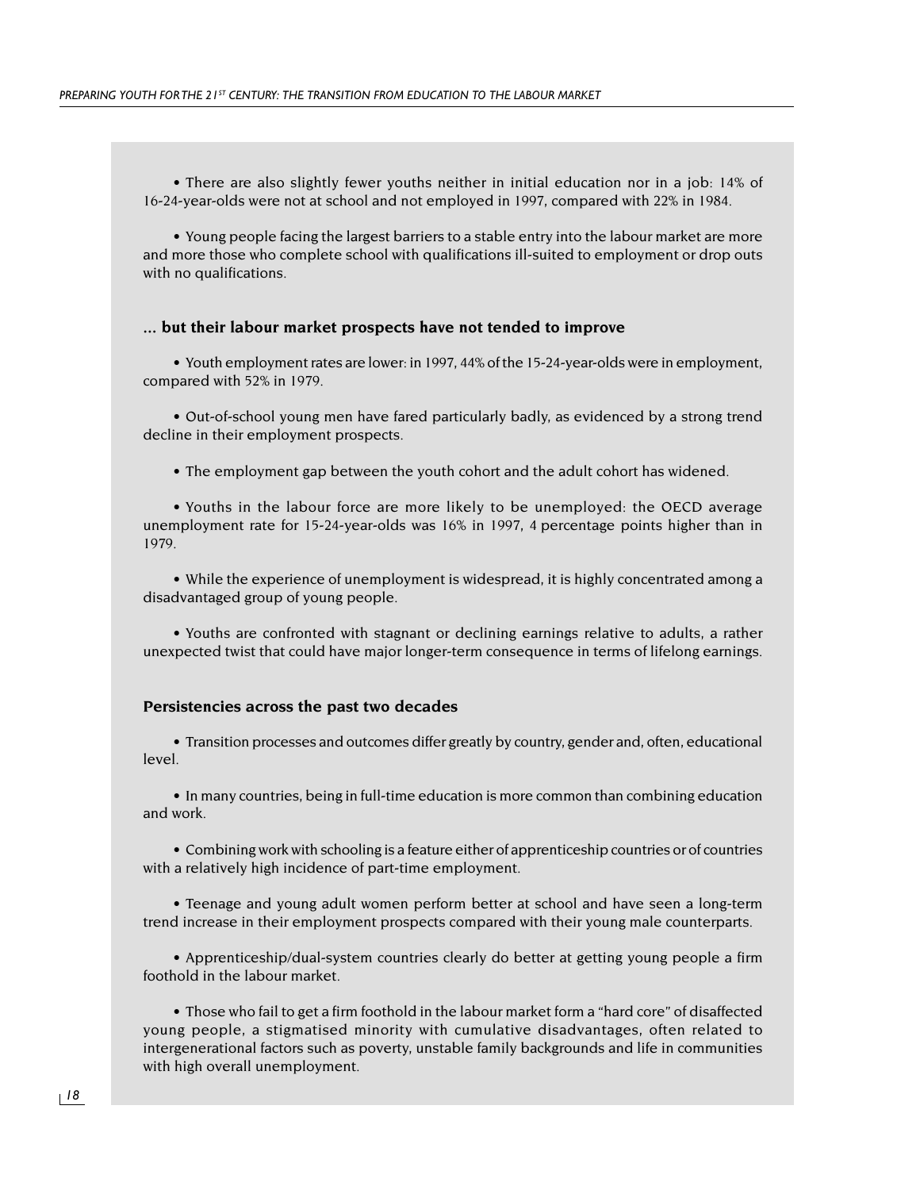- There are also slightly fewer youths neither in initial education nor in a job: 14% of 16-24-year-olds were not at school and not employed in 1997, compared with 22% in 1984.

- Young people facing the largest barriers to a stable entry into the labour market are more and more those who complete school with qualifications ill-suited to employment or drop outs with no qualifications.

### … but their labour market prospects have not tended to improve

- Youth employment rates are lower: in 1997, 44% of the 15-24-year-olds were in employment, compared with 52% in 1979.

- Out-of-school young men have fared particularly badly, as evidenced by a strong trend decline in their employment prospects.

- The employment gap between the youth cohort and the adult cohort has widened.

- Youths in the labour force are more likely to be unemployed: the OECD average unemployment rate for 15-24-year-olds was 16% in 1997, 4 percentage points higher than in 1979.

- While the experience of unemployment is widespread, it is highly concentrated among a disadvantaged group of young people.

- Youths are confronted with stagnant or declining earnings relative to adults, a rather unexpected twist that could have major longer-term consequence in terms of lifelong earnings.

### Persistencies across the past two decades

- Transition processes and outcomes differ greatly by country, gender and, often, educational level.

- In many countries, being in full-time education is more common than combining education and work.

- Combining work with schooling is a feature either of apprenticeship countries or of countries with a relatively high incidence of part-time employment.

- Teenage and young adult women perform better at school and have seen a long-term trend increase in their employment prospects compared with their young male counterparts.

- Apprenticeship/dual-system countries clearly do better at getting young people a firm foothold in the labour market.

- Those who fail to get a firm foothold in the labour market form a "hard core" of disaffected young people, a stigmatised minority with cumulative disadvantages, often related to intergenerational factors such as poverty, unstable family backgrounds and life in communities with high overall unemployment.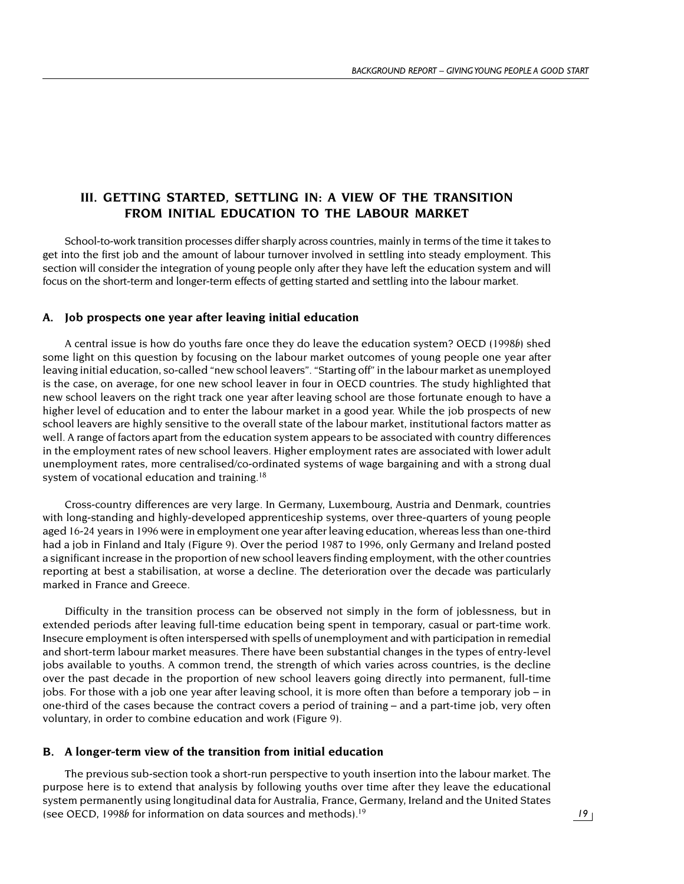## III. GETTING STARTED, SETTLING IN: A VIEW OF THE TRANSITION FROM INITIAL EDUCATION TO THE LABOUR MARKET

School-to-work transition processes differ sharply across countries, mainly in terms of the time it takes to get into the first job and the amount of labour turnover involved in settling into steady employment. This section will consider the integration of young people only after they have left the education system and will focus on the short-term and longer-term effects of getting started and settling into the labour market.

### A. Job prospects one year after leaving initial education

A central issue is how do youths fare once they do leave the education system? OECD (1998*b*) shed some light on this question by focusing on the labour market outcomes of young people one year after leaving initial education, so-called "new school leavers". "Starting off" in the labour market as unemployed is the case, on average, for one new school leaver in four in OECD countries. The study highlighted that new school leavers on the right track one year after leaving school are those fortunate enough to have a higher level of education and to enter the labour market in a good year. While the job prospects of new school leavers are highly sensitive to the overall state of the labour market, institutional factors matter as well. A range of factors apart from the education system appears to be associated with country differences in the employment rates of new school leavers. Higher employment rates are associated with lower adult unemployment rates, more centralised/co-ordinated systems of wage bargaining and with a strong dual system of vocational education and training.[18]

Cross-country differences are very large. In Germany, Luxembourg, Austria and Denmark, countries with long-standing and highly-developed apprenticeship systems, over three-quarters of young people aged 16-24 years in 1996 were in employment one year after leaving education, whereas less than one-third had a job in Finland and Italy (Figure 9). Over the period 1987 to 1996, only Germany and Ireland posted a significant increase in the proportion of new school leavers finding employment, with the other countries reporting at best a stabilisation, at worse a decline. The deterioration over the decade was particularly marked in France and Greece.

Difficulty in the transition process can be observed not simply in the form of joblessness, but in extended periods after leaving full-time education being spent in temporary, casual or part-time work. Insecure employment is often interspersed with spells of unemployment and with participation in remedial and short-term labour market measures. There have been substantial changes in the types of entry-level jobs available to youths. A common trend, the strength of which varies across countries, is the decline over the past decade in the proportion of new school leavers going directly into permanent, full-time jobs. For those with a job one year after leaving school, it is more often than before a temporary job – in one-third of the cases because the contract covers a period of training – and a part-time job, very often voluntary, in order to combine education and work (Figure 9).

### B. A longer-term view of the transition from initial education

The previous sub-section took a short-run perspective to youth insertion into the labour market. The purpose here is to extend that analysis by following youths over time after they leave the educational system permanently using longitudinal data for Australia, France, Germany, Ireland and the United States (see OECD, 1998*b* for information on data sources and methods).[19]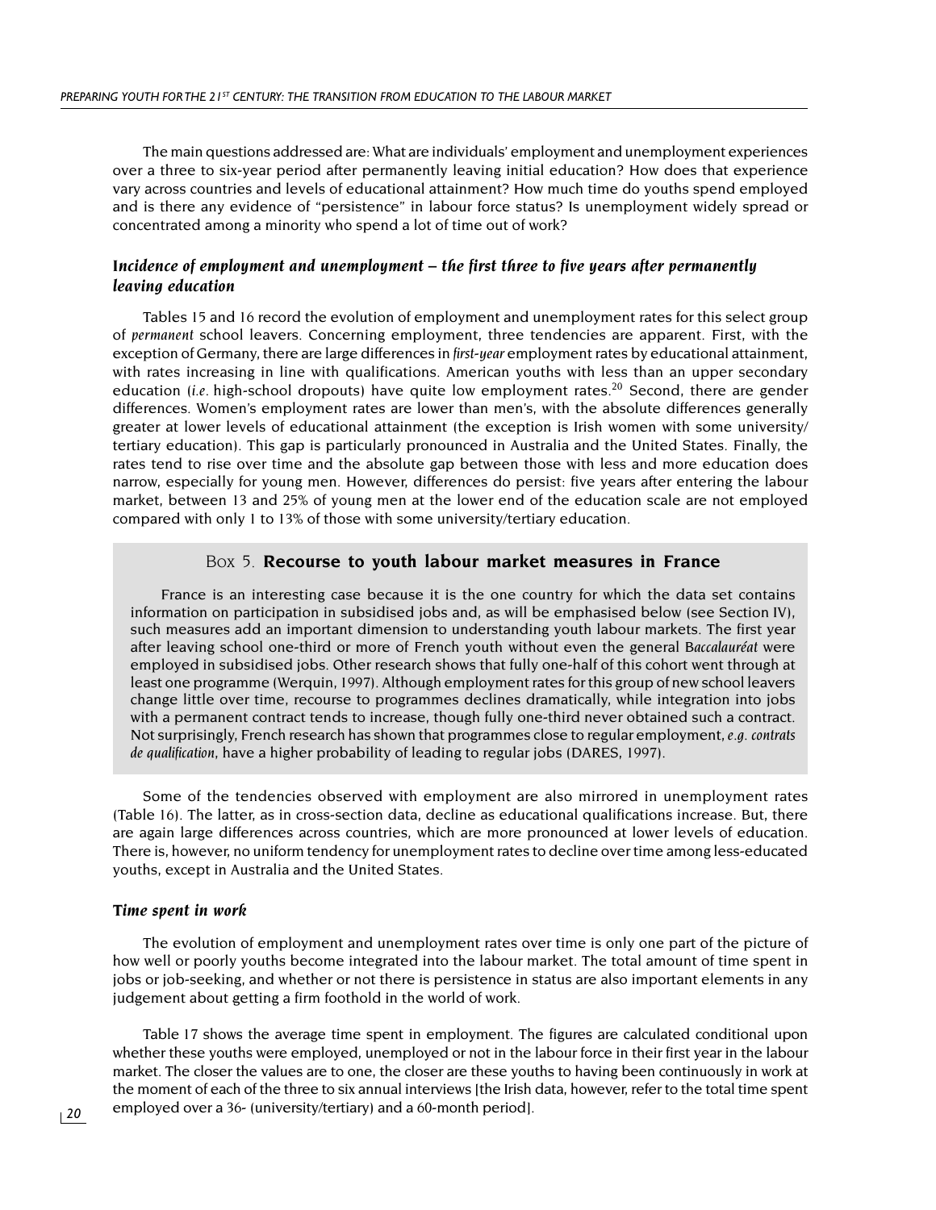The main questions addressed are: What are individuals' employment and unemployment experiences over a three to six-year period after permanently leaving initial education? How does that experience vary across countries and levels of educational attainment? How much time do youths spend employed and is there any evidence of "persistence" in labour force status? Is unemployment widely spread or concentrated among a minority who spend a lot of time out of work?

### *Incidence of employment and unemployment – the first three to five years after permanently leaving education*

Tables 15 and 16 record the evolution of employment and unemployment rates for this select group of *permanent* school leavers. Concerning employment, three tendencies are apparent. First, with the exception of Germany, there are large differences in *first-year* employment rates by educational attainment, with rates increasing in line with qualifications. American youths with less than an upper secondary education (*i.e.* high-school dropouts) have quite low employment rates.[20] Second, there are gender differences. Women's employment rates are lower than men's, with the absolute differences generally greater at lower levels of educational attainment (the exception is Irish women with some university/tertiary education). This gap is particularly pronounced in Australia and the United States. Finally, the rates tend to rise over time and the absolute gap between those with less and more education does narrow, especially for young men. However, differences do persist: five years after entering the labour market, between 13 and 25% of young men at the lower end of the education scale are not employed compared with only 1 to 13% of those with some university/tertiary education.

> ### Box 5. **Recourse to youth labour market measures in France**
>
> France is an interesting case because it is the one country for which the data set contains information on participation in subsidised jobs and, as will be emphasised below (see Section IV), such measures add an important dimension to understanding youth labour markets. The first year after leaving school one-third or more of French youth without even the general B*accalauréat* were employed in subsidised jobs. Other research shows that fully one-half of this cohort went through at least one programme (Werquin, 1997). Although employment rates for this group of new school leavers change little over time, recourse to programmes declines dramatically, while integration into jobs with a permanent contract tends to increase, though fully one-third never obtained such a contract. Not surprisingly, French research has shown that programmes close to regular employment, *e.g. contrats de qualification*, have a higher probability of leading to regular jobs (DARES, 1997).

Some of the tendencies observed with employment are also mirrored in unemployment rates (Table 16). The latter, as in cross-section data, decline as educational qualifications increase. But, there are again large differences across countries, which are more pronounced at lower levels of education. There is, however, no uniform tendency for unemployment rates to decline over time among less-educated youths, except in Australia and the United States.

### *Time spent in work*

The evolution of employment and unemployment rates over time is only one part of the picture of how well or poorly youths become integrated into the labour market. The total amount of time spent in jobs or job-seeking, and whether or not there is persistence in status are also important elements in any judgement about getting a firm foothold in the world of work.

Table 17 shows the average time spent in employment. The figures are calculated conditional upon whether these youths were employed, unemployed or not in the labour force in their first year in the labour market. The closer the values are to one, the closer are these youths to having been continuously in work at the moment of each of the three to six annual interviews [the Irish data, however, refer to the total time spent employed over a 36- (university/tertiary) and a 60-month period].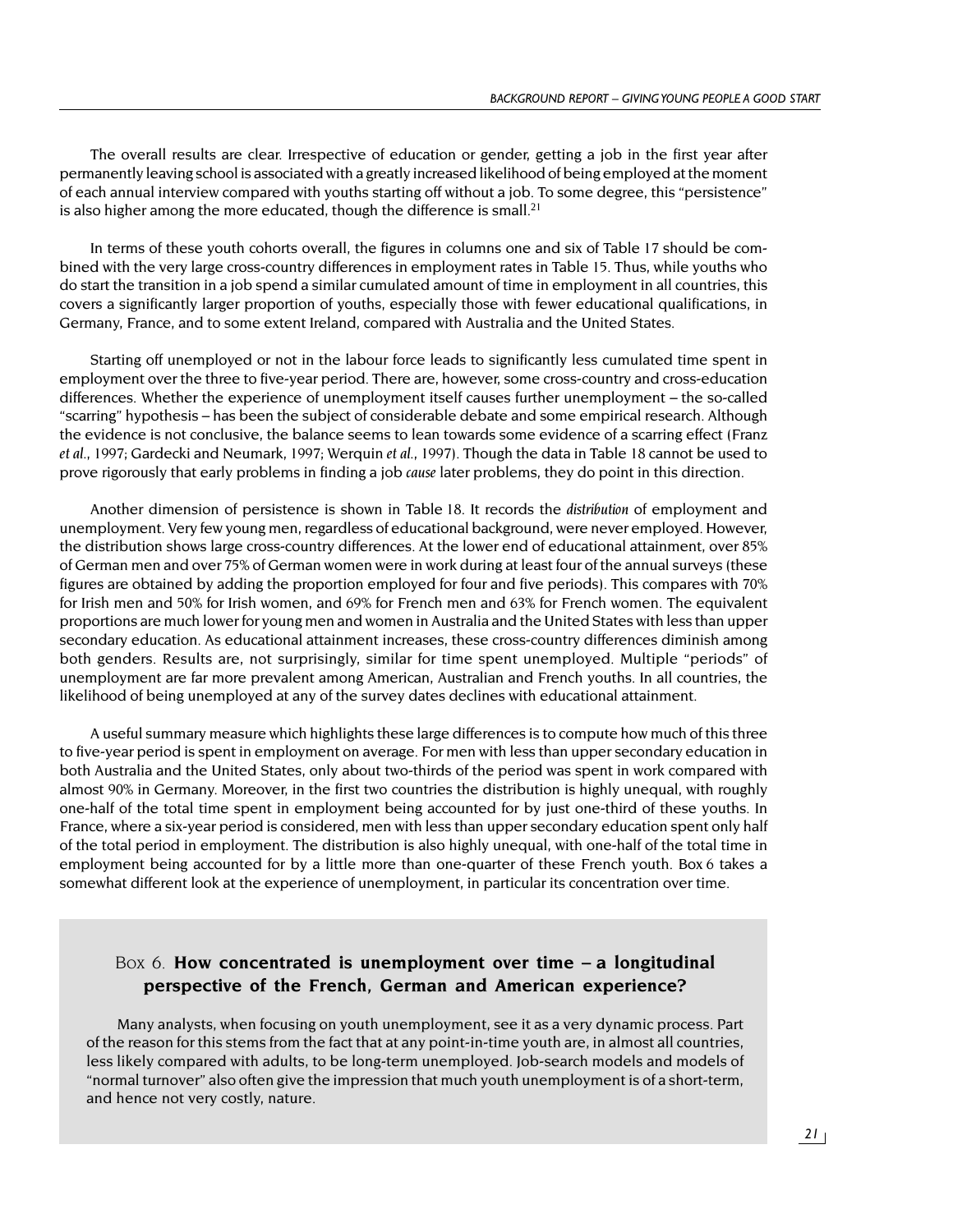The overall results are clear. Irrespective of education or gender, getting a job in the first year after permanently leaving school is associated with a greatly increased likelihood of being employed at the moment of each annual interview compared with youths starting off without a job. To some degree, this "persistence" is also higher among the more educated, though the difference is small.[21]

In terms of these youth cohorts overall, the figures in columns one and six of Table 17 should be combined with the very large cross-country differences in employment rates in Table 15. Thus, while youths who do start the transition in a job spend a similar cumulated amount of time in employment in all countries, this covers a significantly larger proportion of youths, especially those with fewer educational qualifications, in Germany, France, and to some extent Ireland, compared with Australia and the United States.

Starting off unemployed or not in the labour force leads to significantly less cumulated time spent in employment over the three to five-year period. There are, however, some cross-country and cross-education differences. Whether the experience of unemployment itself causes further unemployment – the so-called "scarring" hypothesis – has been the subject of considerable debate and some empirical research. Although the evidence is not conclusive, the balance seems to lean towards some evidence of a scarring effect (Franz *et al.*, 1997; Gardecki and Neumark, 1997; Werquin *et al.*, 1997). Though the data in Table 18 cannot be used to prove rigorously that early problems in finding a job *cause* later problems, they do point in this direction.

Another dimension of persistence is shown in Table 18. It records the *distribution* of employment and unemployment. Very few young men, regardless of educational background, were never employed. However, the distribution shows large cross-country differences. At the lower end of educational attainment, over 85% of German men and over 75% of German women were in work during at least four of the annual surveys (these figures are obtained by adding the proportion employed for four and five periods). This compares with 70% for Irish men and 50% for Irish women, and 69% for French men and 63% for French women. The equivalent proportions are much lower for young men and women in Australia and the United States with less than upper secondary education. As educational attainment increases, these cross-country differences diminish among both genders. Results are, not surprisingly, similar for time spent unemployed. Multiple "periods" of unemployment are far more prevalent among American, Australian and French youths. In all countries, the likelihood of being unemployed at any of the survey dates declines with educational attainment.

A useful summary measure which highlights these large differences is to compute how much of this three to five-year period is spent in employment on average. For men with less than upper secondary education in both Australia and the United States, only about two-thirds of the period was spent in work compared with almost 90% in Germany. Moreover, in the first two countries the distribution is highly unequal, with roughly one-half of the total time spent in employment being accounted for by just one-third of these youths. In France, where a six-year period is considered, men with less than upper secondary education spent only half of the total period in employment. The distribution is also highly unequal, with one-half of the total time in employment being accounted for by a little more than one-quarter of these French youth. Box 6 takes a somewhat different look at the experience of unemployment, in particular its concentration over time.

### Box 6. **How concentrated is unemployment over time – a longitudinal perspective of the French, German and American experience?**

Many analysts, when focusing on youth unemployment, see it as a very dynamic process. Part of the reason for this stems from the fact that at any point-in-time youth are, in almost all countries, less likely compared with adults, to be long-term unemployed. Job-search models and models of "normal turnover" also often give the impression that much youth unemployment is of a short-term, and hence not very costly, nature.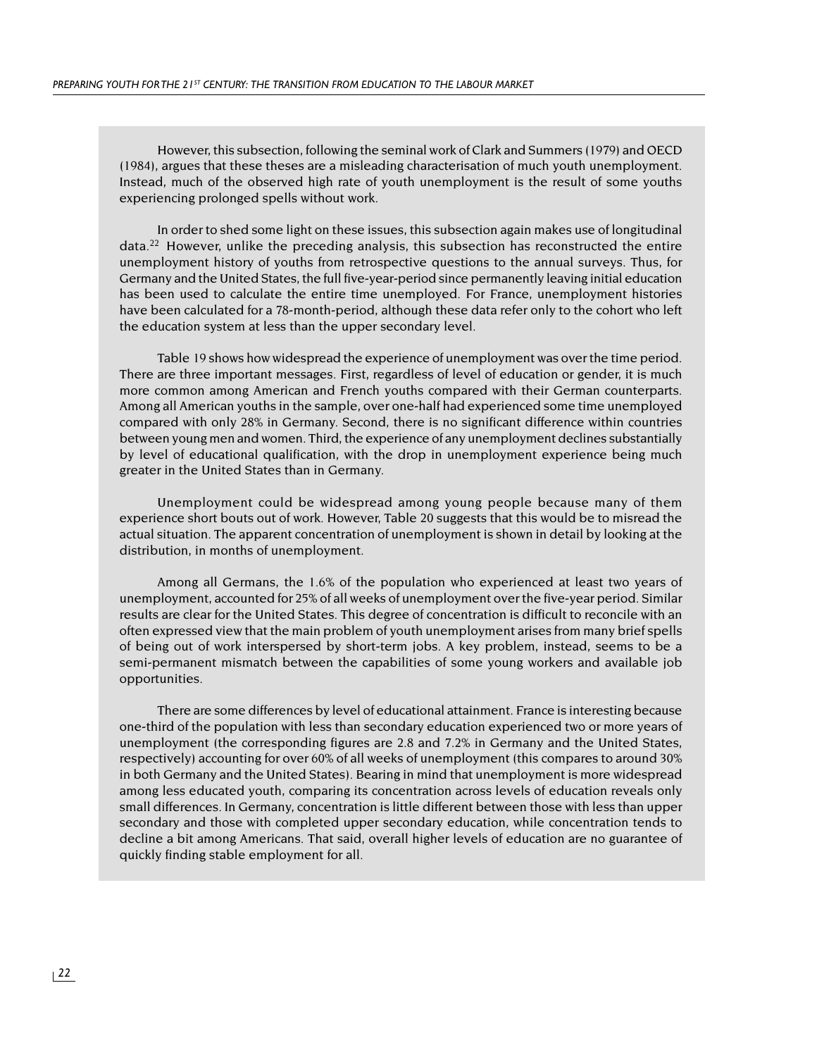However, this subsection, following the seminal work of Clark and Summers (1979) and OECD (1984), argues that these theses are a misleading characterisation of much youth unemployment. Instead, much of the observed high rate of youth unemployment is the result of some youths experiencing prolonged spells without work.

In order to shed some light on these issues, this subsection again makes use of longitudinal data.[22] However, unlike the preceding analysis, this subsection has reconstructed the entire unemployment history of youths from retrospective questions to the annual surveys. Thus, for Germany and the United States, the full five-year-period since permanently leaving initial education has been used to calculate the entire time unemployed. For France, unemployment histories have been calculated for a 78-month-period, although these data refer only to the cohort who left the education system at less than the upper secondary level.

Table 19 shows how widespread the experience of unemployment was over the time period. There are three important messages. First, regardless of level of education or gender, it is much more common among American and French youths compared with their German counterparts. Among all American youths in the sample, over one-half had experienced some time unemployed compared with only 28% in Germany. Second, there is no significant difference within countries between young men and women. Third, the experience of any unemployment declines substantially by level of educational qualification, with the drop in unemployment experience being much greater in the United States than in Germany.

Unemployment could be widespread among young people because many of them experience short bouts out of work. However, Table 20 suggests that this would be to misread the actual situation. The apparent concentration of unemployment is shown in detail by looking at the distribution, in months of unemployment.

Among all Germans, the 1.6% of the population who experienced at least two years of unemployment, accounted for 25% of all weeks of unemployment over the five-year period. Similar results are clear for the United States. This degree of concentration is difficult to reconcile with an often expressed view that the main problem of youth unemployment arises from many brief spells of being out of work interspersed by short-term jobs. A key problem, instead, seems to be a semi-permanent mismatch between the capabilities of some young workers and available job opportunities.

There are some differences by level of educational attainment. France is interesting because one-third of the population with less than secondary education experienced two or more years of unemployment (the corresponding figures are 2.8 and 7.2% in Germany and the United States, respectively) accounting for over 60% of all weeks of unemployment (this compares to around 30% in both Germany and the United States). Bearing in mind that unemployment is more widespread among less educated youth, comparing its concentration across levels of education reveals only small differences. In Germany, concentration is little different between those with less than upper secondary and those with completed upper secondary education, while concentration tends to decline a bit among Americans. That said, overall higher levels of education are no guarantee of quickly finding stable employment for all.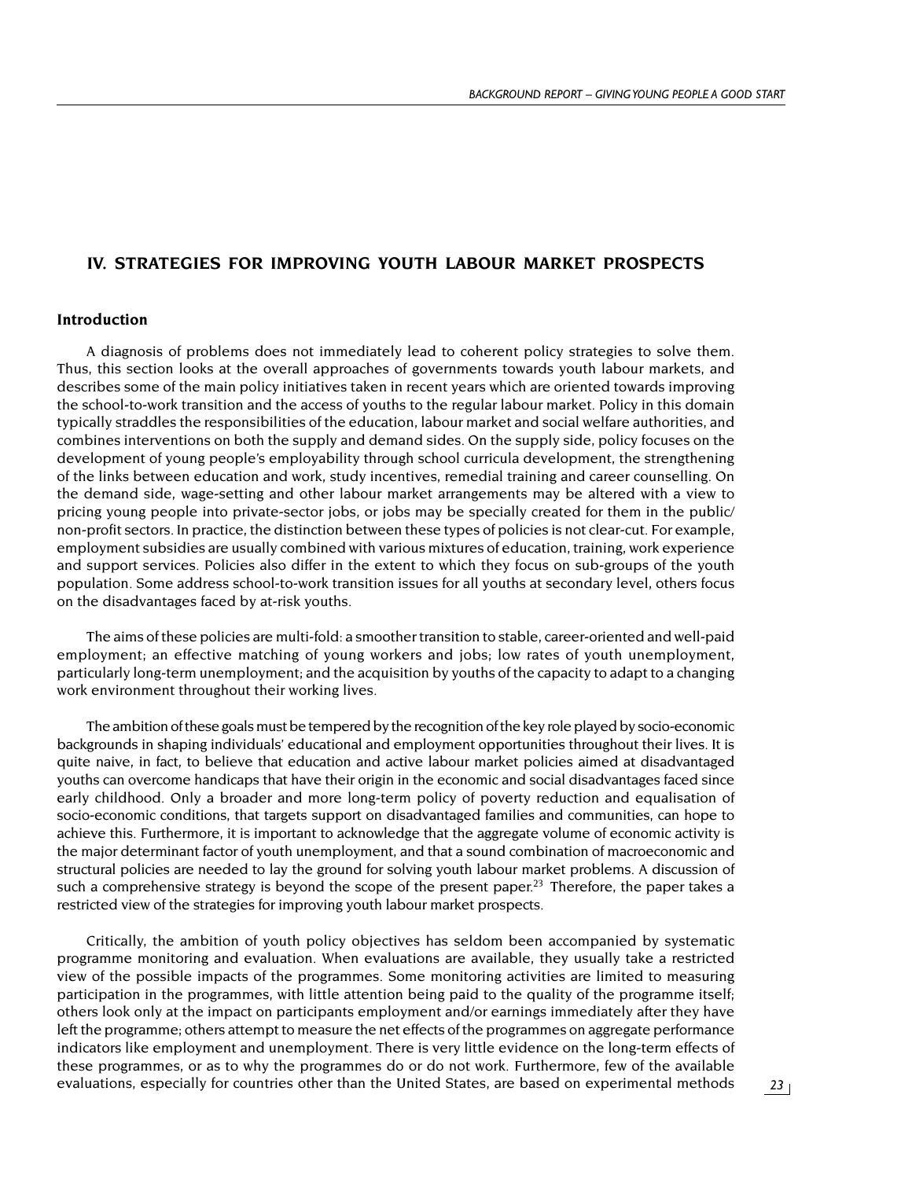## IV. STRATEGIES FOR IMPROVING YOUTH LABOUR MARKET PROSPECTS

### Introduction

A diagnosis of problems does not immediately lead to coherent policy strategies to solve them. Thus, this section looks at the overall approaches of governments towards youth labour markets, and describes some of the main policy initiatives taken in recent years which are oriented towards improving the school-to-work transition and the access of youths to the regular labour market. Policy in this domain typically straddles the responsibilities of the education, labour market and social welfare authorities, and combines interventions on both the supply and demand sides. On the supply side, policy focuses on the development of young people's employability through school curricula development, the strengthening of the links between education and work, study incentives, remedial training and career counselling. On the demand side, wage-setting and other labour market arrangements may be altered with a view to pricing young people into private-sector jobs, or jobs may be specially created for them in the public/non-profit sectors. In practice, the distinction between these types of policies is not clear-cut. For example, employment subsidies are usually combined with various mixtures of education, training, work experience and support services. Policies also differ in the extent to which they focus on sub-groups of the youth population. Some address school-to-work transition issues for all youths at secondary level, others focus on the disadvantages faced by at-risk youths.

The aims of these policies are multi-fold: a smoother transition to stable, career-oriented and well-paid employment; an effective matching of young workers and jobs; low rates of youth unemployment, particularly long-term unemployment; and the acquisition by youths of the capacity to adapt to a changing work environment throughout their working lives.

The ambition of these goals must be tempered by the recognition of the key role played by socio-economic backgrounds in shaping individuals' educational and employment opportunities throughout their lives. It is quite naive, in fact, to believe that education and active labour market policies aimed at disadvantaged youths can overcome handicaps that have their origin in the economic and social disadvantages faced since early childhood. Only a broader and more long-term policy of poverty reduction and equalisation of socio-economic conditions, that targets support on disadvantaged families and communities, can hope to achieve this. Furthermore, it is important to acknowledge that the aggregate volume of economic activity is the major determinant factor of youth unemployment, and that a sound combination of macroeconomic and structural policies are needed to lay the ground for solving youth labour market problems. A discussion of such a comprehensive strategy is beyond the scope of the present paper.[23] Therefore, the paper takes a restricted view of the strategies for improving youth labour market prospects.

Critically, the ambition of youth policy objectives has seldom been accompanied by systematic programme monitoring and evaluation. When evaluations are available, they usually take a restricted view of the possible impacts of the programmes. Some monitoring activities are limited to measuring participation in the programmes, with little attention being paid to the quality of the programme itself; others look only at the impact on participants employment and/or earnings immediately after they have left the programme; others attempt to measure the net effects of the programmes on aggregate performance indicators like employment and unemployment. There is very little evidence on the long-term effects of these programmes, or as to why the programmes do or do not work. Furthermore, few of the available evaluations, especially for countries other than the United States, are based on experimental methods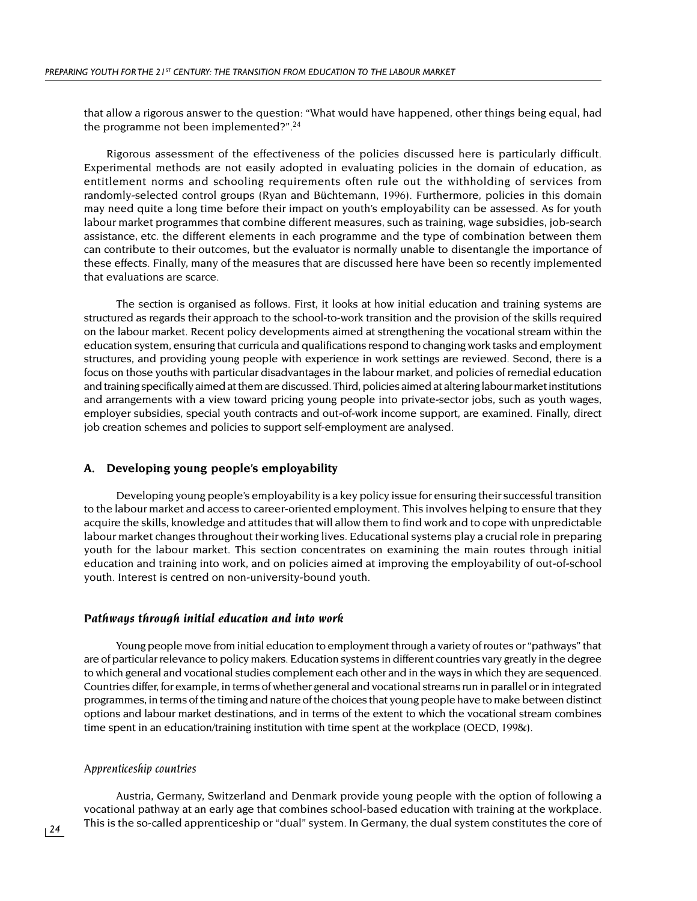that allow a rigorous answer to the question: "What would have happened, other things being equal, had the programme not been implemented?".[24]

Rigorous assessment of the effectiveness of the policies discussed here is particularly difficult. Experimental methods are not easily adopted in evaluating policies in the domain of education, as entitlement norms and schooling requirements often rule out the withholding of services from randomly-selected control groups (Ryan and Büchtemann, 1996). Furthermore, policies in this domain may need quite a long time before their impact on youth's employability can be assessed. As for youth labour market programmes that combine different measures, such as training, wage subsidies, job-search assistance, etc. the different elements in each programme and the type of combination between them can contribute to their outcomes, but the evaluator is normally unable to disentangle the importance of these effects. Finally, many of the measures that are discussed here have been so recently implemented that evaluations are scarce.

The section is organised as follows. First, it looks at how initial education and training systems are structured as regards their approach to the school-to-work transition and the provision of the skills required on the labour market. Recent policy developments aimed at strengthening the vocational stream within the education system, ensuring that curricula and qualifications respond to changing work tasks and employment structures, and providing young people with experience in work settings are reviewed. Second, there is a focus on those youths with particular disadvantages in the labour market, and policies of remedial education and training specifically aimed at them are discussed. Third, policies aimed at altering labour market institutions and arrangements with a view toward pricing young people into private-sector jobs, such as youth wages, employer subsidies, special youth contracts and out-of-work income support, are examined. Finally, direct job creation schemes and policies to support self-employment are analysed.

## A. Developing young people's employability

Developing young people's employability is a key policy issue for ensuring their successful transition to the labour market and access to career-oriented employment. This involves helping to ensure that they acquire the skills, knowledge and attitudes that will allow them to find work and to cope with unpredictable labour market changes throughout their working lives. Educational systems play a crucial role in preparing youth for the labour market. This section concentrates on examining the main routes through initial education and training into work, and on policies aimed at improving the employability of out-of-school youth. Interest is centred on non-university-bound youth.

### *Pathways through initial education and into work*

Young people move from initial education to employment through a variety of routes or "pathways" that are of particular relevance to policy makers. Education systems in different countries vary greatly in the degree to which general and vocational studies complement each other and in the ways in which they are sequenced. Countries differ, for example, in terms of whether general and vocational streams run in parallel or in integrated programmes, in terms of the timing and nature of the choices that young people have to make between distinct options and labour market destinations, and in terms of the extent to which the vocational stream combines time spent in an education/training institution with time spent at the workplace (OECD, 1998*c*).

#### *Apprenticeship countries*

Austria, Germany, Switzerland and Denmark provide young people with the option of following a vocational pathway at an early age that combines school-based education with training at the workplace. This is the so-called apprenticeship or "dual" system. In Germany, the dual system constitutes the core of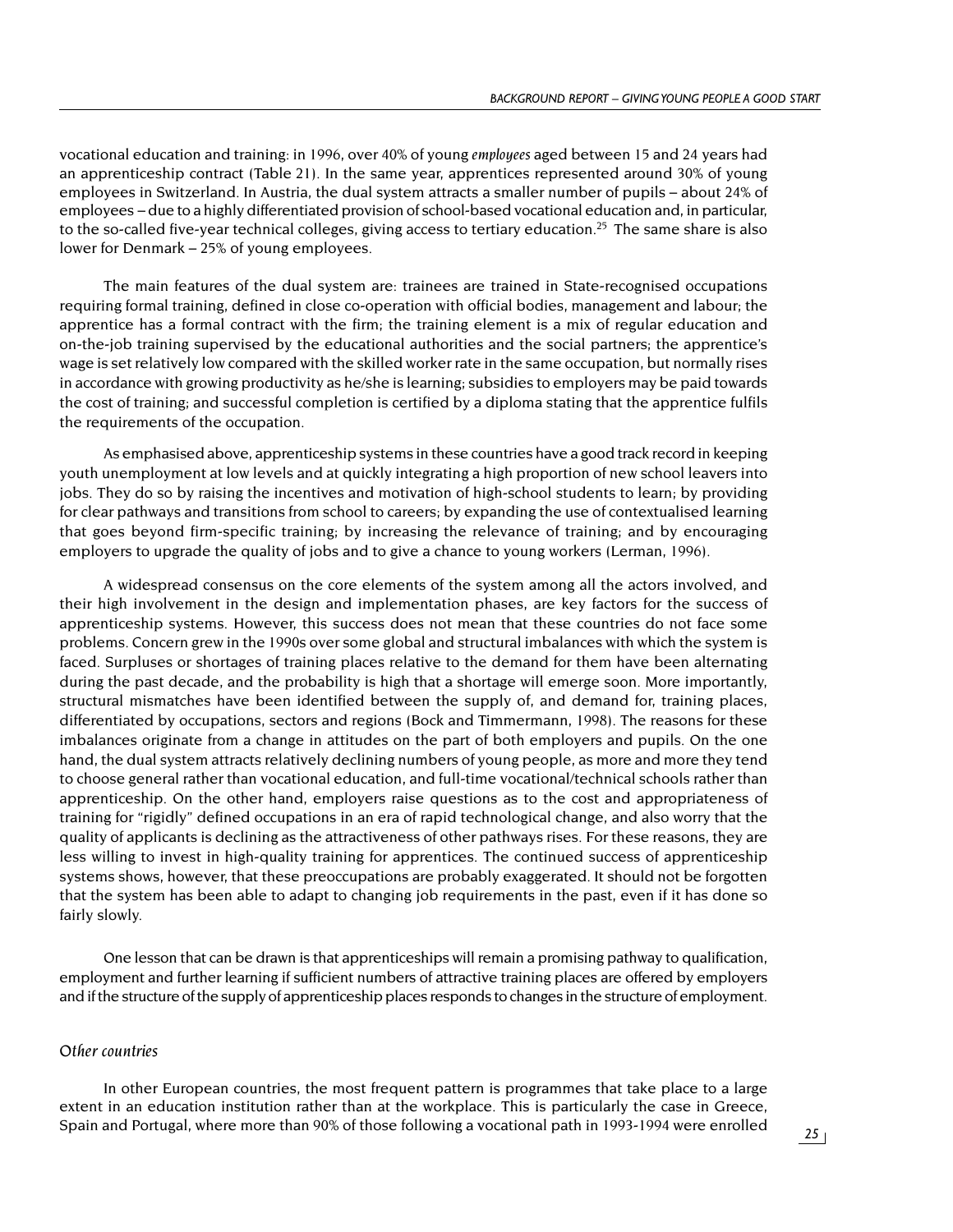vocational education and training: in 1996, over 40% of young *employees* aged between 15 and 24 years had an apprenticeship contract (Table 21). In the same year, apprentices represented around 30% of young employees in Switzerland. In Austria, the dual system attracts a smaller number of pupils – about 24% of employees – due to a highly differentiated provision of school-based vocational education and, in particular, to the so-called five-year technical colleges, giving access to tertiary education.[25] The same share is also lower for Denmark – 25% of young employees.

The main features of the dual system are: trainees are trained in State-recognised occupations requiring formal training, defined in close co-operation with official bodies, management and labour; the apprentice has a formal contract with the firm; the training element is a mix of regular education and on-the-job training supervised by the educational authorities and the social partners; the apprentice's wage is set relatively low compared with the skilled worker rate in the same occupation, but normally rises in accordance with growing productivity as he/she is learning; subsidies to employers may be paid towards the cost of training; and successful completion is certified by a diploma stating that the apprentice fulfils the requirements of the occupation.

As emphasised above, apprenticeship systems in these countries have a good track record in keeping youth unemployment at low levels and at quickly integrating a high proportion of new school leavers into jobs. They do so by raising the incentives and motivation of high-school students to learn; by providing for clear pathways and transitions from school to careers; by expanding the use of contextualised learning that goes beyond firm-specific training; by increasing the relevance of training; and by encouraging employers to upgrade the quality of jobs and to give a chance to young workers (Lerman, 1996).

A widespread consensus on the core elements of the system among all the actors involved, and their high involvement in the design and implementation phases, are key factors for the success of apprenticeship systems. However, this success does not mean that these countries do not face some problems. Concern grew in the 1990s over some global and structural imbalances with which the system is faced. Surpluses or shortages of training places relative to the demand for them have been alternating during the past decade, and the probability is high that a shortage will emerge soon. More importantly, structural mismatches have been identified between the supply of, and demand for, training places, differentiated by occupations, sectors and regions (Bock and Timmermann, 1998). The reasons for these imbalances originate from a change in attitudes on the part of both employers and pupils. On the one hand, the dual system attracts relatively declining numbers of young people, as more and more they tend to choose general rather than vocational education, and full-time vocational/technical schools rather than apprenticeship. On the other hand, employers raise questions as to the cost and appropriateness of training for "rigidly" defined occupations in an era of rapid technological change, and also worry that the quality of applicants is declining as the attractiveness of other pathways rises. For these reasons, they are less willing to invest in high-quality training for apprentices. The continued success of apprenticeship systems shows, however, that these preoccupations are probably exaggerated. It should not be forgotten that the system has been able to adapt to changing job requirements in the past, even if it has done so fairly slowly.

One lesson that can be drawn is that apprenticeships will remain a promising pathway to qualification, employment and further learning if sufficient numbers of attractive training places are offered by employers and if the structure of the supply of apprenticeship places responds to changes in the structure of employment.

### *Other countries*

In other European countries, the most frequent pattern is programmes that take place to a large extent in an education institution rather than at the workplace. This is particularly the case in Greece, Spain and Portugal, where more than 90% of those following a vocational path in 1993-1994 were enrolled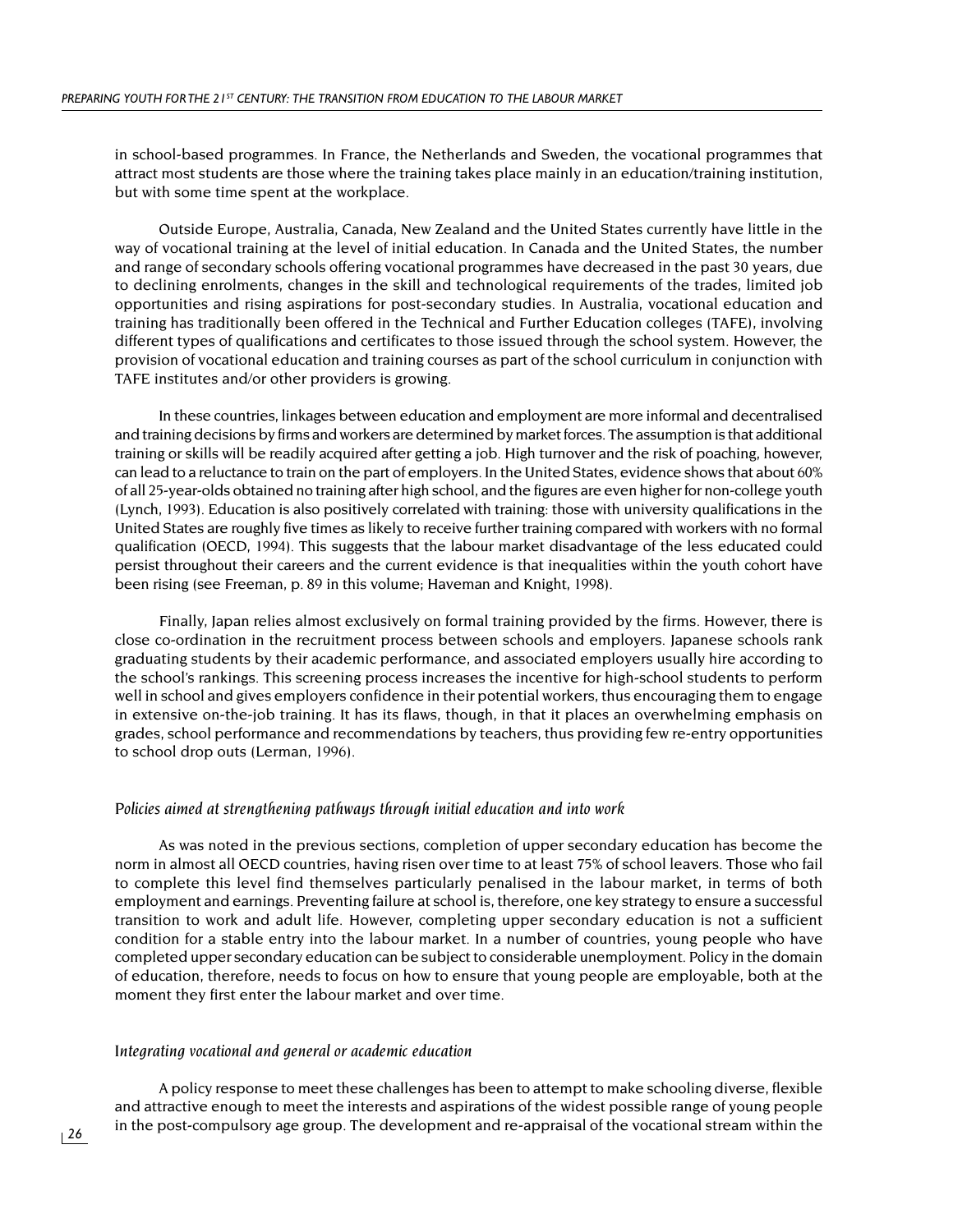in school-based programmes. In France, the Netherlands and Sweden, the vocational programmes that attract most students are those where the training takes place mainly in an education/training institution, but with some time spent at the workplace.

Outside Europe, Australia, Canada, New Zealand and the United States currently have little in the way of vocational training at the level of initial education. In Canada and the United States, the number and range of secondary schools offering vocational programmes have decreased in the past 30 years, due to declining enrolments, changes in the skill and technological requirements of the trades, limited job opportunities and rising aspirations for post-secondary studies. In Australia, vocational education and training has traditionally been offered in the Technical and Further Education colleges (TAFE), involving different types of qualifications and certificates to those issued through the school system. However, the provision of vocational education and training courses as part of the school curriculum in conjunction with TAFE institutes and/or other providers is growing.

In these countries, linkages between education and employment are more informal and decentralised and training decisions by firms and workers are determined by market forces. The assumption is that additional training or skills will be readily acquired after getting a job. High turnover and the risk of poaching, however, can lead to a reluctance to train on the part of employers. In the United States, evidence shows that about 60% of all 25-year-olds obtained no training after high school, and the figures are even higher for non-college youth (Lynch, 1993). Education is also positively correlated with training: those with university qualifications in the United States are roughly five times as likely to receive further training compared with workers with no formal qualification (OECD, 1994). This suggests that the labour market disadvantage of the less educated could persist throughout their careers and the current evidence is that inequalities within the youth cohort have been rising (see Freeman, p. 89 in this volume; Haveman and Knight, 1998).

Finally, Japan relies almost exclusively on formal training provided by the firms. However, there is close co-ordination in the recruitment process between schools and employers. Japanese schools rank graduating students by their academic performance, and associated employers usually hire according to the school's rankings. This screening process increases the incentive for high-school students to perform well in school and gives employers confidence in their potential workers, thus encouraging them to engage in extensive on-the-job training. It has its flaws, though, in that it places an overwhelming emphasis on grades, school performance and recommendations by teachers, thus providing few re-entry opportunities to school drop outs (Lerman, 1996).

### *Policies aimed at strengthening pathways through initial education and into work*

As was noted in the previous sections, completion of upper secondary education has become the norm in almost all OECD countries, having risen over time to at least 75% of school leavers. Those who fail to complete this level find themselves particularly penalised in the labour market, in terms of both employment and earnings. Preventing failure at school is, therefore, one key strategy to ensure a successful transition to work and adult life. However, completing upper secondary education is not a sufficient condition for a stable entry into the labour market. In a number of countries, young people who have completed upper secondary education can be subject to considerable unemployment. Policy in the domain of education, therefore, needs to focus on how to ensure that young people are employable, both at the moment they first enter the labour market and over time.

### *Integrating vocational and general or academic education*

A policy response to meet these challenges has been to attempt to make schooling diverse, flexible and attractive enough to meet the interests and aspirations of the widest possible range of young people in the post-compulsory age group. The development and re-appraisal of the vocational stream within the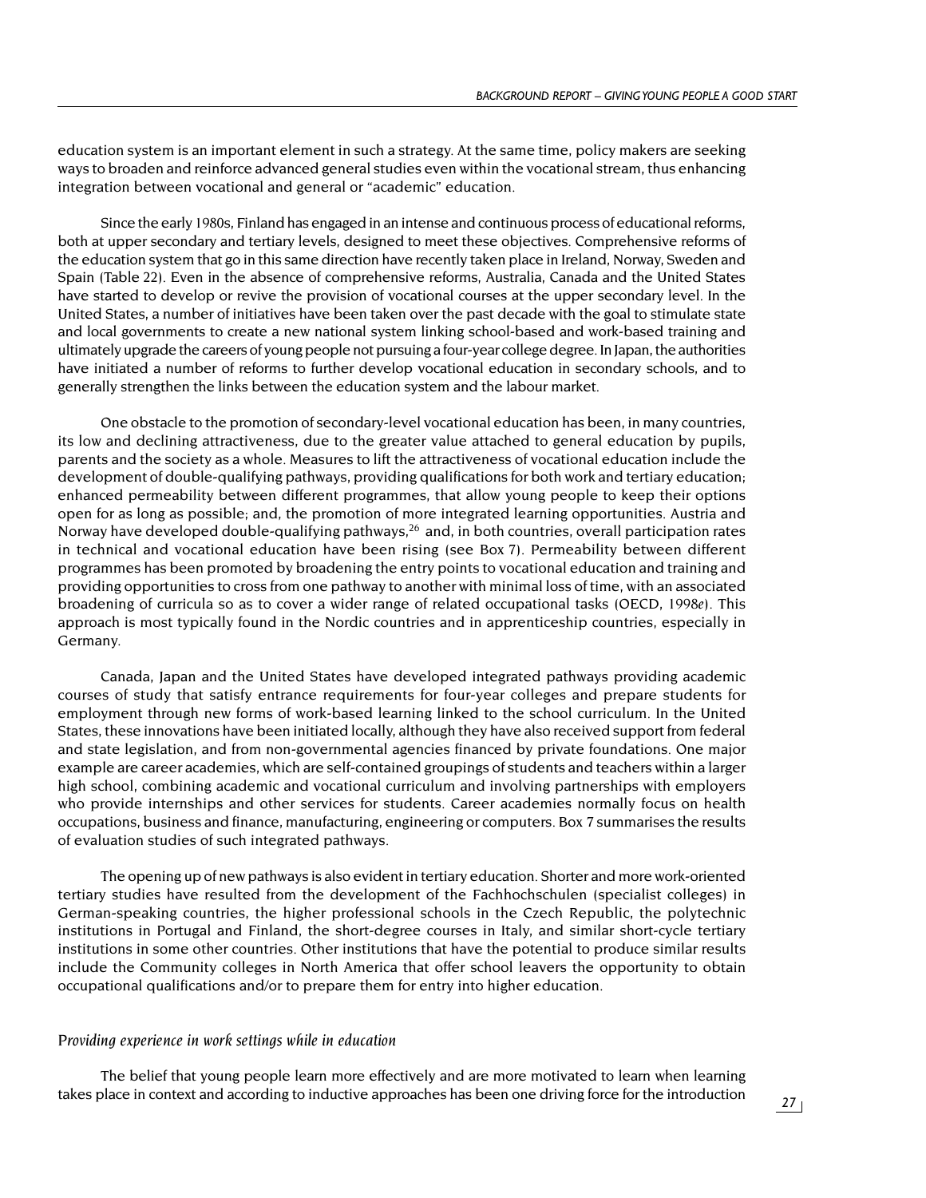education system is an important element in such a strategy. At the same time, policy makers are seeking ways to broaden and reinforce advanced general studies even within the vocational stream, thus enhancing integration between vocational and general or "academic" education.

Since the early 1980s, Finland has engaged in an intense and continuous process of educational reforms, both at upper secondary and tertiary levels, designed to meet these objectives. Comprehensive reforms of the education system that go in this same direction have recently taken place in Ireland, Norway, Sweden and Spain (Table 22). Even in the absence of comprehensive reforms, Australia, Canada and the United States have started to develop or revive the provision of vocational courses at the upper secondary level. In the United States, a number of initiatives have been taken over the past decade with the goal to stimulate state and local governments to create a new national system linking school-based and work-based training and ultimately upgrade the careers of young people not pursuing a four-year college degree. In Japan, the authorities have initiated a number of reforms to further develop vocational education in secondary schools, and to generally strengthen the links between the education system and the labour market.

One obstacle to the promotion of secondary-level vocational education has been, in many countries, its low and declining attractiveness, due to the greater value attached to general education by pupils, parents and the society as a whole. Measures to lift the attractiveness of vocational education include the development of double-qualifying pathways, providing qualifications for both work and tertiary education; enhanced permeability between different programmes, that allow young people to keep their options open for as long as possible; and, the promotion of more integrated learning opportunities. Austria and Norway have developed double-qualifying pathways,[26] and, in both countries, overall participation rates in technical and vocational education have been rising (see Box 7). Permeability between different programmes has been promoted by broadening the entry points to vocational education and training and providing opportunities to cross from one pathway to another with minimal loss of time, with an associated broadening of curricula so as to cover a wider range of related occupational tasks (OECD, 1998*e*). This approach is most typically found in the Nordic countries and in apprenticeship countries, especially in Germany.

Canada, Japan and the United States have developed integrated pathways providing academic courses of study that satisfy entrance requirements for four-year colleges and prepare students for employment through new forms of work-based learning linked to the school curriculum. In the United States, these innovations have been initiated locally, although they have also received support from federal and state legislation, and from non-governmental agencies financed by private foundations. One major example are career academies, which are self-contained groupings of students and teachers within a larger high school, combining academic and vocational curriculum and involving partnerships with employers who provide internships and other services for students. Career academies normally focus on health occupations, business and finance, manufacturing, engineering or computers. Box 7 summarises the results of evaluation studies of such integrated pathways.

The opening up of new pathways is also evident in tertiary education. Shorter and more work-oriented tertiary studies have resulted from the development of the Fachhochschulen (specialist colleges) in German-speaking countries, the higher professional schools in the Czech Republic, the polytechnic institutions in Portugal and Finland, the short-degree courses in Italy, and similar short-cycle tertiary institutions in some other countries. Other institutions that have the potential to produce similar results include the Community colleges in North America that offer school leavers the opportunity to obtain occupational qualifications and/or to prepare them for entry into higher education.

### *Providing experience in work settings while in education*

The belief that young people learn more effectively and are more motivated to learn when learning takes place in context and according to inductive approaches has been one driving force for the introduction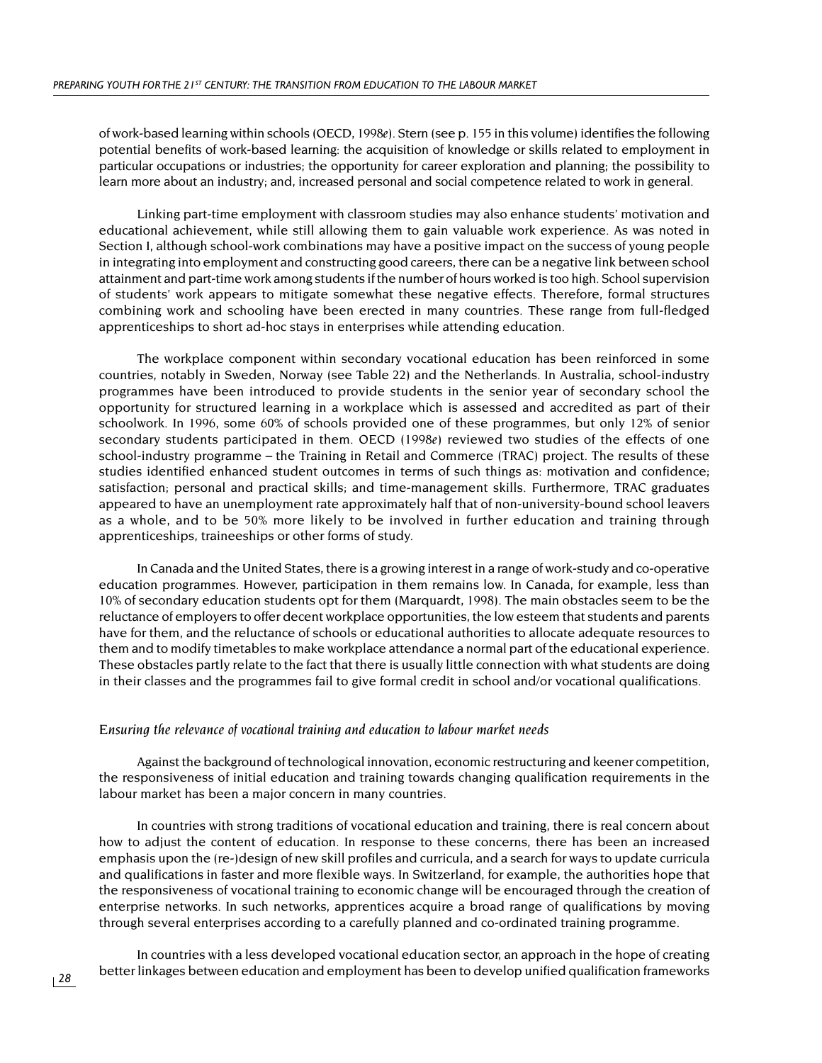of work-based learning within schools (OECD, 1998*e*). Stern (see p. 155 in this volume) identifies the following potential benefits of work-based learning: the acquisition of knowledge or skills related to employment in particular occupations or industries; the opportunity for career exploration and planning; the possibility to learn more about an industry; and, increased personal and social competence related to work in general.

Linking part-time employment with classroom studies may also enhance students' motivation and educational achievement, while still allowing them to gain valuable work experience. As was noted in Section I, although school-work combinations may have a positive impact on the success of young people in integrating into employment and constructing good careers, there can be a negative link between school attainment and part-time work among students if the number of hours worked is too high. School supervision of students' work appears to mitigate somewhat these negative effects. Therefore, formal structures combining work and schooling have been erected in many countries. These range from full-fledged apprenticeships to short ad-hoc stays in enterprises while attending education.

The workplace component within secondary vocational education has been reinforced in some countries, notably in Sweden, Norway (see Table 22) and the Netherlands. In Australia, school-industry programmes have been introduced to provide students in the senior year of secondary school the opportunity for structured learning in a workplace which is assessed and accredited as part of their schoolwork. In 1996, some 60% of schools provided one of these programmes, but only 12% of senior secondary students participated in them. OECD (1998*e*) reviewed two studies of the effects of one school-industry programme – the Training in Retail and Commerce (TRAC) project. The results of these studies identified enhanced student outcomes in terms of such things as: motivation and confidence; satisfaction; personal and practical skills; and time-management skills. Furthermore, TRAC graduates appeared to have an unemployment rate approximately half that of non-university-bound school leavers as a whole, and to be 50% more likely to be involved in further education and training through apprenticeships, traineeships or other forms of study.

In Canada and the United States, there is a growing interest in a range of work-study and co-operative education programmes. However, participation in them remains low. In Canada, for example, less than 10% of secondary education students opt for them (Marquardt, 1998). The main obstacles seem to be the reluctance of employers to offer decent workplace opportunities, the low esteem that students and parents have for them, and the reluctance of schools or educational authorities to allocate adequate resources to them and to modify timetables to make workplace attendance a normal part of the educational experience. These obstacles partly relate to the fact that there is usually little connection with what students are doing in their classes and the programmes fail to give formal credit in school and/or vocational qualifications.

### *Ensuring the relevance of vocational training and education to labour market needs*

Against the background of technological innovation, economic restructuring and keener competition, the responsiveness of initial education and training towards changing qualification requirements in the labour market has been a major concern in many countries.

In countries with strong traditions of vocational education and training, there is real concern about how to adjust the content of education. In response to these concerns, there has been an increased emphasis upon the (re-)design of new skill profiles and curricula, and a search for ways to update curricula and qualifications in faster and more flexible ways. In Switzerland, for example, the authorities hope that the responsiveness of vocational training to economic change will be encouraged through the creation of enterprise networks. In such networks, apprentices acquire a broad range of qualifications by moving through several enterprises according to a carefully planned and co-ordinated training programme.

In countries with a less developed vocational education sector, an approach in the hope of creating better linkages between education and employment has been to develop unified qualification frameworks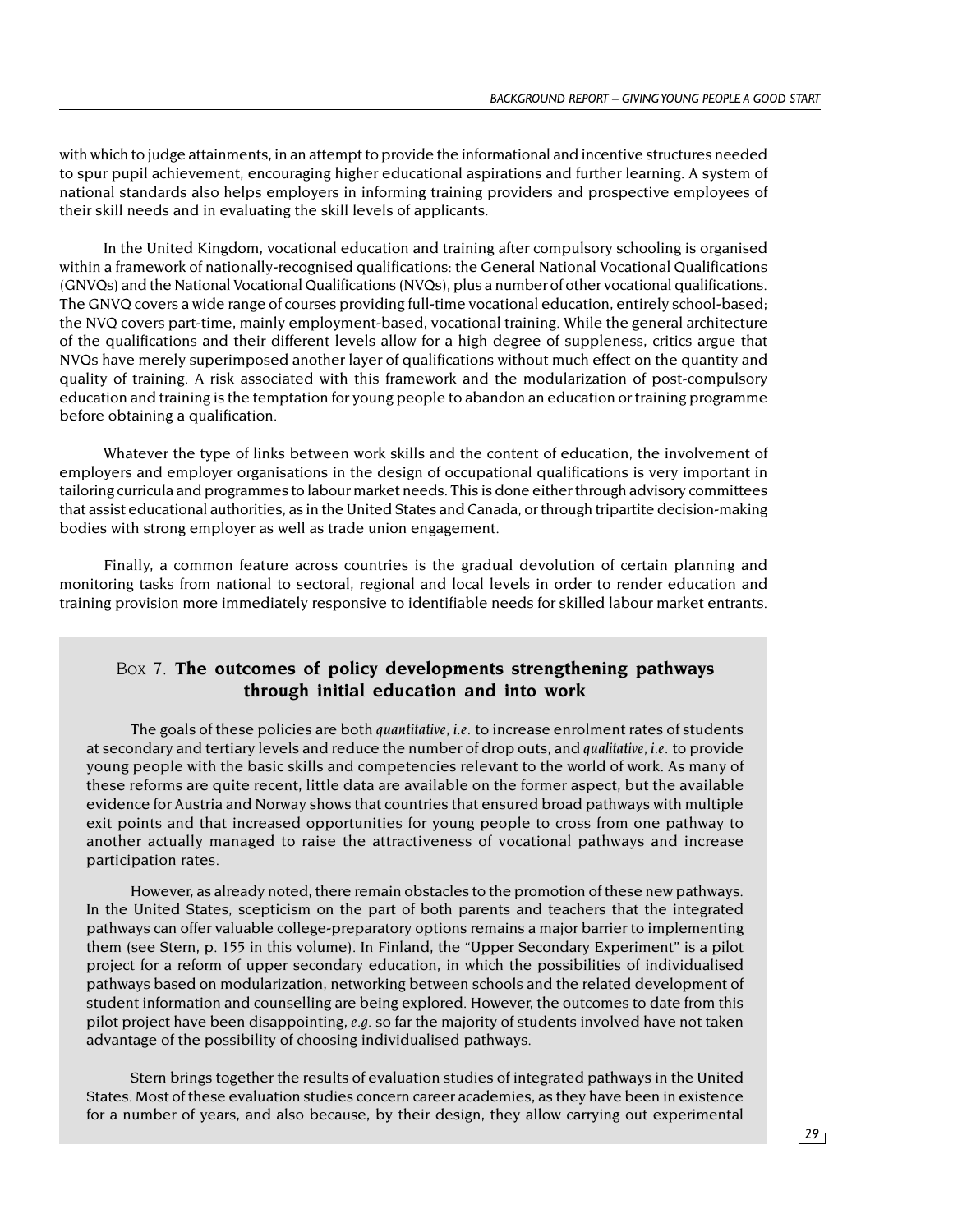with which to judge attainments, in an attempt to provide the informational and incentive structures needed to spur pupil achievement, encouraging higher educational aspirations and further learning. A system of national standards also helps employers in informing training providers and prospective employees of their skill needs and in evaluating the skill levels of applicants.

In the United Kingdom, vocational education and training after compulsory schooling is organised within a framework of nationally-recognised qualifications: the General National Vocational Qualifications (GNVQs) and the National Vocational Qualifications (NVQs), plus a number of other vocational qualifications. The GNVQ covers a wide range of courses providing full-time vocational education, entirely school-based; the NVQ covers part-time, mainly employment-based, vocational training. While the general architecture of the qualifications and their different levels allow for a high degree of suppleness, critics argue that NVQs have merely superimposed another layer of qualifications without much effect on the quantity and quality of training. A risk associated with this framework and the modularization of post-compulsory education and training is the temptation for young people to abandon an education or training programme before obtaining a qualification.

Whatever the type of links between work skills and the content of education, the involvement of employers and employer organisations in the design of occupational qualifications is very important in tailoring curricula and programmes to labour market needs. This is done either through advisory committees that assist educational authorities, as in the United States and Canada, or through tripartite decision-making bodies with strong employer as well as trade union engagement.

Finally, a common feature across countries is the gradual devolution of certain planning and monitoring tasks from national to sectoral, regional and local levels in order to render education and training provision more immediately responsive to identifiable needs for skilled labour market entrants.

### Box 7. **The outcomes of policy developments strengthening pathways through initial education and into work**

The goals of these policies are both *quantitative*, *i.e.* to increase enrolment rates of students at secondary and tertiary levels and reduce the number of drop outs, and *qualitative*, *i.e.* to provide young people with the basic skills and competencies relevant to the world of work. As many of these reforms are quite recent, little data are available on the former aspect, but the available evidence for Austria and Norway shows that countries that ensured broad pathways with multiple exit points and that increased opportunities for young people to cross from one pathway to another actually managed to raise the attractiveness of vocational pathways and increase participation rates.

However, as already noted, there remain obstacles to the promotion of these new pathways. In the United States, scepticism on the part of both parents and teachers that the integrated pathways can offer valuable college-preparatory options remains a major barrier to implementing them (see Stern, p. 155 in this volume). In Finland, the "Upper Secondary Experiment" is a pilot project for a reform of upper secondary education, in which the possibilities of individualised pathways based on modularization, networking between schools and the related development of student information and counselling are being explored. However, the outcomes to date from this pilot project have been disappointing, *e.g.* so far the majority of students involved have not taken advantage of the possibility of choosing individualised pathways.

Stern brings together the results of evaluation studies of integrated pathways in the United States. Most of these evaluation studies concern career academies, as they have been in existence for a number of years, and also because, by their design, they allow carrying out experimental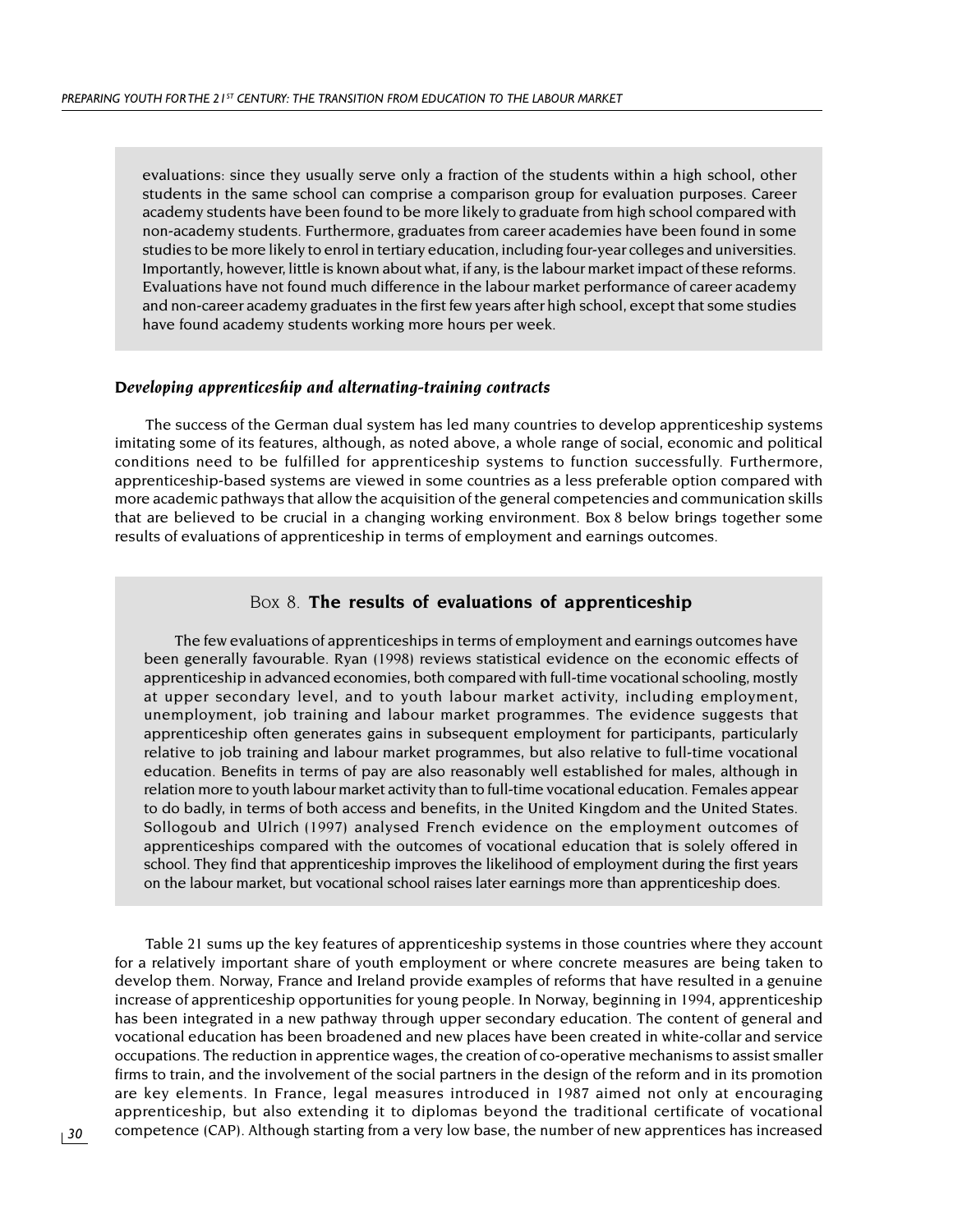evaluations: since they usually serve only a fraction of the students within a high school, other students in the same school can comprise a comparison group for evaluation purposes. Career academy students have been found to be more likely to graduate from high school compared with non-academy students. Furthermore, graduates from career academies have been found in some studies to be more likely to enrol in tertiary education, including four-year colleges and universities. Importantly, however, little is known about what, if any, is the labour market impact of these reforms. Evaluations have not found much difference in the labour market performance of career academy and non-career academy graduates in the first few years after high school, except that some studies have found academy students working more hours per week.

### *Developing apprenticeship and alternating-training contracts*

The success of the German dual system has led many countries to develop apprenticeship systems imitating some of its features, although, as noted above, a whole range of social, economic and political conditions need to be fulfilled for apprenticeship systems to function successfully. Furthermore, apprenticeship-based systems are viewed in some countries as a less preferable option compared with more academic pathways that allow the acquisition of the general competencies and communication skills that are believed to be crucial in a changing working environment. Box 8 below brings together some results of evaluations of apprenticeship in terms of employment and earnings outcomes.

### Box 8. **The results of evaluations of apprenticeship**

The few evaluations of apprenticeships in terms of employment and earnings outcomes have been generally favourable. Ryan (1998) reviews statistical evidence on the economic effects of apprenticeship in advanced economies, both compared with full-time vocational schooling, mostly at upper secondary level, and to youth labour market activity, including employment, unemployment, job training and labour market programmes. The evidence suggests that apprenticeship often generates gains in subsequent employment for participants, particularly relative to job training and labour market programmes, but also relative to full-time vocational education. Benefits in terms of pay are also reasonably well established for males, although in relation more to youth labour market activity than to full-time vocational education. Females appear to do badly, in terms of both access and benefits, in the United Kingdom and the United States. Sollogoub and Ulrich (1997) analysed French evidence on the employment outcomes of apprenticeships compared with the outcomes of vocational education that is solely offered in school. They find that apprenticeship improves the likelihood of employment during the first years on the labour market, but vocational school raises later earnings more than apprenticeship does.

Table 21 sums up the key features of apprenticeship systems in those countries where they account for a relatively important share of youth employment or where concrete measures are being taken to develop them. Norway, France and Ireland provide examples of reforms that have resulted in a genuine increase of apprenticeship opportunities for young people. In Norway, beginning in 1994, apprenticeship has been integrated in a new pathway through upper secondary education. The content of general and vocational education has been broadened and new places have been created in white-collar and service occupations. The reduction in apprentice wages, the creation of co-operative mechanisms to assist smaller firms to train, and the involvement of the social partners in the design of the reform and in its promotion are key elements. In France, legal measures introduced in 1987 aimed not only at encouraging apprenticeship, but also extending it to diplomas beyond the traditional certificate of vocational competence (CAP). Although starting from a very low base, the number of new apprentices has increased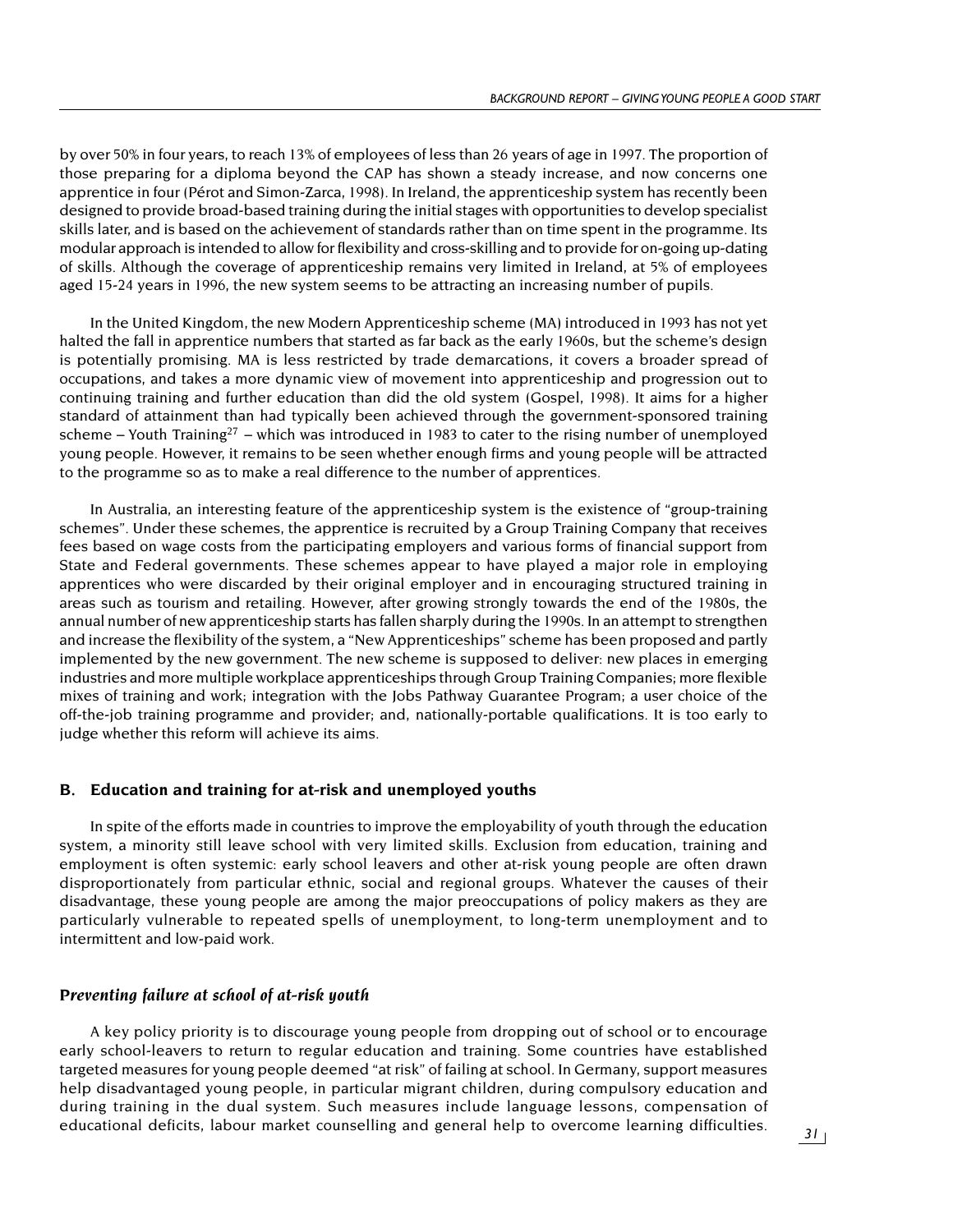by over 50% in four years, to reach 13% of employees of less than 26 years of age in 1997. The proportion of those preparing for a diploma beyond the CAP has shown a steady increase, and now concerns one apprentice in four (Pérot and Simon-Zarca, 1998). In Ireland, the apprenticeship system has recently been designed to provide broad-based training during the initial stages with opportunities to develop specialist skills later, and is based on the achievement of standards rather than on time spent in the programme. Its modular approach is intended to allow for flexibility and cross-skilling and to provide for on-going up-dating of skills. Although the coverage of apprenticeship remains very limited in Ireland, at 5% of employees aged 15-24 years in 1996, the new system seems to be attracting an increasing number of pupils.

In the United Kingdom, the new Modern Apprenticeship scheme (MA) introduced in 1993 has not yet halted the fall in apprentice numbers that started as far back as the early 1960s, but the scheme's design is potentially promising. MA is less restricted by trade demarcations, it covers a broader spread of occupations, and takes a more dynamic view of movement into apprenticeship and progression out to continuing training and further education than did the old system (Gospel, 1998). It aims for a higher standard of attainment than had typically been achieved through the government-sponsored training scheme – Youth Training[27] – which was introduced in 1983 to cater to the rising number of unemployed young people. However, it remains to be seen whether enough firms and young people will be attracted to the programme so as to make a real difference to the number of apprentices.

In Australia, an interesting feature of the apprenticeship system is the existence of "group-training schemes". Under these schemes, the apprentice is recruited by a Group Training Company that receives fees based on wage costs from the participating employers and various forms of financial support from State and Federal governments. These schemes appear to have played a major role in employing apprentices who were discarded by their original employer and in encouraging structured training in areas such as tourism and retailing. However, after growing strongly towards the end of the 1980s, the annual number of new apprenticeship starts has fallen sharply during the 1990s. In an attempt to strengthen and increase the flexibility of the system, a "New Apprenticeships" scheme has been proposed and partly implemented by the new government. The new scheme is supposed to deliver: new places in emerging industries and more multiple workplace apprenticeships through Group Training Companies; more flexible mixes of training and work; integration with the Jobs Pathway Guarantee Program; a user choice of the off-the-job training programme and provider; and, nationally-portable qualifications. It is too early to judge whether this reform will achieve its aims.

## B. Education and training for at-risk and unemployed youths

In spite of the efforts made in countries to improve the employability of youth through the education system, a minority still leave school with very limited skills. Exclusion from education, training and employment is often systemic: early school leavers and other at-risk young people are often drawn disproportionately from particular ethnic, social and regional groups. Whatever the causes of their disadvantage, these young people are among the major preoccupations of policy makers as they are particularly vulnerable to repeated spells of unemployment, to long-term unemployment and to intermittent and low-paid work.

### *Preventing failure at school of at-risk youth*

A key policy priority is to discourage young people from dropping out of school or to encourage early school-leavers to return to regular education and training. Some countries have established targeted measures for young people deemed "at risk" of failing at school. In Germany, support measures help disadvantaged young people, in particular migrant children, during compulsory education and during training in the dual system. Such measures include language lessons, compensation of educational deficits, labour market counselling and general help to overcome learning difficulties.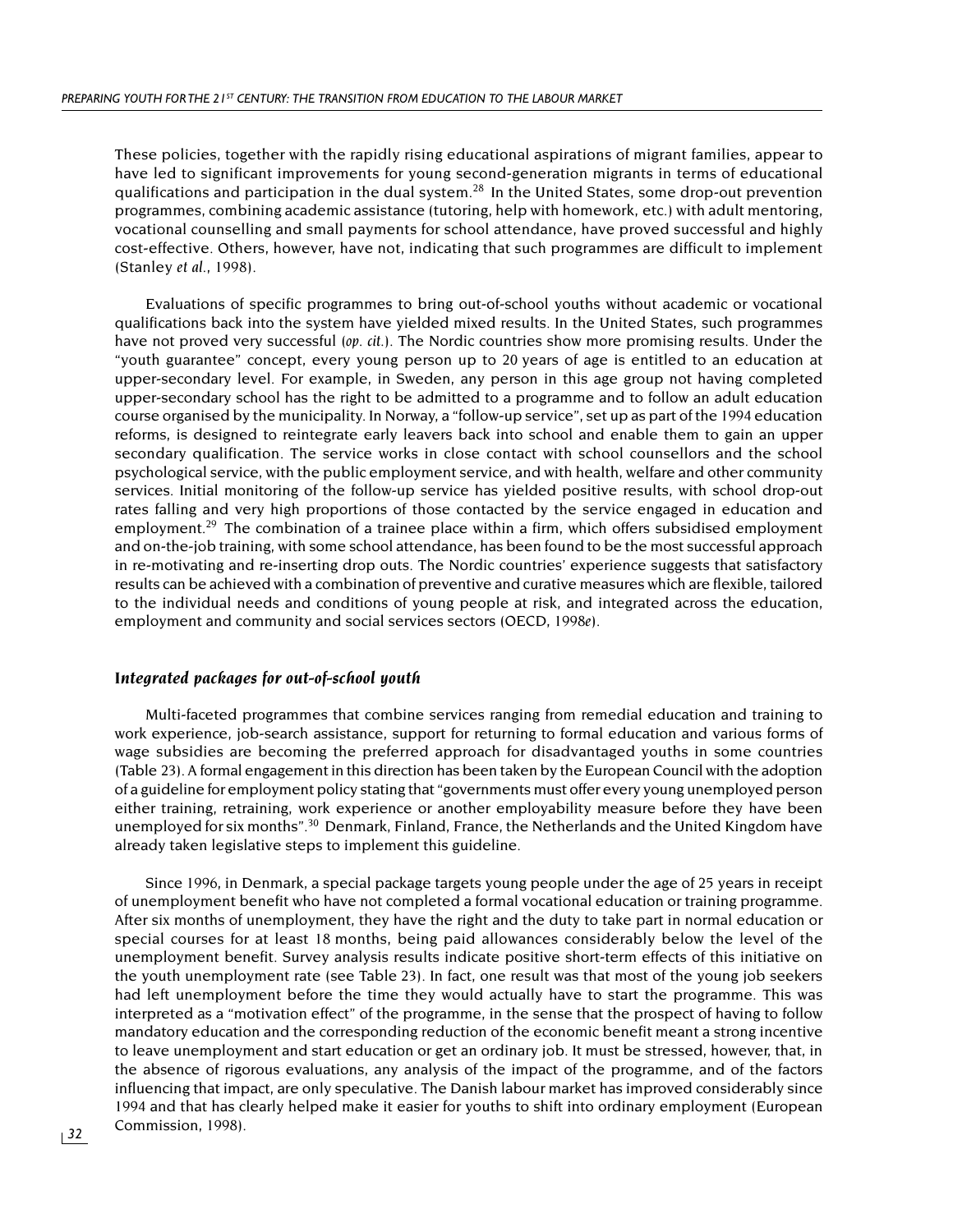These policies, together with the rapidly rising educational aspirations of migrant families, appear to have led to significant improvements for young second-generation migrants in terms of educational qualifications and participation in the dual system.[28] In the United States, some drop-out prevention programmes, combining academic assistance (tutoring, help with homework, etc.) with adult mentoring, vocational counselling and small payments for school attendance, have proved successful and highly cost-effective. Others, however, have not, indicating that such programmes are difficult to implement (Stanley *et al.*, 1998).

Evaluations of specific programmes to bring out-of-school youths without academic or vocational qualifications back into the system have yielded mixed results. In the United States, such programmes have not proved very successful (*op. cit.*). The Nordic countries show more promising results. Under the "youth guarantee" concept, every young person up to 20 years of age is entitled to an education at upper-secondary level. For example, in Sweden, any person in this age group not having completed upper-secondary school has the right to be admitted to a programme and to follow an adult education course organised by the municipality. In Norway, a "follow-up service", set up as part of the 1994 education reforms, is designed to reintegrate early leavers back into school and enable them to gain an upper secondary qualification. The service works in close contact with school counsellors and the school psychological service, with the public employment service, and with health, welfare and other community services. Initial monitoring of the follow-up service has yielded positive results, with school drop-out rates falling and very high proportions of those contacted by the service engaged in education and employment.[29] The combination of a trainee place within a firm, which offers subsidised employment and on-the-job training, with some school attendance, has been found to be the most successful approach in re-motivating and re-inserting drop outs. The Nordic countries' experience suggests that satisfactory results can be achieved with a combination of preventive and curative measures which are flexible, tailored to the individual needs and conditions of young people at risk, and integrated across the education, employment and community and social services sectors (OECD, 1998*e*).

### *Integrated packages for out-of-school youth*

Multi-faceted programmes that combine services ranging from remedial education and training to work experience, job-search assistance, support for returning to formal education and various forms of wage subsidies are becoming the preferred approach for disadvantaged youths in some countries (Table 23). A formal engagement in this direction has been taken by the European Council with the adoption of a guideline for employment policy stating that "governments must offer every young unemployed person either training, retraining, work experience or another employability measure before they have been unemployed for six months".[30] Denmark, Finland, France, the Netherlands and the United Kingdom have already taken legislative steps to implement this guideline.

Since 1996, in Denmark, a special package targets young people under the age of 25 years in receipt of unemployment benefit who have not completed a formal vocational education or training programme. After six months of unemployment, they have the right and the duty to take part in normal education or special courses for at least 18 months, being paid allowances considerably below the level of the unemployment benefit. Survey analysis results indicate positive short-term effects of this initiative on the youth unemployment rate (see Table 23). In fact, one result was that most of the young job seekers had left unemployment before the time they would actually have to start the programme. This was interpreted as a "motivation effect" of the programme, in the sense that the prospect of having to follow mandatory education and the corresponding reduction of the economic benefit meant a strong incentive to leave unemployment and start education or get an ordinary job. It must be stressed, however, that, in the absence of rigorous evaluations, any analysis of the impact of the programme, and of the factors influencing that impact, are only speculative. The Danish labour market has improved considerably since 1994 and that has clearly helped make it easier for youths to shift into ordinary employment (European Commission, 1998).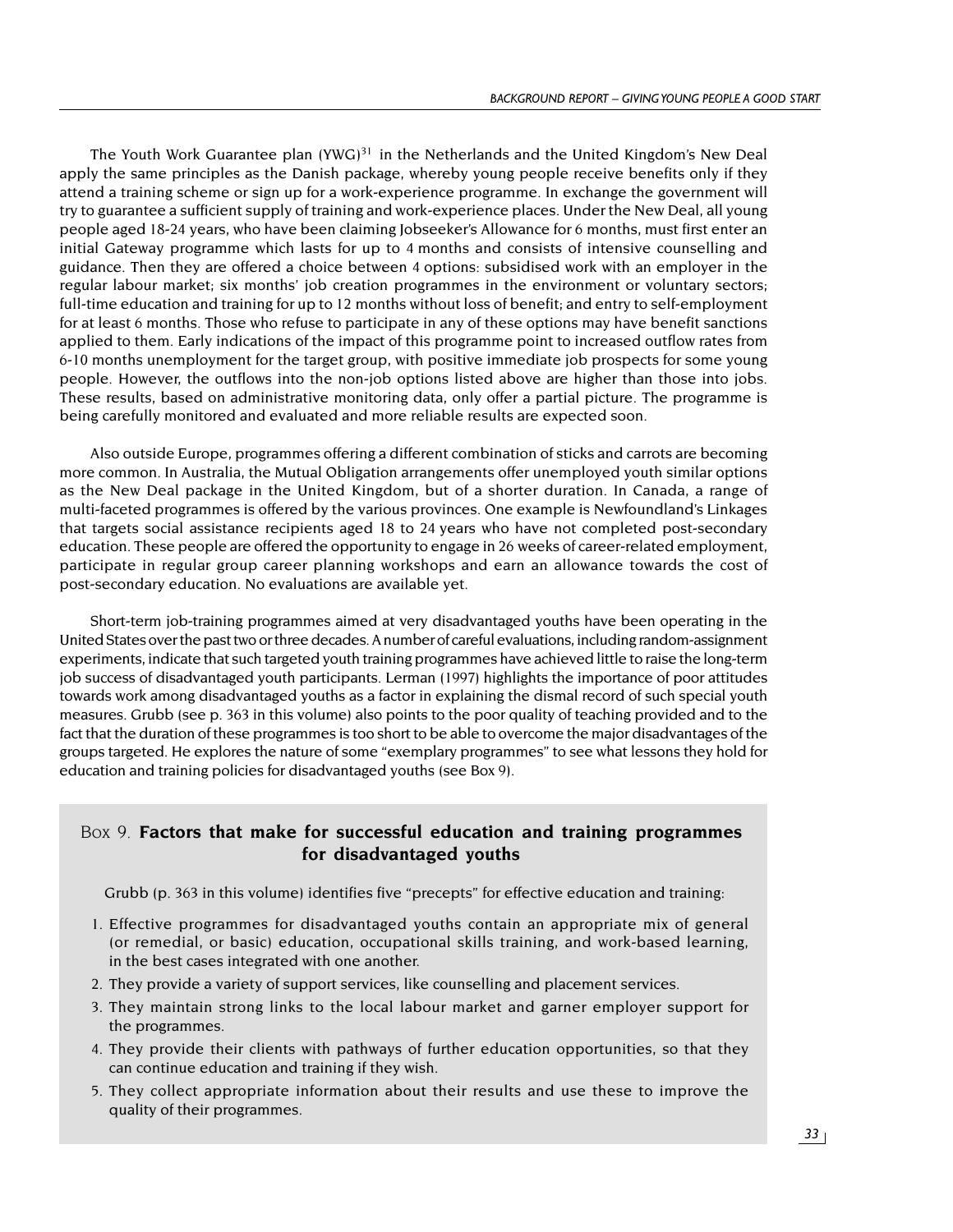The Youth Work Guarantee plan (YWG)[31] in the Netherlands and the United Kingdom's New Deal apply the same principles as the Danish package, whereby young people receive benefits only if they attend a training scheme or sign up for a work-experience programme. In exchange the government will try to guarantee a sufficient supply of training and work-experience places. Under the New Deal, all young people aged 18-24 years, who have been claiming Jobseeker's Allowance for 6 months, must first enter an initial Gateway programme which lasts for up to 4 months and consists of intensive counselling and guidance. Then they are offered a choice between 4 options: subsidised work with an employer in the regular labour market; six months' job creation programmes in the environment or voluntary sectors; full-time education and training for up to 12 months without loss of benefit; and entry to self-employment for at least 6 months. Those who refuse to participate in any of these options may have benefit sanctions applied to them. Early indications of the impact of this programme point to increased outflow rates from 6-10 months unemployment for the target group, with positive immediate job prospects for some young people. However, the outflows into the non-job options listed above are higher than those into jobs. These results, based on administrative monitoring data, only offer a partial picture. The programme is being carefully monitored and evaluated and more reliable results are expected soon.

Also outside Europe, programmes offering a different combination of sticks and carrots are becoming more common. In Australia, the Mutual Obligation arrangements offer unemployed youth similar options as the New Deal package in the United Kingdom, but of a shorter duration. In Canada, a range of multi-faceted programmes is offered by the various provinces. One example is Newfoundland's Linkages that targets social assistance recipients aged 18 to 24 years who have not completed post-secondary education. These people are offered the opportunity to engage in 26 weeks of career-related employment, participate in regular group career planning workshops and earn an allowance towards the cost of post-secondary education. No evaluations are available yet.

Short-term job-training programmes aimed at very disadvantaged youths have been operating in the United States over the past two or three decades. A number of careful evaluations, including random-assignment experiments, indicate that such targeted youth training programmes have achieved little to raise the long-term job success of disadvantaged youth participants. Lerman (1997) highlights the importance of poor attitudes towards work among disadvantaged youths as a factor in explaining the dismal record of such special youth measures. Grubb (see p. 363 in this volume) also points to the poor quality of teaching provided and to the fact that the duration of these programmes is too short to be able to overcome the major disadvantages of the groups targeted. He explores the nature of some "exemplary programmes" to see what lessons they hold for education and training policies for disadvantaged youths (see Box 9).

### Box 9. **Factors that make for successful education and training programmes for disadvantaged youths**

Grubb (p. 363 in this volume) identifies five "precepts" for effective education and training:

1. Effective programmes for disadvantaged youths contain an appropriate mix of general (or remedial, or basic) education, occupational skills training, and work-based learning, in the best cases integrated with one another.
2. They provide a variety of support services, like counselling and placement services.
3. They maintain strong links to the local labour market and garner employer support for the programmes.
4. They provide their clients with pathways of further education opportunities, so that they can continue education and training if they wish.
5. They collect appropriate information about their results and use these to improve the quality of their programmes.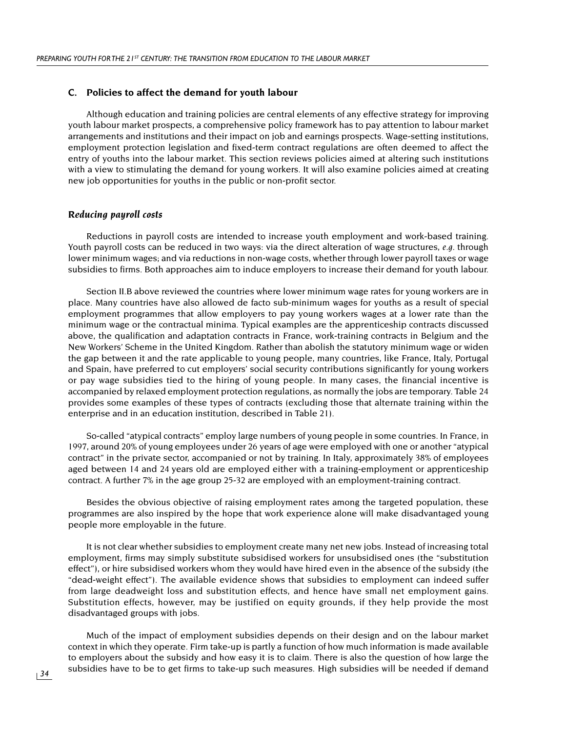### C. Policies to affect the demand for youth labour

Although education and training policies are central elements of any effective strategy for improving youth labour market prospects, a comprehensive policy framework has to pay attention to labour market arrangements and institutions and their impact on job and earnings prospects. Wage-setting institutions, employment protection legislation and fixed-term contract regulations are often deemed to affect the entry of youths into the labour market. This section reviews policies aimed at altering such institutions with a view to stimulating the demand for young workers. It will also examine policies aimed at creating new job opportunities for youths in the public or non-profit sector.

#### *Reducing payroll costs*

Reductions in payroll costs are intended to increase youth employment and work-based training. Youth payroll costs can be reduced in two ways: via the direct alteration of wage structures, *e.g.* through lower minimum wages; and via reductions in non-wage costs, whether through lower payroll taxes or wage subsidies to firms. Both approaches aim to induce employers to increase their demand for youth labour.

Section II.B above reviewed the countries where lower minimum wage rates for young workers are in place. Many countries have also allowed de facto sub-minimum wages for youths as a result of special employment programmes that allow employers to pay young workers wages at a lower rate than the minimum wage or the contractual minima. Typical examples are the apprenticeship contracts discussed above, the qualification and adaptation contracts in France, work-training contracts in Belgium and the New Workers' Scheme in the United Kingdom. Rather than abolish the statutory minimum wage or widen the gap between it and the rate applicable to young people, many countries, like France, Italy, Portugal and Spain, have preferred to cut employers' social security contributions significantly for young workers or pay wage subsidies tied to the hiring of young people. In many cases, the financial incentive is accompanied by relaxed employment protection regulations, as normally the jobs are temporary. Table 24 provides some examples of these types of contracts (excluding those that alternate training within the enterprise and in an education institution, described in Table 21).

So-called "atypical contracts" employ large numbers of young people in some countries. In France, in 1997, around 20% of young employees under 26 years of age were employed with one or another "atypical contract" in the private sector, accompanied or not by training. In Italy, approximately 38% of employees aged between 14 and 24 years old are employed either with a training-employment or apprenticeship contract. A further 7% in the age group 25-32 are employed with an employment-training contract.

Besides the obvious objective of raising employment rates among the targeted population, these programmes are also inspired by the hope that work experience alone will make disadvantaged young people more employable in the future.

It is not clear whether subsidies to employment create many net new jobs. Instead of increasing total employment, firms may simply substitute subsidised workers for unsubsidised ones (the "substitution effect"), or hire subsidised workers whom they would have hired even in the absence of the subsidy (the "dead-weight effect"). The available evidence shows that subsidies to employment can indeed suffer from large deadweight loss and substitution effects, and hence have small net employment gains. Substitution effects, however, may be justified on equity grounds, if they help provide the most disadvantaged groups with jobs.

Much of the impact of employment subsidies depends on their design and on the labour market context in which they operate. Firm take-up is partly a function of how much information is made available to employers about the subsidy and how easy it is to claim. There is also the question of how large the subsidies have to be to get firms to take-up such measures. High subsidies will be needed if demand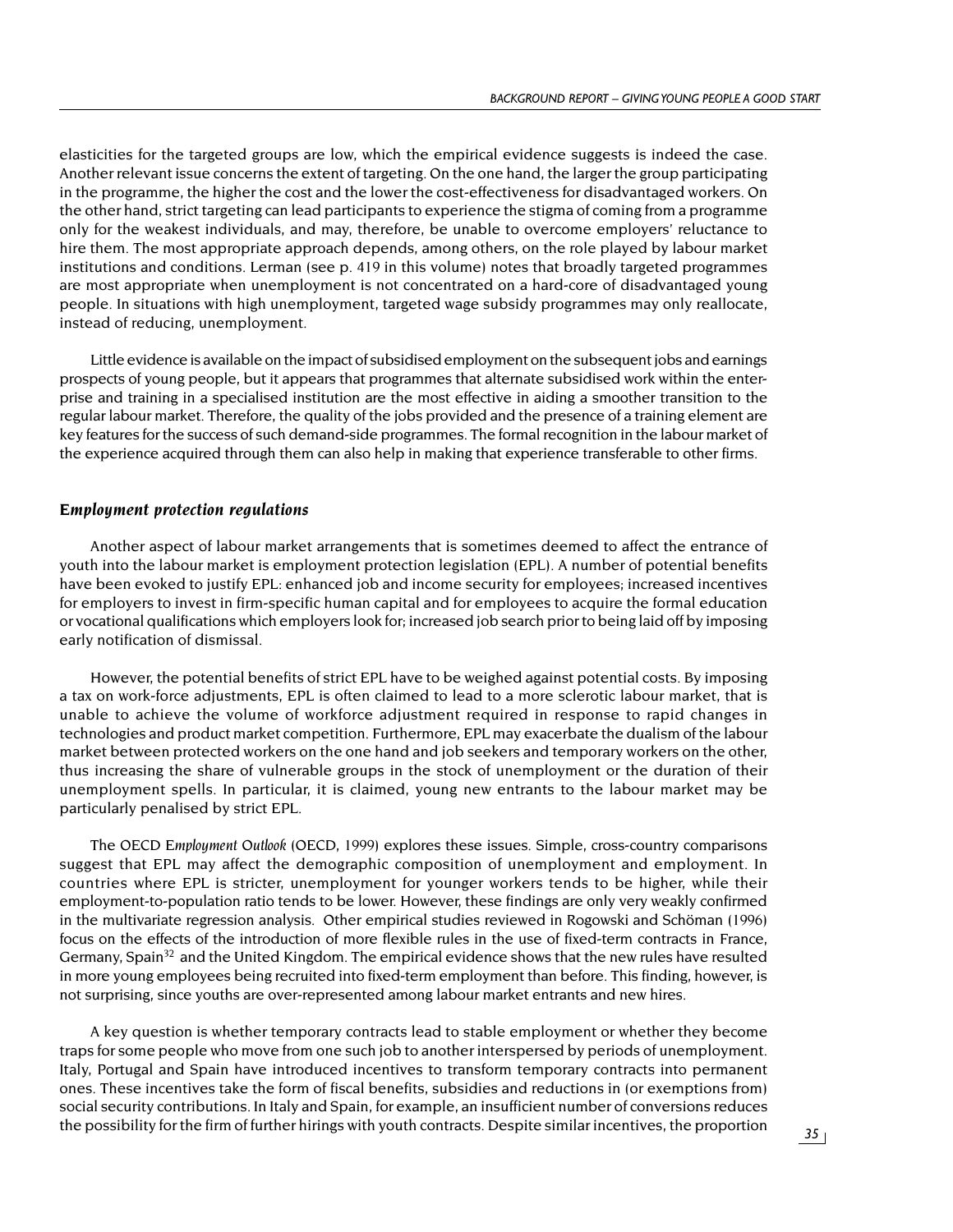elasticities for the targeted groups are low, which the empirical evidence suggests is indeed the case. Another relevant issue concerns the extent of targeting. On the one hand, the larger the group participating in the programme, the higher the cost and the lower the cost-effectiveness for disadvantaged workers. On the other hand, strict targeting can lead participants to experience the stigma of coming from a programme only for the weakest individuals, and may, therefore, be unable to overcome employers' reluctance to hire them. The most appropriate approach depends, among others, on the role played by labour market institutions and conditions. Lerman (see p. 419 in this volume) notes that broadly targeted programmes are most appropriate when unemployment is not concentrated on a hard-core of disadvantaged young people. In situations with high unemployment, targeted wage subsidy programmes may only reallocate, instead of reducing, unemployment.

Little evidence is available on the impact of subsidised employment on the subsequent jobs and earnings prospects of young people, but it appears that programmes that alternate subsidised work within the enterprise and training in a specialised institution are the most effective in aiding a smoother transition to the regular labour market. Therefore, the quality of the jobs provided and the presence of a training element are key features for the success of such demand-side programmes. The formal recognition in the labour market of the experience acquired through them can also help in making that experience transferable to other firms.

### *Employment protection regulations*

Another aspect of labour market arrangements that is sometimes deemed to affect the entrance of youth into the labour market is employment protection legislation (EPL). A number of potential benefits have been evoked to justify EPL: enhanced job and income security for employees; increased incentives for employers to invest in firm-specific human capital and for employees to acquire the formal education or vocational qualifications which employers look for; increased job search prior to being laid off by imposing early notification of dismissal.

However, the potential benefits of strict EPL have to be weighed against potential costs. By imposing a tax on work-force adjustments, EPL is often claimed to lead to a more sclerotic labour market, that is unable to achieve the volume of workforce adjustment required in response to rapid changes in technologies and product market competition. Furthermore, EPL may exacerbate the dualism of the labour market between protected workers on the one hand and job seekers and temporary workers on the other, thus increasing the share of vulnerable groups in the stock of unemployment or the duration of their unemployment spells. In particular, it is claimed, young new entrants to the labour market may be particularly penalised by strict EPL.

The OECD *Employment Outlook* (OECD, 1999) explores these issues. Simple, cross-country comparisons suggest that EPL may affect the demographic composition of unemployment and employment. In countries where EPL is stricter, unemployment for younger workers tends to be higher, while their employment-to-population ratio tends to be lower. However, these findings are only very weakly confirmed in the multivariate regression analysis. Other empirical studies reviewed in Rogowski and Schöman (1996) focus on the effects of the introduction of more flexible rules in the use of fixed-term contracts in France, Germany, Spain[32] and the United Kingdom. The empirical evidence shows that the new rules have resulted in more young employees being recruited into fixed-term employment than before. This finding, however, is not surprising, since youths are over-represented among labour market entrants and new hires.

A key question is whether temporary contracts lead to stable employment or whether they become traps for some people who move from one such job to another interspersed by periods of unemployment. Italy, Portugal and Spain have introduced incentives to transform temporary contracts into permanent ones. These incentives take the form of fiscal benefits, subsidies and reductions in (or exemptions from) social security contributions. In Italy and Spain, for example, an insufficient number of conversions reduces the possibility for the firm of further hirings with youth contracts. Despite similar incentives, the proportion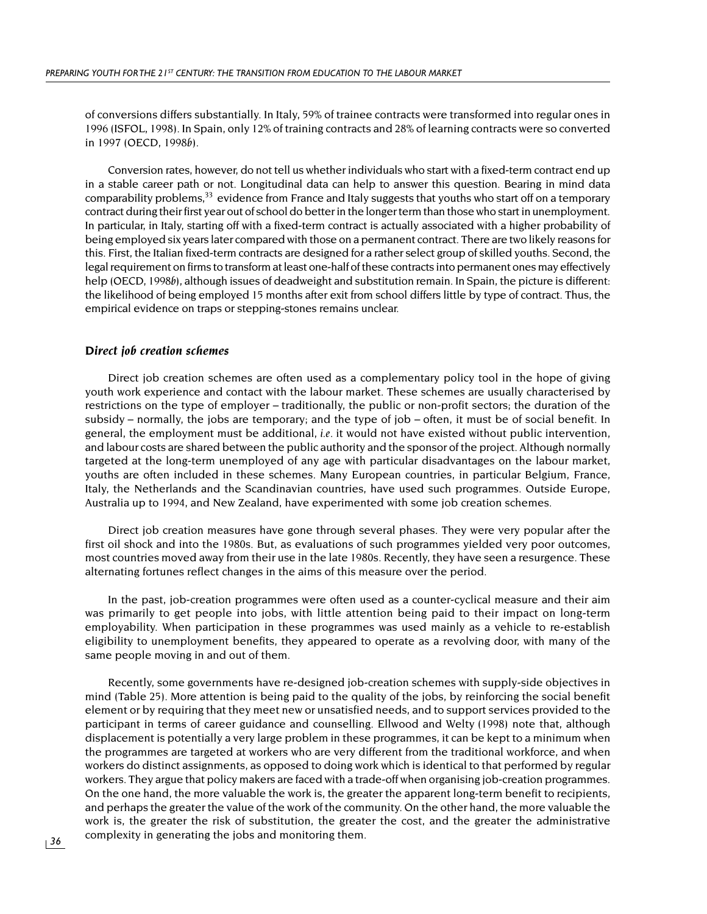of conversions differs substantially. In Italy, 59% of trainee contracts were transformed into regular ones in 1996 (ISFOL, 1998). In Spain, only 12% of training contracts and 28% of learning contracts were so converted in 1997 (OECD, 1998*b*).

Conversion rates, however, do not tell us whether individuals who start with a fixed-term contract end up in a stable career path or not. Longitudinal data can help to answer this question. Bearing in mind data comparability problems,[33] evidence from France and Italy suggests that youths who start off on a temporary contract during their first year out of school do better in the longer term than those who start in unemployment. In particular, in Italy, starting off with a fixed-term contract is actually associated with a higher probability of being employed six years later compared with those on a permanent contract. There are two likely reasons for this. First, the Italian fixed-term contracts are designed for a rather select group of skilled youths. Second, the legal requirement on firms to transform at least one-half of these contracts into permanent ones may effectively help (OECD, 1998*b*), although issues of deadweight and substitution remain. In Spain, the picture is different: the likelihood of being employed 15 months after exit from school differs little by type of contract. Thus, the empirical evidence on traps or stepping-stones remains unclear.

### *Direct job creation schemes*

Direct job creation schemes are often used as a complementary policy tool in the hope of giving youth work experience and contact with the labour market. These schemes are usually characterised by restrictions on the type of employer – traditionally, the public or non-profit sectors; the duration of the subsidy – normally, the jobs are temporary; and the type of job – often, it must be of social benefit. In general, the employment must be additional, *i.e.* it would not have existed without public intervention, and labour costs are shared between the public authority and the sponsor of the project. Although normally targeted at the long-term unemployed of any age with particular disadvantages on the labour market, youths are often included in these schemes. Many European countries, in particular Belgium, France, Italy, the Netherlands and the Scandinavian countries, have used such programmes. Outside Europe, Australia up to 1994, and New Zealand, have experimented with some job creation schemes.

Direct job creation measures have gone through several phases. They were very popular after the first oil shock and into the 1980s. But, as evaluations of such programmes yielded very poor outcomes, most countries moved away from their use in the late 1980s. Recently, they have seen a resurgence. These alternating fortunes reflect changes in the aims of this measure over the period.

In the past, job-creation programmes were often used as a counter-cyclical measure and their aim was primarily to get people into jobs, with little attention being paid to their impact on long-term employability. When participation in these programmes was used mainly as a vehicle to re-establish eligibility to unemployment benefits, they appeared to operate as a revolving door, with many of the same people moving in and out of them.

Recently, some governments have re-designed job-creation schemes with supply-side objectives in mind (Table 25). More attention is being paid to the quality of the jobs, by reinforcing the social benefit element or by requiring that they meet new or unsatisfied needs, and to support services provided to the participant in terms of career guidance and counselling. Ellwood and Welty (1998) note that, although displacement is potentially a very large problem in these programmes, it can be kept to a minimum when the programmes are targeted at workers who are very different from the traditional workforce, and when workers do distinct assignments, as opposed to doing work which is identical to that performed by regular workers. They argue that policy makers are faced with a trade-off when organising job-creation programmes. On the one hand, the more valuable the work is, the greater the apparent long-term benefit to recipients, and perhaps the greater the value of the work of the community. On the other hand, the more valuable the work is, the greater the risk of substitution, the greater the cost, and the greater the administrative complexity in generating the jobs and monitoring them.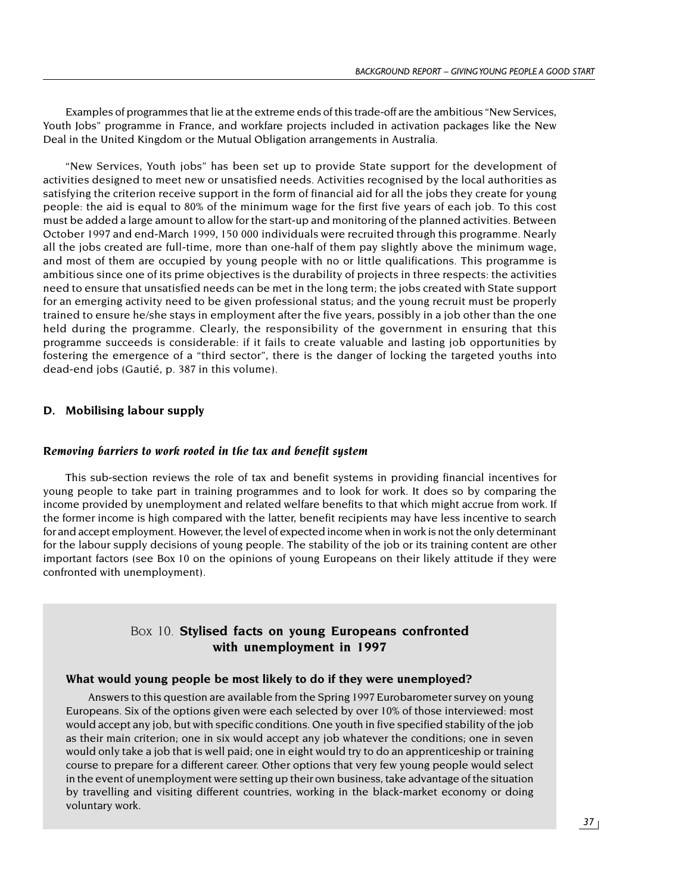Examples of programmes that lie at the extreme ends of this trade-off are the ambitious "New Services, Youth Jobs" programme in France, and workfare projects included in activation packages like the New Deal in the United Kingdom or the Mutual Obligation arrangements in Australia.

"New Services, Youth jobs" has been set up to provide State support for the development of activities designed to meet new or unsatisfied needs. Activities recognised by the local authorities as satisfying the criterion receive support in the form of financial aid for all the jobs they create for young people: the aid is equal to 80% of the minimum wage for the first five years of each job. To this cost must be added a large amount to allow for the start-up and monitoring of the planned activities. Between October 1997 and end-March 1999, 150 000 individuals were recruited through this programme. Nearly all the jobs created are full-time, more than one-half of them pay slightly above the minimum wage, and most of them are occupied by young people with no or little qualifications. This programme is ambitious since one of its prime objectives is the durability of projects in three respects: the activities need to ensure that unsatisfied needs can be met in the long term; the jobs created with State support for an emerging activity need to be given professional status; and the young recruit must be properly trained to ensure he/she stays in employment after the five years, possibly in a job other than the one held during the programme. Clearly, the responsibility of the government in ensuring that this programme succeeds is considerable: if it fails to create valuable and lasting job opportunities by fostering the emergence of a "third sector", there is the danger of locking the targeted youths into dead-end jobs (Gautié, p. 387 in this volume).

### D. Mobilising labour supply

#### *Removing barriers to work rooted in the tax and benefit system*

This sub-section reviews the role of tax and benefit systems in providing financial incentives for young people to take part in training programmes and to look for work. It does so by comparing the income provided by unemployment and related welfare benefits to that which might accrue from work. If the former income is high compared with the latter, benefit recipients may have less incentive to search for and accept employment. However, the level of expected income when in work is not the only determinant for the labour supply decisions of young people. The stability of the job or its training content are other important factors (see Box 10 on the opinions of young Europeans on their likely attitude if they were confronted with unemployment).

#### Box 10. **Stylised facts on young Europeans confronted with unemployment in 1997**

**What would young people be most likely to do if they were unemployed?**

Answers to this question are available from the Spring 1997 Eurobarometer survey on young Europeans. Six of the options given were each selected by over 10% of those interviewed: most would accept any job, but with specific conditions. One youth in five specified stability of the job as their main criterion; one in six would accept any job whatever the conditions; one in seven would only take a job that is well paid; one in eight would try to do an apprenticeship or training course to prepare for a different career. Other options that very few young people would select in the event of unemployment were setting up their own business, take advantage of the situation by travelling and visiting different countries, working in the black-market economy or doing voluntary work.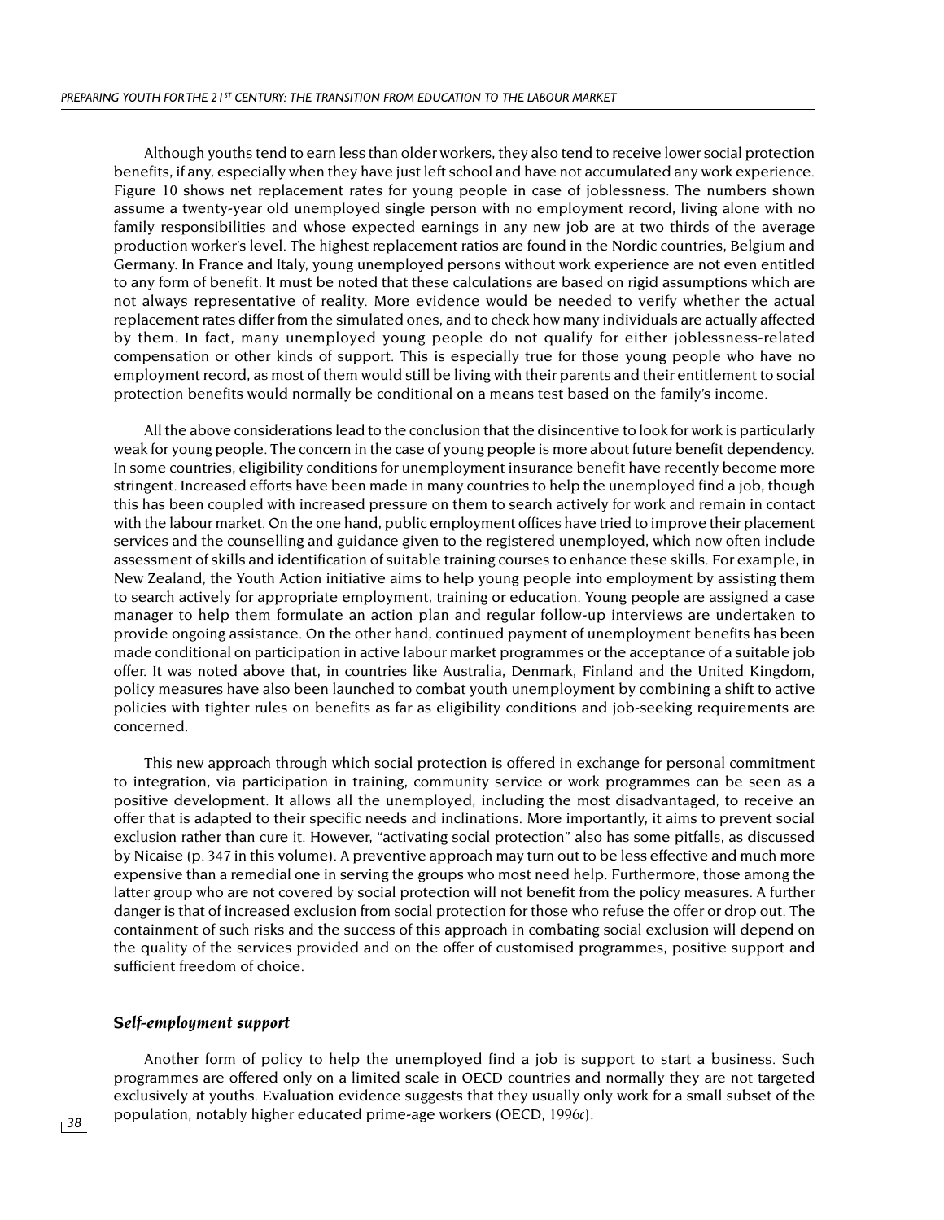Although youths tend to earn less than older workers, they also tend to receive lower social protection benefits, if any, especially when they have just left school and have not accumulated any work experience. Figure 10 shows net replacement rates for young people in case of joblessness. The numbers shown assume a twenty-year old unemployed single person with no employment record, living alone with no family responsibilities and whose expected earnings in any new job are at two thirds of the average production worker's level. The highest replacement ratios are found in the Nordic countries, Belgium and Germany. In France and Italy, young unemployed persons without work experience are not even entitled to any form of benefit. It must be noted that these calculations are based on rigid assumptions which are not always representative of reality. More evidence would be needed to verify whether the actual replacement rates differ from the simulated ones, and to check how many individuals are actually affected by them. In fact, many unemployed young people do not qualify for either joblessness-related compensation or other kinds of support. This is especially true for those young people who have no employment record, as most of them would still be living with their parents and their entitlement to social protection benefits would normally be conditional on a means test based on the family's income.

All the above considerations lead to the conclusion that the disincentive to look for work is particularly weak for young people. The concern in the case of young people is more about future benefit dependency. In some countries, eligibility conditions for unemployment insurance benefit have recently become more stringent. Increased efforts have been made in many countries to help the unemployed find a job, though this has been coupled with increased pressure on them to search actively for work and remain in contact with the labour market. On the one hand, public employment offices have tried to improve their placement services and the counselling and guidance given to the registered unemployed, which now often include assessment of skills and identification of suitable training courses to enhance these skills. For example, in New Zealand, the Youth Action initiative aims to help young people into employment by assisting them to search actively for appropriate employment, training or education. Young people are assigned a case manager to help them formulate an action plan and regular follow-up interviews are undertaken to provide ongoing assistance. On the other hand, continued payment of unemployment benefits has been made conditional on participation in active labour market programmes or the acceptance of a suitable job offer. It was noted above that, in countries like Australia, Denmark, Finland and the United Kingdom, policy measures have also been launched to combat youth unemployment by combining a shift to active policies with tighter rules on benefits as far as eligibility conditions and job-seeking requirements are concerned.

This new approach through which social protection is offered in exchange for personal commitment to integration, via participation in training, community service or work programmes can be seen as a positive development. It allows all the unemployed, including the most disadvantaged, to receive an offer that is adapted to their specific needs and inclinations. More importantly, it aims to prevent social exclusion rather than cure it. However, "activating social protection" also has some pitfalls, as discussed by Nicaise (p. 347 in this volume). A preventive approach may turn out to be less effective and much more expensive than a remedial one in serving the groups who most need help. Furthermore, those among the latter group who are not covered by social protection will not benefit from the policy measures. A further danger is that of increased exclusion from social protection for those who refuse the offer or drop out. The containment of such risks and the success of this approach in combating social exclusion will depend on the quality of the services provided and on the offer of customised programmes, positive support and sufficient freedom of choice.

### *Self-employment support*

Another form of policy to help the unemployed find a job is support to start a business. Such programmes are offered only on a limited scale in OECD countries and normally they are not targeted exclusively at youths. Evaluation evidence suggests that they usually only work for a small subset of the population, notably higher educated prime-age workers (OECD, 1996*c*).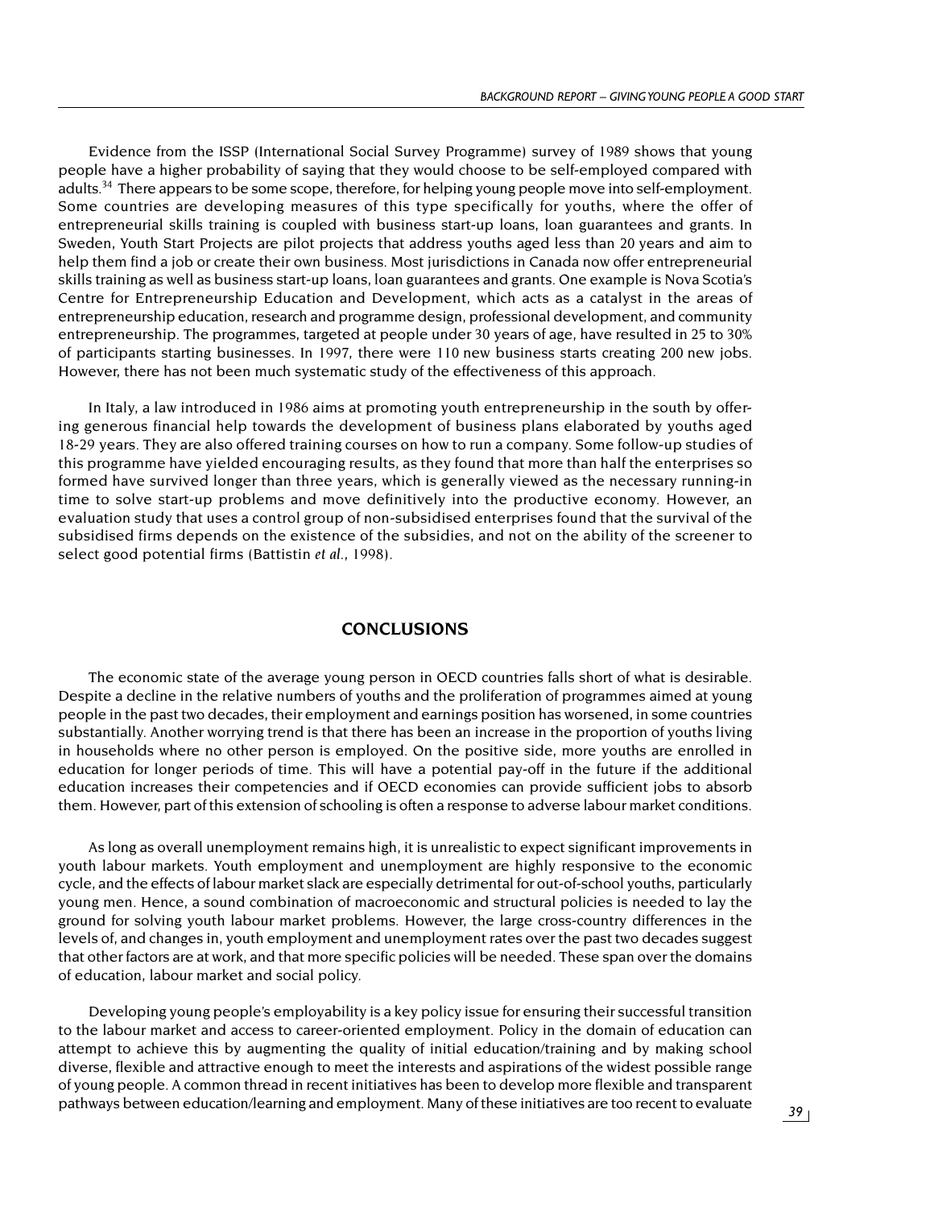Evidence from the ISSP (International Social Survey Programme) survey of 1989 shows that young people have a higher probability of saying that they would choose to be self-employed compared with adults.[34] There appears to be some scope, therefore, for helping young people move into self-employment. Some countries are developing measures of this type specifically for youths, where the offer of entrepreneurial skills training is coupled with business start-up loans, loan guarantees and grants. In Sweden, Youth Start Projects are pilot projects that address youths aged less than 20 years and aim to help them find a job or create their own business. Most jurisdictions in Canada now offer entrepreneurial skills training as well as business start-up loans, loan guarantees and grants. One example is Nova Scotia's Centre for Entrepreneurship Education and Development, which acts as a catalyst in the areas of entrepreneurship education, research and programme design, professional development, and community entrepreneurship. The programmes, targeted at people under 30 years of age, have resulted in 25 to 30% of participants starting businesses. In 1997, there were 110 new business starts creating 200 new jobs. However, there has not been much systematic study of the effectiveness of this approach.

In Italy, a law introduced in 1986 aims at promoting youth entrepreneurship in the south by offering generous financial help towards the development of business plans elaborated by youths aged 18-29 years. They are also offered training courses on how to run a company. Some follow-up studies of this programme have yielded encouraging results, as they found that more than half the enterprises so formed have survived longer than three years, which is generally viewed as the necessary running-in time to solve start-up problems and move definitively into the productive economy. However, an evaluation study that uses a control group of non-subsidised enterprises found that the survival of the subsidised firms depends on the existence of the subsidies, and not on the ability of the screener to select good potential firms (Battistin *et al.*, 1998).

## CONCLUSIONS

The economic state of the average young person in OECD countries falls short of what is desirable. Despite a decline in the relative numbers of youths and the proliferation of programmes aimed at young people in the past two decades, their employment and earnings position has worsened, in some countries substantially. Another worrying trend is that there has been an increase in the proportion of youths living in households where no other person is employed. On the positive side, more youths are enrolled in education for longer periods of time. This will have a potential pay-off in the future if the additional education increases their competencies and if OECD economies can provide sufficient jobs to absorb them. However, part of this extension of schooling is often a response to adverse labour market conditions.

As long as overall unemployment remains high, it is unrealistic to expect significant improvements in youth labour markets. Youth employment and unemployment are highly responsive to the economic cycle, and the effects of labour market slack are especially detrimental for out-of-school youths, particularly young men. Hence, a sound combination of macroeconomic and structural policies is needed to lay the ground for solving youth labour market problems. However, the large cross-country differences in the levels of, and changes in, youth employment and unemployment rates over the past two decades suggest that other factors are at work, and that more specific policies will be needed. These span over the domains of education, labour market and social policy.

Developing young people's employability is a key policy issue for ensuring their successful transition to the labour market and access to career-oriented employment. Policy in the domain of education can attempt to achieve this by augmenting the quality of initial education/training and by making school diverse, flexible and attractive enough to meet the interests and aspirations of the widest possible range of young people. A common thread in recent initiatives has been to develop more flexible and transparent pathways between education/learning and employment. Many of these initiatives are too recent to evaluate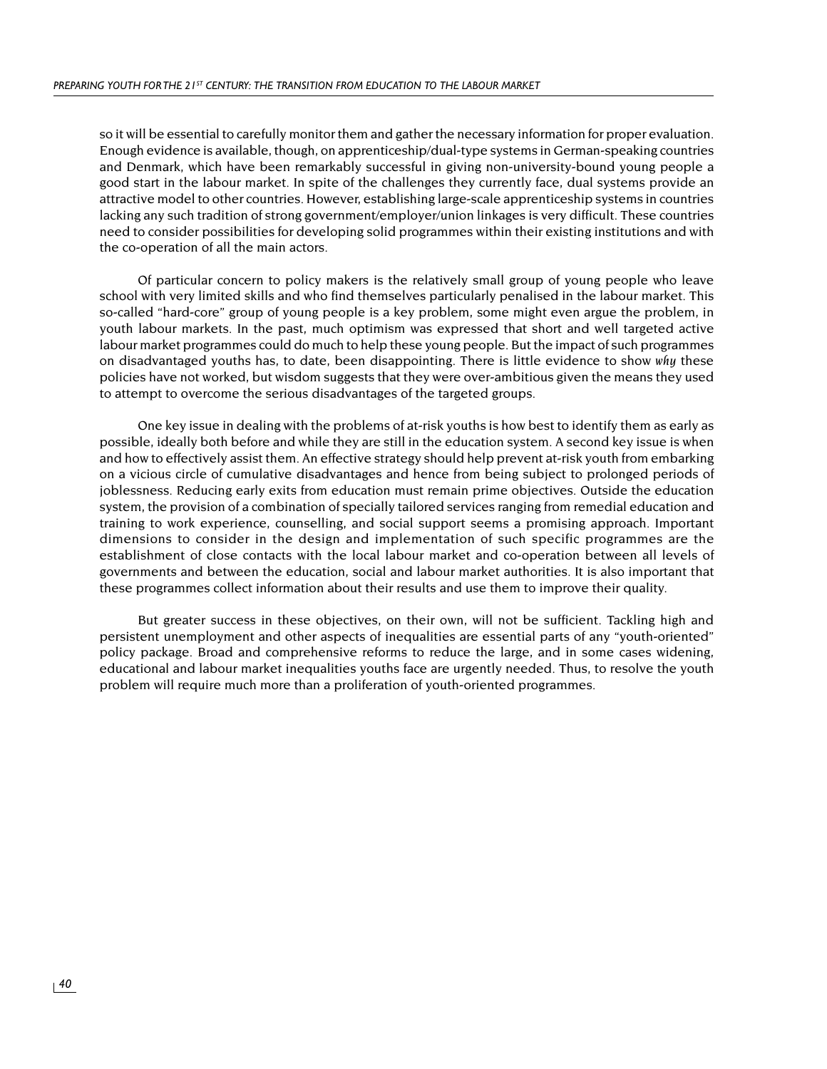so it will be essential to carefully monitor them and gather the necessary information for proper evaluation. Enough evidence is available, though, on apprenticeship/dual-type systems in German-speaking countries and Denmark, which have been remarkably successful in giving non-university-bound young people a good start in the labour market. In spite of the challenges they currently face, dual systems provide an attractive model to other countries. However, establishing large-scale apprenticeship systems in countries lacking any such tradition of strong government/employer/union linkages is very difficult. These countries need to consider possibilities for developing solid programmes within their existing institutions and with the co-operation of all the main actors.

Of particular concern to policy makers is the relatively small group of young people who leave school with very limited skills and who find themselves particularly penalised in the labour market. This so-called "hard-core" group of young people is a key problem, some might even argue the problem, in youth labour markets. In the past, much optimism was expressed that short and well targeted active labour market programmes could do much to help these young people. But the impact of such programmes on disadvantaged youths has, to date, been disappointing. There is little evidence to show *why* these policies have not worked, but wisdom suggests that they were over-ambitious given the means they used to attempt to overcome the serious disadvantages of the targeted groups.

One key issue in dealing with the problems of at-risk youths is how best to identify them as early as possible, ideally both before and while they are still in the education system. A second key issue is when and how to effectively assist them. An effective strategy should help prevent at-risk youth from embarking on a vicious circle of cumulative disadvantages and hence from being subject to prolonged periods of joblessness. Reducing early exits from education must remain prime objectives. Outside the education system, the provision of a combination of specially tailored services ranging from remedial education and training to work experience, counselling, and social support seems a promising approach. Important dimensions to consider in the design and implementation of such specific programmes are the establishment of close contacts with the local labour market and co-operation between all levels of governments and between the education, social and labour market authorities. It is also important that these programmes collect information about their results and use them to improve their quality.

But greater success in these objectives, on their own, will not be sufficient. Tackling high and persistent unemployment and other aspects of inequalities are essential parts of any "youth-oriented" policy package. Broad and comprehensive reforms to reduce the large, and in some cases widening, educational and labour market inequalities youths face are urgently needed. Thus, to resolve the youth problem will require much more than a proliferation of youth-oriented programmes.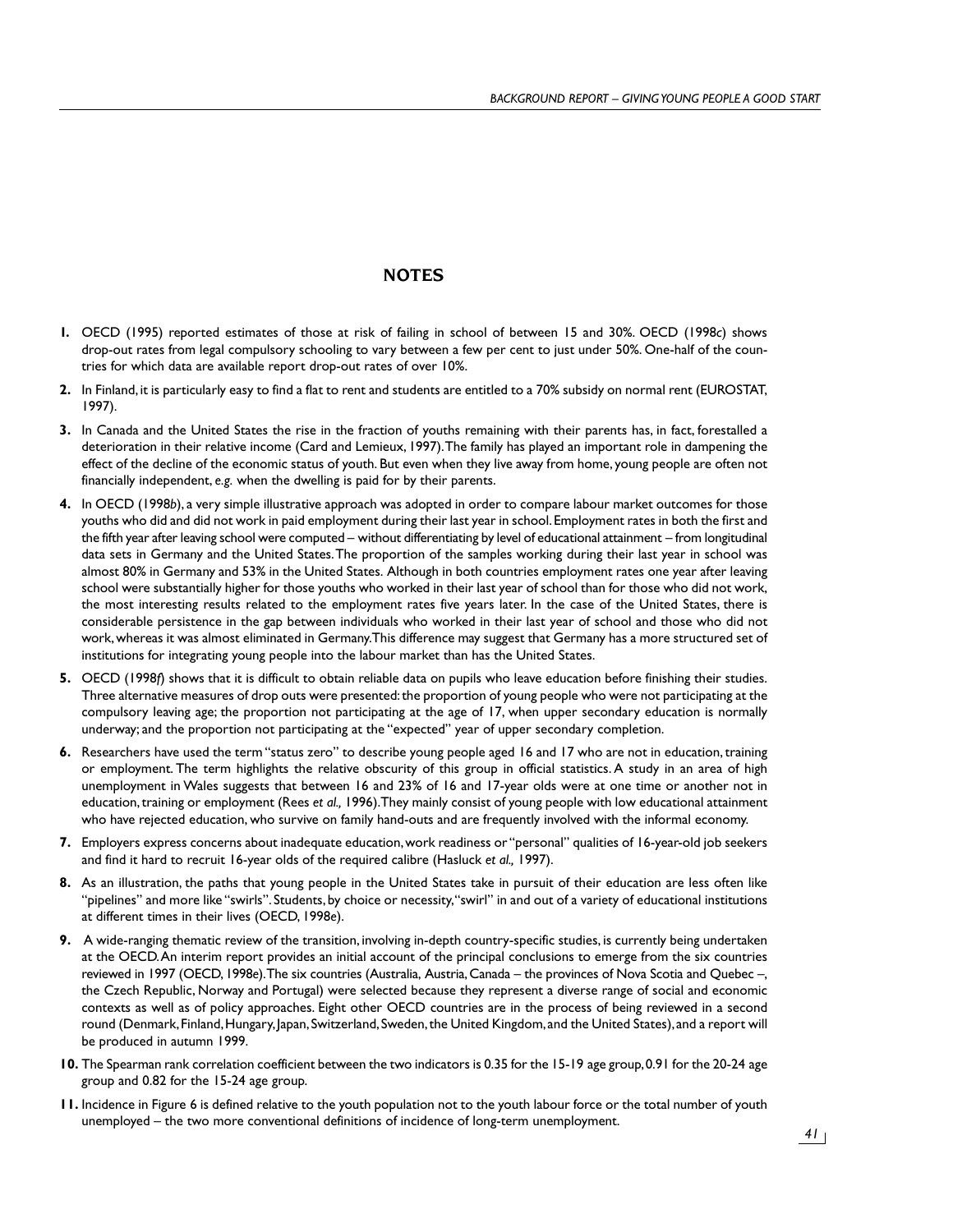## NOTES

1. OECD (1995) reported estimates of those at risk of failing in school of between 15 and 30%. OECD (1998*c*) shows drop-out rates from legal compulsory schooling to vary between a few per cent to just under 50%. One-half of the countries for which data are available report drop-out rates of over 10%.

2. In Finland, it is particularly easy to find a flat to rent and students are entitled to a 70% subsidy on normal rent (EUROSTAT, 1997).

3. In Canada and the United States the rise in the fraction of youths remaining with their parents has, in fact, forestalled a deterioration in their relative income (Card and Lemieux, 1997). The family has played an important role in dampening the effect of the decline of the economic status of youth. But even when they live away from home, young people are often not financially independent, *e.g.* when the dwelling is paid for by their parents.

4. In OECD (1998*b*), a very simple illustrative approach was adopted in order to compare labour market outcomes for those youths who did and did not work in paid employment during their last year in school. Employment rates in both the first and the fifth year after leaving school were computed – without differentiating by level of educational attainment – from longitudinal data sets in Germany and the United States. The proportion of the samples working during their last year in school was almost 80% in Germany and 53% in the United States. Although in both countries employment rates one year after leaving school were substantially higher for those youths who worked in their last year of school than for those who did not work, the most interesting results related to the employment rates five years later. In the case of the United States, there is considerable persistence in the gap between individuals who worked in their last year of school and those who did not work, whereas it was almost eliminated in Germany. This difference may suggest that Germany has a more structured set of institutions for integrating young people into the labour market than has the United States.

5. OECD (1998*f*) shows that it is difficult to obtain reliable data on pupils who leave education before finishing their studies. Three alternative measures of drop outs were presented: the proportion of young people who were not participating at the compulsory leaving age; the proportion not participating at the age of 17, when upper secondary education is normally underway; and the proportion not participating at the "expected" year of upper secondary completion.

6. Researchers have used the term "status zero" to describe young people aged 16 and 17 who are not in education, training or employment. The term highlights the relative obscurity of this group in official statistics. A study in an area of high unemployment in Wales suggests that between 16 and 23% of 16 and 17-year olds were at one time or another not in education, training or employment (Rees *et al.,* 1996). They mainly consist of young people with low educational attainment who have rejected education, who survive on family hand-outs and are frequently involved with the informal economy.

7. Employers express concerns about inadequate education, work readiness or "personal" qualities of 16-year-old job seekers and find it hard to recruit 16-year olds of the required calibre (Hasluck *et al.,* 1997).

8. As an illustration, the paths that young people in the United States take in pursuit of their education are less often like "pipelines" and more like "swirls". Students, by choice or necessity, "swirl" in and out of a variety of educational institutions at different times in their lives (OECD, 1998*e*).

9. A wide-ranging thematic review of the transition, involving in-depth country-specific studies, is currently being undertaken at the OECD. An interim report provides an initial account of the principal conclusions to emerge from the six countries reviewed in 1997 (OECD, 1998*e*). The six countries (Australia, Austria, Canada – the provinces of Nova Scotia and Quebec –, the Czech Republic, Norway and Portugal) were selected because they represent a diverse range of social and economic contexts as well as of policy approaches. Eight other OECD countries are in the process of being reviewed in a second round (Denmark, Finland, Hungary, Japan, Switzerland, Sweden, the United Kingdom, and the United States), and a report will be produced in autumn 1999.

10. The Spearman rank correlation coefficient between the two indicators is 0.35 for the 15-19 age group, 0.91 for the 20-24 age group and 0.82 for the 15-24 age group.

11. Incidence in Figure 6 is defined relative to the youth population not to the youth labour force or the total number of youth unemployed – the two more conventional definitions of incidence of long-term unemployment.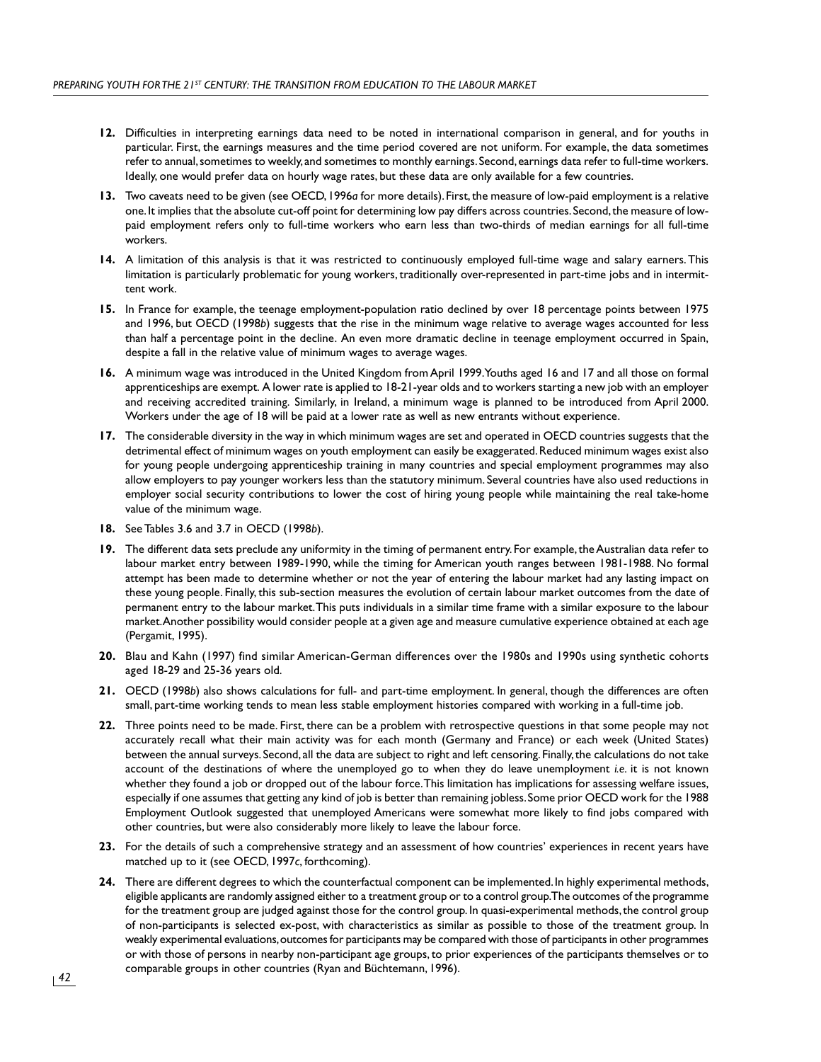**12.** Difficulties in interpreting earnings data need to be noted in international comparison in general, and for youths in particular. First, the earnings measures and the time period covered are not uniform. For example, the data sometimes refer to annual, sometimes to weekly, and sometimes to monthly earnings. Second, earnings data refer to full-time workers. Ideally, one would prefer data on hourly wage rates, but these data are only available for a few countries.

**13.** Two caveats need to be given (see OECD, 1996*a* for more details). First, the measure of low-paid employment is a relative one. It implies that the absolute cut-off point for determining low pay differs across countries. Second, the measure of low-paid employment refers only to full-time workers who earn less than two-thirds of median earnings for all full-time workers.

**14.** A limitation of this analysis is that it was restricted to continuously employed full-time wage and salary earners. This limitation is particularly problematic for young workers, traditionally over-represented in part-time jobs and in intermittent work.

**15.** In France for example, the teenage employment-population ratio declined by over 18 percentage points between 1975 and 1996, but OECD (1998*b*) suggests that the rise in the minimum wage relative to average wages accounted for less than half a percentage point in the decline. An even more dramatic decline in teenage employment occurred in Spain, despite a fall in the relative value of minimum wages to average wages.

**16.** A minimum wage was introduced in the United Kingdom from April 1999. Youths aged 16 and 17 and all those on formal apprenticeships are exempt. A lower rate is applied to 18-21-year olds and to workers starting a new job with an employer and receiving accredited training. Similarly, in Ireland, a minimum wage is planned to be introduced from April 2000. Workers under the age of 18 will be paid at a lower rate as well as new entrants without experience.

**17.** The considerable diversity in the way in which minimum wages are set and operated in OECD countries suggests that the detrimental effect of minimum wages on youth employment can easily be exaggerated. Reduced minimum wages exist also for young people undergoing apprenticeship training in many countries and special employment programmes may also allow employers to pay younger workers less than the statutory minimum. Several countries have also used reductions in employer social security contributions to lower the cost of hiring young people while maintaining the real take-home value of the minimum wage.

**18.** See Tables 3.6 and 3.7 in OECD (1998*b*).

**19.** The different data sets preclude any uniformity in the timing of permanent entry. For example, the Australian data refer to labour market entry between 1989-1990, while the timing for American youth ranges between 1981-1988. No formal attempt has been made to determine whether or not the year of entering the labour market had any lasting impact on these young people. Finally, this sub-section measures the evolution of certain labour market outcomes from the date of permanent entry to the labour market. This puts individuals in a similar time frame with a similar exposure to the labour market. Another possibility would consider people at a given age and measure cumulative experience obtained at each age (Pergamit, 1995).

**20.** Blau and Kahn (1997) find similar American-German differences over the 1980s and 1990s using synthetic cohorts aged 18-29 and 25-36 years old.

**21.** OECD (1998*b*) also shows calculations for full- and part-time employment. In general, though the differences are often small, part-time working tends to mean less stable employment histories compared with working in a full-time job.

**22.** Three points need to be made. First, there can be a problem with retrospective questions in that some people may not accurately recall what their main activity was for each month (Germany and France) or each week (United States) between the annual surveys. Second, all the data are subject to right and left censoring. Finally, the calculations do not take account of the destinations of where the unemployed go to when they do leave unemployment *i.e.* it is not known whether they found a job or dropped out of the labour force. This limitation has implications for assessing welfare issues, especially if one assumes that getting any kind of job is better than remaining jobless. Some prior OECD work for the 1988 Employment Outlook suggested that unemployed Americans were somewhat more likely to find jobs compared with other countries, but were also considerably more likely to leave the labour force.

**23.** For the details of such a comprehensive strategy and an assessment of how countries' experiences in recent years have matched up to it (see OECD, 1997*c*, forthcoming).

**24.** There are different degrees to which the counterfactual component can be implemented. In highly experimental methods, eligible applicants are randomly assigned either to a treatment group or to a control group. The outcomes of the programme for the treatment group are judged against those for the control group. In quasi-experimental methods, the control group of non-participants is selected ex-post, with characteristics as similar as possible to those of the treatment group. In weakly experimental evaluations, outcomes for participants may be compared with those of participants in other programmes or with those of persons in nearby non-participant age groups, to prior experiences of the participants themselves or to comparable groups in other countries (Ryan and Büchtemann, 1996).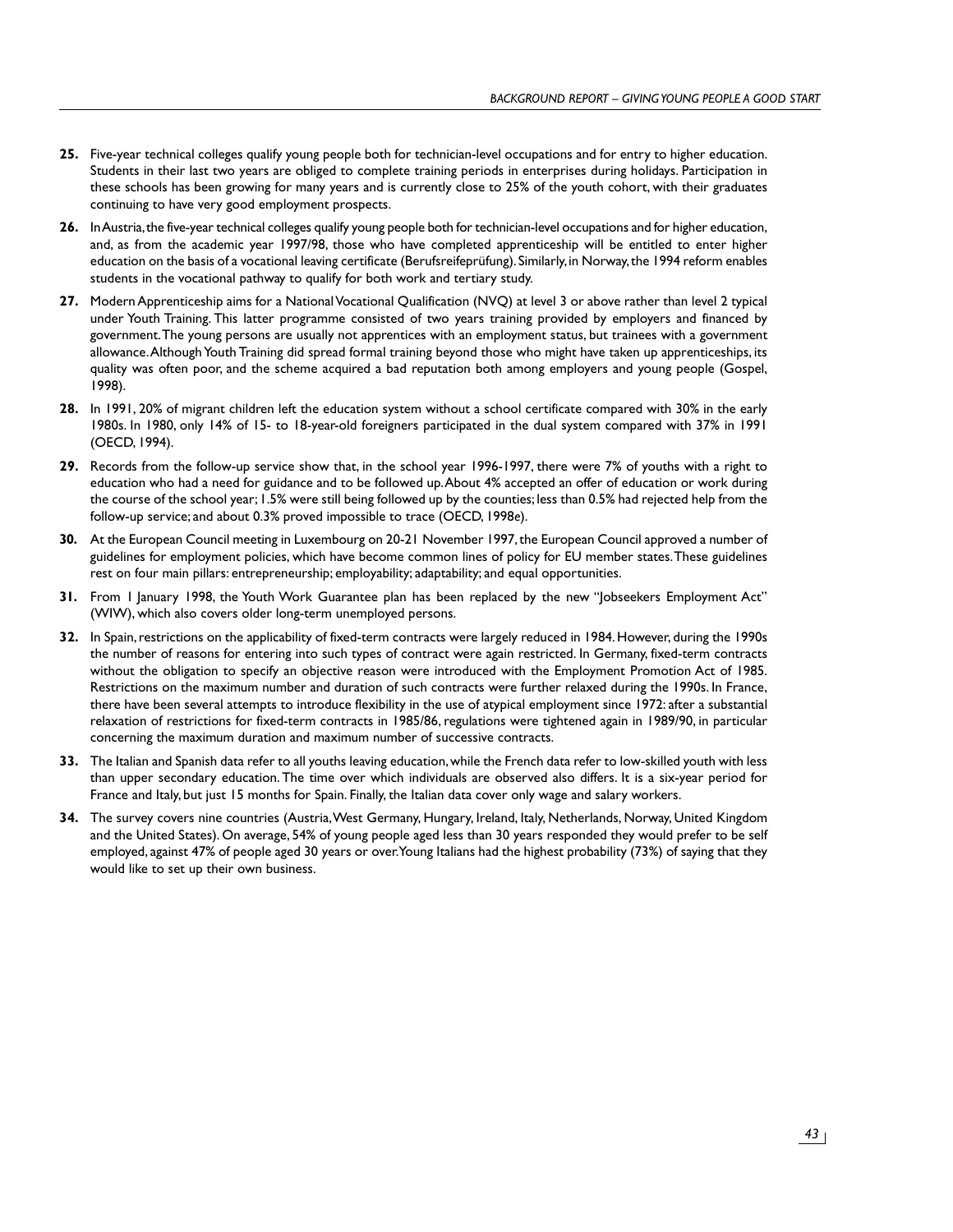**25.** Five-year technical colleges qualify young people both for technician-level occupations and for entry to higher education. Students in their last two years are obliged to complete training periods in enterprises during holidays. Participation in these schools has been growing for many years and is currently close to 25% of the youth cohort, with their graduates continuing to have very good employment prospects.

**26.** In Austria, the five-year technical colleges qualify young people both for technician-level occupations and for higher education, and, as from the academic year 1997/98, those who have completed apprenticeship will be entitled to enter higher education on the basis of a vocational leaving certificate (Berufsreifeprüfung). Similarly, in Norway, the 1994 reform enables students in the vocational pathway to qualify for both work and tertiary study.

**27.** Modern Apprenticeship aims for a National Vocational Qualification (NVQ) at level 3 or above rather than level 2 typical under Youth Training. This latter programme consisted of two years training provided by employers and financed by government. The young persons are usually not apprentices with an employment status, but trainees with a government allowance. Although Youth Training did spread formal training beyond those who might have taken up apprenticeships, its quality was often poor, and the scheme acquired a bad reputation both among employers and young people (Gospel, 1998).

**28.** In 1991, 20% of migrant children left the education system without a school certificate compared with 30% in the early 1980s. In 1980, only 14% of 15- to 18-year-old foreigners participated in the dual system compared with 37% in 1991 (OECD, 1994).

**29.** Records from the follow-up service show that, in the school year 1996-1997, there were 7% of youths with a right to education who had a need for guidance and to be followed up. About 4% accepted an offer of education or work during the course of the school year; 1.5% were still being followed up by the counties; less than 0.5% had rejected help from the follow-up service; and about 0.3% proved impossible to trace (OECD, 1998e).

**30.** At the European Council meeting in Luxembourg on 20-21 November 1997, the European Council approved a number of guidelines for employment policies, which have become common lines of policy for EU member states. These guidelines rest on four main pillars: entrepreneurship; employability; adaptability; and equal opportunities.

**31.** From 1 January 1998, the Youth Work Guarantee plan has been replaced by the new "Jobseekers Employment Act" (WIW), which also covers older long-term unemployed persons.

**32.** In Spain, restrictions on the applicability of fixed-term contracts were largely reduced in 1984. However, during the 1990s the number of reasons for entering into such types of contract were again restricted. In Germany, fixed-term contracts without the obligation to specify an objective reason were introduced with the Employment Promotion Act of 1985. Restrictions on the maximum number and duration of such contracts were further relaxed during the 1990s. In France, there have been several attempts to introduce flexibility in the use of atypical employment since 1972: after a substantial relaxation of restrictions for fixed-term contracts in 1985/86, regulations were tightened again in 1989/90, in particular concerning the maximum duration and maximum number of successive contracts.

**33.** The Italian and Spanish data refer to all youths leaving education, while the French data refer to low-skilled youth with less than upper secondary education. The time over which individuals are observed also differs. It is a six-year period for France and Italy, but just 15 months for Spain. Finally, the Italian data cover only wage and salary workers.

**34.** The survey covers nine countries (Austria, West Germany, Hungary, Ireland, Italy, Netherlands, Norway, United Kingdom and the United States). On average, 54% of young people aged less than 30 years responded they would prefer to be self employed, against 47% of people aged 30 years or over. Young Italians had the highest probability (73%) of saying that they would like to set up their own business.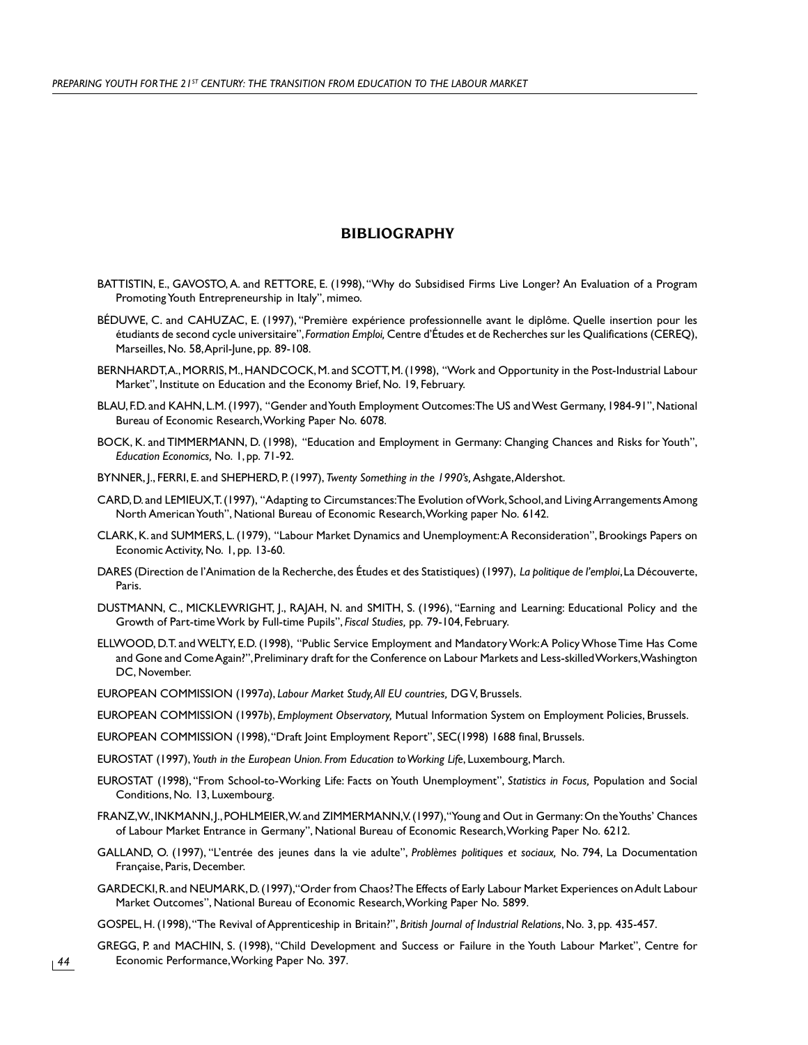## BIBLIOGRAPHY

BATTISTIN, E., GAVOSTO, A. and RETTORE, E. (1998), "Why do Subsidised Firms Live Longer? An Evaluation of a Program Promoting Youth Entrepreneurship in Italy", mimeo.

BÉDUWE, C. and CAHUZAC, E. (1997), "Première expérience professionnelle avant le diplôme. Quelle insertion pour les étudiants de second cycle universitaire", *Formation Emploi,* Centre d'Études et de Recherches sur les Qualifications (CEREQ), Marseilles, No. 58, April-June, pp. 89-108.

BERNHARDT, A., MORRIS, M., HANDCOCK, M. and SCOTT, M. (1998), "Work and Opportunity in the Post-Industrial Labour Market", Institute on Education and the Economy Brief, No. 19, February.

BLAU, F.D. and KAHN, L.M. (1997), "Gender and Youth Employment Outcomes: The US and West Germany, 1984-91", National Bureau of Economic Research, Working Paper No. 6078.

BOCK, K. and TIMMERMANN, D. (1998), "Education and Employment in Germany: Changing Chances and Risks for Youth", *Education Economics,* No. 1, pp. 71-92.

BYNNER, J., FERRI, E. and SHEPHERD, P. (1997), *Twenty Something in the 1990's,* Ashgate, Aldershot.

CARD, D. and LEMIEUX, T. (1997), "Adapting to Circumstances: The Evolution of Work, School, and Living Arrangements Among North American Youth", National Bureau of Economic Research, Working paper No. 6142.

CLARK, K. and SUMMERS, L. (1979), "Labour Market Dynamics and Unemployment: A Reconsideration", Brookings Papers on Economic Activity, No. 1, pp. 13-60.

DARES (Direction de l'Animation de la Recherche, des Études et des Statistiques) (1997), *La politique de l'emploi*, La Découverte, Paris.

DUSTMANN, C., MICKLEWRIGHT, J., RAJAH, N. and SMITH, S. (1996), "Earning and Learning: Educational Policy and the Growth of Part-time Work by Full-time Pupils", *Fiscal Studies,* pp. 79-104, February.

ELLWOOD, D.T. and WELTY, E.D. (1998), "Public Service Employment and Mandatory Work: A Policy Whose Time Has Come and Gone and Come Again?", Preliminary draft for the Conference on Labour Markets and Less-skilled Workers, Washington DC, November.

EUROPEAN COMMISSION (1997*a*), *Labour Market Study, All EU countries,* DG V, Brussels.

EUROPEAN COMMISSION (1997*b*), *Employment Observatory,* Mutual Information System on Employment Policies, Brussels.

EUROPEAN COMMISSION (1998), "Draft Joint Employment Report", SEC(1998) 1688 final, Brussels.

EUROSTAT (1997), *Youth in the European Union. From Education to Working Life*, Luxembourg, March.

EUROSTAT (1998), "From School-to-Working Life: Facts on Youth Unemployment", *Statistics in Focus,* Population and Social Conditions, No. 13, Luxembourg.

FRANZ, W., INKMANN, J., POHLMEIER, W. and ZIMMERMANN, V. (1997), "Young and Out in Germany: On the Youths' Chances of Labour Market Entrance in Germany", National Bureau of Economic Research, Working Paper No. 6212.

GALLAND, O. (1997), "L'entrée des jeunes dans la vie adulte", *Problèmes politiques et sociaux,* No. 794, La Documentation Française, Paris, December.

GARDECKI, R. and NEUMARK, D. (1997), "Order from Chaos? The Effects of Early Labour Market Experiences on Adult Labour Market Outcomes", National Bureau of Economic Research, Working Paper No. 5899.

GOSPEL, H. (1998), "The Revival of Apprenticeship in Britain?", *British Journal of Industrial Relations*, No. 3, pp. 435-457.

GREGG, P. and MACHIN, S. (1998), "Child Development and Success or Failure in the Youth Labour Market", Centre for Economic Performance, Working Paper No. 397.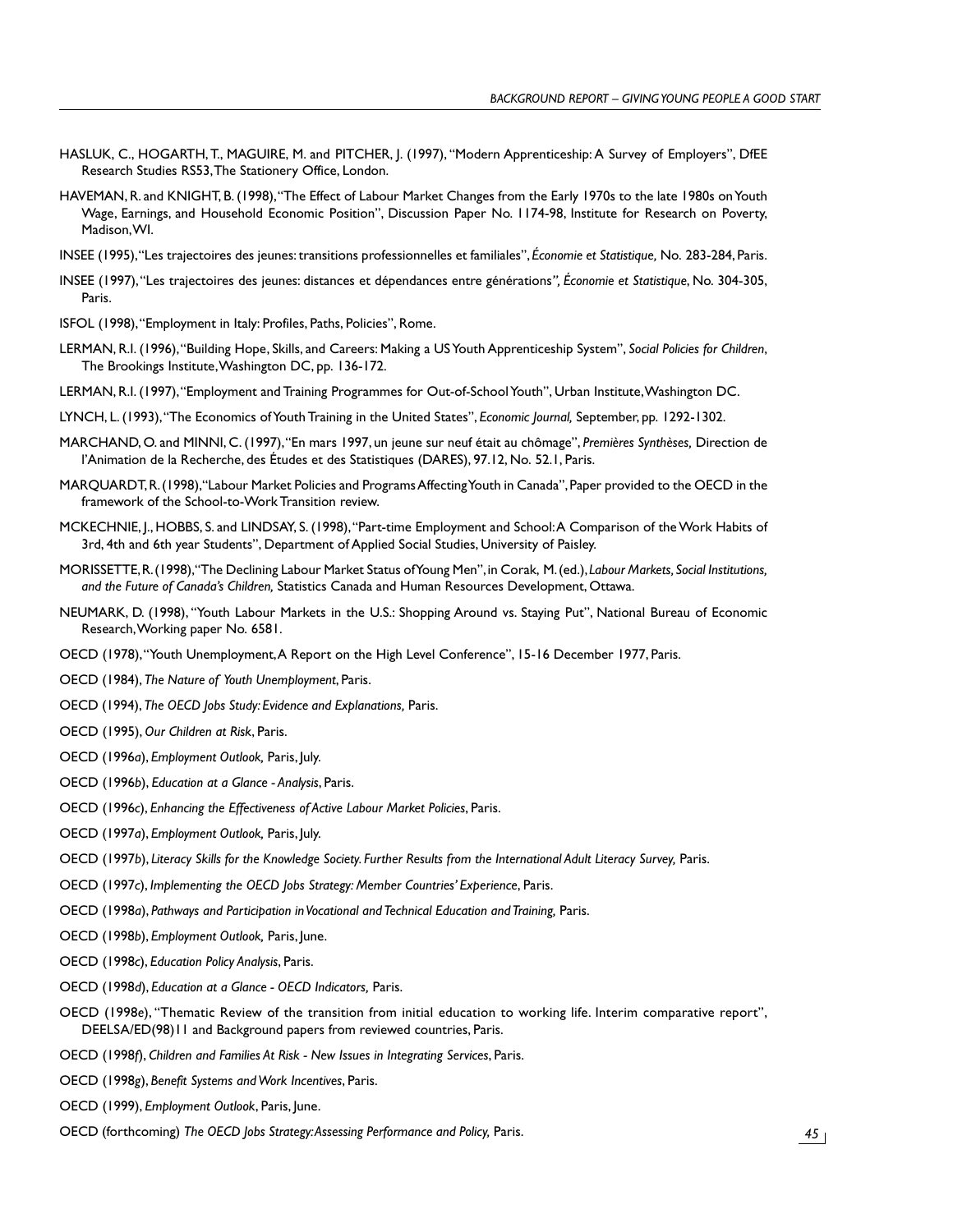HASLUK, C., HOGARTH, T., MAGUIRE, M. and PITCHER, J. (1997), "Modern Apprenticeship: A Survey of Employers", DfEE Research Studies RS53, The Stationery Office, London.

HAVEMAN, R. and KNIGHT, B. (1998), "The Effect of Labour Market Changes from the Early 1970s to the late 1980s on Youth Wage, Earnings, and Household Economic Position", Discussion Paper No. 1174-98, Institute for Research on Poverty, Madison, WI.

INSEE (1995), "Les trajectoires des jeunes: transitions professionnelles et familiales", *Économie et Statistique,* No. 283-284, Paris.

INSEE (1997), "Les trajectoires des jeunes: distances et dépendances entre générations*", Économie et Statistique*, No. 304-305, Paris.

ISFOL (1998), "Employment in Italy: Profiles, Paths, Policies", Rome.

LERMAN, R.I. (1996), "Building Hope, Skills, and Careers: Making a US Youth Apprenticeship System", *Social Policies for Children*, The Brookings Institute, Washington DC, pp. 136-172.

LERMAN, R.I. (1997), "Employment and Training Programmes for Out-of-School Youth", Urban Institute, Washington DC.

LYNCH, L. (1993), "The Economics of Youth Training in the United States", *Economic Journal,* September, pp. 1292-1302.

MARCHAND, O. and MINNI, C. (1997), "En mars 1997, un jeune sur neuf était au chômage", *Premières Synthèses,* Direction de l'Animation de la Recherche, des Études et des Statistiques (DARES), 97.12, No. 52.1, Paris.

MARQUARDT, R. (1998), "Labour Market Policies and Programs Affecting Youth in Canada", Paper provided to the OECD in the framework of the School-to-Work Transition review.

MCKECHNIE, J., HOBBS, S. and LINDSAY, S. (1998), "Part-time Employment and School: A Comparison of the Work Habits of 3rd, 4th and 6th year Students", Department of Applied Social Studies, University of Paisley.

MORISSETTE, R. (1998), "The Declining Labour Market Status of Young Men", in Corak, M. (ed.), *Labour Markets, Social Institutions, and the Future of Canada's Children,* Statistics Canada and Human Resources Development, Ottawa.

NEUMARK, D. (1998), "Youth Labour Markets in the U.S.: Shopping Around vs. Staying Put", National Bureau of Economic Research, Working paper No. 6581.

OECD (1978), "Youth Unemployment, A Report on the High Level Conference", 15-16 December 1977, Paris.

OECD (1984), *The Nature of Youth Unemployment*, Paris.

OECD (1994), *The OECD Jobs Study: Evidence and Explanations,* Paris.

OECD (1995), *Our Children at Risk*, Paris.

OECD (1996*a*), *Employment Outlook,* Paris, July.

OECD (1996*b*), *Education at a Glance - Analysis*, Paris.

OECD (1996*c*), *Enhancing the Effectiveness of Active Labour Market Policies*, Paris.

OECD (1997*a*), *Employment Outlook,* Paris, July.

OECD (1997*b*), *Literacy Skills for the Knowledge Society. Further Results from the International Adult Literacy Survey,* Paris.

OECD (1997*c*), *Implementing the OECD Jobs Strategy: Member Countries' Experience*, Paris.

OECD (1998*a*), *Pathways and Participation in Vocational and Technical Education and Training,* Paris.

OECD (1998*b*), *Employment Outlook,* Paris, June.

OECD (1998*c*), *Education Policy Analysis*, Paris.

OECD (1998*d*), *Education at a Glance - OECD Indicators,* Paris.

OECD (1998*e*), "Thematic Review of the transition from initial education to working life. Interim comparative report", DEELSA/ED(98)11 and Background papers from reviewed countries, Paris.

OECD (1998*f*), *Children and Families At Risk - New Issues in Integrating Services*, Paris.

OECD (1998*g*), *Benefit Systems and Work Incentives*, Paris.

OECD (1999), *Employment Outlook*, Paris, June.

OECD (forthcoming) *The OECD Jobs Strategy: Assessing Performance and Policy,* Paris.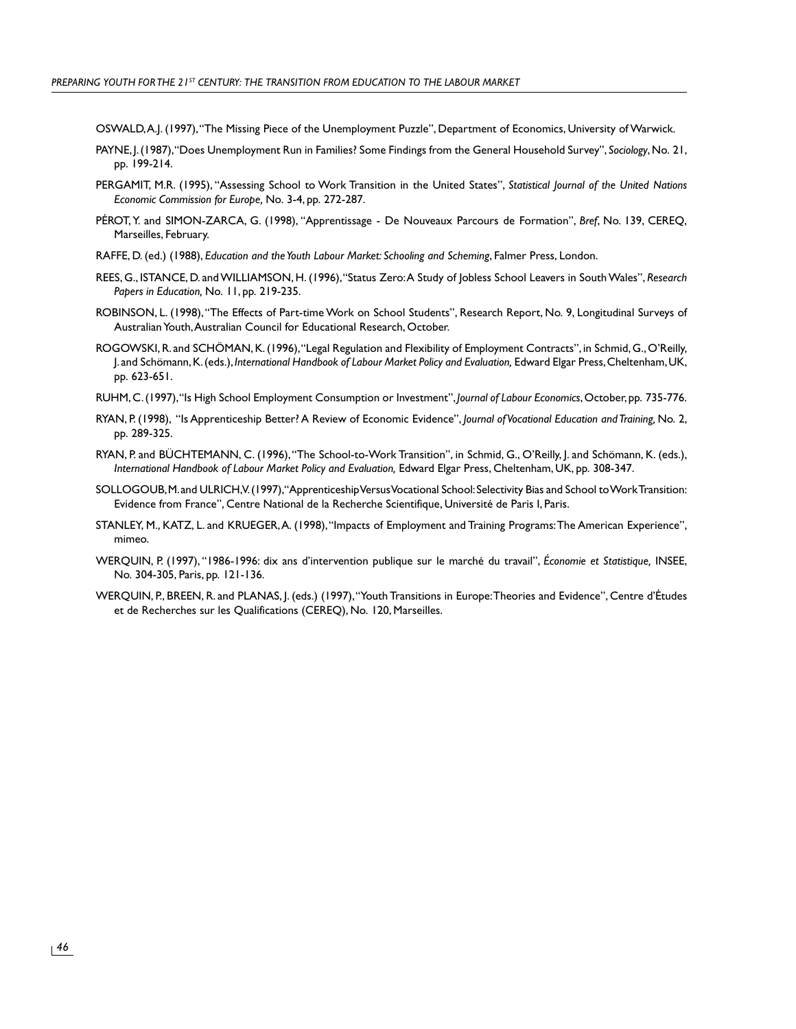OSWALD, A.J. (1997), "The Missing Piece of the Unemployment Puzzle", Department of Economics, University of Warwick.

PAYNE, J. (1987), "Does Unemployment Run in Families? Some Findings from the General Household Survey", *Sociology*, No. 21, pp. 199-214.

PERGAMIT, M.R. (1995), "Assessing School to Work Transition in the United States", *Statistical Journal of the United Nations Economic Commission for Europe,* No. 3-4, pp. 272-287.

PÉROT, Y. and SIMON-ZARCA, G. (1998), "Apprentissage - De Nouveaux Parcours de Formation", *Bref*, No. 139, CEREQ, Marseilles, February.

RAFFE, D. (ed.) (1988), *Education and the Youth Labour Market: Schooling and Scheming*, Falmer Press, London.

REES, G., ISTANCE, D. and WILLIAMSON, H. (1996), "Status Zero: A Study of Jobless School Leavers in South Wales", *Research Papers in Education,* No. 11, pp. 219-235.

ROBINSON, L. (1998), "The Effects of Part-time Work on School Students", Research Report, No. 9, Longitudinal Surveys of Australian Youth, Australian Council for Educational Research, October.

ROGOWSKI, R. and SCHÖMAN, K. (1996), "Legal Regulation and Flexibility of Employment Contracts", in Schmid, G., O'Reilly, J. and Schömann, K. (eds.), *International Handbook of Labour Market Policy and Evaluation,* Edward Elgar Press, Cheltenham, UK, pp. 623-651.

RUHM, C. (1997), "Is High School Employment Consumption or Investment", *Journal of Labour Economics*, October, pp. 735-776.

RYAN, P. (1998), "Is Apprenticeship Better? A Review of Economic Evidence", *Journal of Vocational Education and Training,* No. 2, pp. 289-325.

RYAN, P. and BÜCHTEMANN, C. (1996), "The School-to-Work Transition", in Schmid, G., O'Reilly, J. and Schömann, K. (eds.), *International Handbook of Labour Market Policy and Evaluation,* Edward Elgar Press, Cheltenham, UK, pp. 308-347.

SOLLOGOUB, M. and ULRICH, V. (1997), "Apprenticeship Versus Vocational School: Selectivity Bias and School to Work Transition: Evidence from France", Centre National de la Recherche Scientifique, Université de Paris I, Paris.

STANLEY, M., KATZ, L. and KRUEGER, A. (1998), "Impacts of Employment and Training Programs: The American Experience", mimeo.

WERQUIN, P. (1997), "1986-1996: dix ans d'intervention publique sur le marché du travail", *Économie et Statistique,* INSEE, No. 304-305, Paris, pp. 121-136.

WERQUIN, P., BREEN, R. and PLANAS, J. (eds.) (1997), "Youth Transitions in Europe: Theories and Evidence", Centre d'Études et de Recherches sur les Qualifications (CEREQ), No. 120, Marseilles.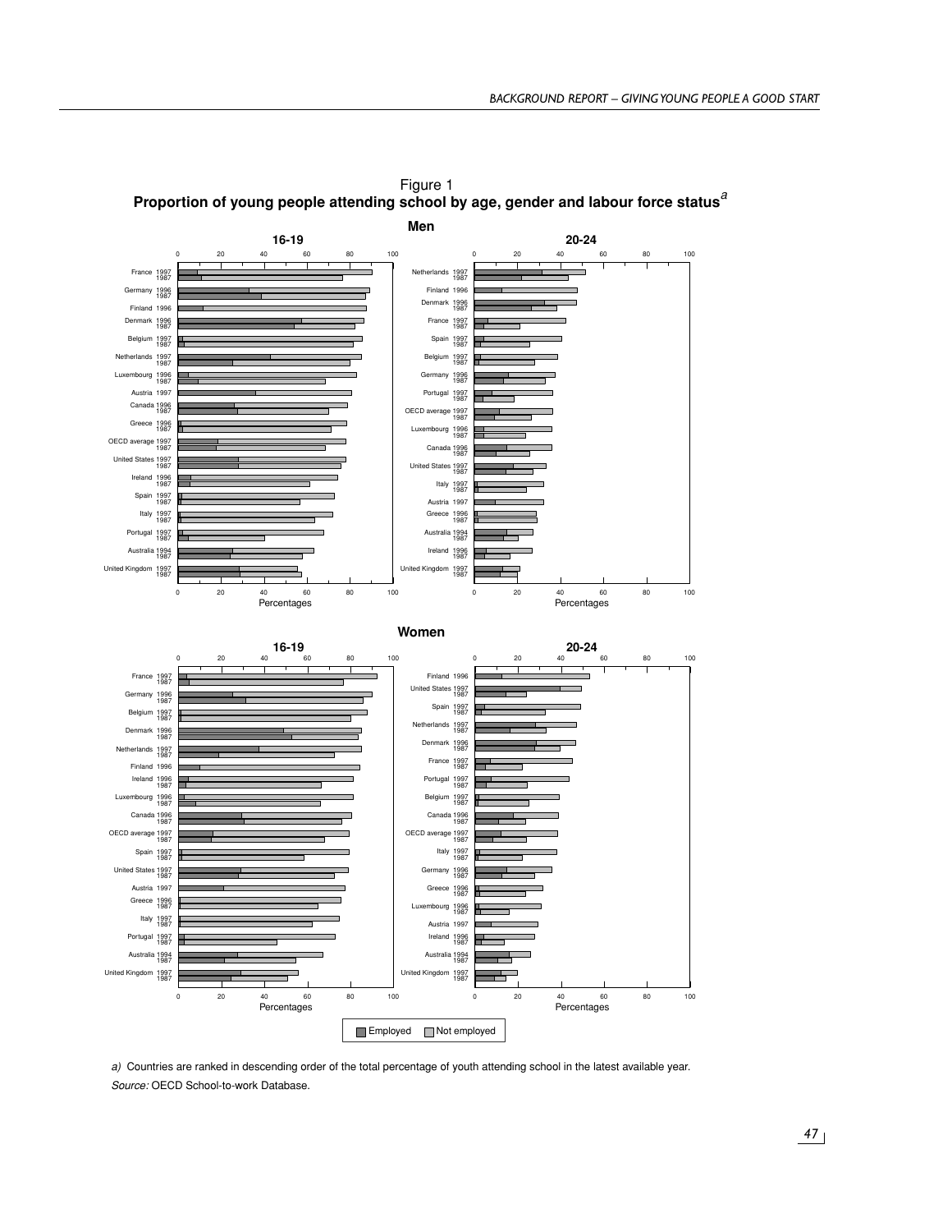Figure 1
**Proportion of young people attending school by age, gender and labour force status[a]**

**Men**

**16-19**

France 1997, 1987
Germany 1996, 1987
Finland 1996
Denmark 1996, 1987
Belgium 1997, 1987
Netherlands 1997, 1987
Luxembourg 1996, 1987
Austria 1997
Canada 1996, 1987
Greece 1996, 1987
OECD average 1997, 1987
United States 1997, 1987
Ireland 1996, 1987
Spain 1997, 1987
Italy 1997, 1987
Portugal 1997, 1987
Australia 1994, 1987
United Kingdom 1997, 1987

Percentages

**20-24**

Netherlands 1997, 1987
Finland 1996
Denmark 1996, 1987
France 1997, 1987
Spain 1997, 1987
Belgium 1997, 1987
Germany 1996, 1987
Portugal 1997, 1987
OECD average 1997, 1987
Luxembourg 1996, 1987
Canada 1996, 1987
United States 1997, 1987
Italy 1997, 1987
Austria 1997
Greece 1996, 1987
Australia 1994, 1987
Ireland 1996, 1987
United Kingdom 1997, 1987

Percentages

**Women**

**16-19**

France 1997, 1987
Germany 1996, 1987
Belgium 1997, 1987
Denmark 1996, 1987
Netherlands 1997, 1987
Finland 1996
Ireland 1996, 1987
Luxembourg 1996, 1987
Canada 1996, 1987
OECD average 1997, 1987
Spain 1997, 1987
United States 1997, 1987
Austria 1997
Greece 1996, 1987
Italy 1997, 1987
Portugal 1997, 1987
Australia 1994, 1987
United Kingdom 1997, 1987

Percentages

**20-24**

Finland 1996
United States 1997, 1987
Spain 1997, 1987
Netherlands 1997, 1987
Denmark 1996, 1987
France 1997, 1987
Portugal 1997, 1987
Belgium 1997, 1987
Canada 1996, 1987
OECD average 1997, 1987
Italy 1997, 1987
Germany 1996, 1987
Greece 1996, 1987
Luxembourg 1996, 1987
Austria 1997
Ireland 1996, 1987
Australia 1994, 1987
United Kingdom 1997, 1987

Percentages

Employed | Not employed

*a)* Countries are ranked in descending order of the total percentage of youth attending school in the latest available year.

*Source:* OECD School-to-work Database.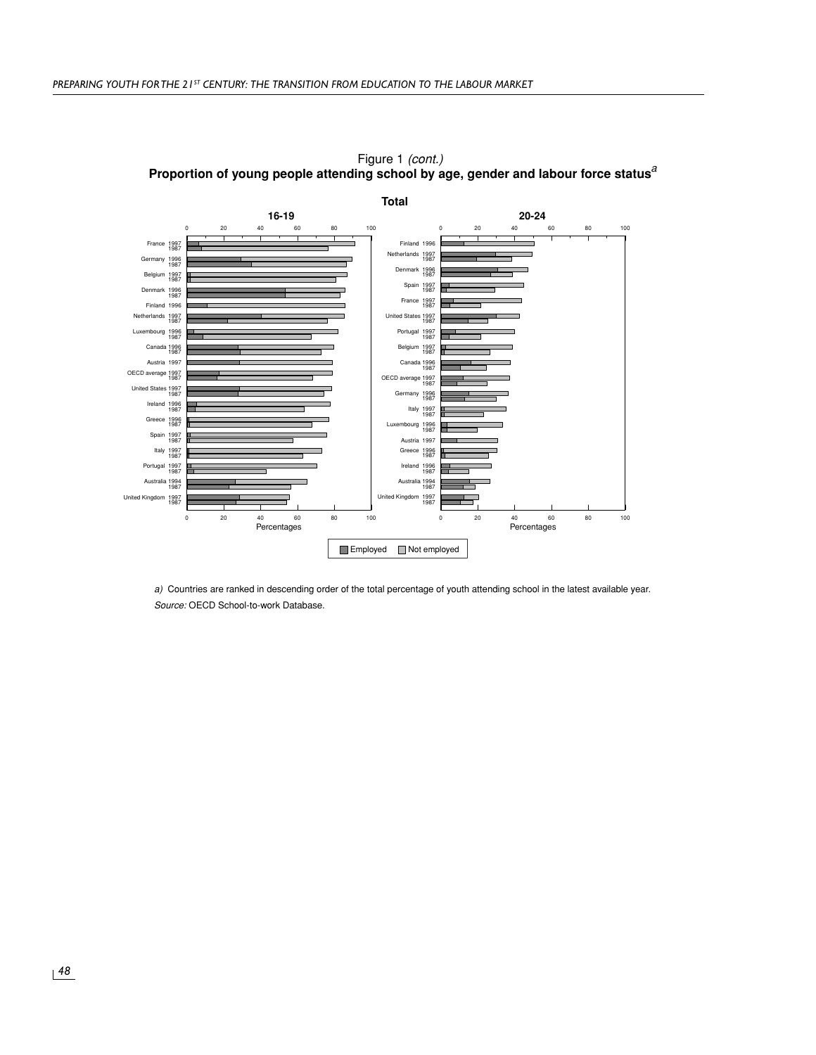Figure 1 *(cont.)*

**Proportion of young people attending school by age, gender and labour force status**[a]

**Total**

**16-19**

| Country | Year |
|---|---|
| France | 1997, 1987 |
| Germany | 1996, 1987 |
| Belgium | 1997, 1987 |
| Denmark | 1996, 1987 |
| Finland | 1996 |
| Netherlands | 1997, 1987 |
| Luxembourg | 1996, 1987 |
| Canada | 1996, 1987 |
| Austria | 1997 |
| OECD average | 1997, 1987 |
| United States | 1997, 1987 |
| Ireland | 1996, 1987 |
| Greece | 1996, 1987 |
| Spain | 1997, 1987 |
| Italy | 1997, 1987 |
| Portugal | 1997, 1987 |
| Australia | 1994, 1987 |
| United Kingdom | 1997, 1987 |

**20-24**

| Country | Year |
|---|---|
| Finland | 1996 |
| Netherlands | 1997, 1987 |
| Denmark | 1996, 1987 |
| Spain | 1997, 1987 |
| France | 1997, 1987 |
| United States | 1997, 1987 |
| Portugal | 1997, 1987 |
| Belgium | 1997, 1987 |
| Canada | 1996, 1987 |
| OECD average | 1997, 1987 |
| Germany | 1996, 1987 |
| Italy | 1997, 1987 |
| Luxembourg | 1996, 1987 |
| Austria | 1997 |
| Greece | 1996, 1987 |
| Ireland | 1996, 1987 |
| Australia | 1994, 1987 |
| United Kingdom | 1997, 1987 |

Percentages (0–100)

Employed | Not employed

*a)* Countries are ranked in descending order of the total percentage of youth attending school in the latest available year.

*Source:* OECD School-to-work Database.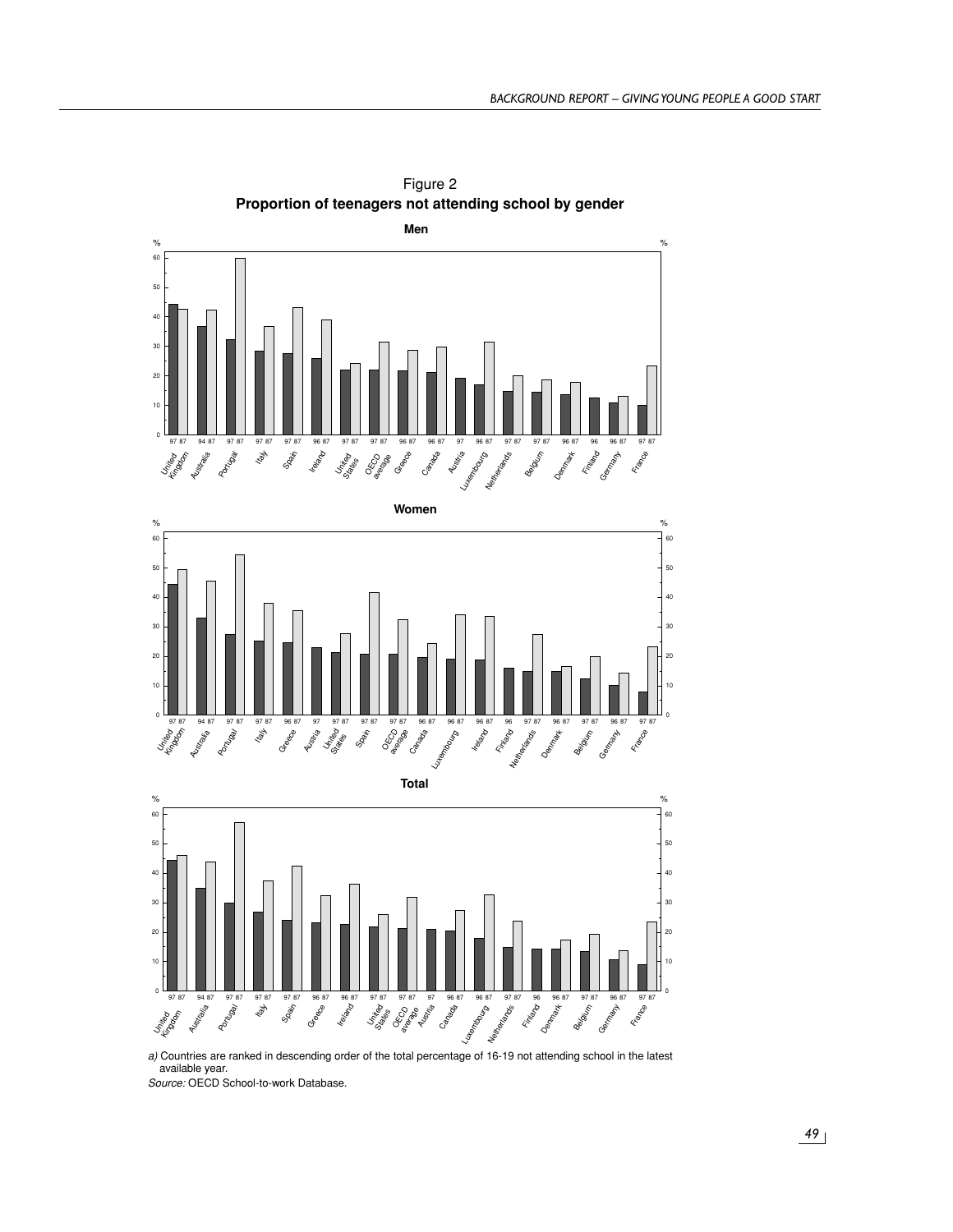Figure 2

**Proportion of teenagers not attending school by gender**

a) Countries are ranked in descending order of the total percentage of 16-19 not attending school in the latest available year.

*Source:* OECD School-to-work Database.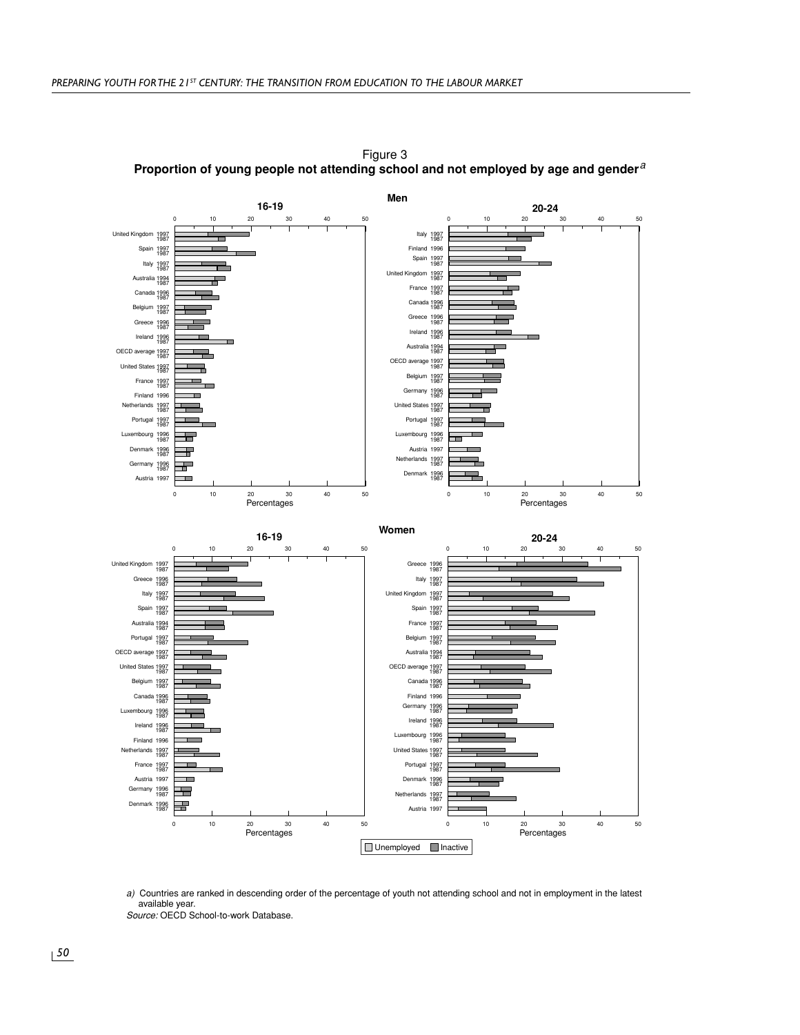## Figure 3
**Proportion of young people not attending school and not employed by age and gender[a]**

**Men**

**16-19**

United Kingdom 1997, 1987; Spain 1997, 1987; Italy 1997, 1987; Australia 1994, 1987; Canada 1996, 1987; Belgium 1997, 1987; Greece 1996, 1987; Ireland 1996, 1987; OECD average 1997, 1987; United States 1997, 1987; France 1997, 1987; Finland 1996; Netherlands 1997, 1987; Portugal 1997, 1987; Luxembourg 1996, 1987; Denmark 1996, 1987; Germany 1996, 1987; Austria 1997

**20-24**

Italy 1997, 1987; Finland 1996; Spain 1997, 1987; United Kingdom 1997, 1987; France 1997, 1987; Canada 1996, 1987; Greece 1996, 1987; Ireland 1996, 1987; Australia 1994, 1987; OECD average 1997, 1987; Belgium 1997, 1987; Germany 1996, 1987; United States 1997, 1987; Portugal 1997, 1987; Luxembourg 1996, 1987; Austria 1997; Netherlands 1997, 1987; Denmark 1996, 1987

Percentages (0–50)

**Women**

**16-19**

United Kingdom 1997, 1987; Greece 1996, 1987; Italy 1997, 1987; Spain 1997, 1987; Australia 1994, 1987; Portugal 1997, 1987; OECD average 1997, 1987; United States 1997, 1987; Belgium 1997, 1987; Canada 1996, 1987; Luxembourg 1996, 1987; Ireland 1996, 1987; Finland 1996; Netherlands 1997, 1987; France 1997, 1987; Austria 1997; Germany 1996, 1987; Denmark 1996, 1987

**20-24**

Greece 1996, 1987; Italy 1997, 1987; United Kingdom 1997, 1987; Spain 1997, 1987; France 1997, 1987; Belgium 1997, 1987; Australia 1994, 1987; OECD average 1997, 1987; Canada 1996, 1987; Finland 1996; Germany 1996, 1987; Ireland 1996, 1987; Luxembourg 1996, 1987; United States 1997, 1987; Portugal 1997, 1987; Denmark 1996, 1987; Netherlands 1997, 1987; Austria 1997

Percentages (0–50)

Legend: Unemployed, Inactive

*a)* Countries are ranked in descending order of the percentage of youth not attending school and not in employment in the latest available year.

*Source:* OECD School-to-work Database.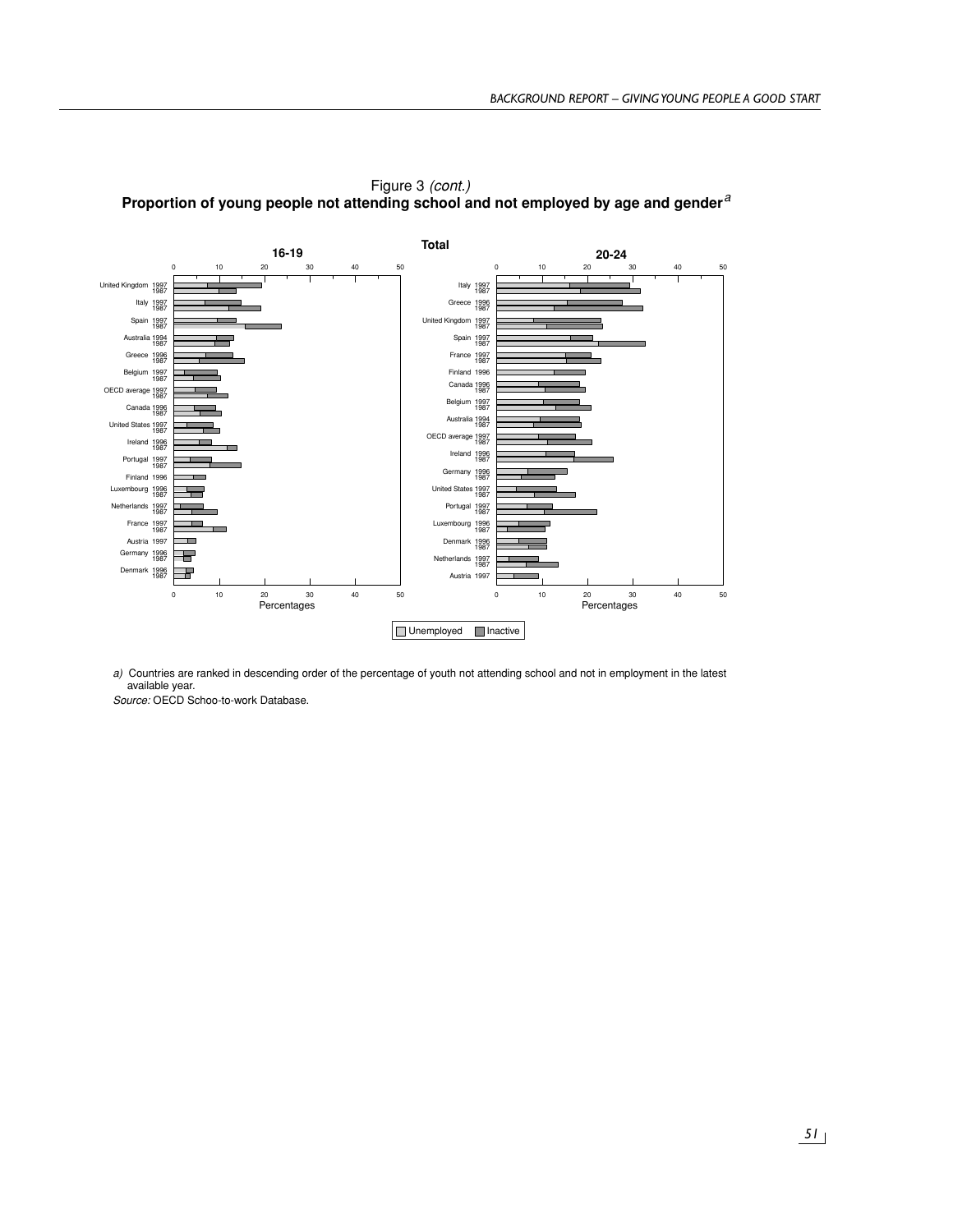Figure 3 *(cont.)*

**Proportion of young people not attending school and not employed by age and gender**[a]

**Total**

**16-19**

| Country | Year |
|---|---|
| United Kingdom | 1997, 1987 |
| Italy | 1997, 1987 |
| Spain | 1997, 1987 |
| Australia | 1994, 1987 |
| Greece | 1996, 1987 |
| Belgium | 1997, 1987 |
| OECD average | 1997, 1987 |
| Canada | 1996, 1987 |
| United States | 1997, 1987 |
| Ireland | 1996, 1987 |
| Portugal | 1997, 1987 |
| Finland | 1996 |
| Luxembourg | 1996, 1987 |
| Netherlands | 1997, 1987 |
| France | 1997, 1987 |
| Austria | 1997 |
| Germany | 1996, 1987 |
| Denmark | 1996, 1987 |

**20-24**

| Country | Year |
|---|---|
| Italy | 1997, 1987 |
| Greece | 1996, 1987 |
| United Kingdom | 1997, 1987 |
| Spain | 1997, 1987 |
| France | 1997, 1987 |
| Finland | 1996 |
| Canada | 1996, 1987 |
| Belgium | 1997, 1987 |
| Australia | 1994, 1987 |
| OECD average | 1997, 1987 |
| Ireland | 1996, 1987 |
| Germany | 1996, 1987 |
| United States | 1997, 1987 |
| Portugal | 1997, 1987 |
| Luxembourg | 1996, 1987 |
| Denmark | 1996, 1987 |
| Netherlands | 1997, 1987 |
| Austria | 1997 |

Percentages (0–50)

Unemployed | Inactive

*a)* Countries are ranked in descending order of the percentage of youth not attending school and not in employment in the latest available year.

*Source:* OECD Schoo-to-work Database.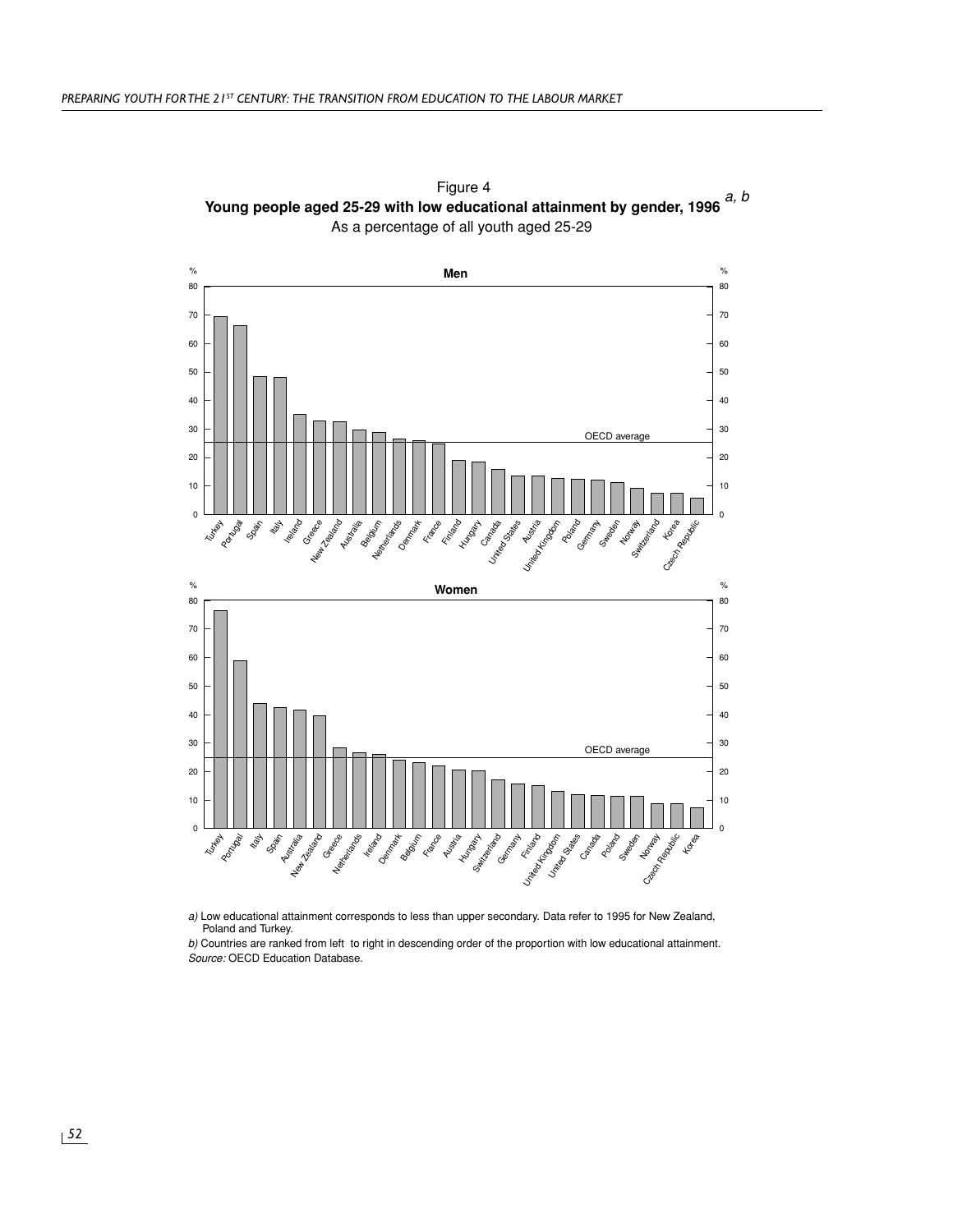Figure 4

**Young people aged 25-29 with low educational attainment by gender, 1996** *a, b*

As a percentage of all youth aged 25-29

**Men**

%

Turkey, Portugal, Spain, Italy, Ireland, Greece, New Zealand, Australia, Belgium, Netherlands, Denmark, France, Finland, Hungary, Canada, United States, Austria, United Kingdom, Poland, Germany, Sweden, Norway, Switzerland, Korea, Czech Republic

OECD average

**Women**

%

Turkey, Portugal, Italy, Spain, Australia, New Zealand, Greece, Netherlands, Ireland, Denmark, Belgium, France, Austria, Hungary, Switzerland, Germany, Finland, United Kingdom, United States, Canada, Poland, Sweden, Norway, Czech Republic, Korea

OECD average

*a)* Low educational attainment corresponds to less than upper secondary. Data refer to 1995 for New Zealand, Poland and Turkey.

*b)* Countries are ranked from left to right in descending order of the proportion with low educational attainment.

*Source:* OECD Education Database.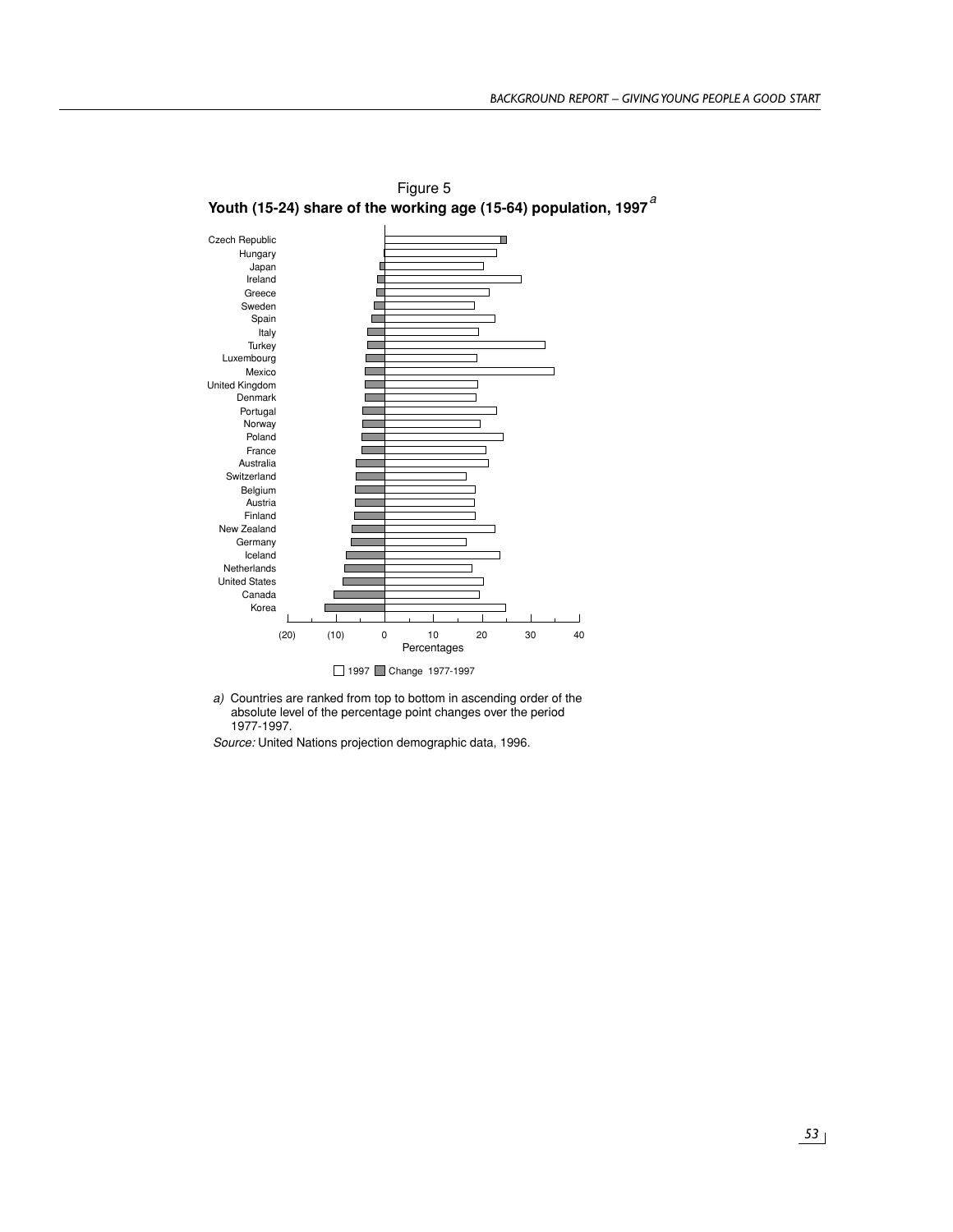Figure 5

**Youth (15-24) share of the working age (15-64) population, 1997[a]**

Czech Republic
Hungary
Japan
Ireland
Greece
Sweden
Spain
Italy
Turkey
Luxembourg
Mexico
United Kingdom
Denmark
Portugal
Norway
Poland
France
Australia
Switzerland
Belgium
Austria
Finland
New Zealand
Germany
Iceland
Netherlands
United States
Canada
Korea

(20) (10) 0 10 20 30 40

Percentages

1997 Change 1977-1997

*a)* Countries are ranked from top to bottom in ascending order of the absolute level of the percentage point changes over the period 1977-1997.

*Source:* United Nations projection demographic data, 1996.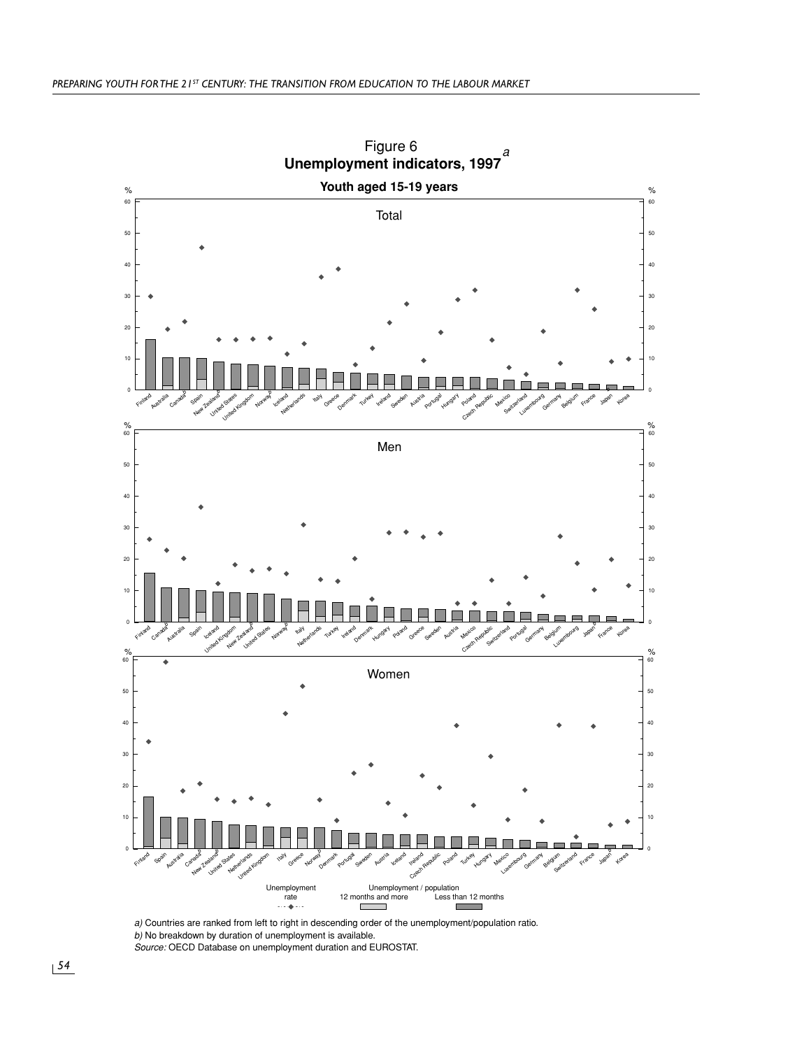Figure 6
**Unemployment indicators, 1997**[a]

**Youth aged 15-19 years**

Total

Men

Women

Unemployment rate — Unemployment / population: 12 months and more; Less than 12 months

*a)* Countries are ranked from left to right in descending order of the unemployment/population ratio.

*b)* No breakdown by duration of unemployment is available.

*Source:* OECD Database on unemployment duration and EUROSTAT.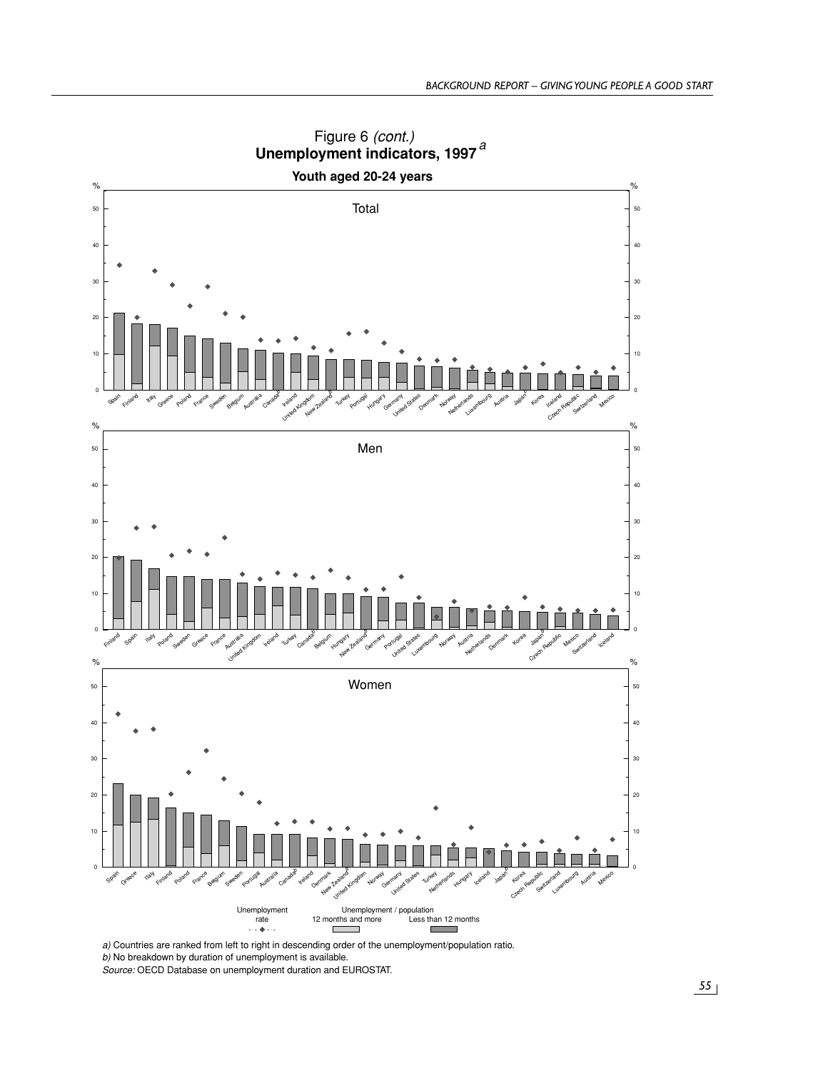# Figure 6 *(cont.)*

## Unemployment indicators, 1997[a]

### Youth aged 20-24 years

**Total**

Spain, Finland, Italy, Greece, Poland, France, Sweden, Belgium, Australia, Canada[b], Ireland, United Kingdom, New Zealand[b], Turkey, Portugal, Hungary, Germany, United States, Denmark, Norway, Netherlands, Luxembourg, Austria, Japan[b], Korea, Iceland, Czech Republic, Switzerland, Mexico

**Men**

Finland, Spain, Italy, Poland, Sweden, Greece, France, Australia, United Kingdom, Ireland, Turkey, Canada[b], Belgium, Hungary, New Zealand[b], Germany, Portugal, United States, Luxembourg, Norway, Austria, Netherlands, Denmark, Korea, Japan[b], Czech Republic, Mexico, Switzerland, Iceland

**Women**

Spain, Greece, Italy, Finland, Poland, France, Belgium, Sweden, Portugal, Australia, Canada[b], Ireland, Denmark, New Zealand[b], United Kingdom, Norway, Germany, United States, Turkey, Netherlands, Hungary, Iceland, Japan[b], Korea, Czech Republic, Switzerland, Luxembourg, Austria, Mexico

Legend: Unemployment rate (diamond); Unemployment / population: 12 months and more (light bar), Less than 12 months (dark bar)

*a)* Countries are ranked from left to right in descending order of the unemployment/population ratio.

*b)* No breakdown by duration of unemployment is available.

*Source:* OECD Database on unemployment duration and EUROSTAT.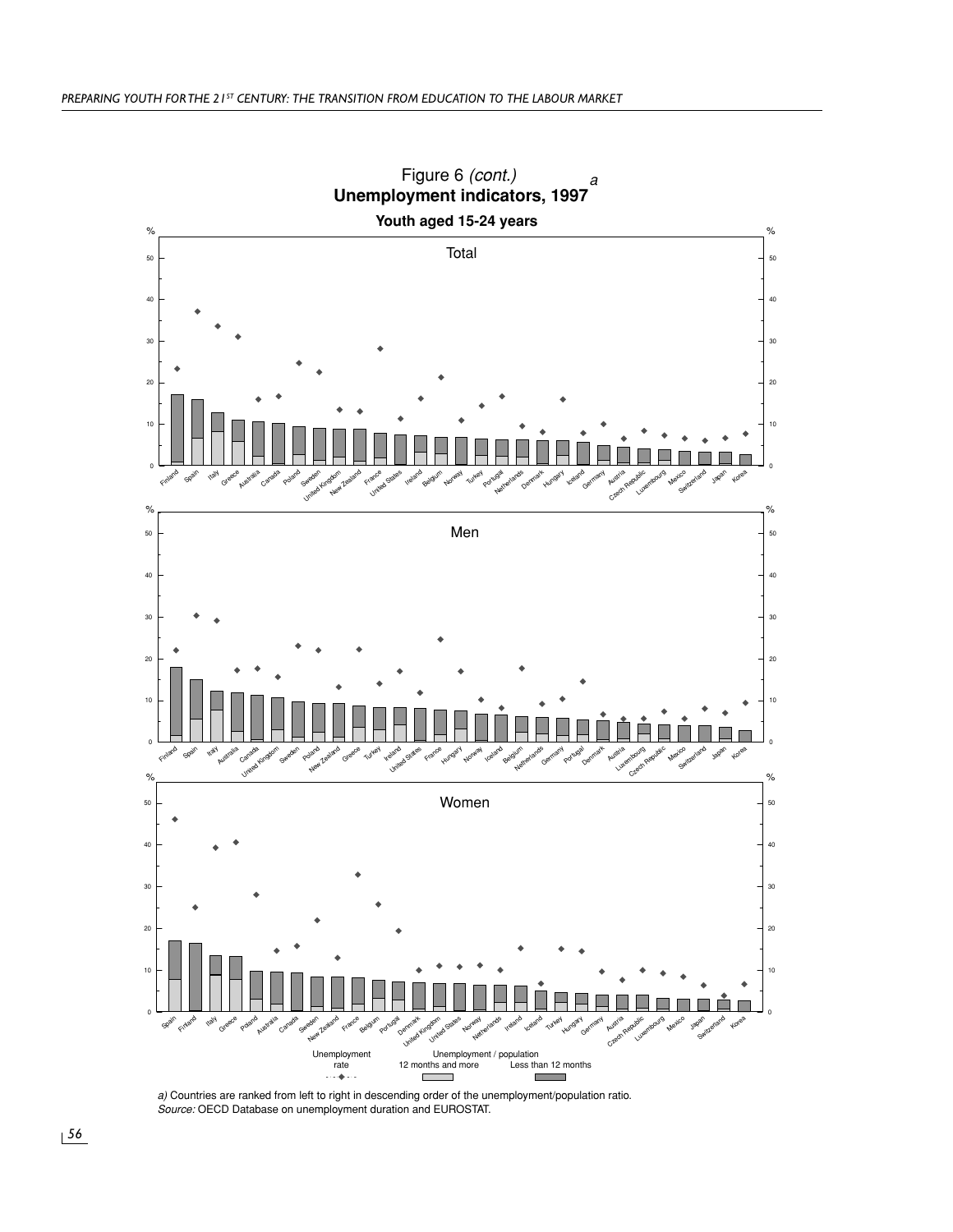Figure 6 *(cont.)*

**Unemployment indicators, 1997**[a]

**Youth aged 15-24 years**

Total

Men

Women

Unemployment rate

Unemployment / population: 12 months and more; Less than 12 months

*a)* Countries are ranked from left to right in descending order of the unemployment/population ratio.

*Source:* OECD Database on unemployment duration and EUROSTAT.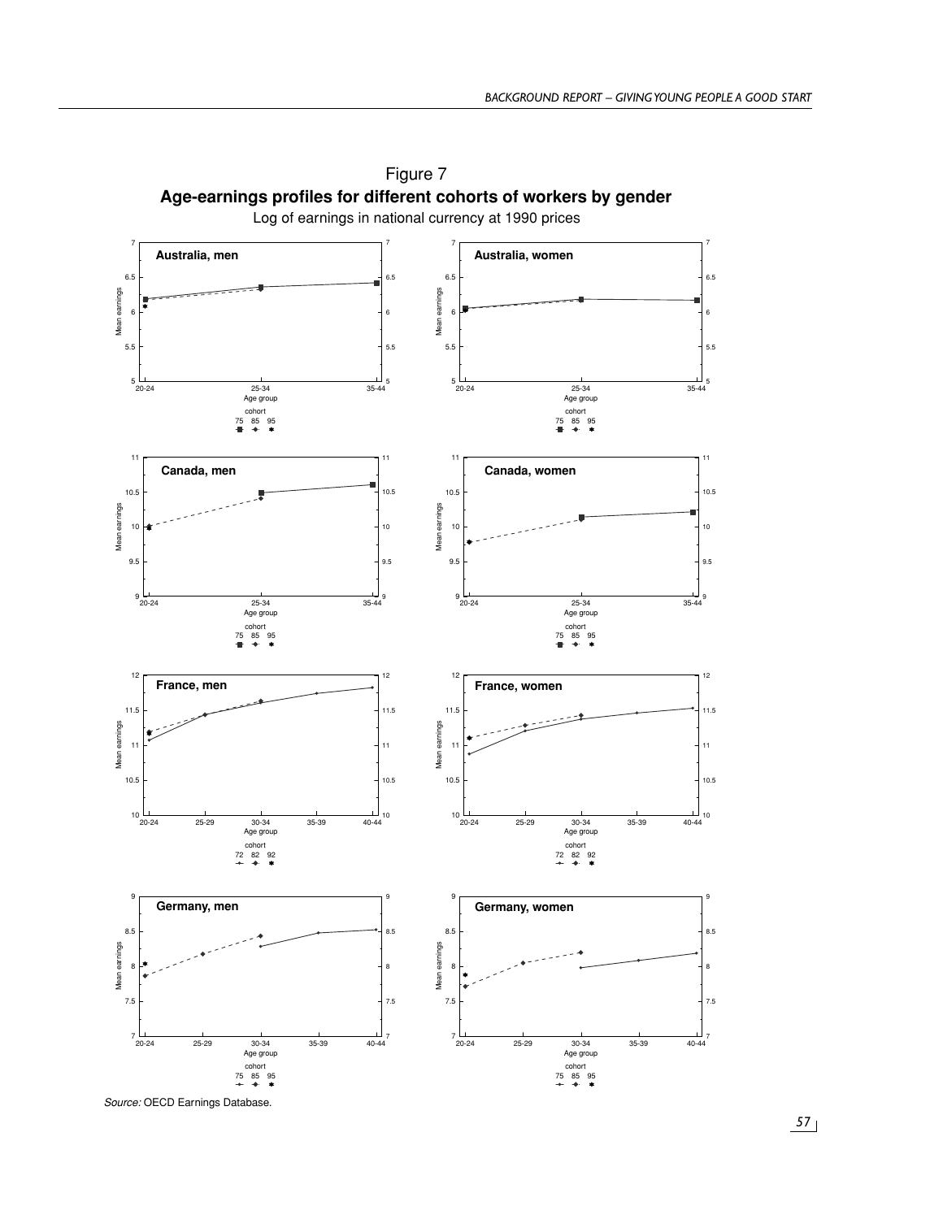Figure 7

**Age-earnings profiles for different cohorts of workers by gender**

Log of earnings in national currency at 1990 prices

**Australia, men**

**Australia, women**

**Canada, men**

**Canada, women**

**France, men**

**France, women**

**Germany, men**

**Germany, women**

*Source:* OECD Earnings Database.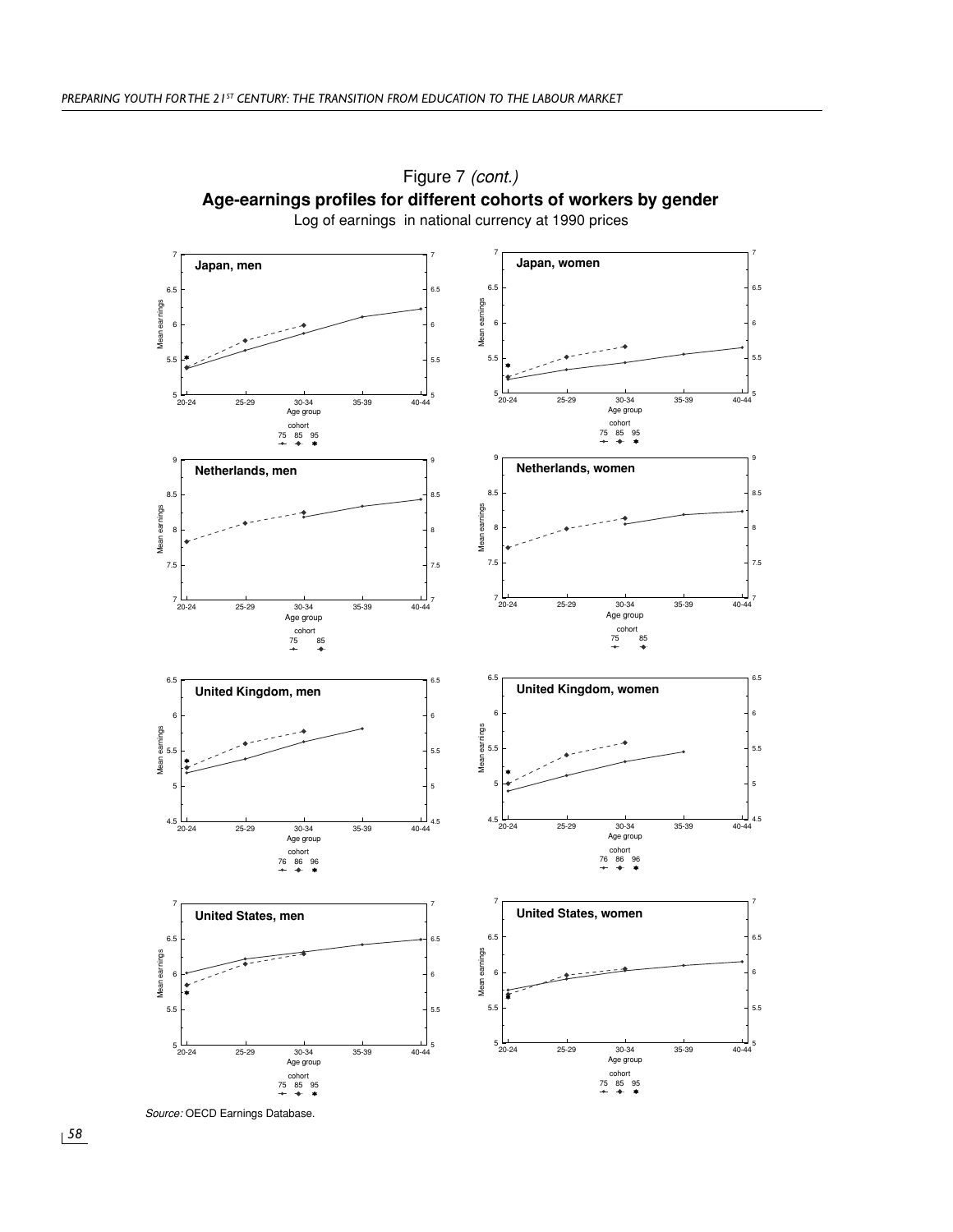Figure 7 *(cont.)*

**Age-earnings profiles for different cohorts of workers by gender**

Log of earnings in national currency at 1990 prices

*Source:* OECD Earnings Database.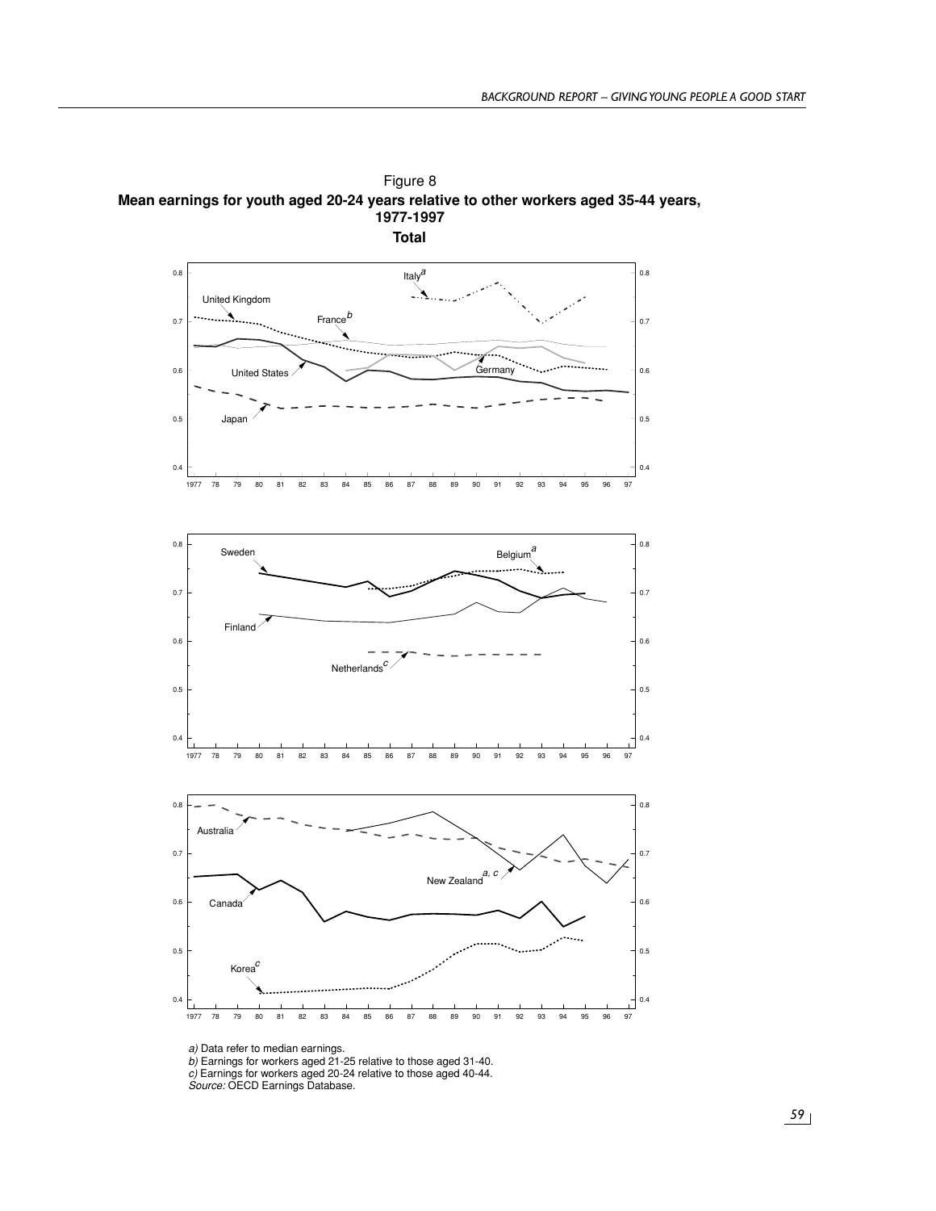Figure 8

**Mean earnings for youth aged 20-24 years relative to other workers aged 35-44 years, 1977-1997**

**Total**

*a)* Data refer to median earnings.
*b)* Earnings for workers aged 21-25 relative to those aged 31-40.
*c)* Earnings for workers aged 20-24 relative to those aged 40-44.
*Source:* OECD Earnings Database.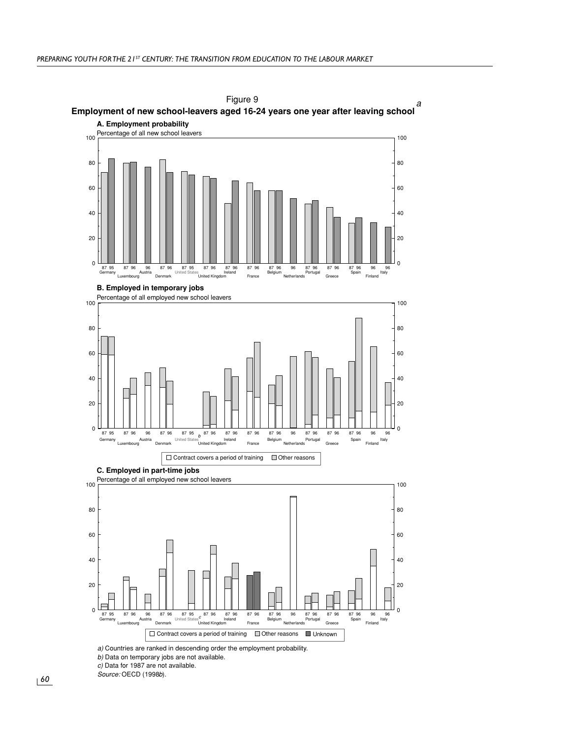Figure 9

**Employment of new school-leavers aged 16-24 years one year after leaving school** [a]

**A. Employment probability**

Percentage of all new school leavers

**B. Employed in temporary jobs**

Percentage of all employed new school leavers

□ Contract covers a period of training ▒ Other reasons

**C. Employed in part-time jobs**

Percentage of all employed new school leavers

□ Contract covers a period of training ▒ Other reasons ■ Unknown

*a)* Countries are ranked in descending order the employment probability.

*b)* Data on temporary jobs are not available.

*c)* Data for 1987 are not available.

*Source:* OECD (1998*b*).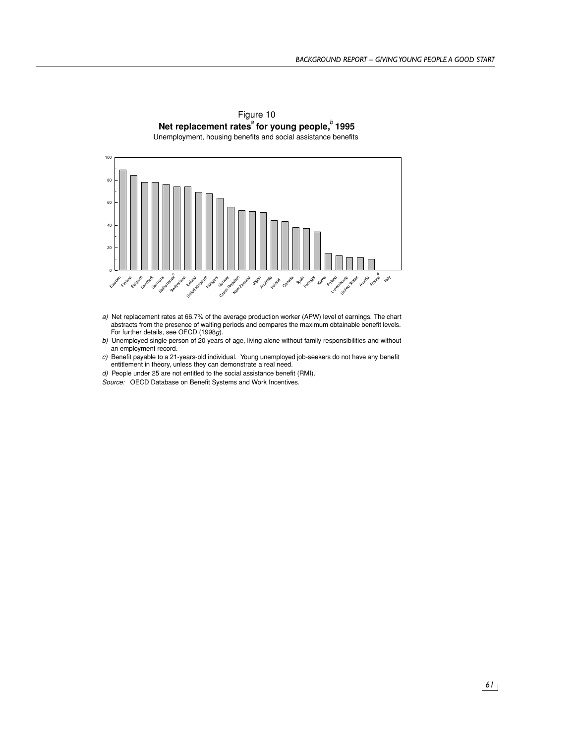Figure 10

**Net replacement rates[a] for young people,[b] 1995**

Unemployment, housing benefits and social assistance benefits

*a)* Net replacement rates at 66.7% of the average production worker (APW) level of earnings. The chart abstracts from the presence of waiting periods and compares the maximum obtainable benefit levels. For further details, see OECD (1998*g*).

*b)* Unemployed single person of 20 years of age, living alone without family responsibilities and without an employment record.

*c)* Benefit payable to a 21-years-old individual. Young unemployed job-seekers do not have any benefit entitlement in theory, unless they can demonstrate a real need.

*d)* People under 25 are not entitled to the social assistance benefit (RMI).

*Source:* OECD Database on Benefit Systems and Work Incentives.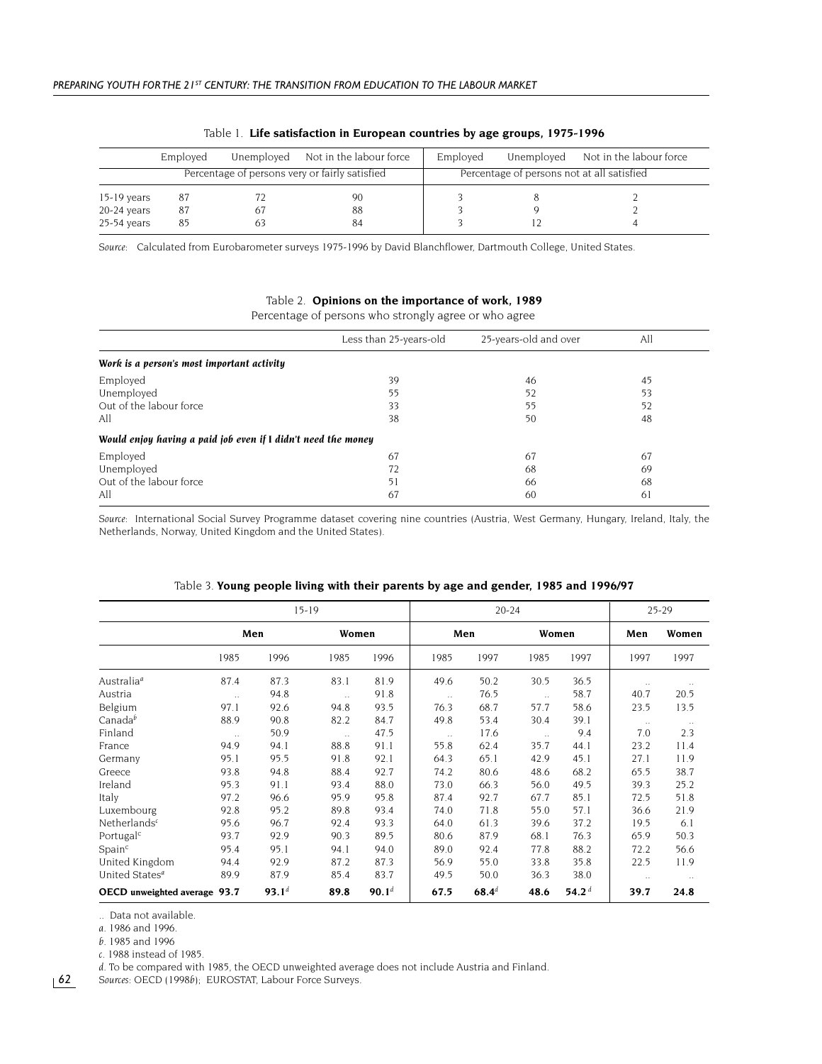Table 1. **Life satisfaction in European countries by age groups, 1975-1996**

| | Employed | Unemployed | Not in the labour force | Employed | Unemployed | Not in the labour force |
|---|---|---|---|---|---|---|
| | Percentage of persons very or fairly satisfied | | | Percentage of persons not at all satisfied | | |
| 15-19 years | 87 | 72 | 90 | 3 | 8 | 2 |
| 20-24 years | 87 | 67 | 88 | 3 | 9 | 2 |
| 25-54 years | 85 | 63 | 84 | 3 | 12 | 4 |

*Source:* Calculated from Eurobarometer surveys 1975-1996 by David Blanchflower, Dartmouth College, United States.

Table 2. **Opinions on the importance of work, 1989**

Percentage of persons who strongly agree or who agree

| | Less than 25-years-old | 25-years-old and over | All |
|---|---|---|---|
| ***Work is a person's most important activity*** | | | |
| Employed | 39 | 46 | 45 |
| Unemployed | 55 | 52 | 53 |
| Out of the labour force | 33 | 55 | 52 |
| All | 38 | 50 | 48 |
| ***Would enjoy having a paid job even if I didn't need the money*** | | | |
| Employed | 67 | 67 | 67 |
| Unemployed | 72 | 68 | 69 |
| Out of the labour force | 51 | 66 | 68 |
| All | 67 | 60 | 61 |

*Source:* International Social Survey Programme dataset covering nine countries (Austria, West Germany, Hungary, Ireland, Italy, the Netherlands, Norway, United Kingdom and the United States).

Table 3. **Young people living with their parents by age and gender, 1985 and 1996/97**

| | 15-19 | | | | 20-24 | | | | 25-29 | |
|---|---|---|---|---|---|---|---|---|---|---|
| | **Men** | | **Women** | | **Men** | | **Women** | | **Men** | **Women** |
| | 1985 | 1996 | 1985 | 1996 | 1985 | 1997 | 1985 | 1997 | 1997 | 1997 |
| Australia[a] | 87.4 | 87.3 | 83.1 | 81.9 | 49.6 | 50.2 | 30.5 | 36.5 | .. | .. |
| Austria | .. | 94.8 | .. | 91.8 | .. | 76.5 | .. | 58.7 | 40.7 | 20.5 |
| Belgium | 97.1 | 92.6 | 94.8 | 93.5 | 76.3 | 68.7 | 57.7 | 58.6 | 23.5 | 13.5 |
| Canada[b] | 88.9 | 90.8 | 82.2 | 84.7 | 49.8 | 53.4 | 30.4 | 39.1 | .. | .. |
| Finland | .. | 50.9 | .. | 47.5 | .. | 17.6 | .. | 9.4 | 7.0 | 2.3 |
| France | 94.9 | 94.1 | 88.8 | 91.1 | 55.8 | 62.4 | 35.7 | 44.1 | 23.2 | 11.4 |
| Germany | 95.1 | 95.5 | 91.8 | 92.1 | 64.3 | 65.1 | 42.9 | 45.1 | 27.1 | 11.9 |
| Greece | 93.8 | 94.8 | 88.4 | 92.7 | 74.2 | 80.6 | 48.6 | 68.2 | 65.5 | 38.7 |
| Ireland | 95.3 | 91.1 | 93.4 | 88.0 | 73.0 | 66.3 | 56.0 | 49.5 | 39.3 | 25.2 |
| Italy | 97.2 | 96.6 | 95.9 | 95.8 | 87.4 | 92.7 | 67.7 | 85.1 | 72.5 | 51.8 |
| Luxembourg | 92.8 | 95.2 | 89.8 | 93.4 | 74.0 | 71.8 | 55.0 | 57.1 | 36.6 | 21.9 |
| Netherlands[c] | 95.6 | 96.7 | 92.4 | 93.3 | 64.0 | 61.3 | 39.6 | 37.2 | 19.5 | 6.1 |
| Portugal[c] | 93.7 | 92.9 | 90.3 | 89.5 | 80.6 | 87.9 | 68.1 | 76.3 | 65.9 | 50.3 |
| Spain[c] | 95.4 | 95.1 | 94.1 | 94.0 | 89.0 | 92.4 | 77.8 | 88.2 | 72.2 | 56.6 |
| United Kingdom | 94.4 | 92.9 | 87.2 | 87.3 | 56.9 | 55.0 | 33.8 | 35.8 | 22.5 | 11.9 |
| United States[a] | 89.9 | 87.9 | 85.4 | 83.7 | 49.5 | 50.0 | 36.3 | 38.0 | .. | .. |
| **OECD unweighted average** | **93.7** | **93.1**[d] | **89.8** | **90.1**[d] | **67.5** | **68.4**[d] | **48.6** | **54.2**[d] | **39.7** | **24.8** |

.. Data not available.

*a.* 1986 and 1996.

*b.* 1985 and 1996

*c.* 1988 instead of 1985.

*d.* To be compared with 1985, the OECD unweighted average does not include Austria and Finland.

*Sources:* OECD (1998*b*); EUROSTAT, Labour Force Surveys.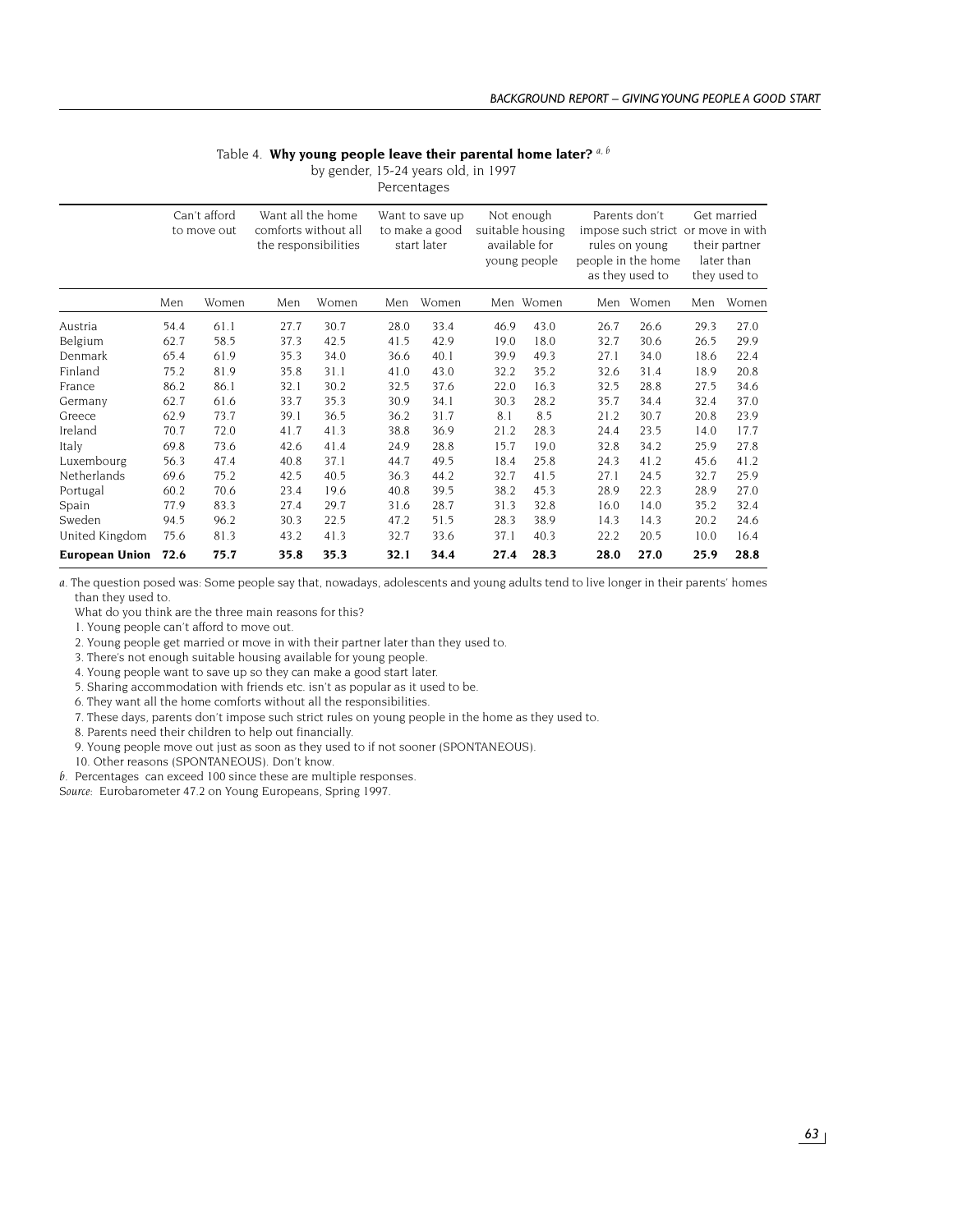Table 4. **Why young people leave their parental home later?** [a, b]

by gender, 15-24 years old, in 1997

Percentages

| | Can't afford to move out | | Want all the home comforts without all the responsibilities | | Want to save up to make a good start later | | Not enough suitable housing available for young people | | Parents don't impose such strict rules on young people in the home as they used to | | Get married or move in with their partner later than they used to | |
|---|---|---|---|---|---|---|---|---|---|---|---|---|
| | Men | Women | Men | Women | Men | Women | Men | Women | Men | Women | Men | Women |
| Austria | 54.4 | 61.1 | 27.7 | 30.7 | 28.0 | 33.4 | 46.9 | 43.0 | 26.7 | 26.6 | 29.3 | 27.0 |
| Belgium | 62.7 | 58.5 | 37.3 | 42.5 | 41.5 | 42.9 | 19.0 | 18.0 | 32.7 | 30.6 | 26.5 | 29.9 |
| Denmark | 65.4 | 61.9 | 35.3 | 34.0 | 36.6 | 40.1 | 39.9 | 49.3 | 27.1 | 34.0 | 18.6 | 22.4 |
| Finland | 75.2 | 81.9 | 35.8 | 31.1 | 41.0 | 43.0 | 32.2 | 35.2 | 32.6 | 31.4 | 18.9 | 20.8 |
| France | 86.2 | 86.1 | 32.1 | 30.2 | 32.5 | 37.6 | 22.0 | 16.3 | 32.5 | 28.8 | 27.5 | 34.6 |
| Germany | 62.7 | 61.6 | 33.7 | 35.3 | 30.9 | 34.1 | 30.3 | 28.2 | 35.7 | 34.4 | 32.4 | 37.0 |
| Greece | 62.9 | 73.7 | 39.1 | 36.5 | 36.2 | 31.7 | 8.1 | 8.5 | 21.2 | 30.7 | 20.8 | 23.9 |
| Ireland | 70.7 | 72.0 | 41.7 | 41.3 | 38.8 | 36.9 | 21.2 | 28.3 | 24.4 | 23.5 | 14.0 | 17.7 |
| Italy | 69.8 | 73.6 | 42.6 | 41.4 | 24.9 | 28.8 | 15.7 | 19.0 | 32.8 | 34.2 | 25.9 | 27.8 |
| Luxembourg | 56.3 | 47.4 | 40.8 | 37.1 | 44.7 | 49.5 | 18.4 | 25.8 | 24.3 | 41.2 | 45.6 | 41.2 |
| Netherlands | 69.6 | 75.2 | 42.5 | 40.5 | 36.3 | 44.2 | 32.7 | 41.5 | 27.1 | 24.5 | 32.7 | 25.9 |
| Portugal | 60.2 | 70.6 | 23.4 | 19.6 | 40.8 | 39.5 | 38.2 | 45.3 | 28.9 | 22.3 | 28.9 | 27.0 |
| Spain | 77.9 | 83.3 | 27.4 | 29.7 | 31.6 | 28.7 | 31.3 | 32.8 | 16.0 | 14.0 | 35.2 | 32.4 |
| Sweden | 94.5 | 96.2 | 30.3 | 22.5 | 47.2 | 51.5 | 28.3 | 38.9 | 14.3 | 14.3 | 20.2 | 24.6 |
| United Kingdom | 75.6 | 81.3 | 43.2 | 41.3 | 32.7 | 33.6 | 37.1 | 40.3 | 22.2 | 20.5 | 10.0 | 16.4 |
| **European Union** | **72.6** | **75.7** | **35.8** | **35.3** | **32.1** | **34.4** | **27.4** | **28.3** | **28.0** | **27.0** | **25.9** | **28.8** |

*a.* The question posed was: Some people say that, nowadays, adolescents and young adults tend to live longer in their parents' homes than they used to.

What do you think are the three main reasons for this?

1. Young people can't afford to move out.
2. Young people get married or move in with their partner later than they used to.
3. There's not enough suitable housing available for young people.
4. Young people want to save up so they can make a good start later.
5. Sharing accommodation with friends etc. isn't as popular as it used to be.
6. They want all the home comforts without all the responsibilities.
7. These days, parents don't impose such strict rules on young people in the home as they used to.
8. Parents need their children to help out financially.
9. Young people move out just as soon as they used to if not sooner (SPONTANEOUS).
10. Other reasons (SPONTANEOUS). Don't know.

*b.* Percentages can exceed 100 since these are multiple responses.

*Source:* Eurobarometer 47.2 on Young Europeans, Spring 1997.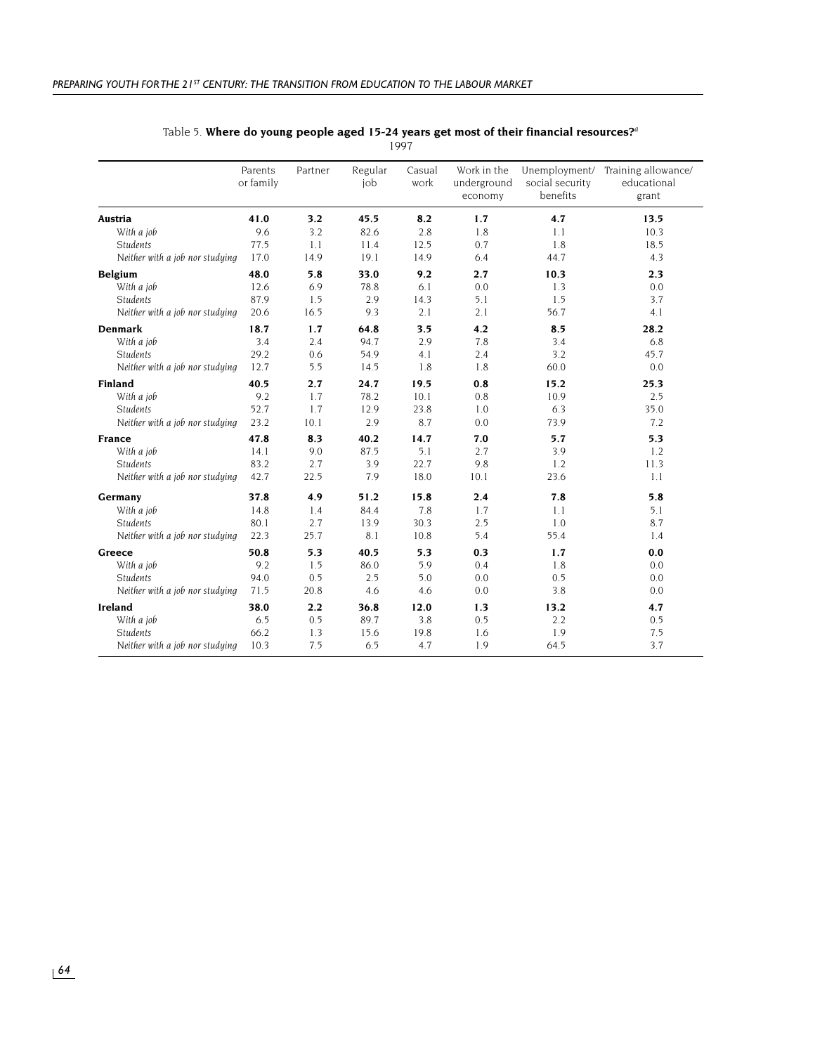Table 5. **Where do young people aged 15-24 years get most of their financial resources?**[a]
1997

| | Parents or family | Partner | Regular job | Casual work | Work in the underground economy | Unemployment/ social security benefits | Training allowance/ educational grant |
|---|---|---|---|---|---|---|---|
| **Austria** | **41.0** | **3.2** | **45.5** | **8.2** | **1.7** | **4.7** | **13.5** |
| *With a job* | 9.6 | 3.2 | 82.6 | 2.8 | 1.8 | 1.1 | 10.3 |
| *Students* | 77.5 | 1.1 | 11.4 | 12.5 | 0.7 | 1.8 | 18.5 |
| *Neither with a job nor studying* | 17.0 | 14.9 | 19.1 | 14.9 | 6.4 | 44.7 | 4.3 |
| **Belgium** | **48.0** | **5.8** | **33.0** | **9.2** | **2.7** | **10.3** | **2.3** |
| *With a job* | 12.6 | 6.9 | 78.8 | 6.1 | 0.0 | 1.3 | 0.0 |
| *Students* | 87.9 | 1.5 | 2.9 | 14.3 | 5.1 | 1.5 | 3.7 |
| *Neither with a job nor studying* | 20.6 | 16.5 | 9.3 | 2.1 | 2.1 | 56.7 | 4.1 |
| **Denmark** | **18.7** | **1.7** | **64.8** | **3.5** | **4.2** | **8.5** | **28.2** |
| *With a job* | 3.4 | 2.4 | 94.7 | 2.9 | 7.8 | 3.4 | 6.8 |
| *Students* | 29.2 | 0.6 | 54.9 | 4.1 | 2.4 | 3.2 | 45.7 |
| *Neither with a job nor studying* | 12.7 | 5.5 | 14.5 | 1.8 | 1.8 | 60.0 | 0.0 |
| **Finland** | **40.5** | **2.7** | **24.7** | **19.5** | **0.8** | **15.2** | **25.3** |
| *With a job* | 9.2 | 1.7 | 78.2 | 10.1 | 0.8 | 10.9 | 2.5 |
| *Students* | 52.7 | 1.7 | 12.9 | 23.8 | 1.0 | 6.3 | 35.0 |
| *Neither with a job nor studying* | 23.2 | 10.1 | 2.9 | 8.7 | 0.0 | 73.9 | 7.2 |
| **France** | **47.8** | **8.3** | **40.2** | **14.7** | **7.0** | **5.7** | **5.3** |
| *With a job* | 14.1 | 9.0 | 87.5 | 5.1 | 2.7 | 3.9 | 1.2 |
| *Students* | 83.2 | 2.7 | 3.9 | 22.7 | 9.8 | 1.2 | 11.3 |
| *Neither with a job nor studying* | 42.7 | 22.5 | 7.9 | 18.0 | 10.1 | 23.6 | 1.1 |
| **Germany** | **37.8** | **4.9** | **51.2** | **15.8** | **2.4** | **7.8** | **5.8** |
| *With a job* | 14.8 | 1.4 | 84.4 | 7.8 | 1.7 | 1.1 | 5.1 |
| *Students* | 80.1 | 2.7 | 13.9 | 30.3 | 2.5 | 1.0 | 8.7 |
| *Neither with a job nor studying* | 22.3 | 25.7 | 8.1 | 10.8 | 5.4 | 55.4 | 1.4 |
| **Greece** | **50.8** | **5.3** | **40.5** | **5.3** | **0.3** | **1.7** | **0.0** |
| *With a job* | 9.2 | 1.5 | 86.0 | 5.9 | 0.4 | 1.8 | 0.0 |
| *Students* | 94.0 | 0.5 | 2.5 | 5.0 | 0.0 | 0.5 | 0.0 |
| *Neither with a job nor studying* | 71.5 | 20.8 | 4.6 | 4.6 | 0.0 | 3.8 | 0.0 |
| **Ireland** | **38.0** | **2.2** | **36.8** | **12.0** | **1.3** | **13.2** | **4.7** |
| *With a job* | 6.5 | 0.5 | 89.7 | 3.8 | 0.5 | 2.2 | 0.5 |
| *Students* | 66.2 | 1.3 | 15.6 | 19.8 | 1.6 | 1.9 | 7.5 |
| *Neither with a job nor studying* | 10.3 | 7.5 | 6.5 | 4.7 | 1.9 | 64.5 | 3.7 |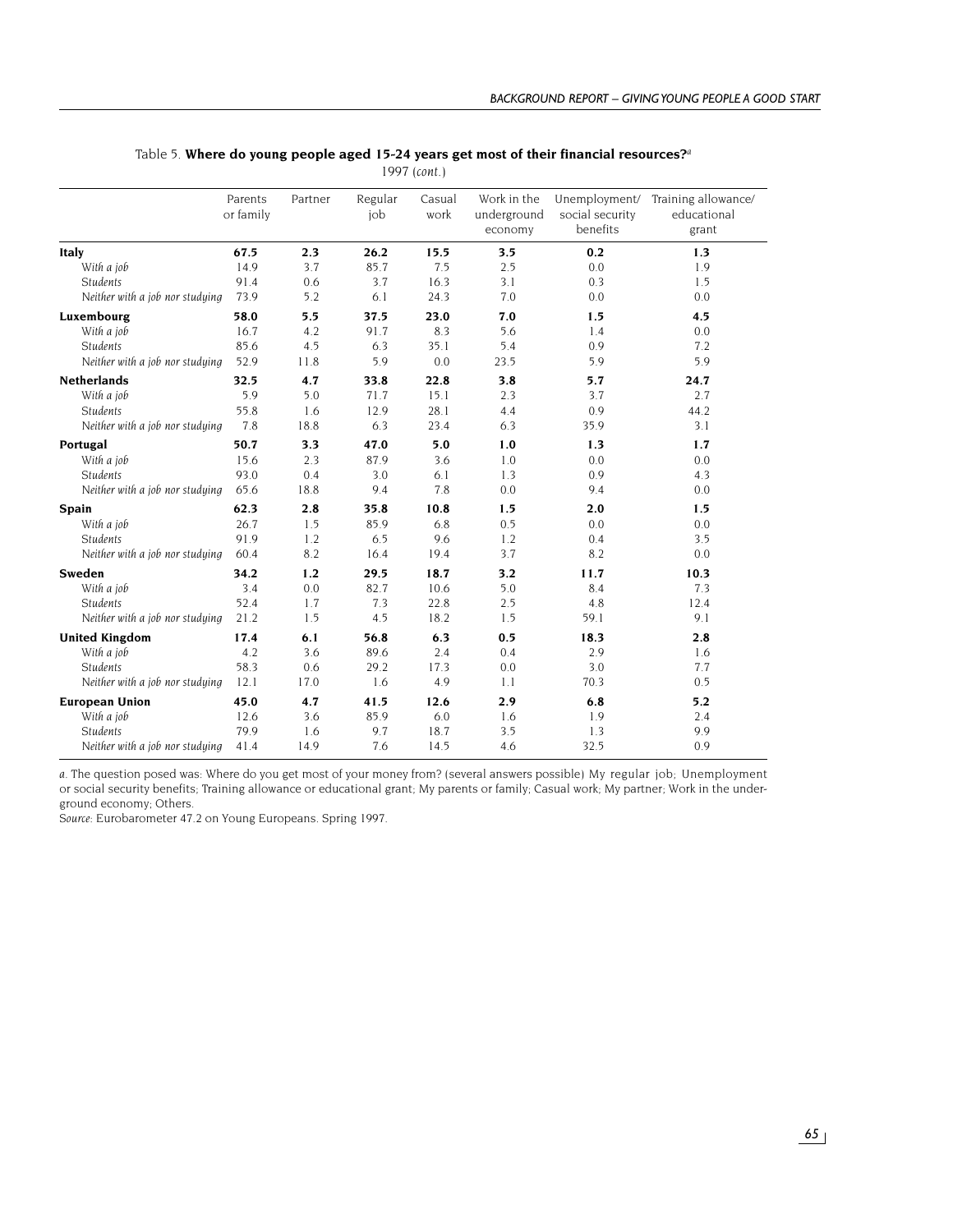Table 5. **Where do young people aged 15-24 years get most of their financial resources?**[a]

1997 (*cont.*)

| | Parents or family | Partner | Regular job | Casual work | Work in the underground economy | Unemployment/ social security benefits | Training allowance/ educational grant |
|---|---|---|---|---|---|---|---|
| **Italy** | **67.5** | **2.3** | **26.2** | **15.5** | **3.5** | **0.2** | **1.3** |
| *With a job* | 14.9 | 3.7 | 85.7 | 7.5 | 2.5 | 0.0 | 1.9 |
| *Students* | 91.4 | 0.6 | 3.7 | 16.3 | 3.1 | 0.3 | 1.5 |
| *Neither with a job nor studying* | 73.9 | 5.2 | 6.1 | 24.3 | 7.0 | 0.0 | 0.0 |
| **Luxembourg** | **58.0** | **5.5** | **37.5** | **23.0** | **7.0** | **1.5** | **4.5** |
| *With a job* | 16.7 | 4.2 | 91.7 | 8.3 | 5.6 | 1.4 | 0.0 |
| *Students* | 85.6 | 4.5 | 6.3 | 35.1 | 5.4 | 0.9 | 7.2 |
| *Neither with a job nor studying* | 52.9 | 11.8 | 5.9 | 0.0 | 23.5 | 5.9 | 5.9 |
| **Netherlands** | **32.5** | **4.7** | **33.8** | **22.8** | **3.8** | **5.7** | **24.7** |
| *With a job* | 5.9 | 5.0 | 71.7 | 15.1 | 2.3 | 3.7 | 2.7 |
| *Students* | 55.8 | 1.6 | 12.9 | 28.1 | 4.4 | 0.9 | 44.2 |
| *Neither with a job nor studying* | 7.8 | 18.8 | 6.3 | 23.4 | 6.3 | 35.9 | 3.1 |
| **Portugal** | **50.7** | **3.3** | **47.0** | **5.0** | **1.0** | **1.3** | **1.7** |
| *With a job* | 15.6 | 2.3 | 87.9 | 3.6 | 1.0 | 0.0 | 0.0 |
| *Students* | 93.0 | 0.4 | 3.0 | 6.1 | 1.3 | 0.9 | 4.3 |
| *Neither with a job nor studying* | 65.6 | 18.8 | 9.4 | 7.8 | 0.0 | 9.4 | 0.0 |
| **Spain** | **62.3** | **2.8** | **35.8** | **10.8** | **1.5** | **2.0** | **1.5** |
| *With a job* | 26.7 | 1.5 | 85.9 | 6.8 | 0.5 | 0.0 | 0.0 |
| *Students* | 91.9 | 1.2 | 6.5 | 9.6 | 1.2 | 0.4 | 3.5 |
| *Neither with a job nor studying* | 60.4 | 8.2 | 16.4 | 19.4 | 3.7 | 8.2 | 0.0 |
| **Sweden** | **34.2** | **1.2** | **29.5** | **18.7** | **3.2** | **11.7** | **10.3** |
| *With a job* | 3.4 | 0.0 | 82.7 | 10.6 | 5.0 | 8.4 | 7.3 |
| *Students* | 52.4 | 1.7 | 7.3 | 22.8 | 2.5 | 4.8 | 12.4 |
| *Neither with a job nor studying* | 21.2 | 1.5 | 4.5 | 18.2 | 1.5 | 59.1 | 9.1 |
| **United Kingdom** | **17.4** | **6.1** | **56.8** | **6.3** | **0.5** | **18.3** | **2.8** |
| *With a job* | 4.2 | 3.6 | 89.6 | 2.4 | 0.4 | 2.9 | 1.6 |
| *Students* | 58.3 | 0.6 | 29.2 | 17.3 | 0.0 | 3.0 | 7.7 |
| *Neither with a job nor studying* | 12.1 | 17.0 | 1.6 | 4.9 | 1.1 | 70.3 | 0.5 |
| **European Union** | **45.0** | **4.7** | **41.5** | **12.6** | **2.9** | **6.8** | **5.2** |
| *With a job* | 12.6 | 3.6 | 85.9 | 6.0 | 1.6 | 1.9 | 2.4 |
| *Students* | 79.9 | 1.6 | 9.7 | 18.7 | 3.5 | 1.3 | 9.9 |
| *Neither with a job nor studying* | 41.4 | 14.9 | 7.6 | 14.5 | 4.6 | 32.5 | 0.9 |

*a.* The question posed was: Where do you get most of your money from? (several answers possible) My regular job; Unemployment or social security benefits; Training allowance or educational grant; My parents or family; Casual work; My partner; Work in the underground economy; Others.

*Source:* Eurobarometer 47.2 on Young Europeans. Spring 1997.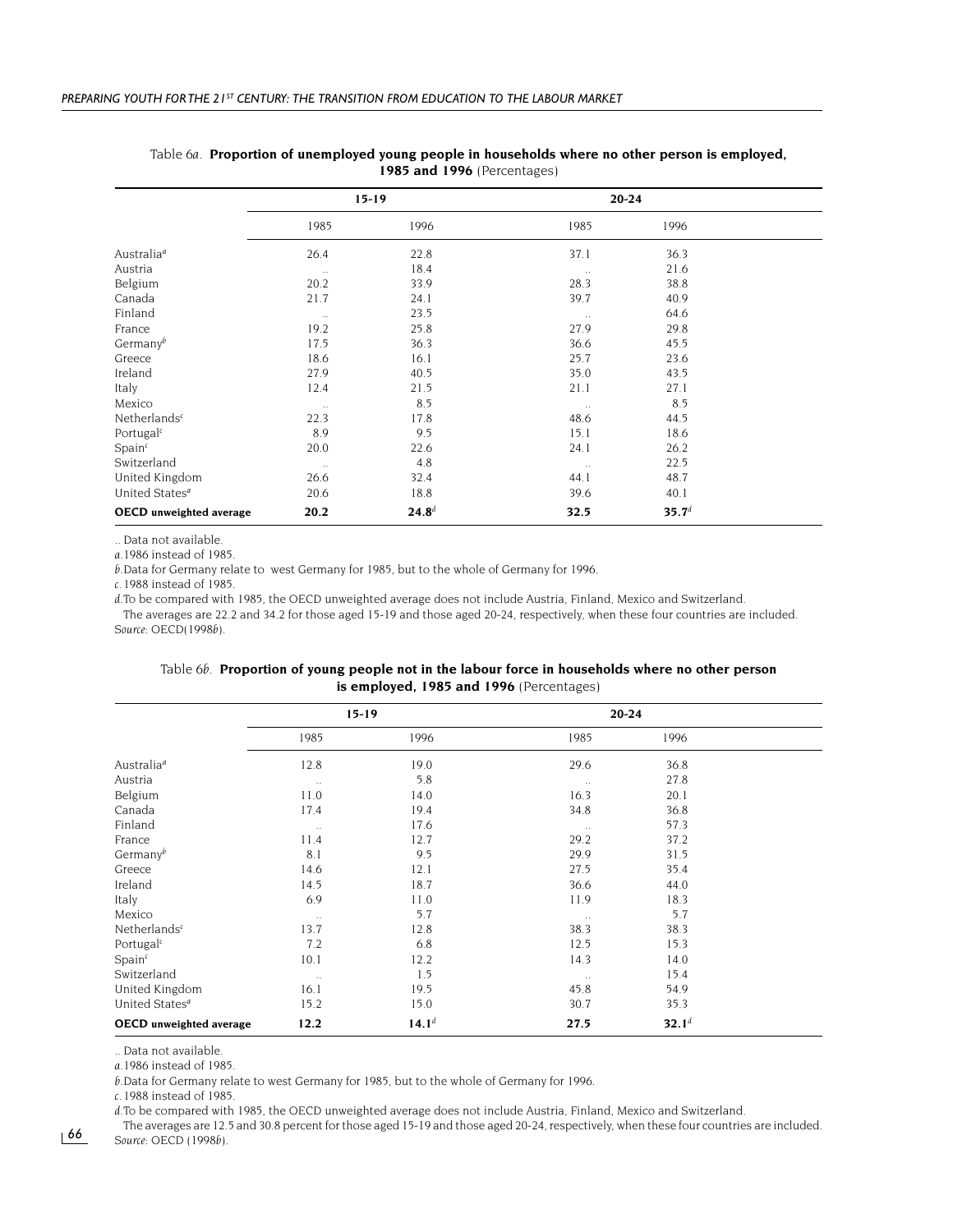Table 6*a*. **Proportion of unemployed young people in households where no other person is employed, 1985 and 1996** (Percentages)

| | 15-19 | | 20-24 | |
|---|---|---|---|---|
| | 1985 | 1996 | 1985 | 1996 |
| Australia[a] | 26.4 | 22.8 | 37.1 | 36.3 |
| Austria | .. | 18.4 | .. | 21.6 |
| Belgium | 20.2 | 33.9 | 28.3 | 38.8 |
| Canada | 21.7 | 24.1 | 39.7 | 40.9 |
| Finland | .. | 23.5 | .. | 64.6 |
| France | 19.2 | 25.8 | 27.9 | 29.8 |
| Germany[b] | 17.5 | 36.3 | 36.6 | 45.5 |
| Greece | 18.6 | 16.1 | 25.7 | 23.6 |
| Ireland | 27.9 | 40.5 | 35.0 | 43.5 |
| Italy | 12.4 | 21.5 | 21.1 | 27.1 |
| Mexico | .. | 8.5 | .. | 8.5 |
| Netherlands[c] | 22.3 | 17.8 | 48.6 | 44.5 |
| Portugal[c] | 8.9 | 9.5 | 15.1 | 18.6 |
| Spain[c] | 20.0 | 22.6 | 24.1 | 26.2 |
| Switzerland | .. | 4.8 | .. | 22.5 |
| United Kingdom | 26.6 | 32.4 | 44.1 | 48.7 |
| United States[a] | 20.6 | 18.8 | 39.6 | 40.1 |
| **OECD unweighted average** | **20.2** | **24.8**[d] | **32.5** | **35.7**[d] |

.. Data not available.

*a*. 1986 instead of 1985.

*b*. Data for Germany relate to west Germany for 1985, but to the whole of Germany for 1996.

*c*. 1988 instead of 1985.

*d*. To be compared with 1985, the OECD unweighted average does not include Austria, Finland, Mexico and Switzerland. The averages are 22.2 and 34.2 for those aged 15-19 and those aged 20-24, respectively, when these four countries are included.

*Source*: OECD(1998*b*).

Table 6*b*. **Proportion of young people not in the labour force in households where no other person is employed, 1985 and 1996** (Percentages)

| | 15-19 | | 20-24 | |
|---|---|---|---|---|
| | 1985 | 1996 | 1985 | 1996 |
| Australia[a] | 12.8 | 19.0 | 29.6 | 36.8 |
| Austria | .. | 5.8 | .. | 27.8 |
| Belgium | 11.0 | 14.0 | 16.3 | 20.1 |
| Canada | 17.4 | 19.4 | 34.8 | 36.8 |
| Finland | .. | 17.6 | .. | 57.3 |
| France | 11.4 | 12.7 | 29.2 | 37.2 |
| Germany[b] | 8.1 | 9.5 | 29.9 | 31.5 |
| Greece | 14.6 | 12.1 | 27.5 | 35.4 |
| Ireland | 14.5 | 18.7 | 36.6 | 44.0 |
| Italy | 6.9 | 11.0 | 11.9 | 18.3 |
| Mexico | .. | 5.7 | .. | 5.7 |
| Netherlands[c] | 13.7 | 12.8 | 38.3 | 38.3 |
| Portugal[c] | 7.2 | 6.8 | 12.5 | 15.3 |
| Spain[c] | 10.1 | 12.2 | 14.3 | 14.0 |
| Switzerland | .. | 1.5 | .. | 15.4 |
| United Kingdom | 16.1 | 19.5 | 45.8 | 54.9 |
| United States[a] | 15.2 | 15.0 | 30.7 | 35.3 |
| **OECD unweighted average** | **12.2** | **14.1**[d] | **27.5** | **32.1**[d] |

.. Data not available.

*a*. 1986 instead of 1985.

*b*. Data for Germany relate to west Germany for 1985, but to the whole of Germany for 1996.

*c*. 1988 instead of 1985.

*d*. To be compared with 1985, the OECD unweighted average does not include Austria, Finland, Mexico and Switzerland. The averages are 12.5 and 30.8 percent for those aged 15-19 and those aged 20-24, respectively, when these four countries are included.

*Source*: OECD (1998*b*).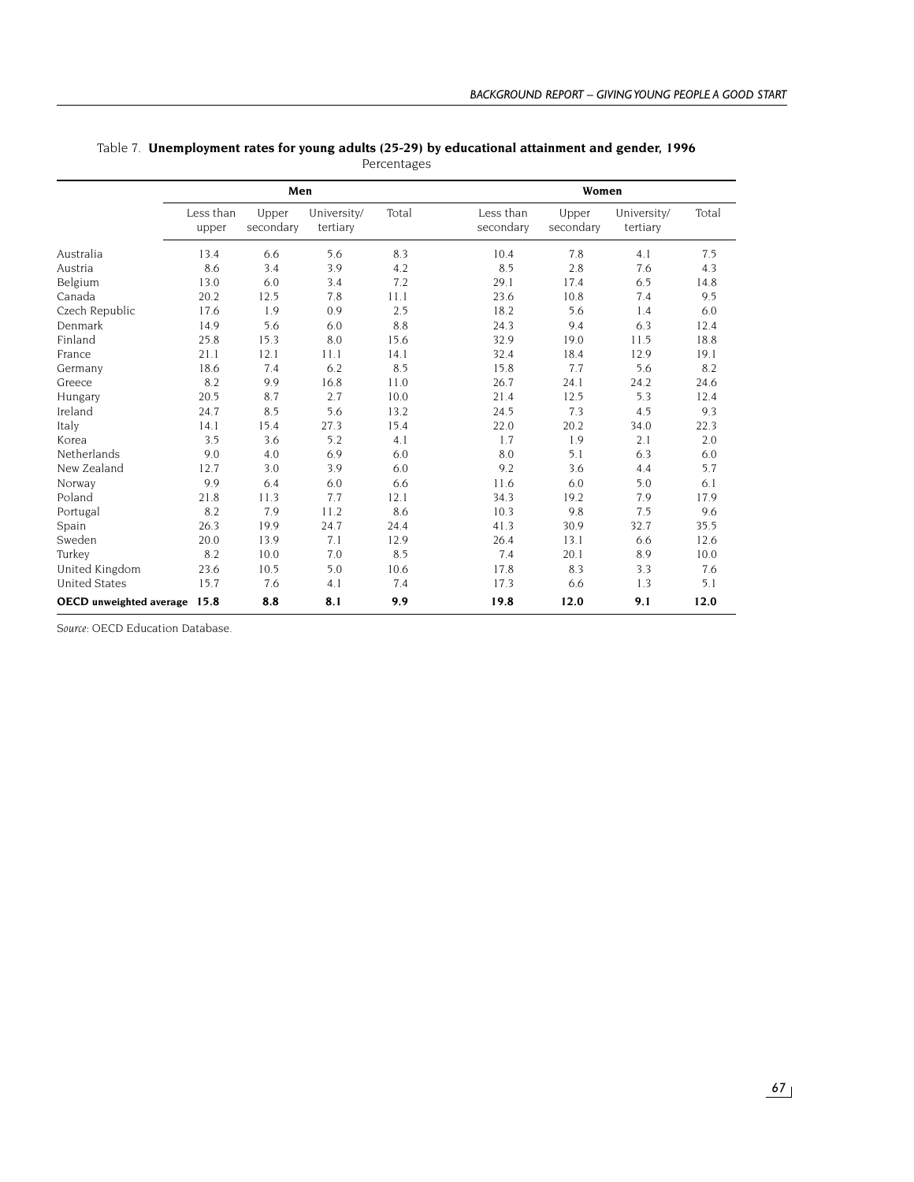Table 7. **Unemployment rates for young adults (25-29) by educational attainment and gender, 1996**

Percentages

| | Men | | | | Women | | | |
|---|---|---|---|---|---|---|---|---|
| | Less than upper | Upper secondary | University/ tertiary | Total | Less than secondary | Upper secondary | University/ tertiary | Total |
| Australia | 13.4 | 6.6 | 5.6 | 8.3 | 10.4 | 7.8 | 4.1 | 7.5 |
| Austria | 8.6 | 3.4 | 3.9 | 4.2 | 8.5 | 2.8 | 7.6 | 4.3 |
| Belgium | 13.0 | 6.0 | 3.4 | 7.2 | 29.1 | 17.4 | 6.5 | 14.8 |
| Canada | 20.2 | 12.5 | 7.8 | 11.1 | 23.6 | 10.8 | 7.4 | 9.5 |
| Czech Republic | 17.6 | 1.9 | 0.9 | 2.5 | 18.2 | 5.6 | 1.4 | 6.0 |
| Denmark | 14.9 | 5.6 | 6.0 | 8.8 | 24.3 | 9.4 | 6.3 | 12.4 |
| Finland | 25.8 | 15.3 | 8.0 | 15.6 | 32.9 | 19.0 | 11.5 | 18.8 |
| France | 21.1 | 12.1 | 11.1 | 14.1 | 32.4 | 18.4 | 12.9 | 19.1 |
| Germany | 18.6 | 7.4 | 6.2 | 8.5 | 15.8 | 7.7 | 5.6 | 8.2 |
| Greece | 8.2 | 9.9 | 16.8 | 11.0 | 26.7 | 24.1 | 24.2 | 24.6 |
| Hungary | 20.5 | 8.7 | 2.7 | 10.0 | 21.4 | 12.5 | 5.3 | 12.4 |
| Ireland | 24.7 | 8.5 | 5.6 | 13.2 | 24.5 | 7.3 | 4.5 | 9.3 |
| Italy | 14.1 | 15.4 | 27.3 | 15.4 | 22.0 | 20.2 | 34.0 | 22.3 |
| Korea | 3.5 | 3.6 | 5.2 | 4.1 | 1.7 | 1.9 | 2.1 | 2.0 |
| Netherlands | 9.0 | 4.0 | 6.9 | 6.0 | 8.0 | 5.1 | 6.3 | 6.0 |
| New Zealand | 12.7 | 3.0 | 3.9 | 6.0 | 9.2 | 3.6 | 4.4 | 5.7 |
| Norway | 9.9 | 6.4 | 6.0 | 6.6 | 11.6 | 6.0 | 5.0 | 6.1 |
| Poland | 21.8 | 11.3 | 7.7 | 12.1 | 34.3 | 19.2 | 7.9 | 17.9 |
| Portugal | 8.2 | 7.9 | 11.2 | 8.6 | 10.3 | 9.8 | 7.5 | 9.6 |
| Spain | 26.3 | 19.9 | 24.7 | 24.4 | 41.3 | 30.9 | 32.7 | 35.5 |
| Sweden | 20.0 | 13.9 | 7.1 | 12.9 | 26.4 | 13.1 | 6.6 | 12.6 |
| Turkey | 8.2 | 10.0 | 7.0 | 8.5 | 7.4 | 20.1 | 8.9 | 10.0 |
| United Kingdom | 23.6 | 10.5 | 5.0 | 10.6 | 17.8 | 8.3 | 3.3 | 7.6 |
| United States | 15.7 | 7.6 | 4.1 | 7.4 | 17.3 | 6.6 | 1.3 | 5.1 |
| **OECD unweighted average** | **15.8** | **8.8** | **8.1** | **9.9** | **19.8** | **12.0** | **9.1** | **12.0** |

*Source*: OECD Education Database.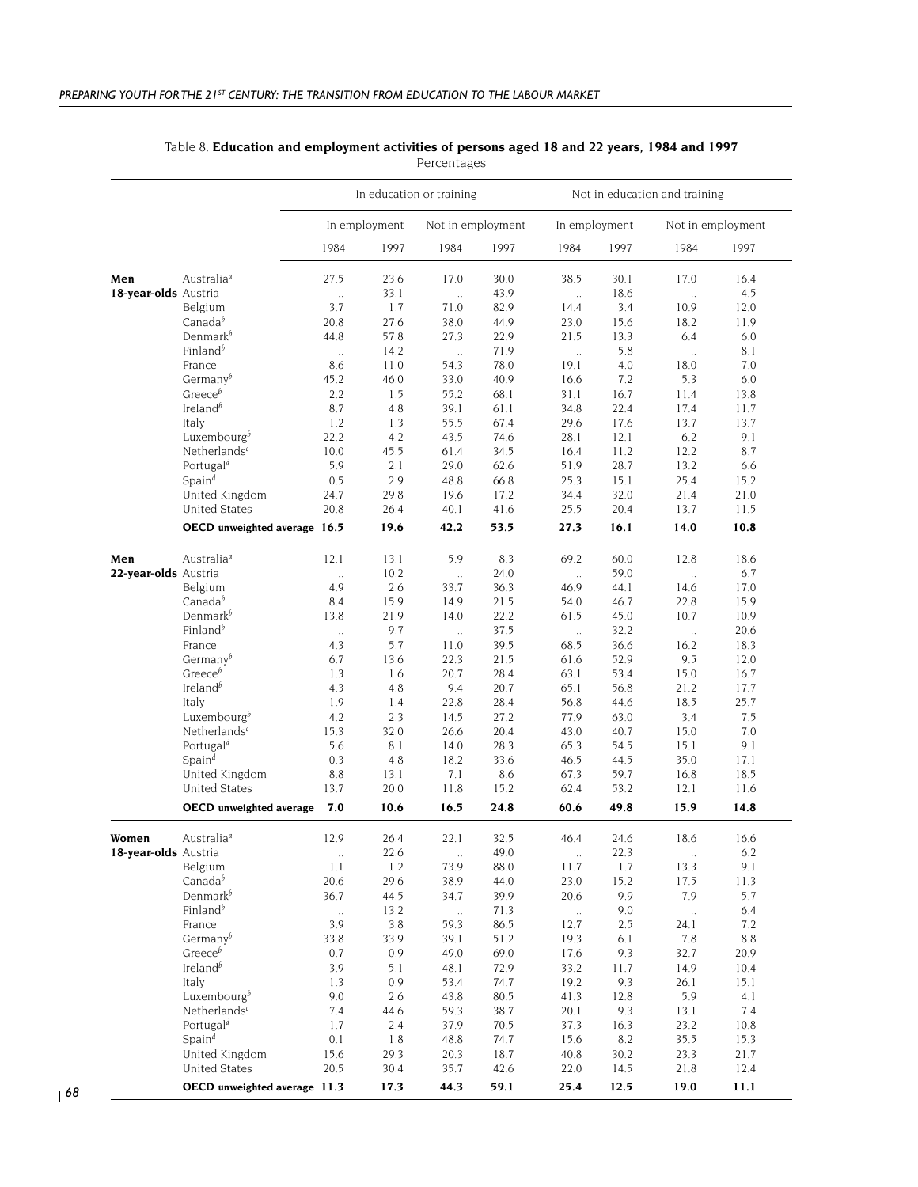Table 8. **Education and employment activities of persons aged 18 and 22 years, 1984 and 1997**

Percentages

| | | In education or training | | | | Not in education and training | | | |
|---|---|---|---|---|---|---|---|---|---|
| | | In employment | | Not in employment | | In employment | | Not in employment | |
| | | 1984 | 1997 | 1984 | 1997 | 1984 | 1997 | 1984 | 1997 |
| **Men 18-year-olds** | Australia[a] | 27.5 | 23.6 | 17.0 | 30.0 | 38.5 | 30.1 | 17.0 | 16.4 |
| | Austria | .. | 33.1 | .. | 43.9 | .. | 18.6 | .. | 4.5 |
| | Belgium | 3.7 | 1.7 | 71.0 | 82.9 | 14.4 | 3.4 | 10.9 | 12.0 |
| | Canada[b] | 20.8 | 27.6 | 38.0 | 44.9 | 23.0 | 15.6 | 18.2 | 11.9 |
| | Denmark[b] | 44.8 | 57.8 | 27.3 | 22.9 | 21.5 | 13.3 | 6.4 | 6.0 |
| | Finland[b] | .. | 14.2 | .. | 71.9 | .. | 5.8 | .. | 8.1 |
| | France | 8.6 | 11.0 | 54.3 | 78.0 | 19.1 | 4.0 | 18.0 | 7.0 |
| | Germany[b] | 45.2 | 46.0 | 33.0 | 40.9 | 16.6 | 7.2 | 5.3 | 6.0 |
| | Greece[b] | 2.2 | 1.5 | 55.2 | 68.1 | 31.1 | 16.7 | 11.4 | 13.8 |
| | Ireland[b] | 8.7 | 4.8 | 39.1 | 61.1 | 34.8 | 22.4 | 17.4 | 11.7 |
| | Italy | 1.2 | 1.3 | 55.5 | 67.4 | 29.6 | 17.6 | 13.7 | 13.7 |
| | Luxembourg[b] | 22.2 | 4.2 | 43.5 | 74.6 | 28.1 | 12.1 | 6.2 | 9.1 |
| | Netherlands[c] | 10.0 | 45.5 | 61.4 | 34.5 | 16.4 | 11.2 | 12.2 | 8.7 |
| | Portugal[d] | 5.9 | 2.1 | 29.0 | 62.6 | 51.9 | 28.7 | 13.2 | 6.6 |
| | Spain[d] | 0.5 | 2.9 | 48.8 | 66.8 | 25.3 | 15.1 | 25.4 | 15.2 |
| | United Kingdom | 24.7 | 29.8 | 19.6 | 17.2 | 34.4 | 32.0 | 21.4 | 21.0 |
| | United States | 20.8 | 26.4 | 40.1 | 41.6 | 25.5 | 20.4 | 13.7 | 11.5 |
| | **OECD unweighted average** | **16.5** | **19.6** | **42.2** | **53.5** | **27.3** | **16.1** | **14.0** | **10.8** |
| **Men 22-year-olds** | Australia[a] | 12.1 | 13.1 | 5.9 | 8.3 | 69.2 | 60.0 | 12.8 | 18.6 |
| | Austria | .. | 10.2 | .. | 24.0 | .. | 59.0 | .. | 6.7 |
| | Belgium | 4.9 | 2.6 | 33.7 | 36.3 | 46.9 | 44.1 | 14.6 | 17.0 |
| | Canada[b] | 8.4 | 15.9 | 14.9 | 21.5 | 54.0 | 46.7 | 22.8 | 15.9 |
| | Denmark[b] | 13.8 | 21.9 | 14.0 | 22.2 | 61.5 | 45.0 | 10.7 | 10.9 |
| | Finland[b] | .. | 9.7 | .. | 37.5 | .. | 32.2 | .. | 20.6 |
| | France | 4.3 | 5.7 | 11.0 | 39.5 | 68.5 | 36.6 | 16.2 | 18.3 |
| | Germany[b] | 6.7 | 13.6 | 22.3 | 21.5 | 61.6 | 52.9 | 9.5 | 12.0 |
| | Greece[b] | 1.3 | 1.6 | 20.7 | 28.4 | 63.1 | 53.4 | 15.0 | 16.7 |
| | Ireland[b] | 4.3 | 4.8 | 9.4 | 20.7 | 65.1 | 56.8 | 21.2 | 17.7 |
| | Italy | 1.9 | 1.4 | 22.8 | 28.4 | 56.8 | 44.6 | 18.5 | 25.7 |
| | Luxembourg[b] | 4.2 | 2.3 | 14.5 | 27.2 | 77.9 | 63.0 | 3.4 | 7.5 |
| | Netherlands[c] | 15.3 | 32.0 | 26.6 | 20.4 | 43.0 | 40.7 | 15.0 | 7.0 |
| | Portugal[d] | 5.6 | 8.1 | 14.0 | 28.3 | 65.3 | 54.5 | 15.1 | 9.1 |
| | Spain[d] | 0.3 | 4.8 | 18.2 | 33.6 | 46.5 | 44.5 | 35.0 | 17.1 |
| | United Kingdom | 8.8 | 13.1 | 7.1 | 8.6 | 67.3 | 59.7 | 16.8 | 18.5 |
| | United States | 13.7 | 20.0 | 11.8 | 15.2 | 62.4 | 53.2 | 12.1 | 11.6 |
| | **OECD unweighted average** | **7.0** | **10.6** | **16.5** | **24.8** | **60.6** | **49.8** | **15.9** | **14.8** |
| **Women 18-year-olds** | Australia[a] | 12.9 | 26.4 | 22.1 | 32.5 | 46.4 | 24.6 | 18.6 | 16.6 |
| | Austria | .. | 22.6 | .. | 49.0 | .. | 22.3 | .. | 6.2 |
| | Belgium | 1.1 | 1.2 | 73.9 | 88.0 | 11.7 | 1.7 | 13.3 | 9.1 |
| | Canada[b] | 20.6 | 29.6 | 38.9 | 44.0 | 23.0 | 15.2 | 17.5 | 11.3 |
| | Denmark[b] | 36.7 | 44.5 | 34.7 | 39.9 | 20.6 | 9.9 | 7.9 | 5.7 |
| | Finland[b] | .. | 13.2 | .. | 71.3 | .. | 9.0 | .. | 6.4 |
| | France | 3.9 | 3.8 | 59.3 | 86.5 | 12.7 | 2.5 | 24.1 | 7.2 |
| | Germany[b] | 33.8 | 33.9 | 39.1 | 51.2 | 19.3 | 6.1 | 7.8 | 8.8 |
| | Greece[b] | 0.7 | 0.9 | 49.0 | 69.0 | 17.6 | 9.3 | 32.7 | 20.9 |
| | Ireland[b] | 3.9 | 5.1 | 48.1 | 72.9 | 33.2 | 11.7 | 14.9 | 10.4 |
| | Italy | 1.3 | 0.9 | 53.4 | 74.7 | 19.2 | 9.3 | 26.1 | 15.1 |
| | Luxembourg[b] | 9.0 | 2.6 | 43.8 | 80.5 | 41.3 | 12.8 | 5.9 | 4.1 |
| | Netherlands[c] | 7.4 | 44.6 | 59.3 | 38.7 | 20.1 | 9.3 | 13.1 | 7.4 |
| | Portugal[d] | 1.7 | 2.4 | 37.9 | 70.5 | 37.3 | 16.3 | 23.2 | 10.8 |
| | Spain[d] | 0.1 | 1.8 | 48.8 | 74.7 | 15.6 | 8.2 | 35.5 | 15.3 |
| | United Kingdom | 15.6 | 29.3 | 20.3 | 18.7 | 40.8 | 30.2 | 23.3 | 21.7 |
| | United States | 20.5 | 30.4 | 35.7 | 42.6 | 22.0 | 14.5 | 21.8 | 12.4 |
| | **OECD unweighted average** | **11.3** | **17.3** | **44.3** | **59.1** | **25.4** | **12.5** | **19.0** | **11.1** |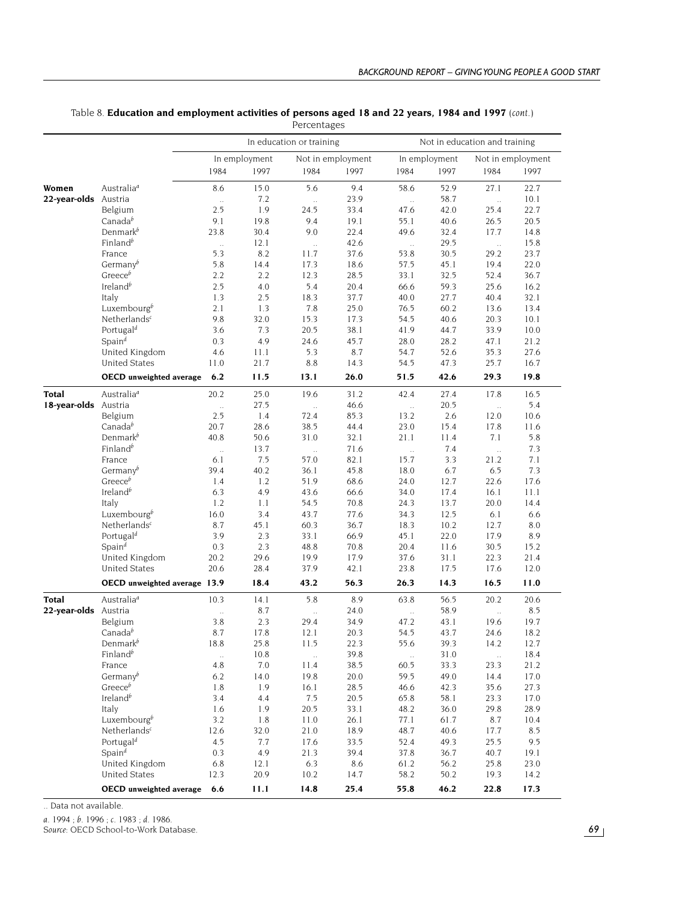Table 8. **Education and employment activities of persons aged 18 and 22 years, 1984 and 1997** (*cont.*)

Percentages

| | | In education or training | | | | Not in education and training | | | |
|---|---|---|---|---|---|---|---|---|---|
| | | In employment | | Not in employment | | In employment | | Not in employment | |
| | | 1984 | 1997 | 1984 | 1997 | 1984 | 1997 | 1984 | 1997 |
| **Women 22-year-olds** | Australia[a] | 8.6 | 15.0 | 5.6 | 9.4 | 58.6 | 52.9 | 27.1 | 22.7 |
| | Austria | .. | 7.2 | .. | 23.9 | .. | 58.7 | .. | 10.1 |
| | Belgium | 2.5 | 1.9 | 24.5 | 33.4 | 47.6 | 42.0 | 25.4 | 22.7 |
| | Canada[b] | 9.1 | 19.8 | 9.4 | 19.1 | 55.1 | 40.6 | 26.5 | 20.5 |
| | Denmark[b] | 23.8 | 30.4 | 9.0 | 22.4 | 49.6 | 32.4 | 17.7 | 14.8 |
| | Finland[b] | .. | 12.1 | .. | 42.6 | .. | 29.5 | .. | 15.8 |
| | France | 5.3 | 8.2 | 11.7 | 37.6 | 53.8 | 30.5 | 29.2 | 23.7 |
| | Germany[b] | 5.8 | 14.4 | 17.3 | 18.6 | 57.5 | 45.1 | 19.4 | 22.0 |
| | Greece[b] | 2.2 | 2.2 | 12.3 | 28.5 | 33.1 | 32.5 | 52.4 | 36.7 |
| | Ireland[b] | 2.5 | 4.0 | 5.4 | 20.4 | 66.6 | 59.3 | 25.6 | 16.2 |
| | Italy | 1.3 | 2.5 | 18.3 | 37.7 | 40.0 | 27.7 | 40.4 | 32.1 |
| | Luxembourg[b] | 2.1 | 1.3 | 7.8 | 25.0 | 76.5 | 60.2 | 13.6 | 13.4 |
| | Netherlands[c] | 9.8 | 32.0 | 15.3 | 17.3 | 54.5 | 40.6 | 20.3 | 10.1 |
| | Portugal[d] | 3.6 | 7.3 | 20.5 | 38.1 | 41.9 | 44.7 | 33.9 | 10.0 |
| | Spain[d] | 0.3 | 4.9 | 24.6 | 45.7 | 28.0 | 28.2 | 47.1 | 21.2 |
| | United Kingdom | 4.6 | 11.1 | 5.3 | 8.7 | 54.7 | 52.6 | 35.3 | 27.6 |
| | United States | 11.0 | 21.7 | 8.8 | 14.3 | 54.5 | 47.3 | 25.7 | 16.7 |
| | **OECD unweighted average** | **6.2** | **11.5** | **13.1** | **26.0** | **51.5** | **42.6** | **29.3** | **19.8** |
| **Total 18-year-olds** | Australia[a] | 20.2 | 25.0 | 19.6 | 31.2 | 42.4 | 27.4 | 17.8 | 16.5 |
| | Austria | .. | 27.5 | .. | 46.6 | .. | 20.5 | .. | 5.4 |
| | Belgium | 2.5 | 1.4 | 72.4 | 85.3 | 13.2 | 2.6 | 12.0 | 10.6 |
| | Canada[b] | 20.7 | 28.6 | 38.5 | 44.4 | 23.0 | 15.4 | 17.8 | 11.6 |
| | Denmark[b] | 40.8 | 50.6 | 31.0 | 32.1 | 21.1 | 11.4 | 7.1 | 5.8 |
| | Finland[b] | .. | 13.7 | .. | 71.6 | .. | 7.4 | .. | 7.3 |
| | France | 6.1 | 7.5 | 57.0 | 82.1 | 15.7 | 3.3 | 21.2 | 7.1 |
| | Germany[b] | 39.4 | 40.2 | 36.1 | 45.8 | 18.0 | 6.7 | 6.5 | 7.3 |
| | Greece[b] | 1.4 | 1.2 | 51.9 | 68.6 | 24.0 | 12.7 | 22.6 | 17.6 |
| | Ireland[b] | 6.3 | 4.9 | 43.6 | 66.6 | 34.0 | 17.4 | 16.1 | 11.1 |
| | Italy | 1.2 | 1.1 | 54.5 | 70.8 | 24.3 | 13.7 | 20.0 | 14.4 |
| | Luxembourg[b] | 16.0 | 3.4 | 43.7 | 77.6 | 34.3 | 12.5 | 6.1 | 6.6 |
| | Netherlands[c] | 8.7 | 45.1 | 60.3 | 36.7 | 18.3 | 10.2 | 12.7 | 8.0 |
| | Portugal[d] | 3.9 | 2.3 | 33.1 | 66.9 | 45.1 | 22.0 | 17.9 | 8.9 |
| | Spain[d] | 0.3 | 2.3 | 48.8 | 70.8 | 20.4 | 11.6 | 30.5 | 15.2 |
| | United Kingdom | 20.2 | 29.6 | 19.9 | 17.9 | 37.6 | 31.1 | 22.3 | 21.4 |
| | United States | 20.6 | 28.4 | 37.9 | 42.1 | 23.8 | 17.5 | 17.6 | 12.0 |
| | **OECD unweighted average** | **13.9** | **18.4** | **43.2** | **56.3** | **26.3** | **14.3** | **16.5** | **11.0** |
| **Total 22-year-olds** | Australia[a] | 10.3 | 14.1 | 5.8 | 8.9 | 63.8 | 56.5 | 20.2 | 20.6 |
| | Austria | .. | 8.7 | .. | 24.0 | .. | 58.9 | .. | 8.5 |
| | Belgium | 3.8 | 2.3 | 29.4 | 34.9 | 47.2 | 43.1 | 19.6 | 19.7 |
| | Canada[b] | 8.7 | 17.8 | 12.1 | 20.3 | 54.5 | 43.7 | 24.6 | 18.2 |
| | Denmark[b] | 18.8 | 25.8 | 11.5 | 22.3 | 55.6 | 39.3 | 14.2 | 12.7 |
| | Finland[b] | .. | 10.8 | .. | 39.8 | .. | 31.0 | .. | 18.4 |
| | France | 4.8 | 7.0 | 11.4 | 38.5 | 60.5 | 33.3 | 23.3 | 21.2 |
| | Germany[b] | 6.2 | 14.0 | 19.8 | 20.0 | 59.5 | 49.0 | 14.4 | 17.0 |
| | Greece[b] | 1.8 | 1.9 | 16.1 | 28.5 | 46.6 | 42.3 | 35.6 | 27.3 |
| | Ireland[b] | 3.4 | 4.4 | 7.5 | 20.5 | 65.8 | 58.1 | 23.3 | 17.0 |
| | Italy | 1.6 | 1.9 | 20.5 | 33.1 | 48.2 | 36.0 | 29.8 | 28.9 |
| | Luxembourg[b] | 3.2 | 1.8 | 11.0 | 26.1 | 77.1 | 61.7 | 8.7 | 10.4 |
| | Netherlands[c] | 12.6 | 32.0 | 21.0 | 18.9 | 48.7 | 40.6 | 17.7 | 8.5 |
| | Portugal[d] | 4.5 | 7.7 | 17.6 | 33.5 | 52.4 | 49.3 | 25.5 | 9.5 |
| | Spain[d] | 0.3 | 4.9 | 21.3 | 39.4 | 37.8 | 36.7 | 40.7 | 19.1 |
| | United Kingdom | 6.8 | 12.1 | 6.3 | 8.6 | 61.2 | 56.2 | 25.8 | 23.0 |
| | United States | 12.3 | 20.9 | 10.2 | 14.7 | 58.2 | 50.2 | 19.3 | 14.2 |
| | **OECD unweighted average** | **6.6** | **11.1** | **14.8** | **25.4** | **55.8** | **46.2** | **22.8** | **17.3** |

.. Data not available.

*a.* 1994 ; *b.* 1996 ; *c.* 1983 ; *d.* 1986.

*Source*: OECD School-to-Work Database.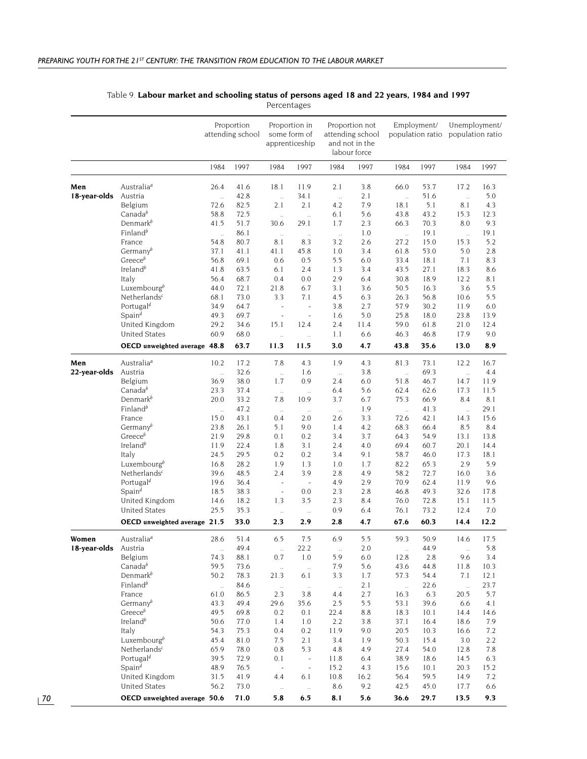Table 9. **Labour market and schooling status of persons aged 18 and 22 years, 1984 and 1997**

Percentages

| | | Proportion attending school | | Proportion in some form of apprenticeship | | Proportion not attending school and not in the labour force | | Employment/ population ratio | | Unemployment/ population ratio | |
|---|---|---|---|---|---|---|---|---|---|---|---|
| | | 1984 | 1997 | 1984 | 1997 | 1984 | 1997 | 1984 | 1997 | 1984 | 1997 |
| **Men 18-year-olds** | Australia[a] | 26.4 | 41.6 | 18.1 | 11.9 | 2.1 | 3.8 | 66.0 | 53.7 | 17.2 | 16.3 |
| | Austria | .. | 42.8 | .. | 34.1 | .. | 2.1 | .. | 51.6 | .. | 5.0 |
| | Belgium | 72.6 | 82.5 | 2.1 | 2.1 | 4.2 | 7.9 | 18.1 | 5.1 | 8.1 | 4.3 |
| | Canada[b] | 58.8 | 72.5 | .. | .. | 6.1 | 5.6 | 43.8 | 43.2 | 15.3 | 12.3 |
| | Denmark[b] | 41.5 | 51.7 | 30.6 | 29.1 | 1.7 | 2.3 | 66.3 | 70.3 | 8.0 | 9.3 |
| | Finland[b] | .. | 86.1 | .. | .. | .. | 1.0 | .. | 19.1 | .. | 19.1 |
| | France | 54.8 | 80.7 | 8.1 | 8.3 | 3.2 | 2.6 | 27.2 | 15.0 | 15.3 | 5.2 |
| | Germany[b] | 37.1 | 41.1 | 41.1 | 45.8 | 1.0 | 3.4 | 61.8 | 53.0 | 5.0 | 2.8 |
| | Greece[b] | 56.8 | 69.1 | 0.6 | 0.5 | 5.5 | 6.0 | 33.4 | 18.1 | 7.1 | 8.3 |
| | Ireland[b] | 41.8 | 63.5 | 6.1 | 2.4 | 1.3 | 3.4 | 43.5 | 27.1 | 18.3 | 8.6 |
| | Italy | 56.4 | 68.7 | 0.4 | 0.0 | 2.9 | 6.4 | 30.8 | 18.9 | 12.2 | 8.1 |
| | Luxembourg[b] | 44.0 | 72.1 | 21.8 | 6.7 | 3.1 | 3.6 | 50.5 | 16.3 | 3.6 | 5.5 |
| | Netherlands[c] | 68.1 | 73.0 | 3.3 | 7.1 | 4.5 | 6.3 | 26.3 | 56.8 | 10.6 | 5.5 |
| | Portugal[d] | 34.9 | 64.7 | - | - | 3.8 | 2.7 | 57.9 | 30.2 | 11.9 | 6.0 |
| | Spain[d] | 49.3 | 69.7 | - | - | 1.6 | 5.0 | 25.8 | 18.0 | 23.8 | 13.9 |
| | United Kingdom | 29.2 | 34.6 | 15.1 | 12.4 | 2.4 | 11.4 | 59.0 | 61.8 | 21.0 | 12.4 |
| | United States | 60.9 | 68.0 | .. | .. | 1.1 | 6.6 | 46.3 | 46.8 | 17.9 | 9.0 |
| | **OECD unweighted average** | **48.8** | **63.7** | **11.3** | **11.5** | **3.0** | **4.7** | **43.8** | **35.6** | **13.0** | **8.9** |
| **Men 22-year-olds** | Australia[a] | 10.2 | 17.2 | 7.8 | 4.3 | 1.9 | 4.3 | 81.3 | 73.1 | 12.2 | 16.7 |
| | Austria | .. | 32.6 | .. | 1.6 | .. | 3.8 | .. | 69.3 | .. | 4.4 |
| | Belgium | 36.9 | 38.0 | 1.7 | 0.9 | 2.4 | 6.0 | 51.8 | 46.7 | 14.7 | 11.9 |
| | Canada[b] | 23.3 | 37.4 | .. | .. | 6.4 | 5.6 | 62.4 | 62.6 | 17.3 | 11.5 |
| | Denmark[b] | 20.0 | 33.2 | 7.8 | 10.9 | 3.7 | 6.7 | 75.3 | 66.9 | 8.4 | 8.1 |
| | Finland[b] | .. | 47.2 | .. | .. | .. | 1.9 | .. | 41.3 | .. | 29.1 |
| | France | 15.0 | 43.1 | 0.4 | 2.0 | 2.6 | 3.3 | 72.6 | 42.1 | 14.3 | 15.6 |
| | Germany[b] | 23.8 | 26.1 | 5.1 | 9.0 | 1.4 | 4.2 | 68.3 | 66.4 | 8.5 | 8.4 |
| | Greece[b] | 21.9 | 29.8 | 0.1 | 0.2 | 3.4 | 3.7 | 64.3 | 54.9 | 13.1 | 13.8 |
| | Ireland[b] | 11.9 | 22.4 | 1.8 | 3.1 | 2.4 | 4.0 | 69.4 | 60.7 | 20.1 | 14.4 |
| | Italy | 24.5 | 29.5 | 0.2 | 0.2 | 3.4 | 9.1 | 58.7 | 46.0 | 17.3 | 18.1 |
| | Luxembourg[b] | 16.8 | 28.2 | 1.9 | 1.3 | 1.0 | 1.7 | 82.2 | 65.3 | 2.9 | 5.9 |
| | Netherlands[c] | 39.6 | 48.5 | 2.4 | 3.9 | 2.8 | 4.9 | 58.2 | 72.7 | 16.0 | 3.6 |
| | Portugal[d] | 19.6 | 36.4 | - | - | 4.9 | 2.9 | 70.9 | 62.4 | 11.9 | 9.6 |
| | Spain[d] | 18.5 | 38.3 | - | 0.0 | 2.3 | 2.8 | 46.8 | 49.3 | 32.6 | 17.8 |
| | United Kingdom | 14.6 | 18.2 | 1.3 | 3.5 | 2.3 | 8.4 | 76.0 | 72.8 | 15.1 | 11.5 |
| | United States | 25.5 | 35.3 | .. | .. | 0.9 | 6.4 | 76.1 | 73.2 | 12.4 | 7.0 |
| | **OECD unweighted average** | **21.5** | **33.0** | **2.3** | **2.9** | **2.8** | **4.7** | **67.6** | **60.3** | **14.4** | **12.2** |
| **Women 18-year-olds** | Australia[a] | 28.6 | 51.4 | 6.5 | 7.5 | 6.9 | 5.5 | 59.3 | 50.9 | 14.6 | 17.5 |
| | Austria | .. | 49.4 | .. | 22.2 | .. | 2.0 | .. | 44.9 | .. | 5.8 |
| | Belgium | 74.3 | 88.1 | 0.7 | 1.0 | 5.9 | 6.0 | 12.8 | 2.8 | 9.6 | 3.4 |
| | Canada[b] | 59.5 | 73.6 | .. | .. | 7.9 | 5.6 | 43.6 | 44.8 | 11.8 | 10.3 |
| | Denmark[b] | 50.2 | 78.3 | 21.3 | 6.1 | 3.3 | 1.7 | 57.3 | 54.4 | 7.1 | 12.1 |
| | Finland[b] | .. | 84.6 | .. | .. | .. | 2.1 | .. | 22.6 | .. | 23.7 |
| | France | 61.0 | 86.5 | 2.3 | 3.8 | 4.4 | 2.7 | 16.3 | 6.3 | 20.5 | 5.7 |
| | Germany[b] | 43.3 | 49.4 | 29.6 | 35.6 | 2.5 | 5.5 | 53.1 | 39.6 | 6.6 | 4.1 |
| | Greece[b] | 49.5 | 69.8 | 0.2 | 0.1 | 22.4 | 8.8 | 18.3 | 10.1 | 14.4 | 14.6 |
| | Ireland[b] | 50.6 | 77.0 | 1.4 | 1.0 | 2.2 | 3.8 | 37.1 | 16.4 | 18.6 | 7.9 |
| | Italy | 54.3 | 75.3 | 0.4 | 0.2 | 11.9 | 9.0 | 20.5 | 10.3 | 16.6 | 7.2 |
| | Luxembourg[b] | 45.4 | 81.0 | 7.5 | 2.1 | 3.4 | 1.9 | 50.3 | 15.4 | 3.0 | 2.2 |
| | Netherlands[c] | 65.9 | 78.0 | 0.8 | 5.3 | 4.8 | 4.9 | 27.4 | 54.0 | 12.8 | 7.8 |
| | Portugal[d] | 39.5 | 72.9 | 0.1 | - | 11.8 | 6.4 | 38.9 | 18.6 | 14.5 | 6.3 |
| | Spain[d] | 48.9 | 76.5 | - | - | 15.2 | 4.3 | 15.6 | 10.1 | 20.3 | 15.2 |
| | United Kingdom | 31.5 | 41.9 | 4.4 | 6.1 | 10.8 | 16.2 | 56.4 | 59.5 | 14.9 | 7.2 |
| | United States | 56.2 | 73.0 | .. | .. | 8.6 | 9.2 | 42.5 | 45.0 | 17.7 | 6.6 |
| | **OECD unweighted average** | **50.6** | **71.0** | **5.8** | **6.5** | **8.1** | **5.6** | **36.6** | **29.7** | **13.5** | **9.3** |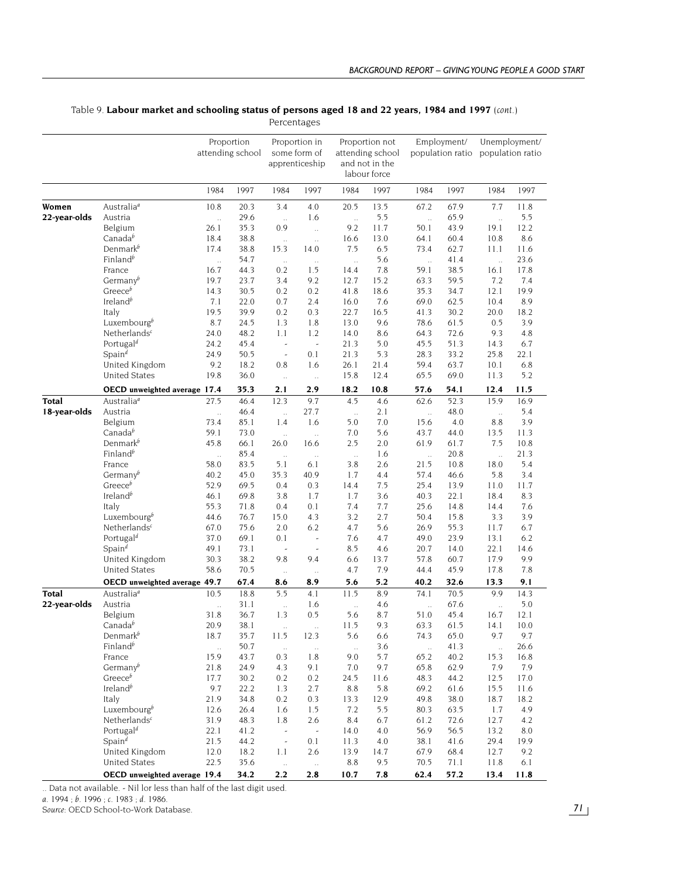Table 9. **Labour market and schooling status of persons aged 18 and 22 years, 1984 and 1997** (*cont.*)

Percentages

| | | Proportion attending school | | Proportion in some form of apprenticeship | | Proportion not attending school and not in the labour force | | Employment/ population ratio | | Unemployment/ population ratio | |
|---|---|---|---|---|---|---|---|---|---|---|---|
| | | 1984 | 1997 | 1984 | 1997 | 1984 | 1997 | 1984 | 1997 | 1984 | 1997 |
| **Women 22-year-olds** | Australia[a] | 10.8 | 20.3 | 3.4 | 4.0 | 20.5 | 13.5 | 67.2 | 67.9 | 7.7 | 11.8 |
| | Austria | .. | 29.6 | .. | 1.6 | .. | 5.5 | .. | 65.9 | .. | 5.5 |
| | Belgium | 26.1 | 35.3 | 0.9 | .. | 9.2 | 11.7 | 50.1 | 43.9 | 19.1 | 12.2 |
| | Canada[b] | 18.4 | 38.8 | .. | .. | 16.6 | 13.0 | 64.1 | 60.4 | 10.8 | 8.6 |
| | Denmark[b] | 17.4 | 38.8 | 15.3 | 14.0 | 7.5 | 6.5 | 73.4 | 62.7 | 11.1 | 11.6 |
| | Finland[b] | .. | 54.7 | .. | .. | .. | 5.6 | .. | 41.4 | .. | 23.6 |
| | France | 16.7 | 44.3 | 0.2 | 1.5 | 14.4 | 7.8 | 59.1 | 38.5 | 16.1 | 17.8 |
| | Germany[b] | 19.7 | 23.7 | 3.4 | 9.2 | 12.7 | 15.2 | 63.3 | 59.5 | 7.2 | 7.4 |
| | Greece[b] | 14.3 | 30.5 | 0.2 | 0.2 | 41.8 | 18.6 | 35.3 | 34.7 | 12.1 | 19.9 |
| | Ireland[b] | 7.1 | 22.0 | 0.7 | 2.4 | 16.0 | 7.6 | 69.0 | 62.5 | 10.4 | 8.9 |
| | Italy | 19.5 | 39.9 | 0.2 | 0.3 | 22.7 | 16.5 | 41.3 | 30.2 | 20.0 | 18.2 |
| | Luxembourg[b] | 8.7 | 24.5 | 1.3 | 1.8 | 13.0 | 9.6 | 78.6 | 61.5 | 0.5 | 3.9 |
| | Netherlands[c] | 24.0 | 48.2 | 1.1 | 1.2 | 14.0 | 8.6 | 64.3 | 72.6 | 9.3 | 4.8 |
| | Portugal[d] | 24.2 | 45.4 | - | - | 21.3 | 5.0 | 45.5 | 51.3 | 14.3 | 6.7 |
| | Spain[d] | 24.9 | 50.5 | - | 0.1 | 21.3 | 5.3 | 28.3 | 33.2 | 25.8 | 22.1 |
| | United Kingdom | 9.2 | 18.2 | 0.8 | 1.6 | 26.1 | 21.4 | 59.4 | 63.7 | 10.1 | 6.8 |
| | United States | 19.8 | 36.0 | .. | .. | 15.8 | 12.4 | 65.5 | 69.0 | 11.3 | 5.2 |
| | **OECD unweighted average** | **17.4** | **35.3** | **2.1** | **2.9** | **18.2** | **10.8** | **57.6** | **54.1** | **12.4** | **11.5** |
| **Total 18-year-olds** | Australia[a] | 27.5 | 46.4 | 12.3 | 9.7 | 4.5 | 4.6 | 62.6 | 52.3 | 15.9 | 16.9 |
| | Austria | .. | 46.4 | .. | 27.7 | .. | 2.1 | .. | 48.0 | .. | 5.4 |
| | Belgium | 73.4 | 85.1 | 1.4 | 1.6 | 5.0 | 7.0 | 15.6 | 4.0 | 8.8 | 3.9 |
| | Canada[b] | 59.1 | 73.0 | .. | .. | 7.0 | 5.6 | 43.7 | 44.0 | 13.5 | 11.3 |
| | Denmark[b] | 45.8 | 66.1 | 26.0 | 16.6 | 2.5 | 2.0 | 61.9 | 61.7 | 7.5 | 10.8 |
| | Finland[b] | .. | 85.4 | .. | .. | .. | 1.6 | .. | 20.8 | .. | 21.3 |
| | France | 58.0 | 83.5 | 5.1 | 6.1 | 3.8 | 2.6 | 21.5 | 10.8 | 18.0 | 5.4 |
| | Germany[b] | 40.2 | 45.0 | 35.3 | 40.9 | 1.7 | 4.4 | 57.4 | 46.6 | 5.8 | 3.4 |
| | Greece[b] | 52.9 | 69.5 | 0.4 | 0.3 | 14.4 | 7.5 | 25.4 | 13.9 | 11.0 | 11.7 |
| | Ireland[b] | 46.1 | 69.8 | 3.8 | 1.7 | 1.7 | 3.6 | 40.3 | 22.1 | 18.4 | 8.3 |
| | Italy | 55.3 | 71.8 | 0.4 | 0.1 | 7.4 | 7.7 | 25.6 | 14.8 | 14.4 | 7.6 |
| | Luxembourg[b] | 44.6 | 76.7 | 15.0 | 4.3 | 3.2 | 2.7 | 50.4 | 15.8 | 3.3 | 3.9 |
| | Netherlands[c] | 67.0 | 75.6 | 2.0 | 6.2 | 4.7 | 5.6 | 26.9 | 55.3 | 11.7 | 6.7 |
| | Portugal[d] | 37.0 | 69.1 | 0.1 | - | 7.6 | 4.7 | 49.0 | 23.9 | 13.1 | 6.2 |
| | Spain[d] | 49.1 | 73.1 | - | - | 8.5 | 4.6 | 20.7 | 14.0 | 22.1 | 14.6 |
| | United Kingdom | 30.3 | 38.2 | 9.8 | 9.4 | 6.6 | 13.7 | 57.8 | 60.7 | 17.9 | 9.9 |
| | United States | 58.6 | 70.5 | .. | .. | 4.7 | 7.9 | 44.4 | 45.9 | 17.8 | 7.8 |
| | **OECD unweighted average** | **49.7** | **67.4** | **8.6** | **8.9** | **5.6** | **5.2** | **40.2** | **32.6** | **13.3** | **9.1** |
| **Total 22-year-olds** | Australia[a] | 10.5 | 18.8 | 5.5 | 4.1 | 11.5 | 8.9 | 74.1 | 70.5 | 9.9 | 14.3 |
| | Austria | .. | 31.1 | .. | 1.6 | .. | 4.6 | .. | 67.6 | .. | 5.0 |
| | Belgium | 31.8 | 36.7 | 1.3 | 0.5 | 5.6 | 8.7 | 51.0 | 45.4 | 16.7 | 12.1 |
| | Canada[b] | 20.9 | 38.1 | .. | .. | 11.5 | 9.3 | 63.3 | 61.5 | 14.1 | 10.0 |
| | Denmark[b] | 18.7 | 35.7 | 11.5 | 12.3 | 5.6 | 6.6 | 74.3 | 65.0 | 9.7 | 9.7 |
| | Finland[b] | .. | 50.7 | .. | .. | .. | 3.6 | .. | 41.3 | .. | 26.6 |
| | France | 15.9 | 43.7 | 0.3 | 1.8 | 9.0 | 5.7 | 65.2 | 40.2 | 15.3 | 16.8 |
| | Germany[b] | 21.8 | 24.9 | 4.3 | 9.1 | 7.0 | 9.7 | 65.8 | 62.9 | 7.9 | 7.9 |
| | Greece[b] | 17.7 | 30.2 | 0.2 | 0.2 | 24.5 | 11.6 | 48.3 | 44.2 | 12.5 | 17.0 |
| | Ireland[b] | 9.7 | 22.2 | 1.3 | 2.7 | 8.8 | 5.8 | 69.2 | 61.6 | 15.5 | 11.6 |
| | Italy | 21.9 | 34.8 | 0.2 | 0.3 | 13.3 | 12.9 | 49.8 | 38.0 | 18.7 | 18.2 |
| | Luxembourg[b] | 12.6 | 26.4 | 1.6 | 1.5 | 7.2 | 5.5 | 80.3 | 63.5 | 1.7 | 4.9 |
| | Netherlands[c] | 31.9 | 48.3 | 1.8 | 2.6 | 8.4 | 6.7 | 61.2 | 72.6 | 12.7 | 4.2 |
| | Portugal[d] | 22.1 | 41.2 | - | - | 14.0 | 4.0 | 56.9 | 56.5 | 13.2 | 8.0 |
| | Spain[d] | 21.5 | 44.2 | - | 0.1 | 11.3 | 4.0 | 38.1 | 41.6 | 29.4 | 19.9 |
| | United Kingdom | 12.0 | 18.2 | 1.1 | 2.6 | 13.9 | 14.7 | 67.9 | 68.4 | 12.7 | 9.2 |
| | United States | 22.5 | 35.6 | .. | .. | 8.8 | 9.5 | 70.5 | 71.1 | 11.8 | 6.1 |
| | **OECD unweighted average** | **19.4** | **34.2** | **2.2** | **2.8** | **10.7** | **7.8** | **62.4** | **57.2** | **13.4** | **11.8** |

.. Data not available. - Nil lor less than half of the last digit used.

*a.* 1994 ; *b.* 1996 ; *c.* 1983 ; *d.* 1986.

*Source:* OECD School-to-Work Database.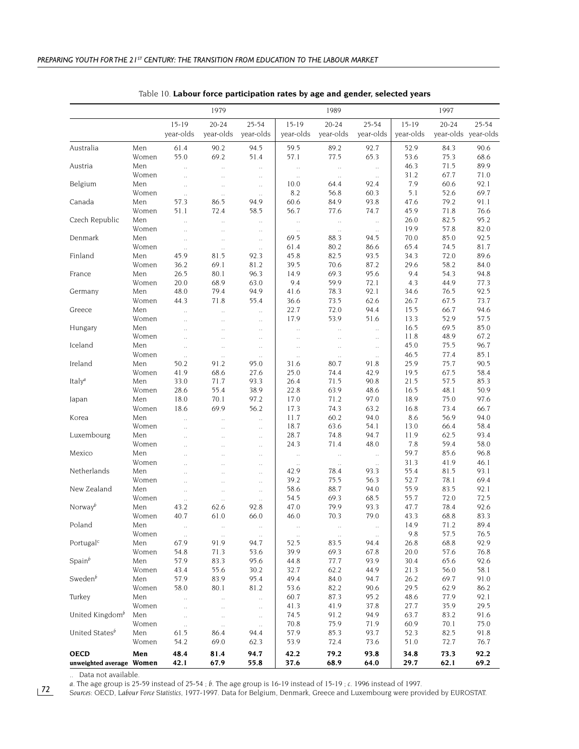Table 10. **Labour force participation rates by age and gender, selected years**

| | | 1979 | | | 1989 | | | 1997 | | |
|---|---|---|---|---|---|---|---|---|---|---|
| | | 15-19 year-olds | 20-24 year-olds | 25-54 year-olds | 15-19 year-olds | 20-24 year-olds | 25-54 year-olds | 15-19 year-olds | 20-24 year-olds | 25-54 year-olds |
| Australia | Men | 61.4 | 90.2 | 94.5 | 59.5 | 89.2 | 92.7 | 52.9 | 84.3 | 90.6 |
| | Women | 55.0 | 69.2 | 51.4 | 57.1 | 77.5 | 65.3 | 53.6 | 75.3 | 68.6 |
| Austria | Men | .. | .. | .. | .. | .. | .. | 46.3 | 71.5 | 89.9 |
| | Women | .. | .. | .. | .. | .. | .. | 31.2 | 67.7 | 71.0 |
| Belgium | Men | .. | .. | .. | 10.0 | 64.4 | 92.4 | 7.9 | 60.6 | 92.1 |
| | Women | .. | .. | .. | 8.2 | 56.8 | 60.3 | 5.1 | 52.6 | 69.7 |
| Canada | Men | 57.3 | 86.5 | 94.9 | 60.6 | 84.9 | 93.8 | 47.6 | 79.2 | 91.1 |
| | Women | 51.1 | 72.4 | 58.5 | 56.7 | 77.6 | 74.7 | 45.9 | 71.8 | 76.6 |
| Czech Republic | Men | .. | .. | .. | .. | .. | .. | 26.0 | 82.5 | 95.2 |
| | Women | .. | .. | .. | .. | .. | .. | 19.9 | 57.8 | 82.0 |
| Denmark | Men | .. | .. | .. | 69.5 | 88.3 | 94.5 | 70.0 | 85.0 | 92.5 |
| | Women | .. | .. | .. | 61.4 | 80.2 | 86.6 | 65.4 | 74.5 | 81.7 |
| Finland | Men | 45.9 | 81.5 | 92.3 | 45.8 | 82.5 | 93.5 | 34.3 | 72.0 | 89.6 |
| | Women | 36.2 | 69.1 | 81.2 | 39.5 | 70.6 | 87.2 | 29.6 | 58.2 | 84.0 |
| France | Men | 26.5 | 80.1 | 96.3 | 14.9 | 69.3 | 95.6 | 9.4 | 54.3 | 94.8 |
| | Women | 20.0 | 68.9 | 63.0 | 9.4 | 59.9 | 72.1 | 4.3 | 44.9 | 77.3 |
| Germany | Men | 48.0 | 79.4 | 94.9 | 41.6 | 78.3 | 92.1 | 34.6 | 76.5 | 92.5 |
| | Women | 44.3 | 71.8 | 55.4 | 36.6 | 73.5 | 62.6 | 26.7 | 67.5 | 73.7 |
| Greece | Men | .. | .. | .. | 22.7 | 72.0 | 94.4 | 15.5 | 66.7 | 94.6 |
| | Women | .. | .. | .. | 17.9 | 53.9 | 51.6 | 13.3 | 52.9 | 57.5 |
| Hungary | Men | .. | .. | .. | .. | .. | .. | 16.5 | 69.5 | 85.0 |
| | Women | .. | .. | .. | .. | .. | .. | 11.8 | 48.9 | 67.2 |
| Iceland | Men | .. | .. | .. | .. | .. | .. | 45.0 | 75.5 | 96.7 |
| | Women | .. | .. | .. | .. | .. | .. | 46.5 | 77.4 | 85.1 |
| Ireland | Men | 50.2 | 91.2 | 95.0 | 31.6 | 80.7 | 91.8 | 25.9 | 75.7 | 90.5 |
| | Women | 41.9 | 68.6 | 27.6 | 25.0 | 74.4 | 42.9 | 19.5 | 67.5 | 58.4 |
| Italy[a] | Men | 33.0 | 71.7 | 93.3 | 26.4 | 71.5 | 90.8 | 21.5 | 57.5 | 85.3 |
| | Women | 28.6 | 55.4 | 38.9 | 22.8 | 63.9 | 48.6 | 16.5 | 48.1 | 50.9 |
| Japan | Men | 18.0 | 70.1 | 97.2 | 17.0 | 71.2 | 97.0 | 18.9 | 75.0 | 97.6 |
| | Women | 18.6 | 69.9 | 56.2 | 17.3 | 74.3 | 63.2 | 16.8 | 73.4 | 66.7 |
| Korea | Men | .. | .. | .. | 11.7 | 60.2 | 94.0 | 8.6 | 56.9 | 94.0 |
| | Women | .. | .. | .. | 18.7 | 63.6 | 54.1 | 13.0 | 66.4 | 58.4 |
| Luxembourg | Men | .. | .. | .. | 28.7 | 74.8 | 94.7 | 11.9 | 62.5 | 93.4 |
| | Women | .. | .. | .. | 24.3 | 71.4 | 48.0 | 7.8 | 59.4 | 58.0 |
| Mexico | Men | .. | .. | .. | .. | .. | .. | 59.7 | 85.6 | 96.8 |
| | Women | .. | .. | .. | .. | .. | .. | 31.3 | 41.9 | 46.1 |
| Netherlands | Men | .. | .. | .. | 42.9 | 78.4 | 93.3 | 55.4 | 81.5 | 93.1 |
| | Women | .. | .. | .. | 39.2 | 75.5 | 56.3 | 52.7 | 78.1 | 69.4 |
| New Zealand | Men | .. | .. | .. | 58.6 | 88.7 | 94.0 | 55.9 | 83.5 | 92.1 |
| | Women | .. | .. | .. | 54.5 | 69.3 | 68.5 | 55.7 | 72.0 | 72.5 |
| Norway[b] | Men | 43.2 | 62.6 | 92.8 | 47.0 | 79.9 | 93.3 | 47.7 | 78.4 | 92.6 |
| | Women | 40.7 | 61.0 | 66.0 | 46.0 | 70.3 | 79.0 | 43.3 | 68.8 | 83.3 |
| Poland | Men | .. | .. | .. | .. | .. | .. | 14.9 | 71.2 | 89.4 |
| | Women | .. | .. | .. | .. | .. | .. | 9.8 | 57.5 | 76.5 |
| Portugal[c] | Men | 67.9 | 91.9 | 94.7 | 52.5 | 83.5 | 94.4 | 26.8 | 68.8 | 92.9 |
| | Women | 54.8 | 71.3 | 53.6 | 39.9 | 69.3 | 67.8 | 20.0 | 57.6 | 76.8 |
| Spain[b] | Men | 57.9 | 83.3 | 95.6 | 44.8 | 77.7 | 93.9 | 30.4 | 65.6 | 92.6 |
| | Women | 43.4 | 55.6 | 30.2 | 32.7 | 62.2 | 44.9 | 21.3 | 56.0 | 58.1 |
| Sweden[b] | Men | 57.9 | 83.9 | 95.4 | 49.4 | 84.0 | 94.7 | 26.2 | 69.7 | 91.0 |
| | Women | 58.0 | 80.1 | 81.2 | 53.6 | 82.2 | 90.6 | 29.5 | 62.9 | 86.2 |
| Turkey | Men | .. | .. | .. | 60.7 | 87.3 | 95.2 | 48.6 | 77.9 | 92.1 |
| | Women | .. | .. | .. | 41.3 | 41.9 | 37.8 | 27.7 | 35.9 | 29.5 |
| United Kingdom[b] | Men | .. | .. | .. | 74.5 | 91.2 | 94.9 | 63.7 | 83.2 | 91.6 |
| | Women | .. | .. | .. | 70.8 | 75.9 | 71.9 | 60.9 | 70.1 | 75.0 |
| United States[b] | Men | 61.5 | 86.4 | 94.4 | 57.9 | 85.3 | 93.7 | 52.3 | 82.5 | 91.8 |
| | Women | 54.2 | 69.0 | 62.3 | 53.9 | 72.4 | 73.6 | 51.0 | 72.7 | 76.7 |
| **OECD** | **Men** | **48.4** | **81.4** | **94.7** | **42.2** | **79.2** | **93.8** | **34.8** | **73.3** | **92.2** |
| **unweighted average** | **Women** | **42.1** | **67.9** | **55.8** | **37.6** | **68.9** | **64.0** | **29.7** | **62.1** | **69.2** |

.. Data not available.

*a.* The age group is 25-59 instead of 25-54 ; *b.* The age group is 16-19 instead of 15-19 ; *c.* 1996 instead of 1997.

*Sources:* OECD, *Labour Force Statistics*, 1977-1997. Data for Belgium, Denmark, Greece and Luxembourg were provided by EUROSTAT.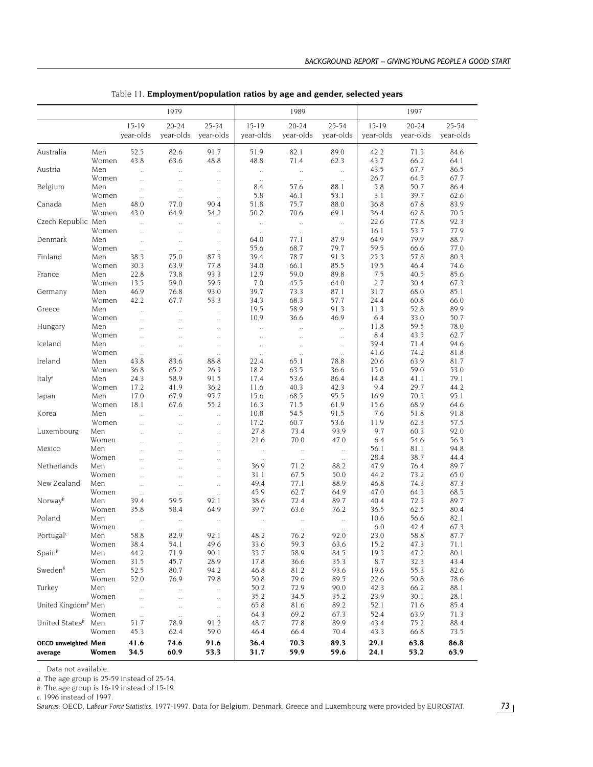Table 11. **Employment/population ratios by age and gender, selected years**

| | | 1979 | | | 1989 | | | 1997 | | |
|---|---|---|---|---|---|---|---|---|---|---|
| | | 15-19 year-olds | 20-24 year-olds | 25-54 year-olds | 15-19 year-olds | 20-24 year-olds | 25-54 year-olds | 15-19 year-olds | 20-24 year-olds | 25-54 year-olds |
| Australia | Men | 52.5 | 82.6 | 91.7 | 51.9 | 82.1 | 89.0 | 42.2 | 71.3 | 84.6 |
| | Women | 43.8 | 63.6 | 48.8 | 48.8 | 71.4 | 62.3 | 43.7 | 66.2 | 64.1 |
| Austria | Men | .. | .. | .. | .. | .. | .. | 43.5 | 67.7 | 86.5 |
| | Women | .. | .. | .. | .. | .. | .. | 26.7 | 64.5 | 67.7 |
| Belgium | Men | .. | .. | .. | 8.4 | 57.6 | 88.1 | 5.8 | 50.7 | 86.4 |
| | Women | .. | .. | .. | 5.8 | 46.1 | 53.1 | 3.1 | 39.7 | 62.6 |
| Canada | Men | 48.0 | 77.0 | 90.4 | 51.8 | 75.7 | 88.0 | 36.8 | 67.8 | 83.9 |
| | Women | 43.0 | 64.9 | 54.2 | 50.2 | 70.6 | 69.1 | 36.4 | 62.8 | 70.5 |
| Czech Republic | Men | .. | .. | .. | .. | .. | .. | 22.6 | 77.8 | 92.3 |
| | Women | .. | .. | .. | .. | .. | .. | 16.1 | 53.7 | 77.9 |
| Denmark | Men | .. | .. | .. | 64.0 | 77.1 | 87.9 | 64.9 | 79.9 | 88.7 |
| | Women | .. | .. | .. | 55.6 | 68.7 | 79.7 | 59.5 | 66.6 | 77.0 |
| Finland | Men | 38.3 | 75.0 | 87.3 | 39.4 | 78.7 | 91.3 | 25.3 | 57.8 | 80.3 |
| | Women | 30.3 | 63.9 | 77.8 | 34.0 | 66.1 | 85.5 | 19.5 | 46.4 | 74.6 |
| France | Men | 22.8 | 73.8 | 93.3 | 12.9 | 59.0 | 89.8 | 7.5 | 40.5 | 85.6 |
| | Women | 13.5 | 59.0 | 59.5 | 7.0 | 45.5 | 64.0 | 2.7 | 30.4 | 67.3 |
| Germany | Men | 46.9 | 76.8 | 93.0 | 39.7 | 73.3 | 87.1 | 31.7 | 68.0 | 85.1 |
| | Women | 42.2 | 67.7 | 53.3 | 34.3 | 68.3 | 57.7 | 24.4 | 60.8 | 66.0 |
| Greece | Men | .. | .. | .. | 19.5 | 58.9 | 91.3 | 11.3 | 52.8 | 89.9 |
| | Women | .. | .. | .. | 10.9 | 36.6 | 46.9 | 6.4 | 33.0 | 50.7 |
| Hungary | Men | .. | .. | .. | .. | .. | .. | 11.8 | 59.5 | 78.0 |
| | Women | .. | .. | .. | .. | .. | .. | 8.4 | 43.5 | 62.7 |
| Iceland | Men | .. | .. | .. | .. | .. | .. | 39.4 | 71.4 | 94.6 |
| | Women | .. | .. | .. | .. | .. | .. | 41.6 | 74.2 | 81.8 |
| Ireland | Men | 43.8 | 83.6 | 88.8 | 22.4 | 65.1 | 78.8 | 20.6 | 63.9 | 81.7 |
| | Women | 36.8 | 65.2 | 26.3 | 18.2 | 63.5 | 36.6 | 15.0 | 59.0 | 53.0 |
| Italy[a] | Men | 24.3 | 58.9 | 91.5 | 17.4 | 53.6 | 86.4 | 14.8 | 41.1 | 79.1 |
| | Women | 17.2 | 41.9 | 36.2 | 11.6 | 40.3 | 42.3 | 9.4 | 29.7 | 44.2 |
| Japan | Men | 17.0 | 67.9 | 95.7 | 15.6 | 68.5 | 95.5 | 16.9 | 70.3 | 95.1 |
| | Women | 18.1 | 67.6 | 55.2 | 16.3 | 71.5 | 61.9 | 15.6 | 68.9 | 64.6 |
| Korea | Men | .. | .. | .. | 10.8 | 54.5 | 91.5 | 7.6 | 51.8 | 91.8 |
| | Women | .. | .. | .. | 17.2 | 60.7 | 53.6 | 11.9 | 62.3 | 57.5 |
| Luxembourg | Men | .. | .. | .. | 27.8 | 73.4 | 93.9 | 9.7 | 60.3 | 92.0 |
| | Women | .. | .. | .. | 21.6 | 70.0 | 47.0 | 6.4 | 54.6 | 56.3 |
| Mexico | Men | .. | .. | .. | .. | .. | .. | 56.1 | 81.1 | 94.8 |
| | Women | .. | .. | .. | .. | .. | .. | 28.4 | 38.7 | 44.4 |
| Netherlands | Men | .. | .. | .. | 36.9 | 71.2 | 88.2 | 47.9 | 76.4 | 89.7 |
| | Women | .. | .. | .. | 31.1 | 67.5 | 50.0 | 44.2 | 73.2 | 65.0 |
| New Zealand | Men | .. | .. | .. | 49.4 | 77.1 | 88.9 | 46.8 | 74.3 | 87.3 |
| | Women | .. | .. | .. | 45.9 | 62.7 | 64.9 | 47.0 | 64.3 | 68.5 |
| Norway[b] | Men | 39.4 | 59.5 | 92.1 | 38.6 | 72.4 | 89.7 | 40.4 | 72.3 | 89.7 |
| | Women | 35.8 | 58.4 | 64.9 | 39.7 | 63.6 | 76.2 | 36.5 | 62.5 | 80.4 |
| Poland | Men | .. | .. | .. | .. | .. | .. | 10.6 | 56.6 | 82.1 |
| | Women | .. | .. | .. | .. | .. | .. | 6.0 | 42.4 | 67.3 |
| Portugal[c] | Men | 58.8 | 82.9 | 92.1 | 48.2 | 76.2 | 92.0 | 23.0 | 58.8 | 87.7 |
| | Women | 38.4 | 54.1 | 49.6 | 33.6 | 59.3 | 63.6 | 15.2 | 47.3 | 71.1 |
| Spain[b] | Men | 44.2 | 71.9 | 90.1 | 33.7 | 58.9 | 84.5 | 19.3 | 47.2 | 80.1 |
| | Women | 31.5 | 45.7 | 28.9 | 17.8 | 36.6 | 35.3 | 8.7 | 32.3 | 43.4 |
| Sweden[b] | Men | 52.5 | 80.7 | 94.2 | 46.8 | 81.2 | 93.6 | 19.6 | 55.3 | 82.6 |
| | Women | 52.0 | 76.9 | 79.8 | 50.8 | 79.6 | 89.5 | 22.6 | 50.8 | 78.6 |
| Turkey | Men | .. | .. | .. | 50.2 | 72.9 | 90.0 | 42.3 | 66.2 | 88.1 |
| | Women | .. | .. | .. | 35.2 | 34.5 | 35.2 | 23.9 | 30.1 | 28.1 |
| United Kingdom[b] | Men | .. | .. | .. | 65.8 | 81.6 | 89.2 | 52.1 | 71.6 | 85.4 |
| | Women | .. | .. | .. | 64.3 | 69.2 | 67.3 | 52.4 | 63.9 | 71.3 |
| United States[b] | Men | 51.7 | 78.9 | 91.2 | 48.7 | 77.8 | 89.9 | 43.4 | 75.2 | 88.4 |
| | Women | 45.3 | 62.4 | 59.0 | 46.4 | 66.4 | 70.4 | 43.3 | 66.8 | 73.5 |
| **OECD unweighted average** | **Men** | **41.6** | **74.6** | **91.6** | **36.4** | **70.3** | **89.3** | **29.1** | **63.8** | **86.8** |
| | **Women** | **34.5** | **60.9** | **53.3** | **31.7** | **59.9** | **59.6** | **24.1** | **53.2** | **63.9** |

.. Data not available.

*a*. The age group is 25-59 instead of 25-54.

*b*. The age group is 16-19 instead of 15-19.

*c*. 1996 instead of 1997.

*Sources*: OECD, *Labour Force Statistics*, 1977-1997. Data for Belgium, Denmark, Greece and Luxembourg were provided by EUROSTAT.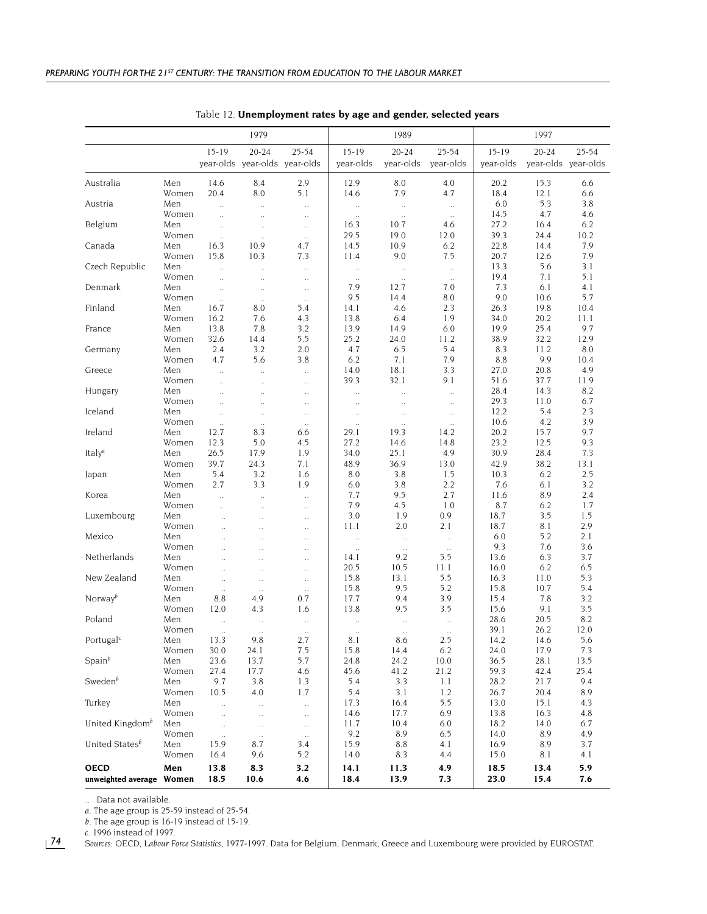Table 12. **Unemployment rates by age and gender, selected years**

| | | 1979 | | | 1989 | | | 1997 | | |
|---|---|---|---|---|---|---|---|---|---|---|
| | | 15-19 year-olds | 20-24 year-olds | 25-54 year-olds | 15-19 year-olds | 20-24 year-olds | 25-54 year-olds | 15-19 year-olds | 20-24 year-olds | 25-54 year-olds |
| Australia | Men | 14.6 | 8.4 | 2.9 | 12.9 | 8.0 | 4.0 | 20.2 | 15.3 | 6.6 |
| | Women | 20.4 | 8.0 | 5.1 | 14.6 | 7.9 | 4.7 | 18.4 | 12.1 | 6.6 |
| Austria | Men | .. | .. | .. | .. | .. | .. | 6.0 | 5.3 | 3.8 |
| | Women | .. | .. | .. | .. | .. | .. | 14.5 | 4.7 | 4.6 |
| Belgium | Men | .. | .. | .. | 16.3 | 10.7 | 4.6 | 27.2 | 16.4 | 6.2 |
| | Women | .. | .. | .. | 29.5 | 19.0 | 12.0 | 39.3 | 24.4 | 10.2 |
| Canada | Men | 16.3 | 10.9 | 4.7 | 14.5 | 10.9 | 6.2 | 22.8 | 14.4 | 7.9 |
| | Women | 15.8 | 10.3 | 7.3 | 11.4 | 9.0 | 7.5 | 20.7 | 12.6 | 7.9 |
| Czech Republic | Men | .. | .. | .. | .. | .. | .. | 13.3 | 5.6 | 3.1 |
| | Women | .. | .. | .. | .. | .. | .. | 19.4 | 7.1 | 5.1 |
| Denmark | Men | .. | .. | .. | 7.9 | 12.7 | 7.0 | 7.3 | 6.1 | 4.1 |
| | Women | .. | .. | .. | 9.5 | 14.4 | 8.0 | 9.0 | 10.6 | 5.7 |
| Finland | Men | 16.7 | 8.0 | 5.4 | 14.1 | 4.6 | 2.3 | 26.3 | 19.8 | 10.4 |
| | Women | 16.2 | 7.6 | 4.3 | 13.8 | 6.4 | 1.9 | 34.0 | 20.2 | 11.1 |
| France | Men | 13.8 | 7.8 | 3.2 | 13.9 | 14.9 | 6.0 | 19.9 | 25.4 | 9.7 |
| | Women | 32.6 | 14.4 | 5.5 | 25.2 | 24.0 | 11.2 | 38.9 | 32.2 | 12.9 |
| Germany | Men | 2.4 | 3.2 | 2.0 | 4.7 | 6.5 | 5.4 | 8.3 | 11.2 | 8.0 |
| | Women | 4.7 | 5.6 | 3.8 | 6.2 | 7.1 | 7.9 | 8.8 | 9.9 | 10.4 |
| Greece | Men | .. | .. | .. | 14.0 | 18.1 | 3.3 | 27.0 | 20.8 | 4.9 |
| | Women | .. | .. | .. | 39.3 | 32.1 | 9.1 | 51.6 | 37.7 | 11.9 |
| Hungary | Men | .. | .. | .. | .. | .. | .. | 28.4 | 14.3 | 8.2 |
| | Women | .. | .. | .. | .. | .. | .. | 29.3 | 11.0 | 6.7 |
| Iceland | Men | .. | .. | .. | .. | .. | .. | 12.2 | 5.4 | 2.3 |
| | Women | .. | .. | .. | .. | .. | .. | 10.6 | 4.2 | 3.9 |
| Ireland | Men | 12.7 | 8.3 | 6.6 | 29.1 | 19.3 | 14.2 | 20.2 | 15.7 | 9.7 |
| | Women | 12.3 | 5.0 | 4.5 | 27.2 | 14.6 | 14.8 | 23.2 | 12.5 | 9.3 |
| Italy[a] | Men | 26.5 | 17.9 | 1.9 | 34.0 | 25.1 | 4.9 | 30.9 | 28.4 | 7.3 |
| | Women | 39.7 | 24.3 | 7.1 | 48.9 | 36.9 | 13.0 | 42.9 | 38.2 | 13.1 |
| Japan | Men | 5.4 | 3.2 | 1.6 | 8.0 | 3.8 | 1.5 | 10.3 | 6.2 | 2.5 |
| | Women | 2.7 | 3.3 | 1.9 | 6.0 | 3.8 | 2.2 | 7.6 | 6.1 | 3.2 |
| Korea | Men | .. | .. | .. | 7.7 | 9.5 | 2.7 | 11.6 | 8.9 | 2.4 |
| | Women | .. | .. | .. | 7.9 | 4.5 | 1.0 | 8.7 | 6.2 | 1.7 |
| Luxembourg | Men | .. | .. | .. | 3.0 | 1.9 | 0.9 | 18.7 | 3.5 | 1.5 |
| | Women | .. | .. | .. | 11.1 | 2.0 | 2.1 | 18.7 | 8.1 | 2.9 |
| Mexico | Men | .. | .. | .. | .. | .. | .. | 6.0 | 5.2 | 2.1 |
| | Women | .. | .. | .. | .. | .. | .. | 9.3 | 7.6 | 3.6 |
| Netherlands | Men | .. | .. | .. | 14.1 | 9.2 | 5.5 | 13.6 | 6.3 | 3.7 |
| | Women | .. | .. | .. | 20.5 | 10.5 | 11.1 | 16.0 | 6.2 | 6.5 |
| New Zealand | Men | .. | .. | .. | 15.8 | 13.1 | 5.5 | 16.3 | 11.0 | 5.3 |
| | Women | .. | .. | .. | 15.8 | 9.5 | 5.2 | 15.8 | 10.7 | 5.4 |
| Norway[b] | Men | 8.8 | 4.9 | 0.7 | 17.7 | 9.4 | 3.9 | 15.4 | 7.8 | 3.2 |
| | Women | 12.0 | 4.3 | 1.6 | 13.8 | 9.5 | 3.5 | 15.6 | 9.1 | 3.5 |
| Poland | Men | .. | .. | .. | .. | .. | .. | 28.6 | 20.5 | 8.2 |
| | Women | .. | .. | .. | .. | .. | .. | 39.1 | 26.2 | 12.0 |
| Portugal[c] | Men | 13.3 | 9.8 | 2.7 | 8.1 | 8.6 | 2.5 | 14.2 | 14.6 | 5.6 |
| | Women | 30.0 | 24.1 | 7.5 | 15.8 | 14.4 | 6.2 | 24.0 | 17.9 | 7.3 |
| Spain[b] | Men | 23.6 | 13.7 | 5.7 | 24.8 | 24.2 | 10.0 | 36.5 | 28.1 | 13.5 |
| | Women | 27.4 | 17.7 | 4.6 | 45.6 | 41.2 | 21.2 | 59.3 | 42.4 | 25.4 |
| Sweden[b] | Men | 9.7 | 3.8 | 1.3 | 5.4 | 3.3 | 1.1 | 28.2 | 21.7 | 9.4 |
| | Women | 10.5 | 4.0 | 1.7 | 5.4 | 3.1 | 1.2 | 26.7 | 20.4 | 8.9 |
| Turkey | Men | .. | .. | .. | 17.3 | 16.4 | 5.5 | 13.0 | 15.1 | 4.3 |
| | Women | .. | .. | .. | 14.6 | 17.7 | 6.9 | 13.8 | 16.3 | 4.8 |
| United Kingdom[b] | Men | .. | .. | .. | 11.7 | 10.4 | 6.0 | 18.2 | 14.0 | 6.7 |
| | Women | .. | .. | .. | 9.2 | 8.9 | 6.5 | 14.0 | 8.9 | 4.9 |
| United States[b] | Men | 15.9 | 8.7 | 3.4 | 15.9 | 8.8 | 4.1 | 16.9 | 8.9 | 3.7 |
| | Women | 16.4 | 9.6 | 5.2 | 14.0 | 8.3 | 4.4 | 15.0 | 8.1 | 4.1 |
| **OECD** | **Men** | **13.8** | **8.3** | **3.2** | **14.1** | **11.3** | **4.9** | **18.5** | **13.4** | **5.9** |
| **unweighted average** | **Women** | **18.5** | **10.6** | **4.6** | **18.4** | **13.9** | **7.3** | **23.0** | **15.4** | **7.6** |

.. Data not available.

*a.* The age group is 25-59 instead of 25-54.

*b.* The age group is 16-19 instead of 15-19.

*c.* 1996 instead of 1997.

*Sources:* OECD, *Labour Force Statistics*, 1977-1997. Data for Belgium, Denmark, Greece and Luxembourg were provided by EUROSTAT.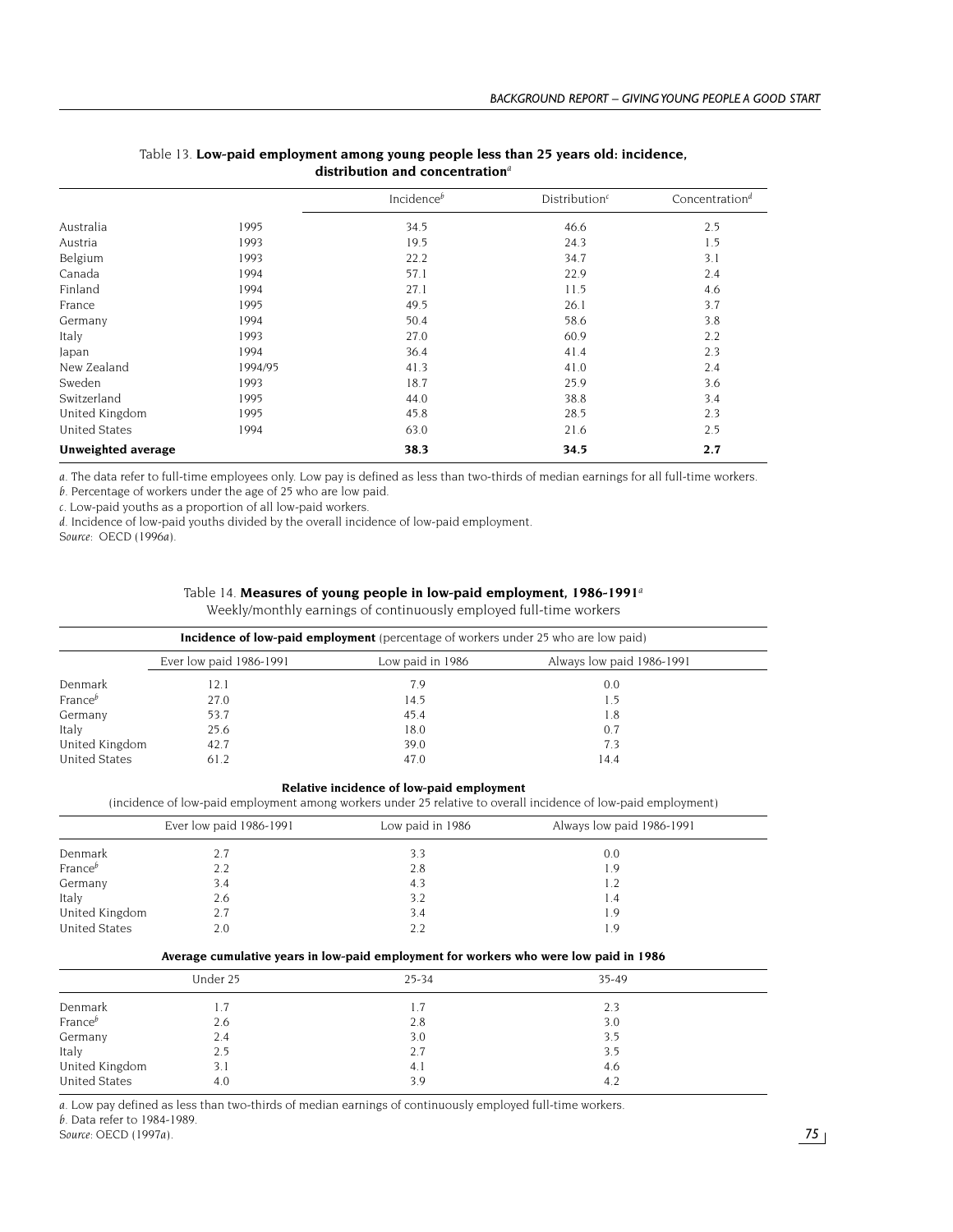Table 13. **Low-paid employment among young people less than 25 years old: incidence, distribution and concentration**[a]

| | | Incidence[b] | Distribution[c] | Concentration[d] |
|---|---|---|---|---|
| Australia | 1995 | 34.5 | 46.6 | 2.5 |
| Austria | 1993 | 19.5 | 24.3 | 1.5 |
| Belgium | 1993 | 22.2 | 34.7 | 3.1 |
| Canada | 1994 | 57.1 | 22.9 | 2.4 |
| Finland | 1994 | 27.1 | 11.5 | 4.6 |
| France | 1995 | 49.5 | 26.1 | 3.7 |
| Germany | 1994 | 50.4 | 58.6 | 3.8 |
| Italy | 1993 | 27.0 | 60.9 | 2.2 |
| Japan | 1994 | 36.4 | 41.4 | 2.3 |
| New Zealand | 1994/95 | 41.3 | 41.0 | 2.4 |
| Sweden | 1993 | 18.7 | 25.9 | 3.6 |
| Switzerland | 1995 | 44.0 | 38.8 | 3.4 |
| United Kingdom | 1995 | 45.8 | 28.5 | 2.3 |
| United States | 1994 | 63.0 | 21.6 | 2.5 |
| **Unweighted average** | | **38.3** | **34.5** | **2.7** |

*a.* The data refer to full-time employees only. Low pay is defined as less than two-thirds of median earnings for all full-time workers.
*b.* Percentage of workers under the age of 25 who are low paid.
*c.* Low-paid youths as a proportion of all low-paid workers.
*d.* Incidence of low-paid youths divided by the overall incidence of low-paid employment.
*Source*: OECD (1996*a*).

Table 14. **Measures of young people in low-paid employment, 1986-1991**[a]

Weekly/monthly earnings of continuously employed full-time workers

**Incidence of low-paid employment** (percentage of workers under 25 who are low paid)

| | Ever low paid 1986-1991 | Low paid in 1986 | Always low paid 1986-1991 |
|---|---|---|---|
| Denmark | 12.1 | 7.9 | 0.0 |
| France[b] | 27.0 | 14.5 | 1.5 |
| Germany | 53.7 | 45.4 | 1.8 |
| Italy | 25.6 | 18.0 | 0.7 |
| United Kingdom | 42.7 | 39.0 | 7.3 |
| United States | 61.2 | 47.0 | 14.4 |

**Relative incidence of low-paid employment**

(incidence of low-paid employment among workers under 25 relative to overall incidence of low-paid employment)

| | Ever low paid 1986-1991 | Low paid in 1986 | Always low paid 1986-1991 |
|---|---|---|---|
| Denmark | 2.7 | 3.3 | 0.0 |
| France[b] | 2.2 | 2.8 | 1.9 |
| Germany | 3.4 | 4.3 | 1.2 |
| Italy | 2.6 | 3.2 | 1.4 |
| United Kingdom | 2.7 | 3.4 | 1.9 |
| United States | 2.0 | 2.2 | 1.9 |

**Average cumulative years in low-paid employment for workers who were low paid in 1986**

| | Under 25 | 25-34 | 35-49 |
|---|---|---|---|
| Denmark | 1.7 | 1.7 | 2.3 |
| France[b] | 2.6 | 2.8 | 3.0 |
| Germany | 2.4 | 3.0 | 3.5 |
| Italy | 2.5 | 2.7 | 3.5 |
| United Kingdom | 3.1 | 4.1 | 4.6 |
| United States | 4.0 | 3.9 | 4.2 |

*a.* Low pay defined as less than two-thirds of median earnings of continuously employed full-time workers.
*b.* Data refer to 1984-1989.
*Source*: OECD (1997*a*).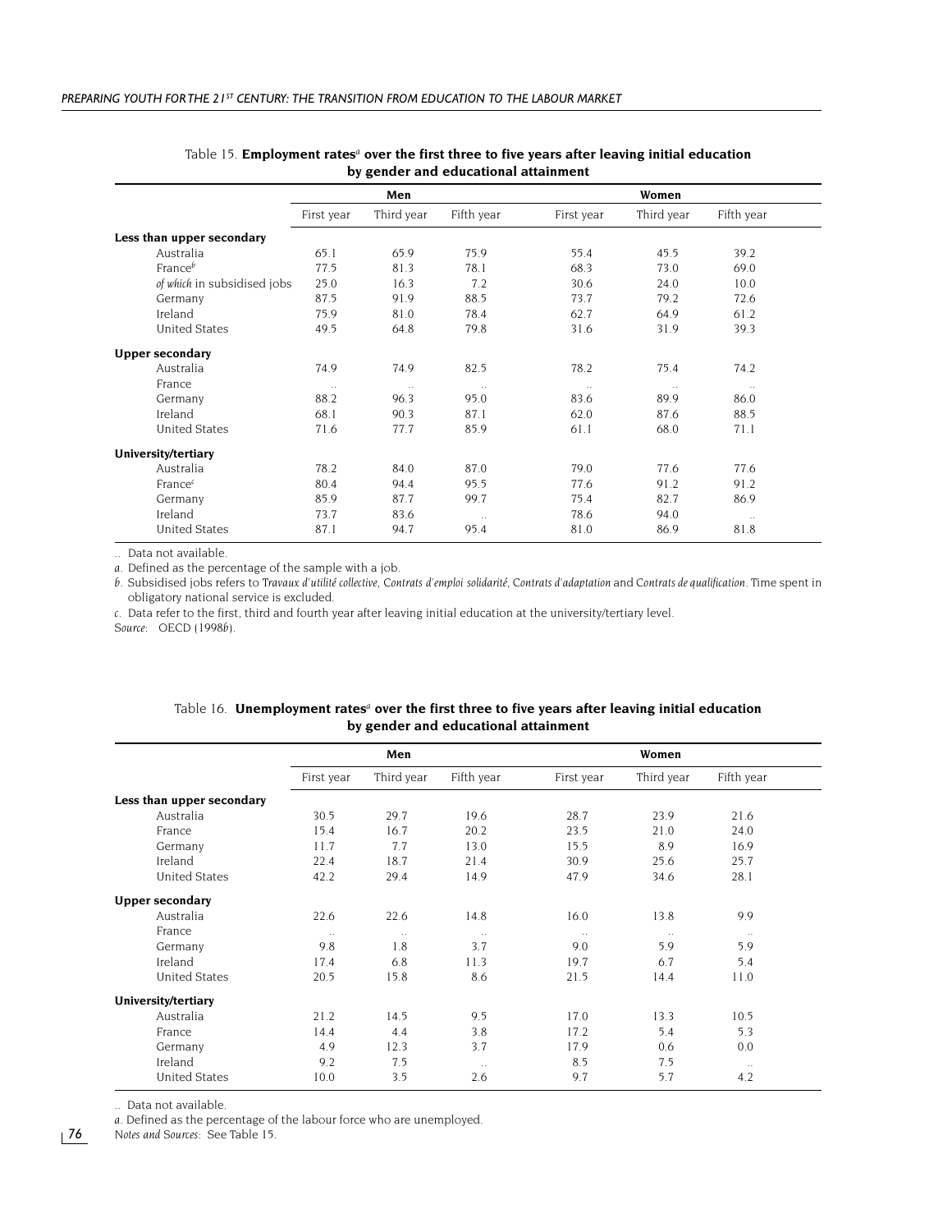Table 15. **Employment rates[a] over the first three to five years after leaving initial education by gender and educational attainment**

| | Men | | | Women | | |
|---|---|---|---|---|---|---|
| | First year | Third year | Fifth year | First year | Third year | Fifth year |
| **Less than upper secondary** | | | | | | |
| Australia | 65.1 | 65.9 | 75.9 | 55.4 | 45.5 | 39.2 |
| France[b] | 77.5 | 81.3 | 78.1 | 68.3 | 73.0 | 69.0 |
| *of which* in subsidised jobs | 25.0 | 16.3 | 7.2 | 30.6 | 24.0 | 10.0 |
| Germany | 87.5 | 91.9 | 88.5 | 73.7 | 79.2 | 72.6 |
| Ireland | 75.9 | 81.0 | 78.4 | 62.7 | 64.9 | 61.2 |
| United States | 49.5 | 64.8 | 79.8 | 31.6 | 31.9 | 39.3 |
| **Upper secondary** | | | | | | |
| Australia | 74.9 | 74.9 | 82.5 | 78.2 | 75.4 | 74.2 |
| France | .. | .. | .. | .. | .. | .. |
| Germany | 88.2 | 96.3 | 95.0 | 83.6 | 89.9 | 86.0 |
| Ireland | 68.1 | 90.3 | 87.1 | 62.0 | 87.6 | 88.5 |
| United States | 71.6 | 77.7 | 85.9 | 61.1 | 68.0 | 71.1 |
| **University/tertiary** | | | | | | |
| Australia | 78.2 | 84.0 | 87.0 | 79.0 | 77.6 | 77.6 |
| France[c] | 80.4 | 94.4 | 95.5 | 77.6 | 91.2 | 91.2 |
| Germany | 85.9 | 87.7 | 99.7 | 75.4 | 82.7 | 86.9 |
| Ireland | 73.7 | 83.6 | .. | 78.6 | 94.0 | .. |
| United States | 87.1 | 94.7 | 95.4 | 81.0 | 86.9 | 81.8 |

.. Data not available.

*a.* Defined as the percentage of the sample with a job.

*b.* Subsidised jobs refers to *Travaux d'utilité collective*, *Contrats d'emploi solidarité*, *Contrats d'adaptation* and *Contrats de qualification*. Time spent in obligatory national service is excluded.

*c.* Data refer to the first, third and fourth year after leaving initial education at the university/tertiary level.

*Source:* OECD (1998*b*).

Table 16. **Unemployment rates[a] over the first three to five years after leaving initial education by gender and educational attainment**

| | Men | | | Women | | |
|---|---|---|---|---|---|---|
| | First year | Third year | Fifth year | First year | Third year | Fifth year |
| **Less than upper secondary** | | | | | | |
| Australia | 30.5 | 29.7 | 19.6 | 28.7 | 23.9 | 21.6 |
| France | 15.4 | 16.7 | 20.2 | 23.5 | 21.0 | 24.0 |
| Germany | 11.7 | 7.7 | 13.0 | 15.5 | 8.9 | 16.9 |
| Ireland | 22.4 | 18.7 | 21.4 | 30.9 | 25.6 | 25.7 |
| United States | 42.2 | 29.4 | 14.9 | 47.9 | 34.6 | 28.1 |
| **Upper secondary** | | | | | | |
| Australia | 22.6 | 22.6 | 14.8 | 16.0 | 13.8 | 9.9 |
| France | .. | .. | .. | .. | .. | .. |
| Germany | 9.8 | 1.8 | 3.7 | 9.0 | 5.9 | 5.9 |
| Ireland | 17.4 | 6.8 | 11.3 | 19.7 | 6.7 | 5.4 |
| United States | 20.5 | 15.8 | 8.6 | 21.5 | 14.4 | 11.0 |
| **University/tertiary** | | | | | | |
| Australia | 21.2 | 14.5 | 9.5 | 17.0 | 13.3 | 10.5 |
| France | 14.4 | 4.4 | 3.8 | 17.2 | 5.4 | 5.3 |
| Germany | 4.9 | 12.3 | 3.7 | 17.9 | 0.6 | 0.0 |
| Ireland | 9.2 | 7.5 | .. | 8.5 | 7.5 | .. |
| United States | 10.0 | 3.5 | 2.6 | 9.7 | 5.7 | 4.2 |

.. Data not available.

*a.* Defined as the percentage of the labour force who are unemployed.

*Notes and Sources:* See Table 15.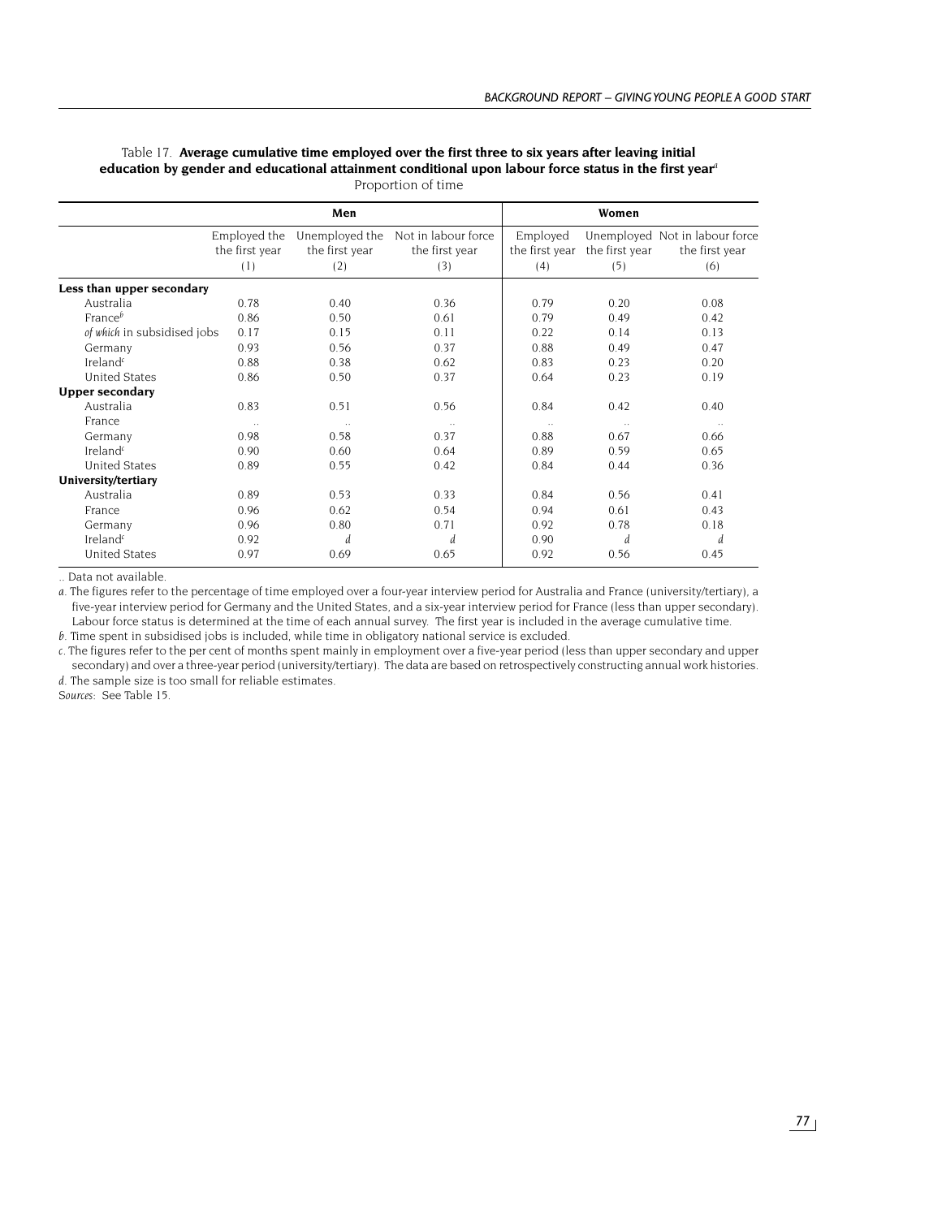Table 17. **Average cumulative time employed over the first three to six years after leaving initial education by gender and educational attainment conditional upon labour force status in the first year**[a]

Proportion of time

| | Men | | | Women | | |
|---|---|---|---|---|---|---|
| | Employed the first year (1) | Unemployed the first year (2) | Not in labour force the first year (3) | Employed the first year (4) | Unemployed the first year (5) | Not in labour force the first year (6) |
| **Less than upper secondary** | | | | | | |
| Australia | 0.78 | 0.40 | 0.36 | 0.79 | 0.20 | 0.08 |
| France[b] | 0.86 | 0.50 | 0.61 | 0.79 | 0.49 | 0.42 |
| *of which* in subsidised jobs | 0.17 | 0.15 | 0.11 | 0.22 | 0.14 | 0.13 |
| Germany | 0.93 | 0.56 | 0.37 | 0.88 | 0.49 | 0.47 |
| Ireland[c] | 0.88 | 0.38 | 0.62 | 0.83 | 0.23 | 0.20 |
| United States | 0.86 | 0.50 | 0.37 | 0.64 | 0.23 | 0.19 |
| **Upper secondary** | | | | | | |
| Australia | 0.83 | 0.51 | 0.56 | 0.84 | 0.42 | 0.40 |
| France | .. | .. | .. | .. | .. | .. |
| Germany | 0.98 | 0.58 | 0.37 | 0.88 | 0.67 | 0.66 |
| Ireland[c] | 0.90 | 0.60 | 0.64 | 0.89 | 0.59 | 0.65 |
| United States | 0.89 | 0.55 | 0.42 | 0.84 | 0.44 | 0.36 |
| **University/tertiary** | | | | | | |
| Australia | 0.89 | 0.53 | 0.33 | 0.84 | 0.56 | 0.41 |
| France | 0.96 | 0.62 | 0.54 | 0.94 | 0.61 | 0.43 |
| Germany | 0.96 | 0.80 | 0.71 | 0.92 | 0.78 | 0.18 |
| Ireland[c] | 0.92 | *d* | *d* | 0.90 | *d* | *d* |
| United States | 0.97 | 0.69 | 0.65 | 0.92 | 0.56 | 0.45 |

.. Data not available.

*a.* The figures refer to the percentage of time employed over a four-year interview period for Australia and France (university/tertiary), a five-year interview period for Germany and the United States, and a six-year interview period for France (less than upper secondary). Labour force status is determined at the time of each annual survey. The first year is included in the average cumulative time.

*b.* Time spent in subsidised jobs is included, while time in obligatory national service is excluded.

*c.* The figures refer to the per cent of months spent mainly in employment over a five-year period (less than upper secondary and upper secondary) and over a three-year period (university/tertiary). The data are based on retrospectively constructing annual work histories.

*d.* The sample size is too small for reliable estimates.

*Sources:* See Table 15.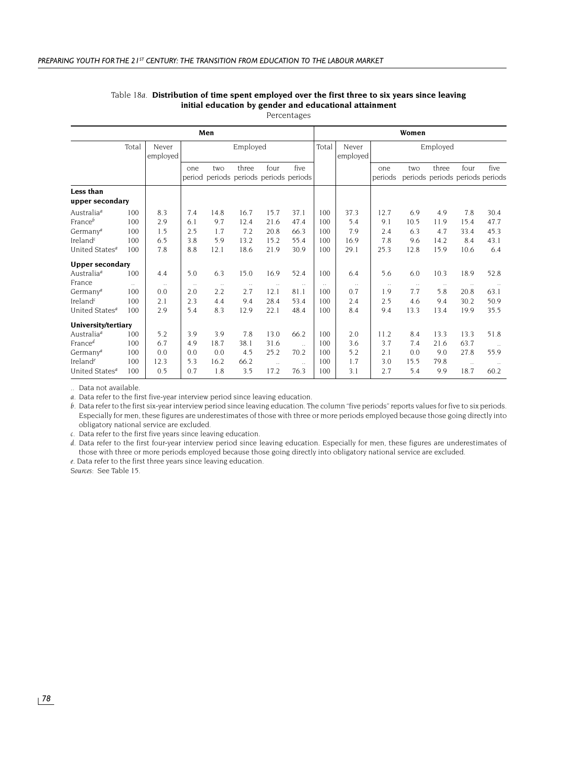Table 18*a*. **Distribution of time spent employed over the first three to six years since leaving initial education by gender and educational attainment**

Percentages

| | Men | | | | | | | | Women | | | | | | | |
|---|---|---|---|---|---|---|---|---|---|---|---|---|---|---|---|---|
| | Total | Never employed | Employed | | | | | | Total | Never employed | Employed | | | | | |
| | | | one period | two periods | three periods | four periods | five periods | | | | one periods | two periods | three periods | four periods | five periods | |
| **Less than upper secondary** | | | | | | | | | | | | | | | | |
| Australia[a] | 100 | 8.3 | 7.4 | 14.8 | 16.7 | 15.7 | 37.1 | | 100 | 37.3 | 12.7 | 6.9 | 4.9 | 7.8 | 30.4 | |
| France[b] | 100 | 2.9 | 6.1 | 9.7 | 12.4 | 21.6 | 47.4 | | 100 | 5.4 | 9.1 | 10.5 | 11.9 | 15.4 | 47.7 | |
| Germany[a] | 100 | 1.5 | 2.5 | 1.7 | 7.2 | 20.8 | 66.3 | | 100 | 7.9 | 2.4 | 6.3 | 4.7 | 33.4 | 45.3 | |
| Ireland[c] | 100 | 6.5 | 3.8 | 5.9 | 13.2 | 15.2 | 55.4 | | 100 | 16.9 | 7.8 | 9.6 | 14.2 | 8.4 | 43.1 | |
| United States[a] | 100 | 7.8 | 8.8 | 12.1 | 18.6 | 21.9 | 30.9 | | 100 | 29.1 | 25.3 | 12.8 | 15.9 | 10.6 | 6.4 | |
| **Upper secondary** | | | | | | | | | | | | | | | | |
| Australia[a] | 100 | 4.4 | 5.0 | 6.3 | 15.0 | 16.9 | 52.4 | | 100 | 6.4 | 5.6 | 6.0 | 10.3 | 18.9 | 52.8 | |
| France | .. | .. | .. | .. | .. | .. | .. | | .. | .. | .. | .. | .. | .. | .. | |
| Germany[a] | 100 | 0.0 | 2.0 | 2.2 | 2.7 | 12.1 | 81.1 | | 100 | 0.7 | 1.9 | 7.7 | 5.8 | 20.8 | 63.1 | |
| Ireland[c] | 100 | 2.1 | 2.3 | 4.4 | 9.4 | 28.4 | 53.4 | | 100 | 2.4 | 2.5 | 4.6 | 9.4 | 30.2 | 50.9 | |
| United States[a] | 100 | 2.9 | 5.4 | 8.3 | 12.9 | 22.1 | 48.4 | | 100 | 8.4 | 9.4 | 13.3 | 13.4 | 19.9 | 35.5 | |
| **University/tertiary** | | | | | | | | | | | | | | | | |
| Australia[a] | 100 | 5.2 | 3.9 | 3.9 | 7.8 | 13.0 | 66.2 | | 100 | 2.0 | 11.2 | 8.4 | 13.3 | 13.3 | 51.8 | |
| France[d] | 100 | 6.7 | 4.9 | 18.7 | 38.1 | 31.6 | .. | | 100 | 3.6 | 3.7 | 7.4 | 21.6 | 63.7 | .. | |
| Germany[a] | 100 | 0.0 | 0.0 | 0.0 | 4.5 | 25.2 | 70.2 | | 100 | 5.2 | 2.1 | 0.0 | 9.0 | 27.8 | 55.9 | |
| Ireland[e] | 100 | 12.3 | 5.3 | 16.2 | 66.2 | .. | .. | | 100 | 1.7 | 3.0 | 15.5 | 79.8 | .. | .. | |
| United States[a] | 100 | 0.5 | 0.7 | 1.8 | 3.5 | 17.2 | 76.3 | | 100 | 3.1 | 2.7 | 5.4 | 9.9 | 18.7 | 60.2 | |

.. Data not available.

*a*. Data refer to the first five-year interview period since leaving education.

*b*. Data refer to the first six-year interview period since leaving education. The column "five periods" reports values for five to six periods. Especially for men, these figures are underestimates of those with three or more periods employed because those going directly into obligatory national service are excluded.

*c*. Data refer to the first five years since leaving education.

*d*. Data refer to the first four-year interview period since leaving education. Especially for men, these figures are underestimates of those with three or more periods employed because those going directly into obligatory national service are excluded.

*e*. Data refer to the first three years since leaving education.

*Sources*: See Table 15.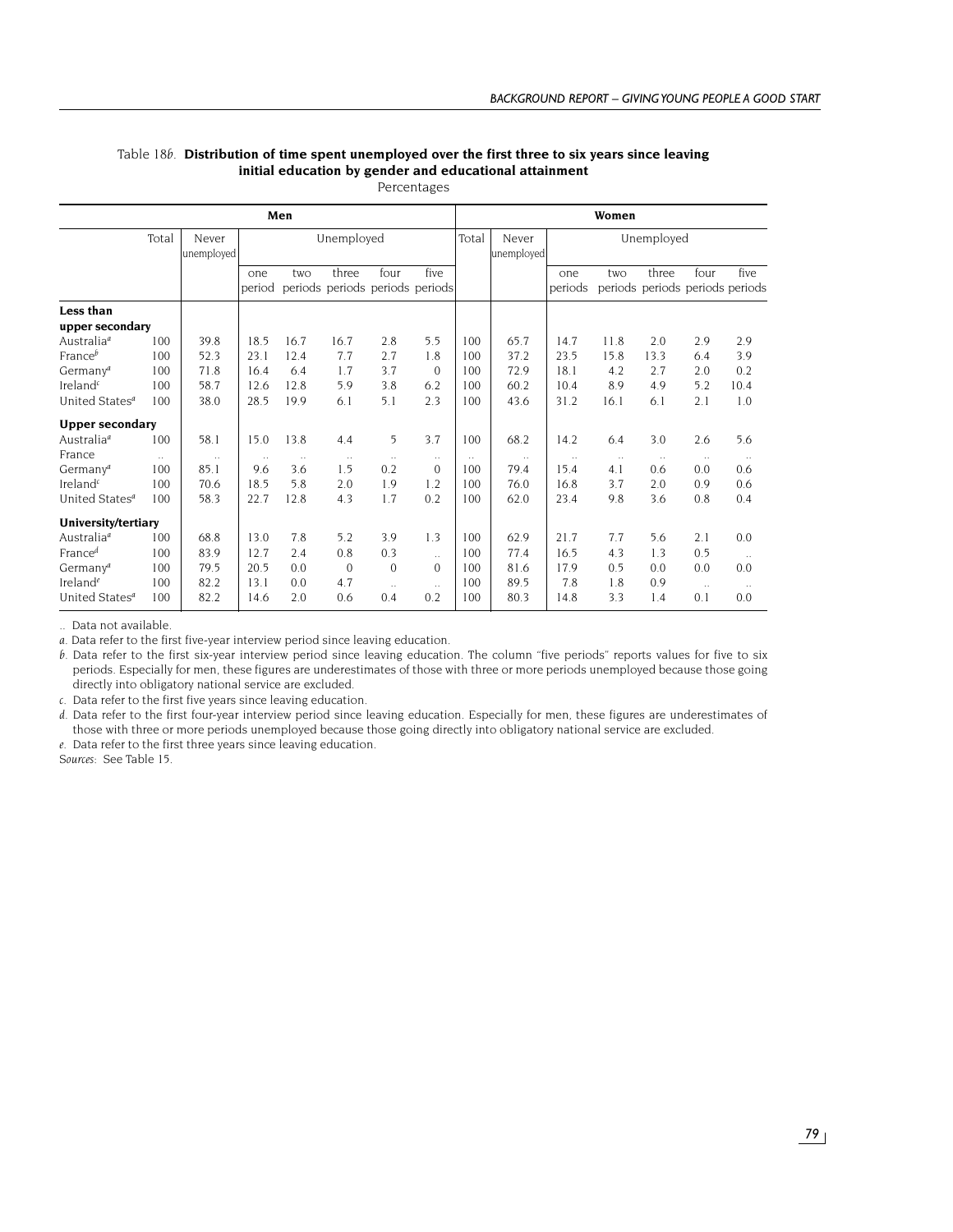Table 18*b*. **Distribution of time spent unemployed over the first three to six years since leaving initial education by gender and educational attainment**

Percentages

| | Men | | | | | | | Women | | | | | | |
|---|---|---|---|---|---|---|---|---|---|---|---|---|---|---|
| | Total | Never unemployed | Unemployed | | | | | Total | Never unemployed | Unemployed | | | | |
| | | | one period | two periods | three periods | four periods | five periods | | | one periods | two periods | three periods | four periods | five periods |
| **Less than upper secondary** | | | | | | | | | | | | | | |
| Australia[a] | 100 | 39.8 | 18.5 | 16.7 | 16.7 | 2.8 | 5.5 | 100 | 65.7 | 14.7 | 11.8 | 2.0 | 2.9 | 2.9 |
| France[b] | 100 | 52.3 | 23.1 | 12.4 | 7.7 | 2.7 | 1.8 | 100 | 37.2 | 23.5 | 15.8 | 13.3 | 6.4 | 3.9 |
| Germany[a] | 100 | 71.8 | 16.4 | 6.4 | 1.7 | 3.7 | 0 | 100 | 72.9 | 18.1 | 4.2 | 2.7 | 2.0 | 0.2 |
| Ireland[c] | 100 | 58.7 | 12.6 | 12.8 | 5.9 | 3.8 | 6.2 | 100 | 60.2 | 10.4 | 8.9 | 4.9 | 5.2 | 10.4 |
| United States[a] | 100 | 38.0 | 28.5 | 19.9 | 6.1 | 5.1 | 2.3 | 100 | 43.6 | 31.2 | 16.1 | 6.1 | 2.1 | 1.0 |
| **Upper secondary** | | | | | | | | | | | | | | |
| Australia[a] | 100 | 58.1 | 15.0 | 13.8 | 4.4 | 5 | 3.7 | 100 | 68.2 | 14.2 | 6.4 | 3.0 | 2.6 | 5.6 |
| France | .. | .. | .. | .. | .. | .. | .. | .. | .. | .. | .. | .. | .. | .. |
| Germany[a] | 100 | 85.1 | 9.6 | 3.6 | 1.5 | 0.2 | 0 | 100 | 79.4 | 15.4 | 4.1 | 0.6 | 0.0 | 0.6 |
| Ireland[c] | 100 | 70.6 | 18.5 | 5.8 | 2.0 | 1.9 | 1.2 | 100 | 76.0 | 16.8 | 3.7 | 2.0 | 0.9 | 0.6 |
| United States[a] | 100 | 58.3 | 22.7 | 12.8 | 4.3 | 1.7 | 0.2 | 100 | 62.0 | 23.4 | 9.8 | 3.6 | 0.8 | 0.4 |
| **University/tertiary** | | | | | | | | | | | | | | |
| Australia[a] | 100 | 68.8 | 13.0 | 7.8 | 5.2 | 3.9 | 1.3 | 100 | 62.9 | 21.7 | 7.7 | 5.6 | 2.1 | 0.0 |
| France[d] | 100 | 83.9 | 12.7 | 2.4 | 0.8 | 0.3 | .. | 100 | 77.4 | 16.5 | 4.3 | 1.3 | 0.5 | .. |
| Germany[a] | 100 | 79.5 | 20.5 | 0.0 | 0 | 0 | 0 | 100 | 81.6 | 17.9 | 0.5 | 0.0 | 0.0 | 0.0 |
| Ireland[e] | 100 | 82.2 | 13.1 | 0.0 | 4.7 | .. | .. | 100 | 89.5 | 7.8 | 1.8 | 0.9 | .. | .. |
| United States[a] | 100 | 82.2 | 14.6 | 2.0 | 0.6 | 0.4 | 0.2 | 100 | 80.3 | 14.8 | 3.3 | 1.4 | 0.1 | 0.0 |

.. Data not available.

*a*. Data refer to the first five-year interview period since leaving education.

*b*. Data refer to the first six-year interview period since leaving education. The column "five periods" reports values for five to six periods. Especially for men, these figures are underestimates of those with three or more periods unemployed because those going directly into obligatory national service are excluded.

*c*. Data refer to the first five years since leaving education.

*d*. Data refer to the first four-year interview period since leaving education. Especially for men, these figures are underestimates of those with three or more periods unemployed because those going directly into obligatory national service are excluded.

*e*. Data refer to the first three years since leaving education.

*Sources*: See Table 15.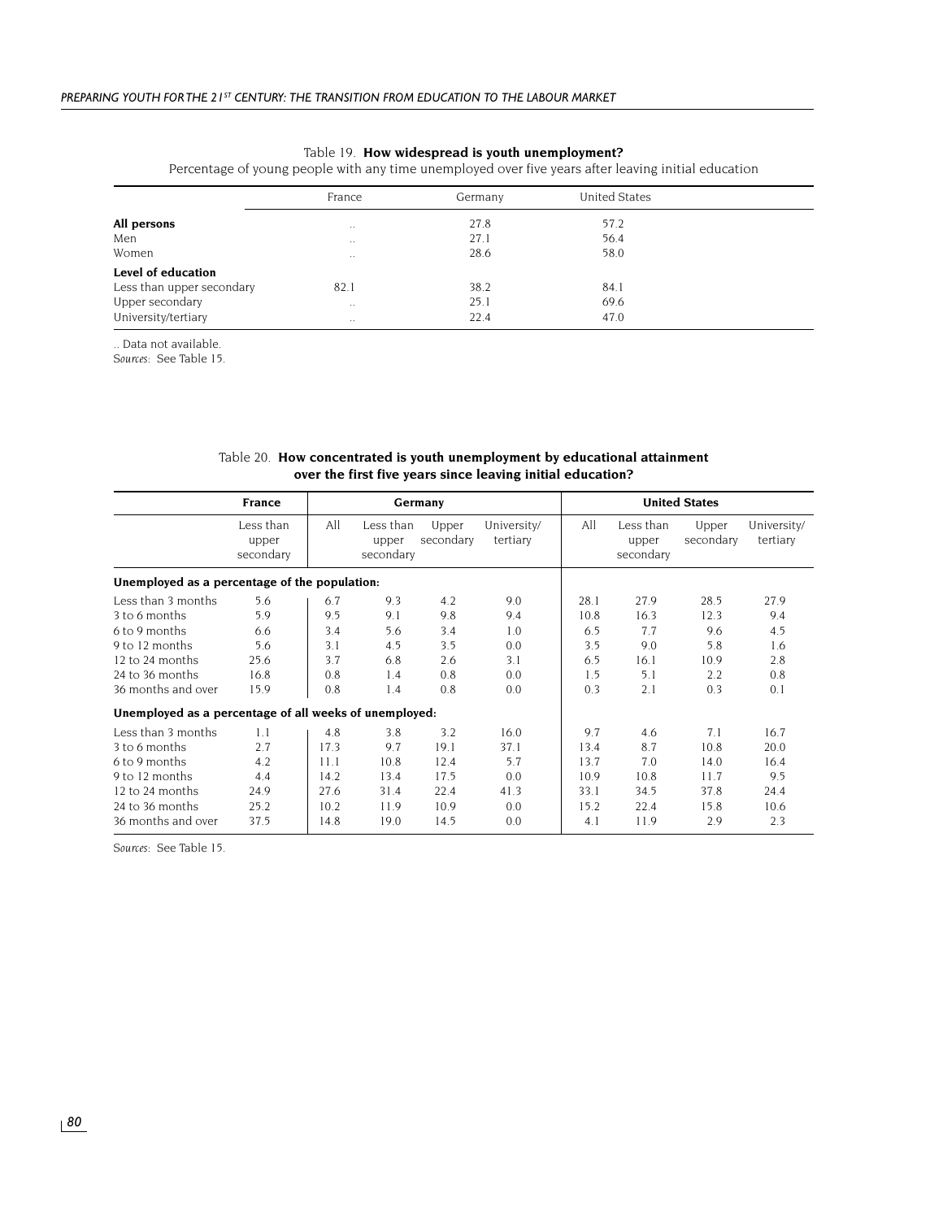Table 19. **How widespread is youth unemployment?**

Percentage of young people with any time unemployed over five years after leaving initial education

| | France | Germany | United States |
|---|---|---|---|
| **All persons** | .. | 27.8 | 57.2 |
| Men | .. | 27.1 | 56.4 |
| Women | .. | 28.6 | 58.0 |
| **Level of education** | | | |
| Less than upper secondary | 82.1 | 38.2 | 84.1 |
| Upper secondary | .. | 25.1 | 69.6 |
| University/tertiary | .. | 22.4 | 47.0 |

.. Data not available.

*Sources*: See Table 15.

Table 20. **How concentrated is youth unemployment by educational attainment over the first five years since leaving initial education?**

| | **France** | **Germany** | | | | **United States** | | | |
|---|---|---|---|---|---|---|---|---|---|
| | Less than upper secondary | All | Less than upper secondary | Upper secondary | University/ tertiary | All | Less than upper secondary | Upper secondary | University/ tertiary |
| **Unemployed as a percentage of the population:** | | | | | | | | | |
| Less than 3 months | 5.6 | 6.7 | 9.3 | 4.2 | 9.0 | 28.1 | 27.9 | 28.5 | 27.9 |
| 3 to 6 months | 5.9 | 9.5 | 9.1 | 9.8 | 9.4 | 10.8 | 16.3 | 12.3 | 9.4 |
| 6 to 9 months | 6.6 | 3.4 | 5.6 | 3.4 | 1.0 | 6.5 | 7.7 | 9.6 | 4.5 |
| 9 to 12 months | 5.6 | 3.1 | 4.5 | 3.5 | 0.0 | 3.5 | 9.0 | 5.8 | 1.6 |
| 12 to 24 months | 25.6 | 3.7 | 6.8 | 2.6 | 3.1 | 6.5 | 16.1 | 10.9 | 2.8 |
| 24 to 36 months | 16.8 | 0.8 | 1.4 | 0.8 | 0.0 | 1.5 | 5.1 | 2.2 | 0.8 |
| 36 months and over | 15.9 | 0.8 | 1.4 | 0.8 | 0.0 | 0.3 | 2.1 | 0.3 | 0.1 |
| **Unemployed as a percentage of all weeks of unemployed:** | | | | | | | | | |
| Less than 3 months | 1.1 | 4.8 | 3.8 | 3.2 | 16.0 | 9.7 | 4.6 | 7.1 | 16.7 |
| 3 to 6 months | 2.7 | 17.3 | 9.7 | 19.1 | 37.1 | 13.4 | 8.7 | 10.8 | 20.0 |
| 6 to 9 months | 4.2 | 11.1 | 10.8 | 12.4 | 5.7 | 13.7 | 7.0 | 14.0 | 16.4 |
| 9 to 12 months | 4.4 | 14.2 | 13.4 | 17.5 | 0.0 | 10.9 | 10.8 | 11.7 | 9.5 |
| 12 to 24 months | 24.9 | 27.6 | 31.4 | 22.4 | 41.3 | 33.1 | 34.5 | 37.8 | 24.4 |
| 24 to 36 months | 25.2 | 10.2 | 11.9 | 10.9 | 0.0 | 15.2 | 22.4 | 15.8 | 10.6 |
| 36 months and over | 37.5 | 14.8 | 19.0 | 14.5 | 0.0 | 4.1 | 11.9 | 2.9 | 2.3 |

*Sources*: See Table 15.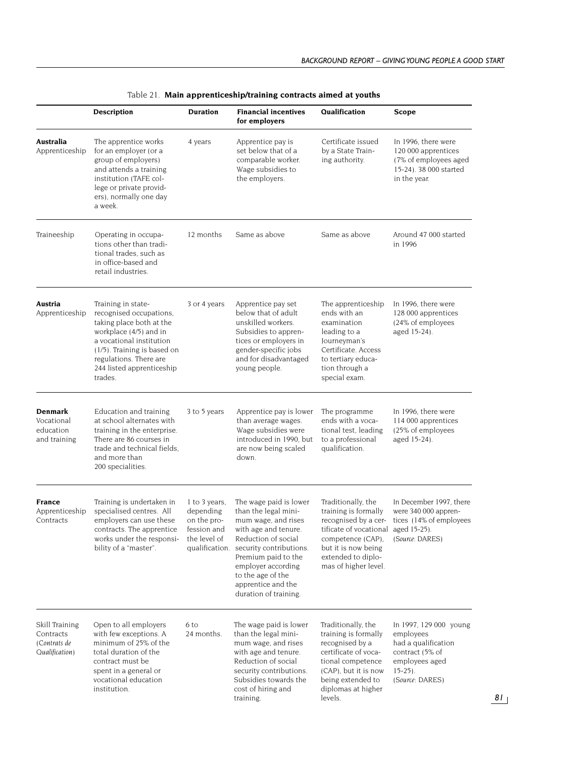Table 21. **Main apprenticeship/training contracts aimed at youths**

| | **Description** | **Duration** | **Financial incentives for employers** | **Qualification** | **Scope** |
|---|---|---|---|---|---|
| **Australia** Apprenticeship | The apprentice works for an employer (or a group of employers) and attends a training institution (TAFE college or private providers), normally one day a week. | 4 years | Apprentice pay is set below that of a comparable worker. Wage subsidies to the employers. | Certificate issued by a State Training authority. | In 1996, there were 120 000 apprentices (7% of employees aged 15-24). 38 000 started in the year. |
| Traineeship | Operating in occupations other than traditional trades, such as in office-based and retail industries. | 12 months | Same as above | Same as above | Around 47 000 started in 1996 |
| **Austria** Apprenticeship | Training in state-recognised occupations, taking place both at the workplace (4/5) and in a vocational institution (1/5). Training is based on regulations. There are 244 listed apprenticeship trades. | 3 or 4 years | Apprentice pay set below that of adult unskilled workers. Subsidies to apprentices or employers in gender-specific jobs and for disadvantaged young people. | The apprenticeship ends with an examination leading to a Journeyman's Certificate. Access to tertiary education through a special exam. | In 1996, there were 128 000 apprentices (24% of employees aged 15-24). |
| **Denmark** Vocational education and training | Education and training at school alternates with training in the enterprise. There are 86 courses in trade and technical fields, and more than 200 specialities. | 3 to 5 years | Apprentice pay is lower than average wages. Wage subsidies were introduced in 1990, but are now being scaled down. | The programme ends with a vocational test, leading to a professional qualification. | In 1996, there were 114 000 apprentices (25% of employees aged 15-24). |
| **France** Apprenticeship Contracts | Training is undertaken in specialised centres. All employers can use these contracts. The apprentice works under the responsibility of a "master". | 1 to 3 years, depending on the profession and the level of qualification. | The wage paid is lower than the legal minimum wage, and rises with age and tenure. Reduction of social security contributions. Premium paid to the employer according to the age of the apprentice and the duration of training. | Traditionally, the training is formally recognised by a certificate of vocational competence (CAP), but it is now being extended to diplomas of higher level. | In December 1997, there were 340 000 apprentices (14% of employees aged 15-25). (*Source*: DARES) |
| Skill Training Contracts (*Contrats de Qualification*) | Open to all employers with few exceptions. A minimum of 25% of the total duration of the contract must be spent in a general or vocational education institution. | 6 to 24 months. | The wage paid is lower than the legal minimum wage, and rises with age and tenure. Reduction of social security contributions. Subsidies towards the cost of hiring and training. | Traditionally, the training is formally recognised by a certificate of vocational competence (CAP), but it is now being extended to diplomas at higher levels. | In 1997, 129 000 young employees had a qualification contract (5% of employees aged 15-25). (*Source*: DARES) |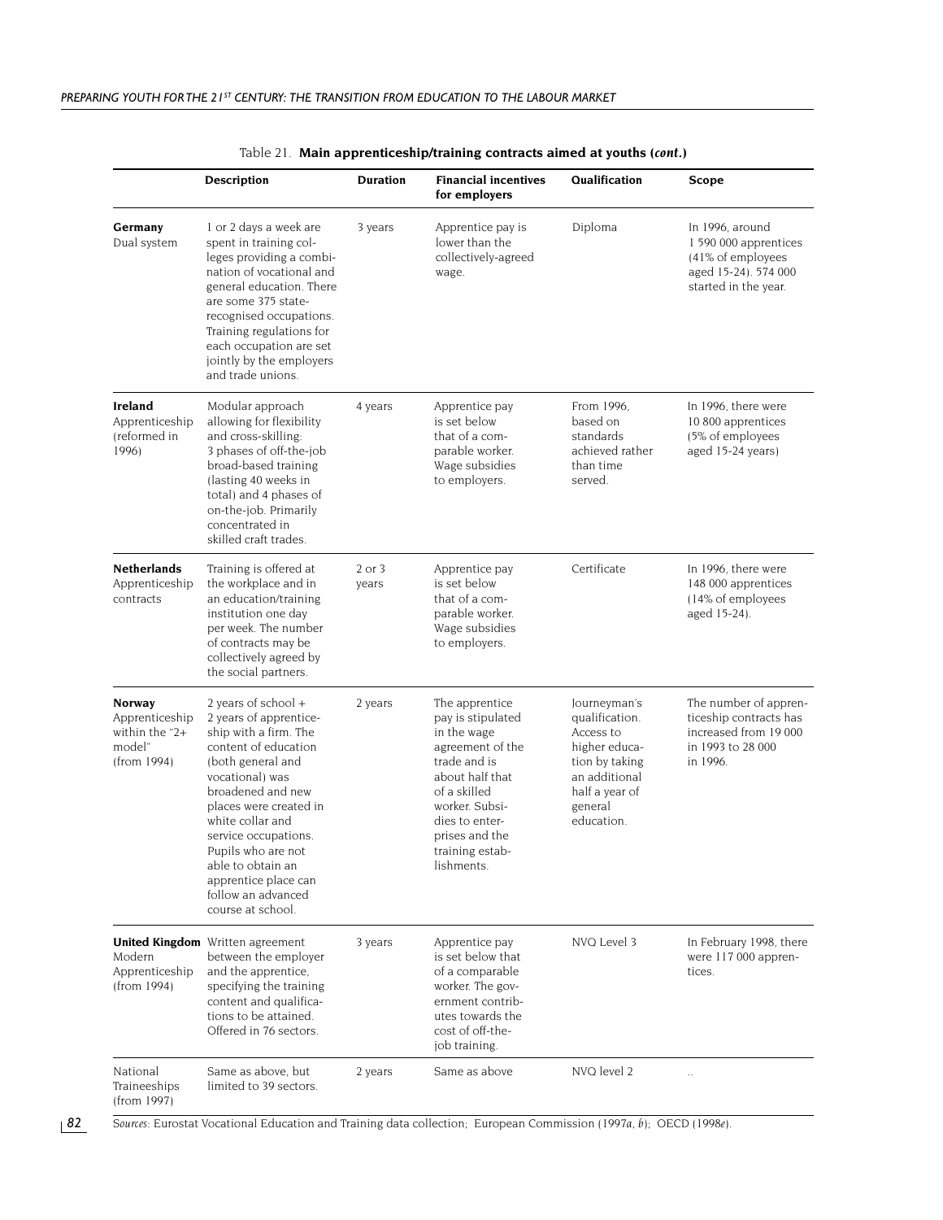Table 21. **Main apprenticeship/training contracts aimed at youths (*cont.*)**

| | Description | Duration | Financial incentives for employers | Qualification | Scope |
|---|---|---|---|---|---|
| **Germany** Dual system | 1 or 2 days a week are spent in training colleges providing a combination of vocational and general education. There are some 375 state-recognised occupations. Training regulations for each occupation are set jointly by the employers and trade unions. | 3 years | Apprentice pay is lower than the collectively-agreed wage. | Diploma | In 1996, around 1 590 000 apprentices (41% of employees aged 15-24). 574 000 started in the year. |
| **Ireland** Apprenticeship (reformed in 1996) | Modular approach allowing for flexibility and cross-skilling: 3 phases of off-the-job broad-based training (lasting 40 weeks in total) and 4 phases of on-the-job. Primarily concentrated in skilled craft trades. | 4 years | Apprentice pay is set below that of a comparable worker. Wage subsidies to employers. | From 1996, based on standards achieved rather than time served. | In 1996, there were 10 800 apprentices (5% of employees aged 15-24 years) |
| **Netherlands** Apprenticeship contracts | Training is offered at the workplace and in an education/training institution one day per week. The number of contracts may be collectively agreed by the social partners. | 2 or 3 years | Apprentice pay is set below that of a comparable worker. Wage subsidies to employers. | Certificate | In 1996, there were 148 000 apprentices (14% of employees aged 15-24). |
| **Norway** Apprenticeship within the "2+ model" (from 1994) | 2 years of school + 2 years of apprenticeship with a firm. The content of education (both general and vocational) was broadened and new places were created in white collar and service occupations. Pupils who are not able to obtain an apprentice place can follow an advanced course at school. | 2 years | The apprentice pay is stipulated in the wage agreement of the trade and is about half that of a skilled worker. Subsidies to enterprises and the training establishments. | Journeyman's qualification. Access to higher education by taking an additional half a year of general education. | The number of apprenticeship contracts has increased from 19 000 in 1993 to 28 000 in 1996. |
| **United Kingdom** Modern Apprenticeship (from 1994) | Written agreement between the employer and the apprentice, specifying the training content and qualifications to be attained. Offered in 76 sectors. | 3 years | Apprentice pay is set below that of a comparable worker. The government contributes towards the cost of off-the-job training. | NVQ Level 3 | In February 1998, there were 117 000 apprentices. |
| National Traineeships (from 1997) | Same as above, but limited to 39 sectors. | 2 years | Same as above | NVQ level 2 | .. |

*Sources:* Eurostat Vocational Education and Training data collection; European Commission (1997*a*, *b*); OECD (1998*e*).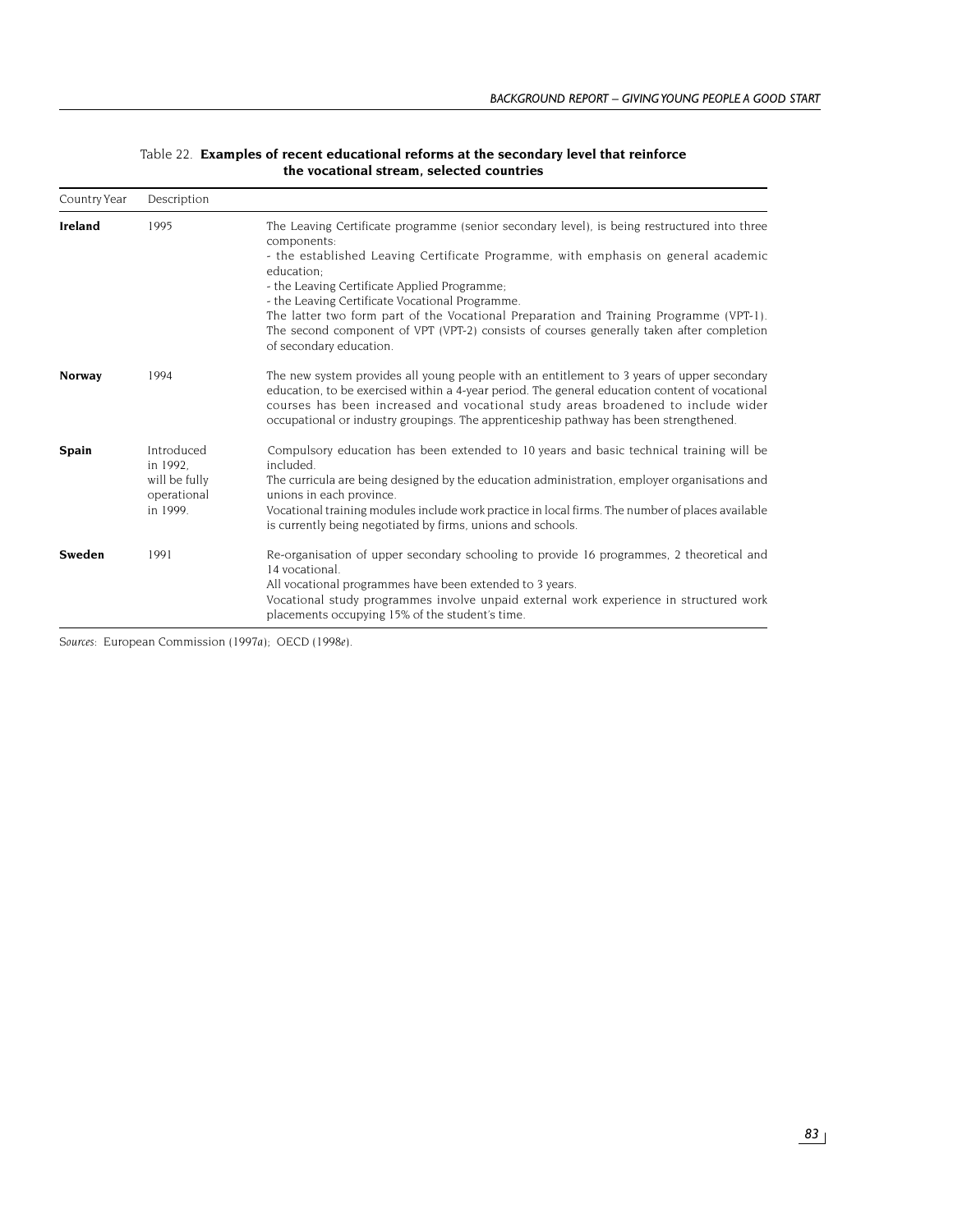Table 22. **Examples of recent educational reforms at the secondary level that reinforce the vocational stream, selected countries**

| Country | Year | Description |
|---|---|---|
| **Ireland** | 1995 | The Leaving Certificate programme (senior secondary level), is being restructured into three components:<br>- the established Leaving Certificate Programme, with emphasis on general academic education;<br>- the Leaving Certificate Applied Programme;<br>- the Leaving Certificate Vocational Programme.<br>The latter two form part of the Vocational Preparation and Training Programme (VPT-1). The second component of VPT (VPT-2) consists of courses generally taken after completion of secondary education. |
| **Norway** | 1994 | The new system provides all young people with an entitlement to 3 years of upper secondary education, to be exercised within a 4-year period. The general education content of vocational courses has been increased and vocational study areas broadened to include wider occupational or industry groupings. The apprenticeship pathway has been strengthened. |
| **Spain** | Introduced in 1992, will be fully operational in 1999. | Compulsory education has been extended to 10 years and basic technical training will be included.<br>The curricula are being designed by the education administration, employer organisations and unions in each province.<br>Vocational training modules include work practice in local firms. The number of places available is currently being negotiated by firms, unions and schools. |
| **Sweden** | 1991 | Re-organisation of upper secondary schooling to provide 16 programmes, 2 theoretical and 14 vocational.<br>All vocational programmes have been extended to 3 years.<br>Vocational study programmes involve unpaid external work experience in structured work placements occupying 15% of the student's time. |

*Sources:* European Commission (1997*a*); OECD (1998*e*).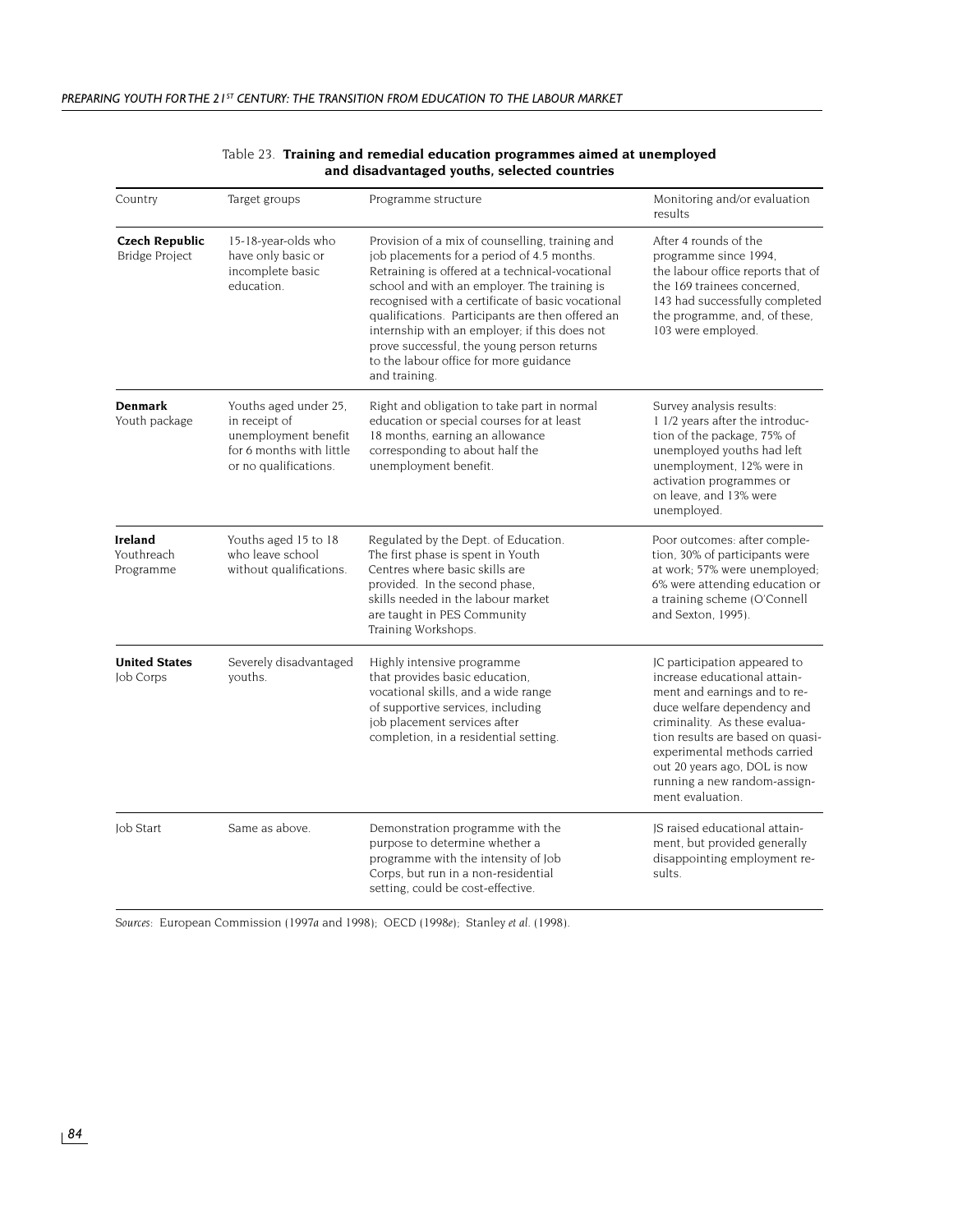Table 23. **Training and remedial education programmes aimed at unemployed and disadvantaged youths, selected countries**

| Country | Target groups | Programme structure | Monitoring and/or evaluation results |
|---|---|---|---|
| **Czech Republic** Bridge Project | 15-18-year-olds who have only basic or incomplete basic education. | Provision of a mix of counselling, training and job placements for a period of 4.5 months. Retraining is offered at a technical-vocational school and with an employer. The training is recognised with a certificate of basic vocational qualifications. Participants are then offered an internship with an employer; if this does not prove successful, the young person returns to the labour office for more guidance and training. | After 4 rounds of the programme since 1994, the labour office reports that of the 169 trainees concerned, 143 had successfully completed the programme, and, of these, 103 were employed. |
| **Denmark** Youth package | Youths aged under 25, in receipt of unemployment benefit for 6 months with little or no qualifications. | Right and obligation to take part in normal education or special courses for at least 18 months, earning an allowance corresponding to about half the unemployment benefit. | Survey analysis results: 1 1/2 years after the introduction of the package, 75% of unemployed youths had left unemployment, 12% were in activation programmes or on leave, and 13% were unemployed. |
| **Ireland** Youthreach Programme | Youths aged 15 to 18 who leave school without qualifications. | Regulated by the Dept. of Education. The first phase is spent in Youth Centres where basic skills are provided. In the second phase, skills needed in the labour market are taught in PES Community Training Workshops. | Poor outcomes: after completion, 30% of participants were at work; 57% were unemployed; 6% were attending education or a training scheme (O'Connell and Sexton, 1995). |
| **United States** Job Corps | Severely disadvantaged youths. | Highly intensive programme that provides basic education, vocational skills, and a wide range of supportive services, including job placement services after completion, in a residential setting. | JC participation appeared to increase educational attainment and earnings and to reduce welfare dependency and criminality. As these evaluation results are based on quasi-experimental methods carried out 20 years ago, DOL is now running a new random-assignment evaluation. |
| Job Start | Same as above. | Demonstration programme with the purpose to determine whether a programme with the intensity of Job Corps, but run in a non-residential setting, could be cost-effective. | JS raised educational attainment, but provided generally disappointing employment results. |

*Sources*: European Commission (1997*a* and 1998); OECD (1998*e*); Stanley *et al*. (1998).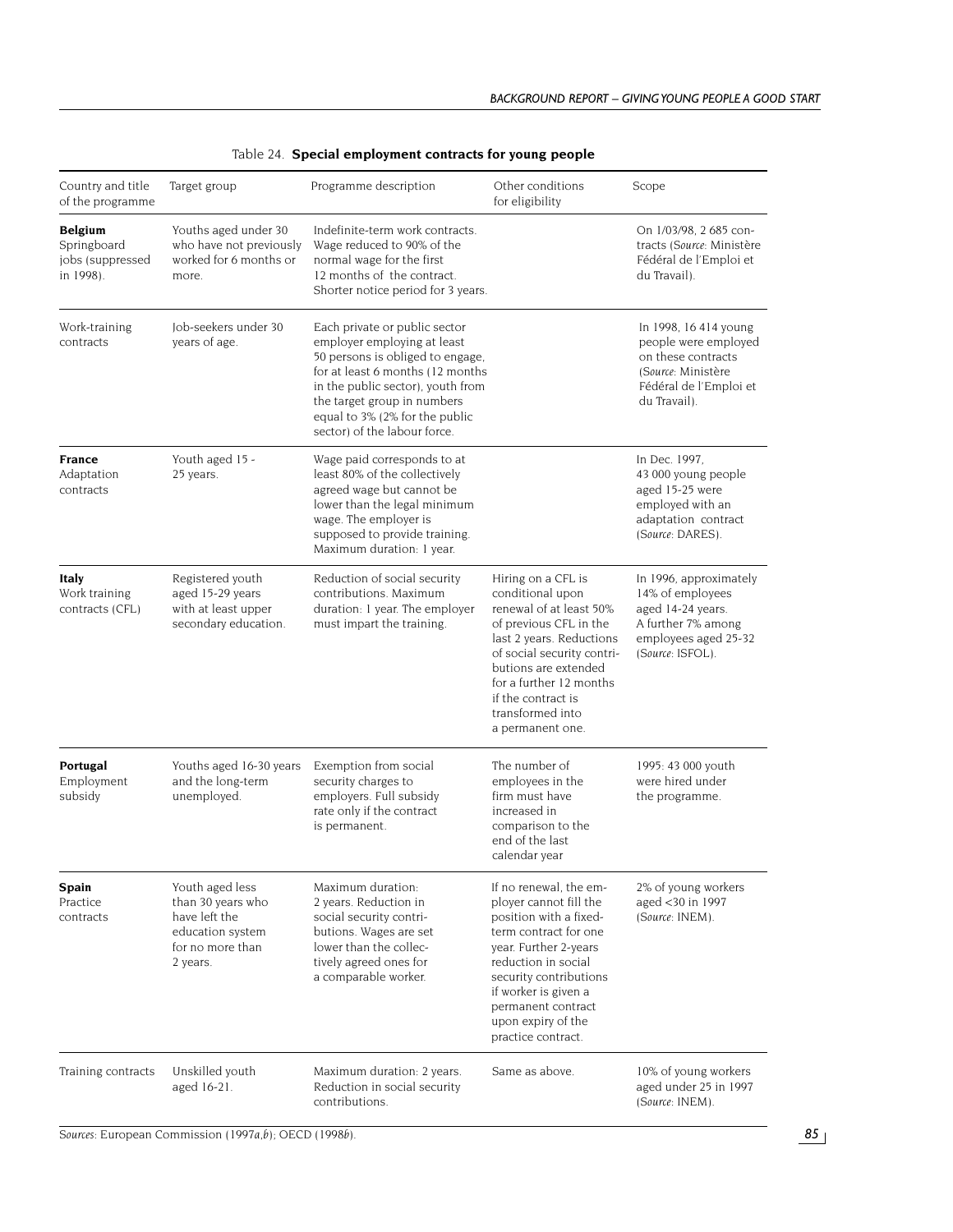Table 24. **Special employment contracts for young people**

| Country and title of the programme | Target group | Programme description | Other conditions for eligibility | Scope |
|---|---|---|---|---|
| **Belgium** Springboard jobs (suppressed in 1998). | Youths aged under 30 who have not previously worked for 6 months or more. | Indefinite-term work contracts. Wage reduced to 90% of the normal wage for the first 12 months of the contract. Shorter notice period for 3 years. | | On 1/03/98, 2 685 contracts (*Source:* Ministère Fédéral de l'Emploi et du Travail). |
| Work-training contracts | Job-seekers under 30 years of age. | Each private or public sector employer employing at least 50 persons is obliged to engage, for at least 6 months (12 months in the public sector), youth from the target group in numbers equal to 3% (2% for the public sector) of the labour force. | | In 1998, 16 414 young people were employed on these contracts (*Source:* Ministère Fédéral de l'Emploi et du Travail). |
| **France** Adaptation contracts | Youth aged 15 - 25 years. | Wage paid corresponds to at least 80% of the collectively agreed wage but cannot be lower than the legal minimum wage. The employer is supposed to provide training. Maximum duration: 1 year. | | In Dec. 1997, 43 000 young people aged 15-25 were employed with an adaptation contract (*Source:* DARES). |
| **Italy** Work training contracts (CFL) | Registered youth aged 15-29 years with at least upper secondary education. | Reduction of social security contributions. Maximum duration: 1 year. The employer must impart the training. | Hiring on a CFL is conditional upon renewal of at least 50% of previous CFL in the last 2 years. Reductions of social security contributions are extended for a further 12 months if the contract is transformed into a permanent one. | In 1996, approximately 14% of employees aged 14-24 years. A further 7% among employees aged 25-32 (*Source:* ISFOL). |
| **Portugal** Employment subsidy | Youths aged 16-30 years and the long-term unemployed. | Exemption from social security charges to employers. Full subsidy rate only if the contract is permanent. | The number of employees in the firm must have increased in comparison to the end of the last calendar year | 1995: 43 000 youth were hired under the programme. |
| **Spain** Practice contracts | Youth aged less than 30 years who have left the education system for no more than 2 years. | Maximum duration: 2 years. Reduction in social security contributions. Wages are set lower than the collectively agreed ones for a comparable worker. | If no renewal, the employer cannot fill the position with a fixed-term contract for one year. Further 2-years reduction in social security contributions if worker is given a permanent contract upon expiry of the practice contract. | 2% of young workers aged <30 in 1997 (*Source:* INEM). |
| Training contracts | Unskilled youth aged 16-21. | Maximum duration: 2 years. Reduction in social security contributions. | Same as above. | 10% of young workers aged under 25 in 1997 (*Source:* INEM). |

*Sources:* European Commission (1997*a*,*b*); OECD (1998*b*).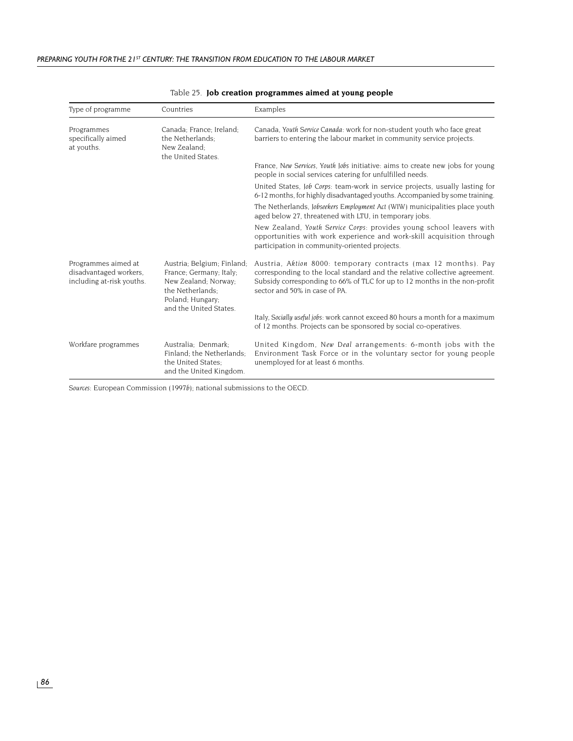Table 25. **Job creation programmes aimed at young people**

| Type of programme | Countries | Examples |
|---|---|---|
| Programmes specifically aimed at youths. | Canada; France; Ireland; the Netherlands; New Zealand; the United States. | Canada, *Youth Service Canada*: work for non-student youth who face great barriers to entering the labour market in community service projects. |
| | | France, *New Services, Youth Jobs* initiative: aims to create new jobs for young people in social services catering for unfulfilled needs. |
| | | United States, *Job Corps*: team-work in service projects, usually lasting for 6-12 months, for highly disadvantaged youths. Accompanied by some training. |
| | | The Netherlands, *Jobseekers Employment Act* (WIW) municipalities place youth aged below 27, threatened with LTU, in temporary jobs. |
| | | New Zealand, *Youth Service Corps*: provides young school leavers with opportunities with work experience and work-skill acquisition through participation in community-oriented projects. |
| Programmes aimed at disadvantaged workers, including at-risk youths. | Austria; Belgium; Finland; France; Germany; Italy; New Zealand; Norway; the Netherlands; Poland; Hungary; and the United States. | Austria, *Aktion* 8000: temporary contracts (max 12 months). Pay corresponding to the local standard and the relative collective agreement. Subsidy corresponding to 66% of TLC for up to 12 months in the non-profit sector and 50% in case of PA. |
| | | Italy, *Socially useful jobs*: work cannot exceed 80 hours a month for a maximum of 12 months. Projects can be sponsored by social co-operatives. |
| Workfare programmes | Australia; Denmark; Finland; the Netherlands; the United States; and the United Kingdom. | United Kingdom, *New Deal* arrangements: 6-month jobs with the Environment Task Force or in the voluntary sector for young people unemployed for at least 6 months. |

*Sources*: European Commission (1997*b*); national submissions to the OECD.